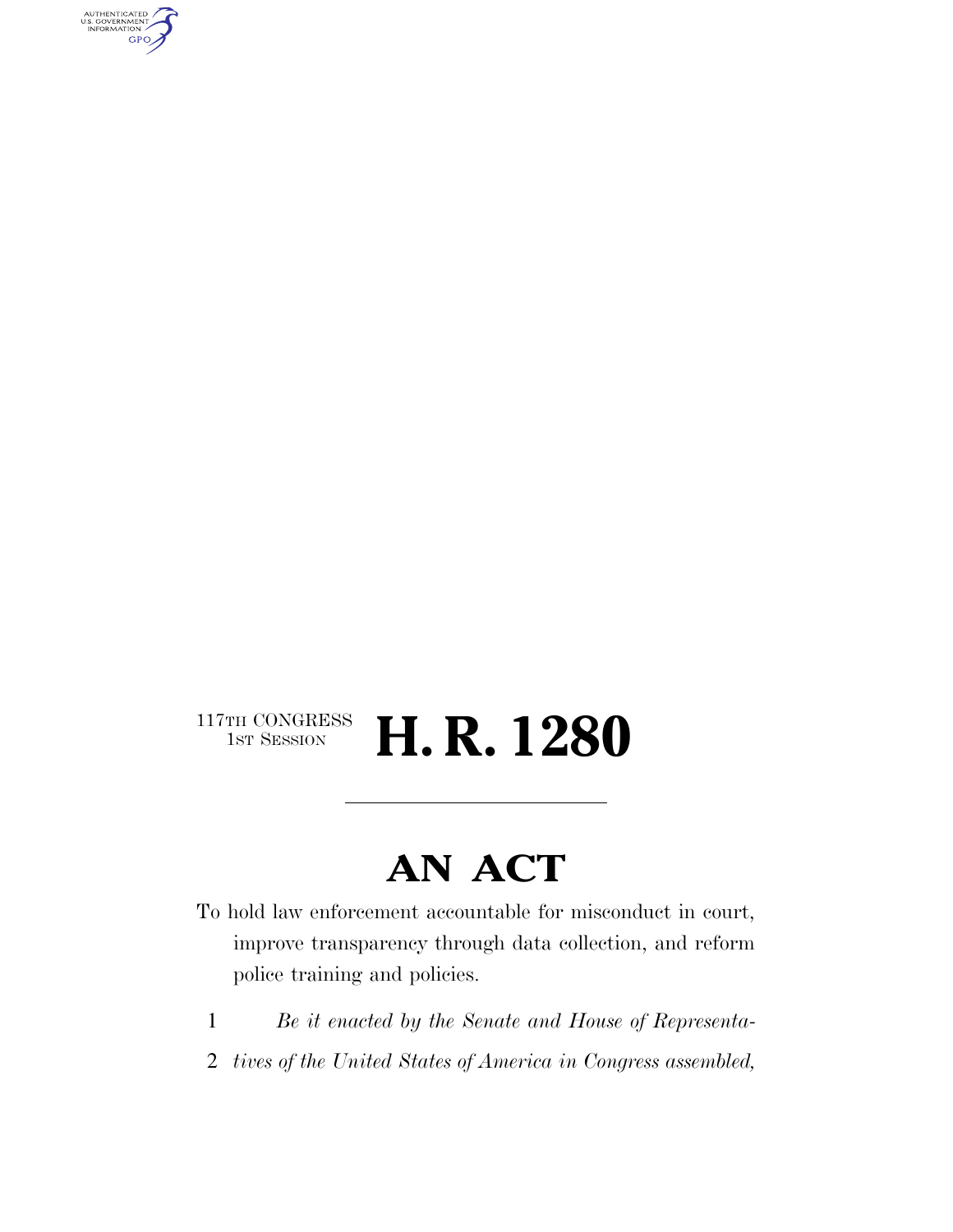117TH CONGRESS
1ST SESSION

# H. R. 1280

## AN ACT

To hold law enforcement accountable for misconduct in court, improve transparency through data collection, and reform police training and policies.

1 *Be it enacted by the Senate and House of Representa-*
2 *tives of the United States of America in Congress assembled,*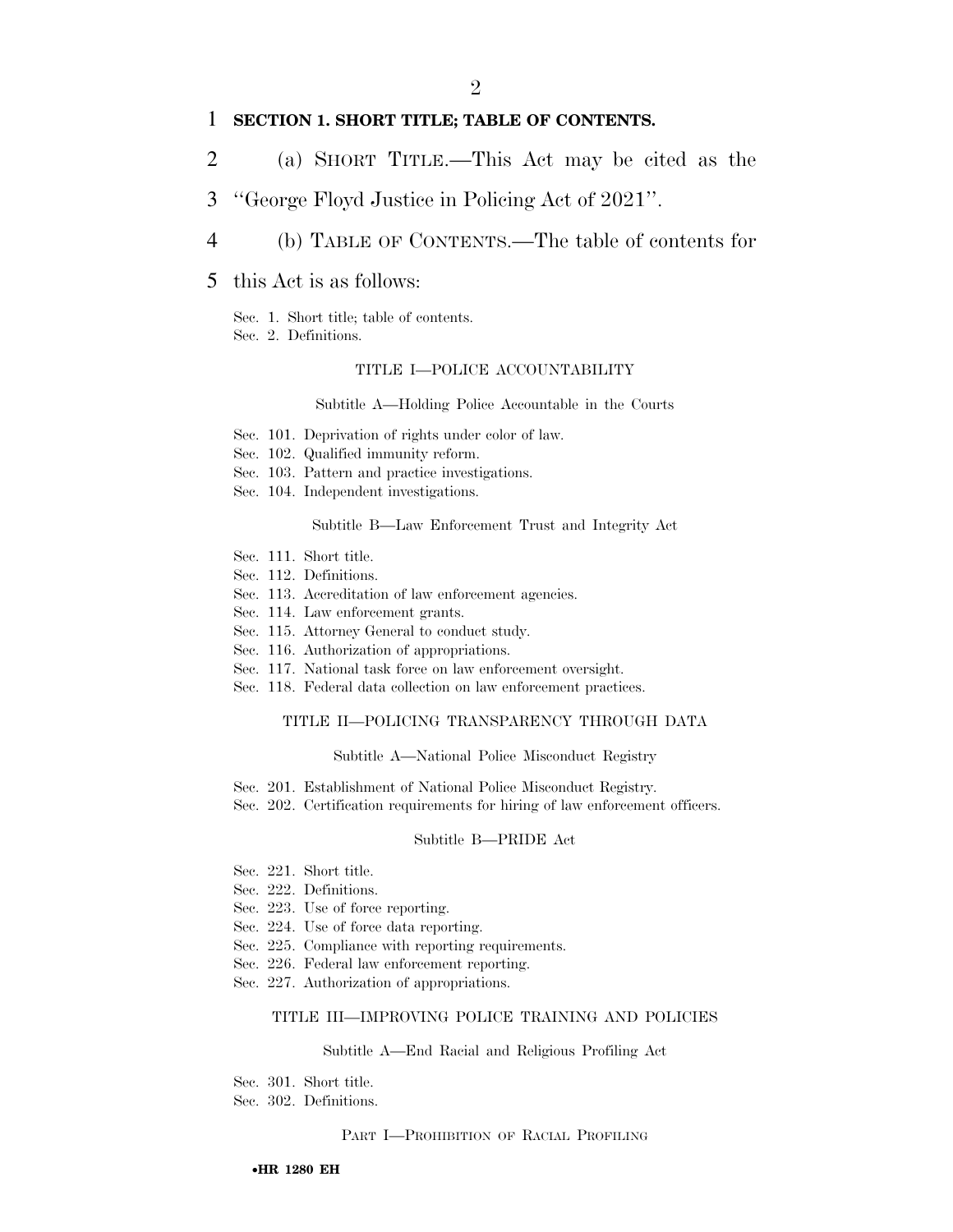**SECTION 1. SHORT TITLE; TABLE OF CONTENTS.**

(a) SHORT TITLE.—This Act may be cited as the "George Floyd Justice in Policing Act of 2021".

(b) TABLE OF CONTENTS.—The table of contents for this Act is as follows:

Sec. 1. Short title; table of contents.
Sec. 2. Definitions.

TITLE I—POLICE ACCOUNTABILITY

Subtitle A—Holding Police Accountable in the Courts

Sec. 101. Deprivation of rights under color of law.
Sec. 102. Qualified immunity reform.
Sec. 103. Pattern and practice investigations.
Sec. 104. Independent investigations.

Subtitle B—Law Enforcement Trust and Integrity Act

Sec. 111. Short title.
Sec. 112. Definitions.
Sec. 113. Accreditation of law enforcement agencies.
Sec. 114. Law enforcement grants.
Sec. 115. Attorney General to conduct study.
Sec. 116. Authorization of appropriations.
Sec. 117. National task force on law enforcement oversight.
Sec. 118. Federal data collection on law enforcement practices.

TITLE II—POLICING TRANSPARENCY THROUGH DATA

Subtitle A—National Police Misconduct Registry

Sec. 201. Establishment of National Police Misconduct Registry.
Sec. 202. Certification requirements for hiring of law enforcement officers.

Subtitle B—PRIDE Act

Sec. 221. Short title.
Sec. 222. Definitions.
Sec. 223. Use of force reporting.
Sec. 224. Use of force data reporting.
Sec. 225. Compliance with reporting requirements.
Sec. 226. Federal law enforcement reporting.
Sec. 227. Authorization of appropriations.

TITLE III—IMPROVING POLICE TRAINING AND POLICIES

Subtitle A—End Racial and Religious Profiling Act

Sec. 301. Short title.
Sec. 302. Definitions.

PART I—PROHIBITION OF RACIAL PROFILING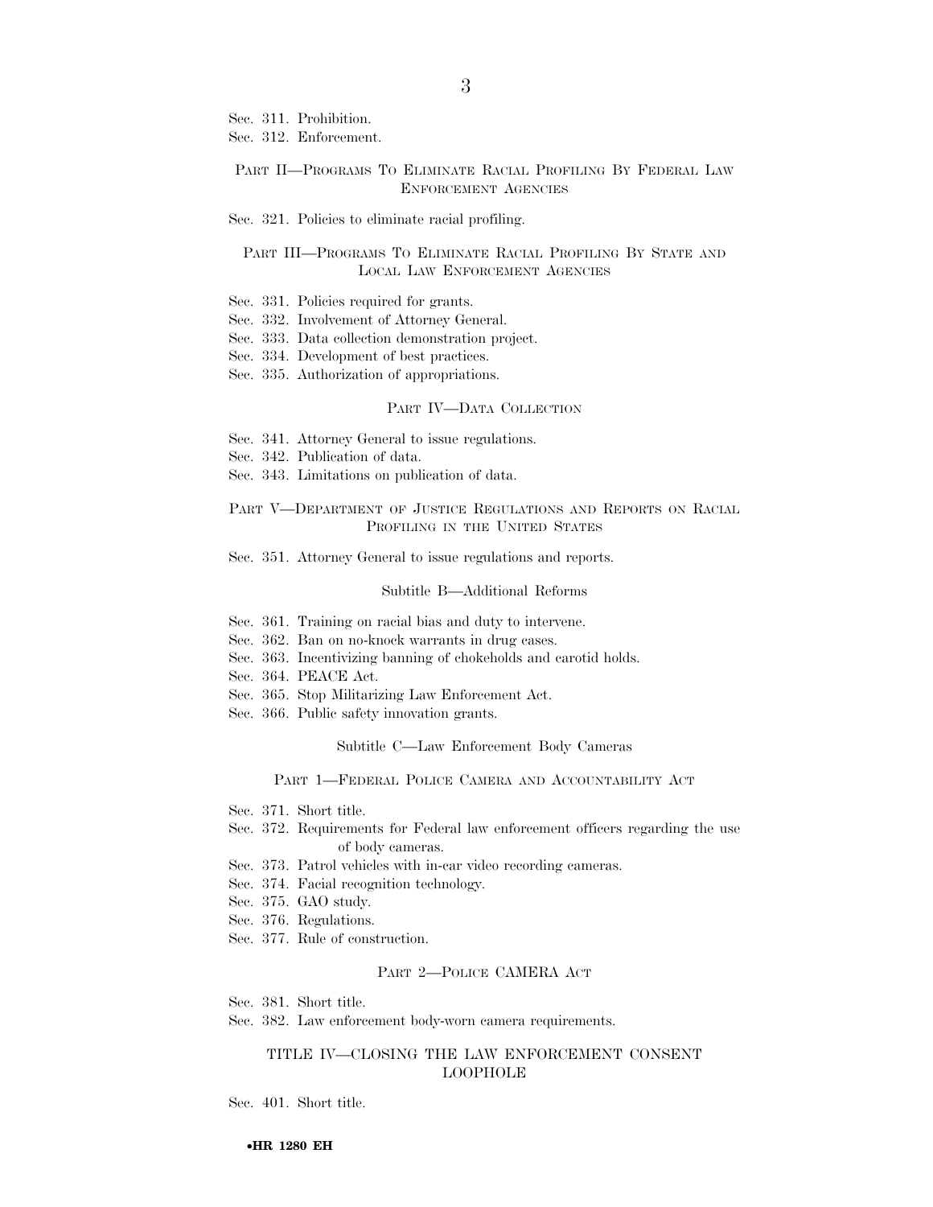Sec. 311. Prohibition.
Sec. 312. Enforcement.

PART II—PROGRAMS TO ELIMINATE RACIAL PROFILING BY FEDERAL LAW ENFORCEMENT AGENCIES

Sec. 321. Policies to eliminate racial profiling.

PART III—PROGRAMS TO ELIMINATE RACIAL PROFILING BY STATE AND LOCAL LAW ENFORCEMENT AGENCIES

Sec. 331. Policies required for grants.
Sec. 332. Involvement of Attorney General.
Sec. 333. Data collection demonstration project.
Sec. 334. Development of best practices.
Sec. 335. Authorization of appropriations.

PART IV—DATA COLLECTION

Sec. 341. Attorney General to issue regulations.
Sec. 342. Publication of data.
Sec. 343. Limitations on publication of data.

PART V—DEPARTMENT OF JUSTICE REGULATIONS AND REPORTS ON RACIAL PROFILING IN THE UNITED STATES

Sec. 351. Attorney General to issue regulations and reports.

Subtitle B—Additional Reforms

Sec. 361. Training on racial bias and duty to intervene.
Sec. 362. Ban on no-knock warrants in drug cases.
Sec. 363. Incentivizing banning of chokeholds and carotid holds.
Sec. 364. PEACE Act.
Sec. 365. Stop Militarizing Law Enforcement Act.
Sec. 366. Public safety innovation grants.

Subtitle C—Law Enforcement Body Cameras

PART 1—FEDERAL POLICE CAMERA AND ACCOUNTABILITY ACT

Sec. 371. Short title.
Sec. 372. Requirements for Federal law enforcement officers regarding the use of body cameras.
Sec. 373. Patrol vehicles with in-car video recording cameras.
Sec. 374. Facial recognition technology.
Sec. 375. GAO study.
Sec. 376. Regulations.
Sec. 377. Rule of construction.

PART 2—POLICE CAMERA ACT

Sec. 381. Short title.
Sec. 382. Law enforcement body-worn camera requirements.

TITLE IV—CLOSING THE LAW ENFORCEMENT CONSENT LOOPHOLE

Sec. 401. Short title.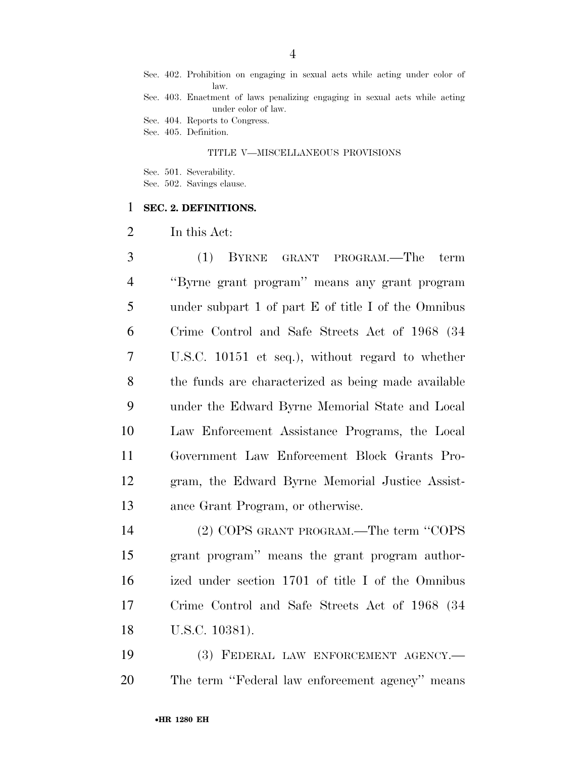Sec. 402. Prohibition on engaging in sexual acts while acting under color of law.
Sec. 403. Enactment of laws penalizing engaging in sexual acts while acting under color of law.
Sec. 404. Reports to Congress.
Sec. 405. Definition.

TITLE V—MISCELLANEOUS PROVISIONS

Sec. 501. Severability.
Sec. 502. Savings clause.

**SEC. 2. DEFINITIONS.**

In this Act:

(1) BYRNE GRANT PROGRAM.—The term ''Byrne grant program'' means any grant program under subpart 1 of part E of title I of the Omnibus Crime Control and Safe Streets Act of 1968 (34 U.S.C. 10151 et seq.), without regard to whether the funds are characterized as being made available under the Edward Byrne Memorial State and Local Law Enforcement Assistance Programs, the Local Government Law Enforcement Block Grants Program, the Edward Byrne Memorial Justice Assistance Grant Program, or otherwise.

(2) COPS GRANT PROGRAM.—The term ''COPS grant program'' means the grant program authorized under section 1701 of title I of the Omnibus Crime Control and Safe Streets Act of 1968 (34 U.S.C. 10381).

(3) FEDERAL LAW ENFORCEMENT AGENCY.—The term ''Federal law enforcement agency'' means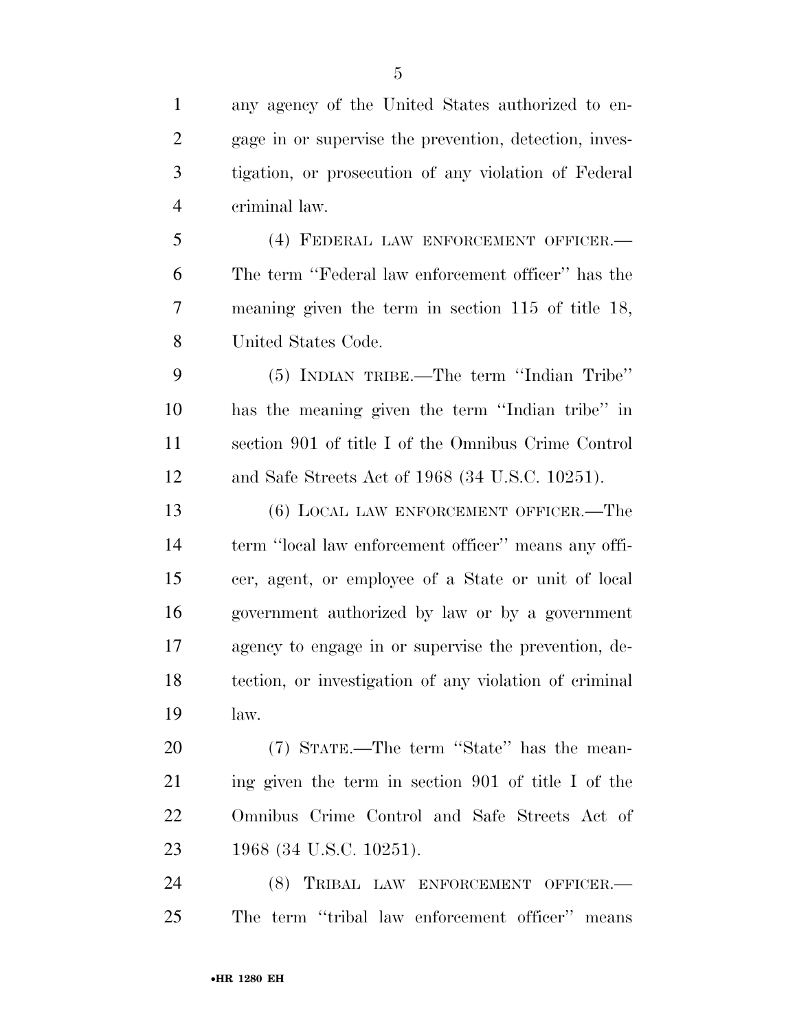any agency of the United States authorized to engage in or supervise the prevention, detection, investigation, or prosecution of any violation of Federal criminal law.

(4) FEDERAL LAW ENFORCEMENT OFFICER.—The term ''Federal law enforcement officer'' has the meaning given the term in section 115 of title 18, United States Code.

(5) INDIAN TRIBE.—The term ''Indian Tribe'' has the meaning given the term ''Indian tribe'' in section 901 of title I of the Omnibus Crime Control and Safe Streets Act of 1968 (34 U.S.C. 10251).

(6) LOCAL LAW ENFORCEMENT OFFICER.—The term ''local law enforcement officer'' means any officer, agent, or employee of a State or unit of local government authorized by law or by a government agency to engage in or supervise the prevention, detection, or investigation of any violation of criminal law.

(7) STATE.—The term ''State'' has the meaning given the term in section 901 of title I of the Omnibus Crime Control and Safe Streets Act of 1968 (34 U.S.C. 10251).

(8) TRIBAL LAW ENFORCEMENT OFFICER.—The term ''tribal law enforcement officer'' means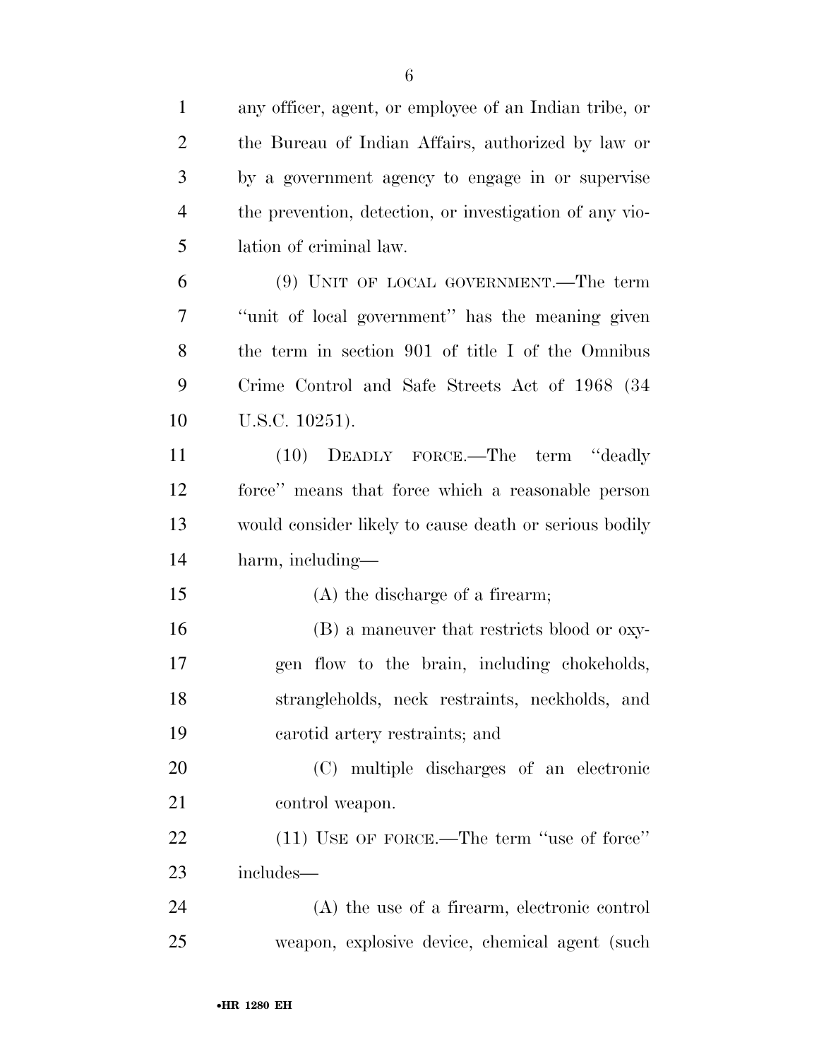any officer, agent, or employee of an Indian tribe, or the Bureau of Indian Affairs, authorized by law or by a government agency to engage in or supervise the prevention, detection, or investigation of any violation of criminal law.

(9) UNIT OF LOCAL GOVERNMENT.—The term ''unit of local government'' has the meaning given the term in section 901 of title I of the Omnibus Crime Control and Safe Streets Act of 1968 (34 U.S.C. 10251).

(10) DEADLY FORCE.—The term ''deadly force'' means that force which a reasonable person would consider likely to cause death or serious bodily harm, including—

(A) the discharge of a firearm;

(B) a maneuver that restricts blood or oxygen flow to the brain, including chokeholds, strangleholds, neck restraints, neckholds, and carotid artery restraints; and

(C) multiple discharges of an electronic control weapon.

(11) USE OF FORCE.—The term ''use of force'' includes—

(A) the use of a firearm, electronic control weapon, explosive device, chemical agent (such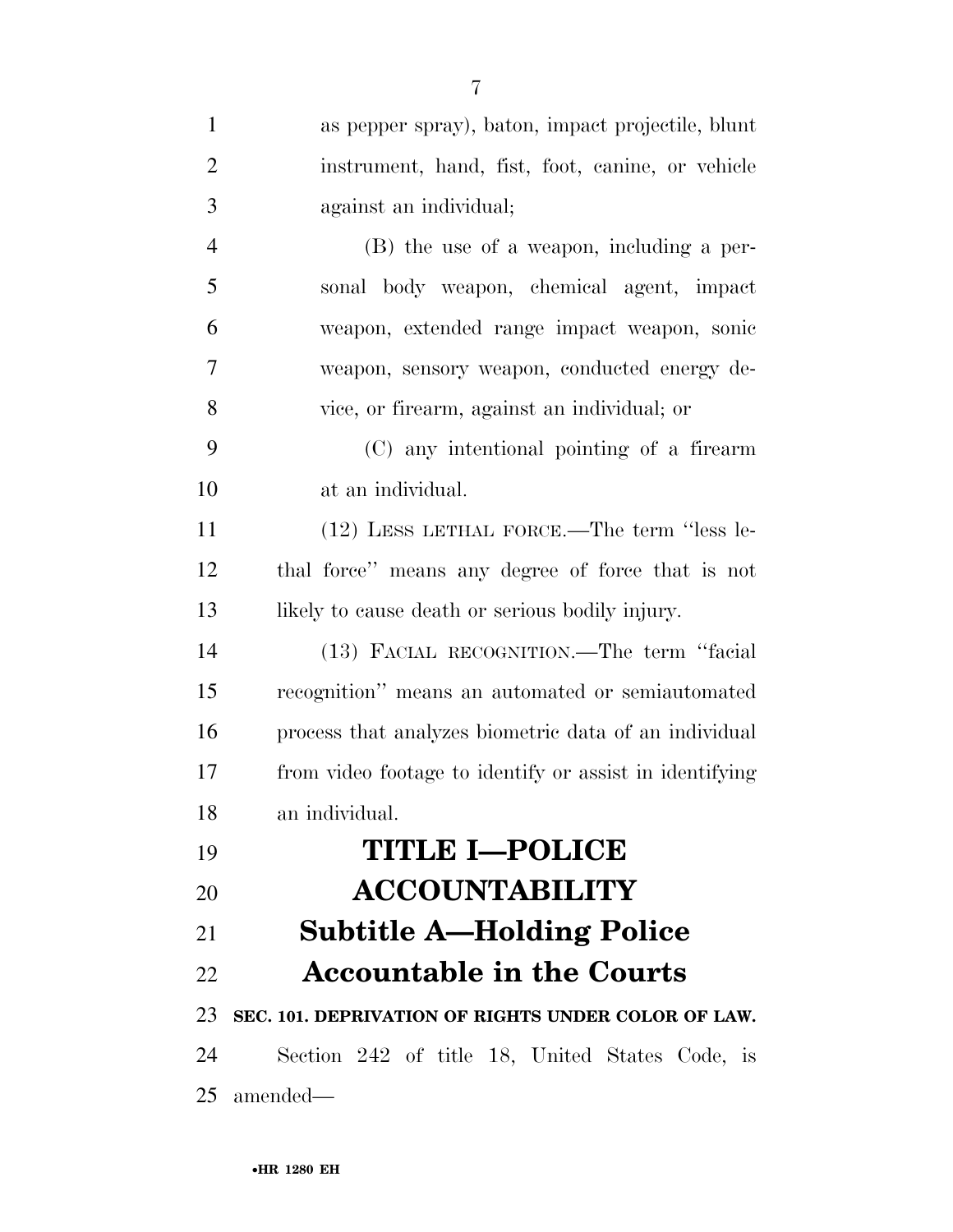as pepper spray), baton, impact projectile, blunt instrument, hand, fist, foot, canine, or vehicle against an individual;

(B) the use of a weapon, including a personal body weapon, chemical agent, impact weapon, extended range impact weapon, sonic weapon, sensory weapon, conducted energy device, or firearm, against an individual; or

(C) any intentional pointing of a firearm at an individual.

(12) LESS LETHAL FORCE.—The term ''less lethal force'' means any degree of force that is not likely to cause death or serious bodily injury.

(13) FACIAL RECOGNITION.—The term ''facial recognition'' means an automated or semiautomated process that analyzes biometric data of an individual from video footage to identify or assist in identifying an individual.

# TITLE I—POLICE ACCOUNTABILITY

## Subtitle A—Holding Police Accountable in the Courts

### SEC. 101. DEPRIVATION OF RIGHTS UNDER COLOR OF LAW.

Section 242 of title 18, United States Code, is amended—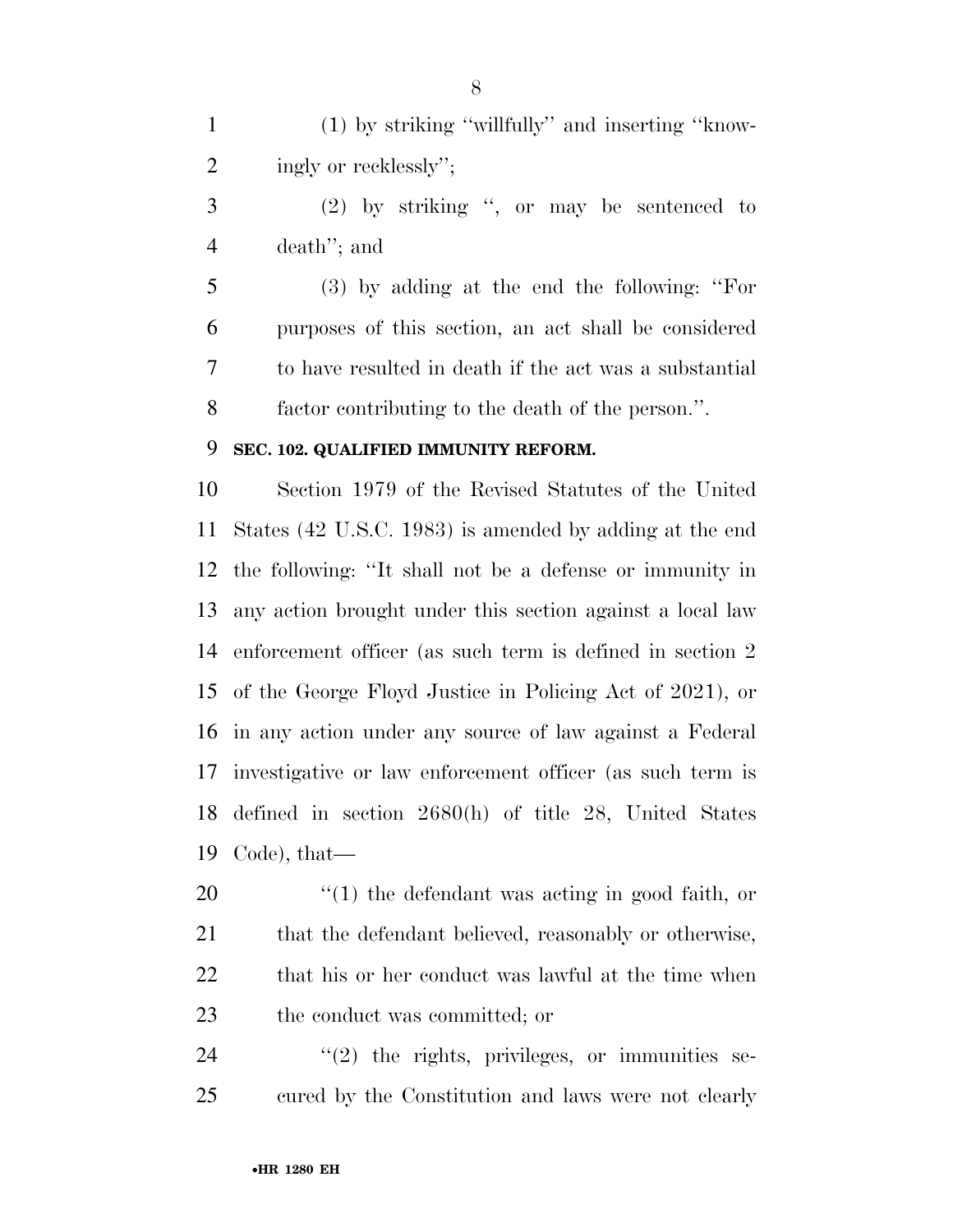(1) by striking ''willfully'' and inserting ''knowingly or recklessly'';

(2) by striking '', or may be sentenced to death''; and

(3) by adding at the end the following: ''For purposes of this section, an act shall be considered to have resulted in death if the act was a substantial factor contributing to the death of the person.''.

**SEC. 102. QUALIFIED IMMUNITY REFORM.**

Section 1979 of the Revised Statutes of the United States (42 U.S.C. 1983) is amended by adding at the end the following: ''It shall not be a defense or immunity in any action brought under this section against a local law enforcement officer (as such term is defined in section 2 of the George Floyd Justice in Policing Act of 2021), or in any action under any source of law against a Federal investigative or law enforcement officer (as such term is defined in section 2680(h) of title 28, United States Code), that—

''(1) the defendant was acting in good faith, or that the defendant believed, reasonably or otherwise, that his or her conduct was lawful at the time when the conduct was committed; or

''(2) the rights, privileges, or immunities secured by the Constitution and laws were not clearly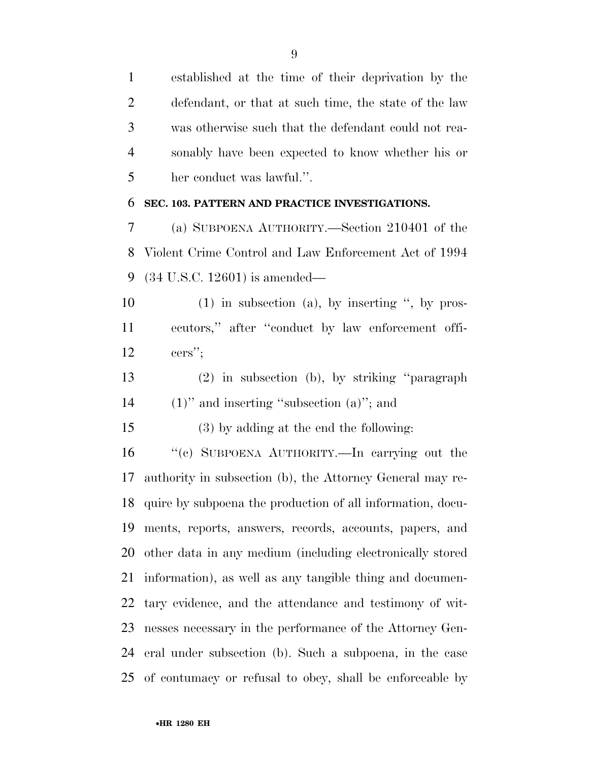established at the time of their deprivation by the defendant, or that at such time, the state of the law was otherwise such that the defendant could not reasonably have been expected to know whether his or her conduct was lawful.''.

**SEC. 103. PATTERN AND PRACTICE INVESTIGATIONS.**

(a) SUBPOENA AUTHORITY.—Section 210401 of the Violent Crime Control and Law Enforcement Act of 1994 (34 U.S.C. 12601) is amended—

(1) in subsection (a), by inserting '', by prosecutors,'' after ''conduct by law enforcement officers'';

(2) in subsection (b), by striking ''paragraph (1)'' and inserting ''subsection (a)''; and

(3) by adding at the end the following:

''(c) SUBPOENA AUTHORITY.—In carrying out the authority in subsection (b), the Attorney General may require by subpoena the production of all information, documents, reports, answers, records, accounts, papers, and other data in any medium (including electronically stored information), as well as any tangible thing and documentary evidence, and the attendance and testimony of witnesses necessary in the performance of the Attorney General under subsection (b). Such a subpoena, in the case of contumacy or refusal to obey, shall be enforceable by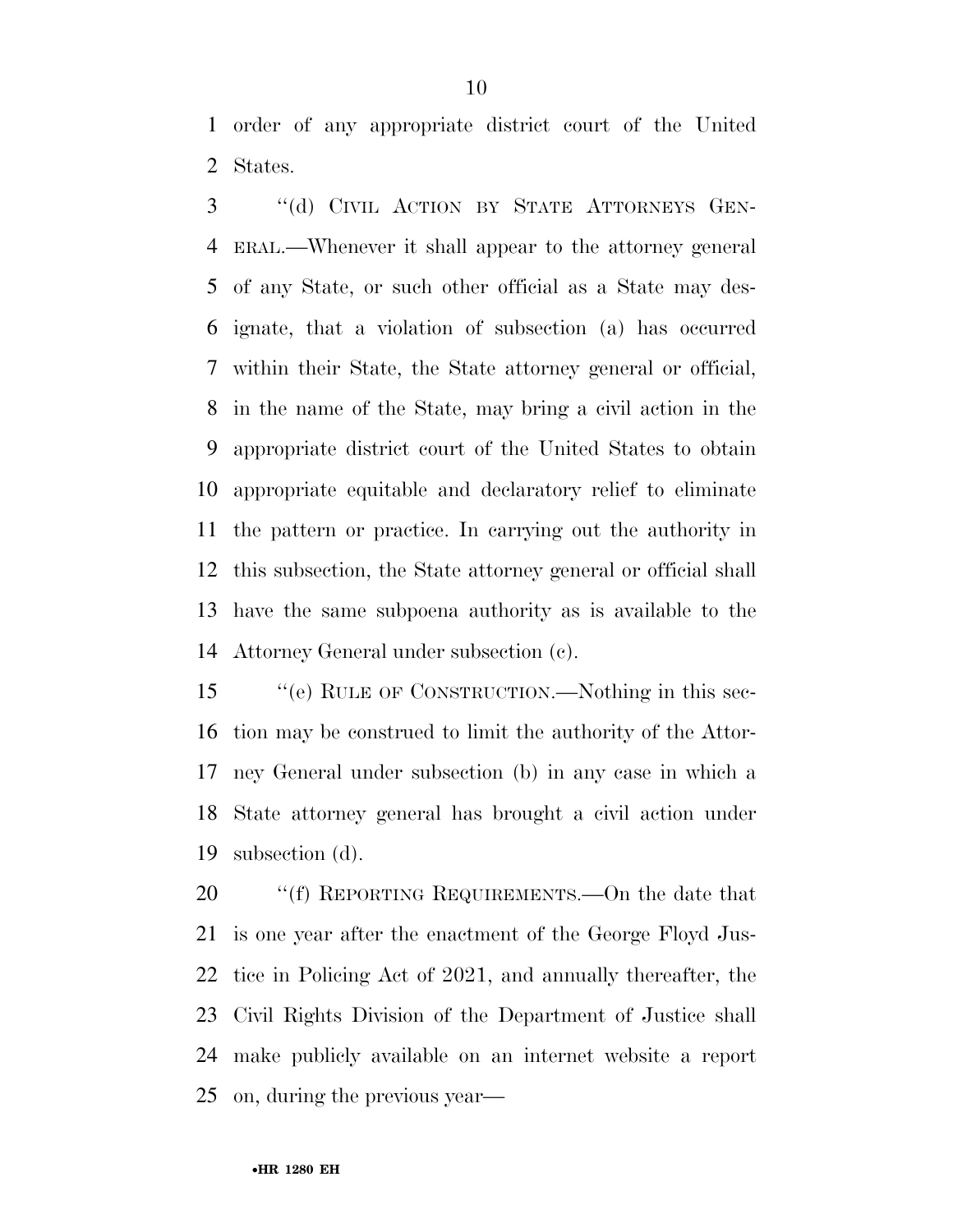order of any appropriate district court of the United States.

"(d) CIVIL ACTION BY STATE ATTORNEYS GENERAL.—Whenever it shall appear to the attorney general of any State, or such other official as a State may designate, that a violation of subsection (a) has occurred within their State, the State attorney general or official, in the name of the State, may bring a civil action in the appropriate district court of the United States to obtain appropriate equitable and declaratory relief to eliminate the pattern or practice. In carrying out the authority in this subsection, the State attorney general or official shall have the same subpoena authority as is available to the Attorney General under subsection (c).

"(e) RULE OF CONSTRUCTION.—Nothing in this section may be construed to limit the authority of the Attorney General under subsection (b) in any case in which a State attorney general has brought a civil action under subsection (d).

"(f) REPORTING REQUIREMENTS.—On the date that is one year after the enactment of the George Floyd Justice in Policing Act of 2021, and annually thereafter, the Civil Rights Division of the Department of Justice shall make publicly available on an internet website a report on, during the previous year—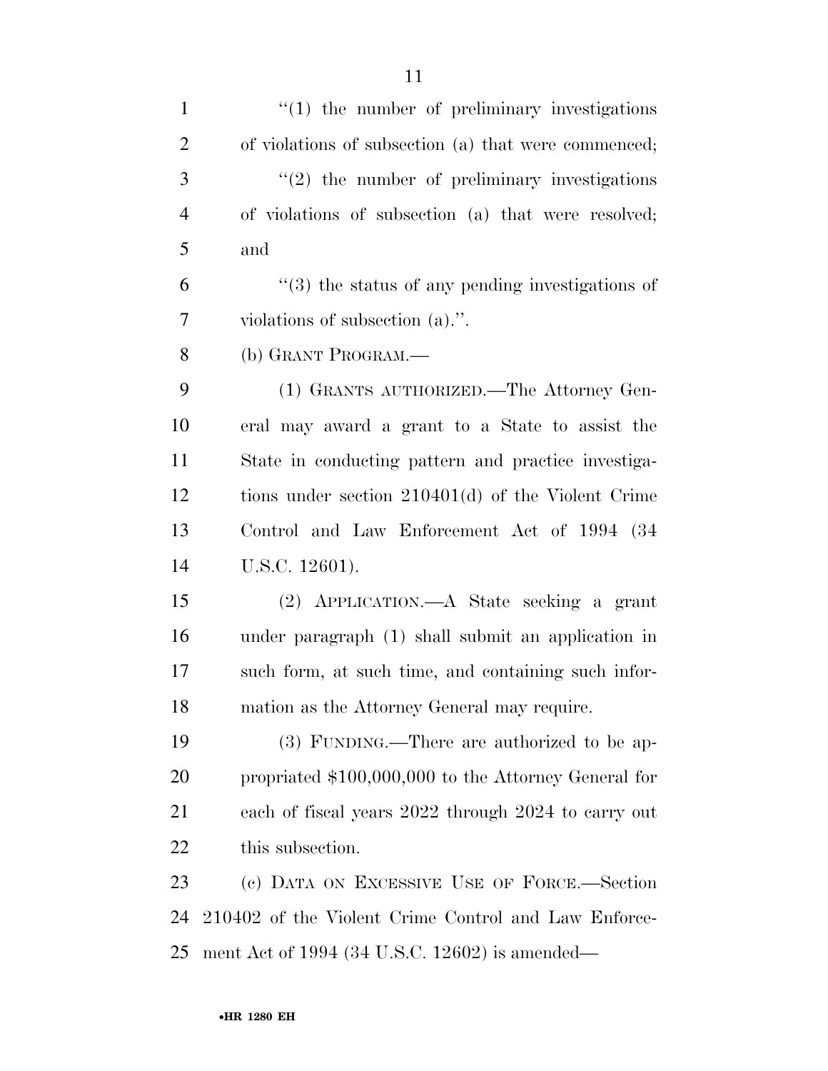"(1) the number of preliminary investigations of violations of subsection (a) that were commenced;

"(2) the number of preliminary investigations of violations of subsection (a) that were resolved; and

"(3) the status of any pending investigations of violations of subsection (a).".

(b) GRANT PROGRAM.—

(1) GRANTS AUTHORIZED.—The Attorney General may award a grant to a State to assist the State in conducting pattern and practice investigations under section 210401(d) of the Violent Crime Control and Law Enforcement Act of 1994 (34 U.S.C. 12601).

(2) APPLICATION.—A State seeking a grant under paragraph (1) shall submit an application in such form, at such time, and containing such information as the Attorney General may require.

(3) FUNDING.—There are authorized to be appropriated $100,000,000 to the Attorney General for each of fiscal years 2022 through 2024 to carry out this subsection.

(c) DATA ON EXCESSIVE USE OF FORCE.—Section 210402 of the Violent Crime Control and Law Enforcement Act of 1994 (34 U.S.C. 12602) is amended—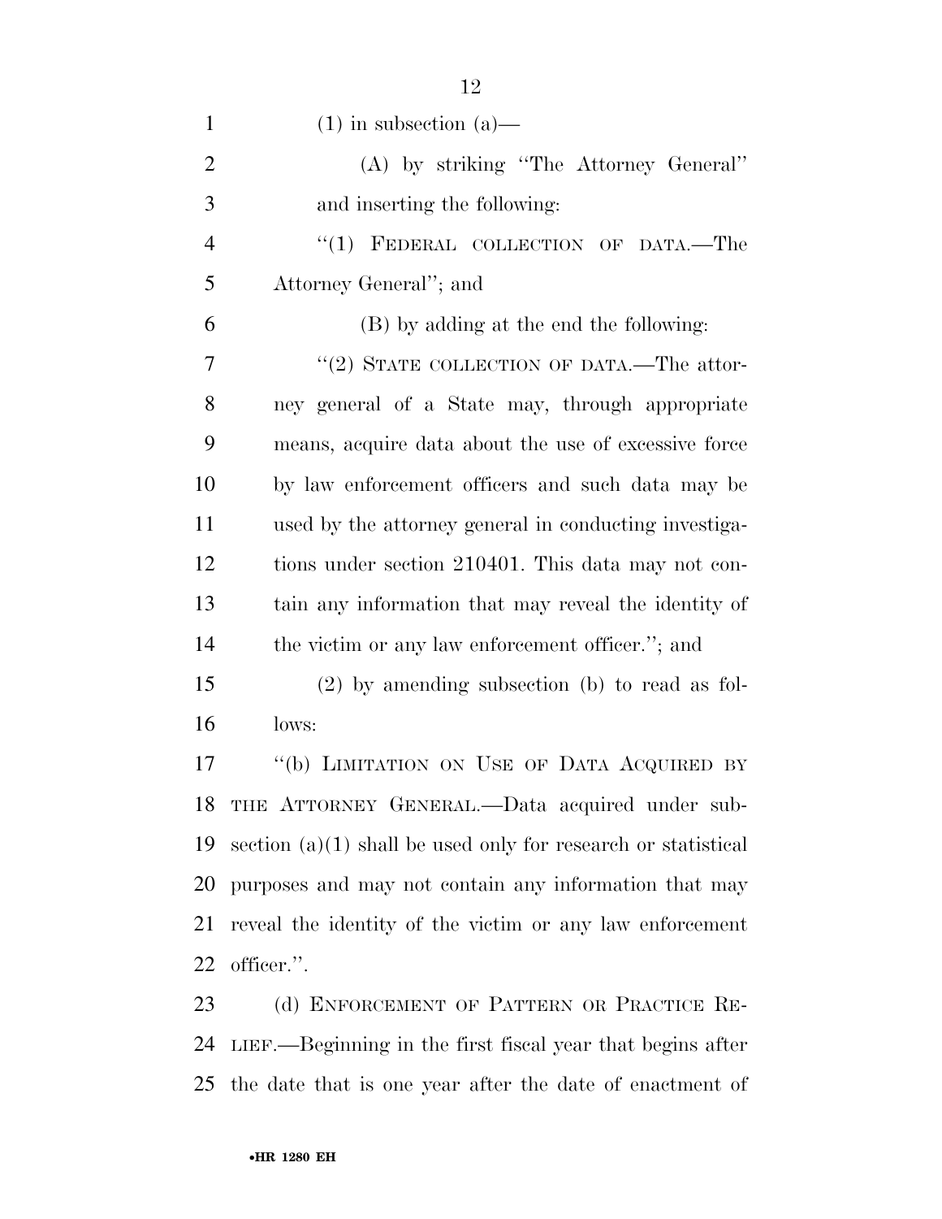(1) in subsection (a)—

(A) by striking ''The Attorney General'' and inserting the following:

''(1) FEDERAL COLLECTION OF DATA.—The Attorney General''; and

(B) by adding at the end the following:

''(2) STATE COLLECTION OF DATA.—The attorney general of a State may, through appropriate means, acquire data about the use of excessive force by law enforcement officers and such data may be used by the attorney general in conducting investigations under section 210401. This data may not contain any information that may reveal the identity of the victim or any law enforcement officer.''; and

(2) by amending subsection (b) to read as follows:

''(b) LIMITATION ON USE OF DATA ACQUIRED BY THE ATTORNEY GENERAL.—Data acquired under subsection (a)(1) shall be used only for research or statistical purposes and may not contain any information that may reveal the identity of the victim or any law enforcement officer.''.

(d) ENFORCEMENT OF PATTERN OR PRACTICE RELIEF.—Beginning in the first fiscal year that begins after the date that is one year after the date of enactment of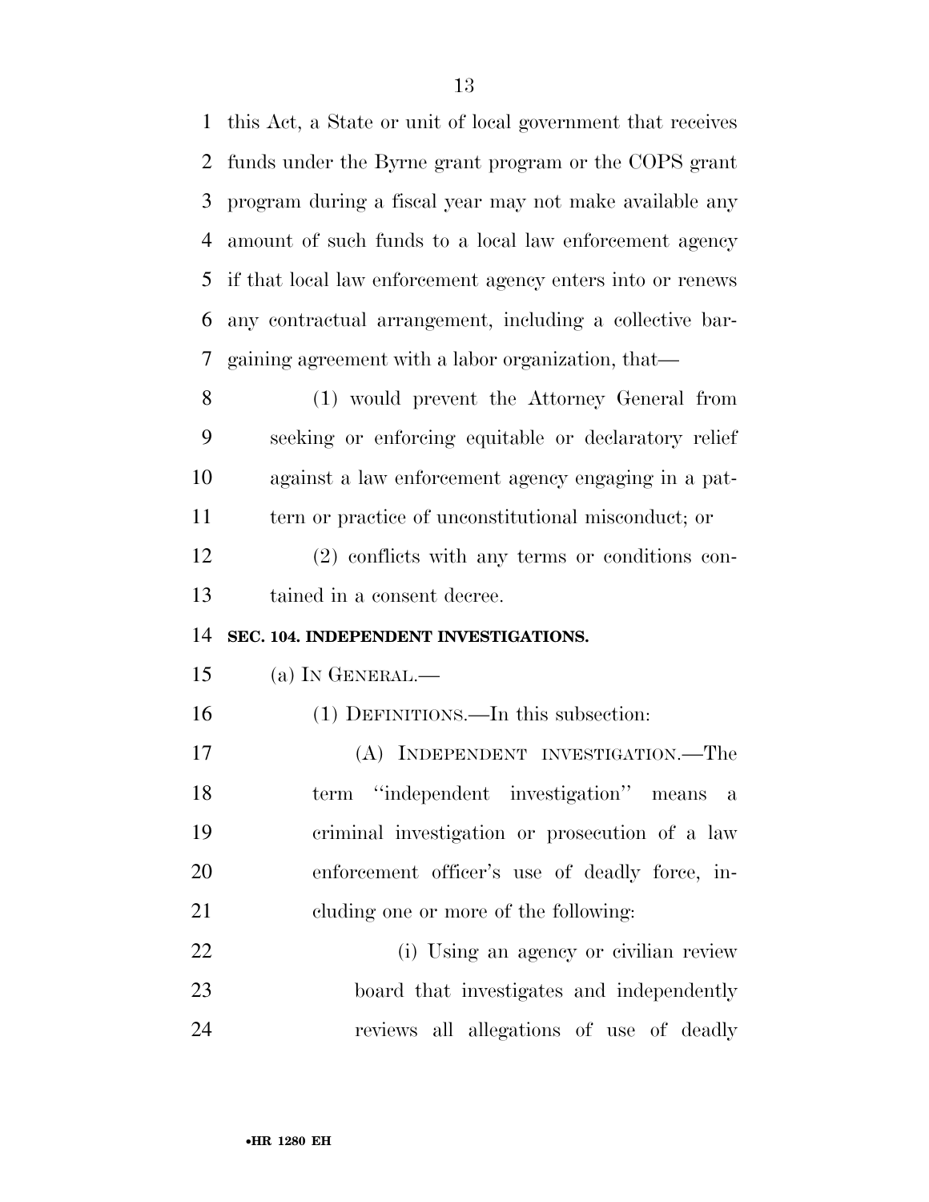this Act, a State or unit of local government that receives funds under the Byrne grant program or the COPS grant program during a fiscal year may not make available any amount of such funds to a local law enforcement agency if that local law enforcement agency enters into or renews any contractual arrangement, including a collective bargaining agreement with a labor organization, that—

(1) would prevent the Attorney General from seeking or enforcing equitable or declaratory relief against a law enforcement agency engaging in a pattern or practice of unconstitutional misconduct; or

(2) conflicts with any terms or conditions contained in a consent decree.

**SEC. 104. INDEPENDENT INVESTIGATIONS.**

(a) IN GENERAL.—

(1) DEFINITIONS.—In this subsection:

(A) INDEPENDENT INVESTIGATION.—The term ''independent investigation'' means a criminal investigation or prosecution of a law enforcement officer's use of deadly force, including one or more of the following:

(i) Using an agency or civilian review board that investigates and independently reviews all allegations of use of deadly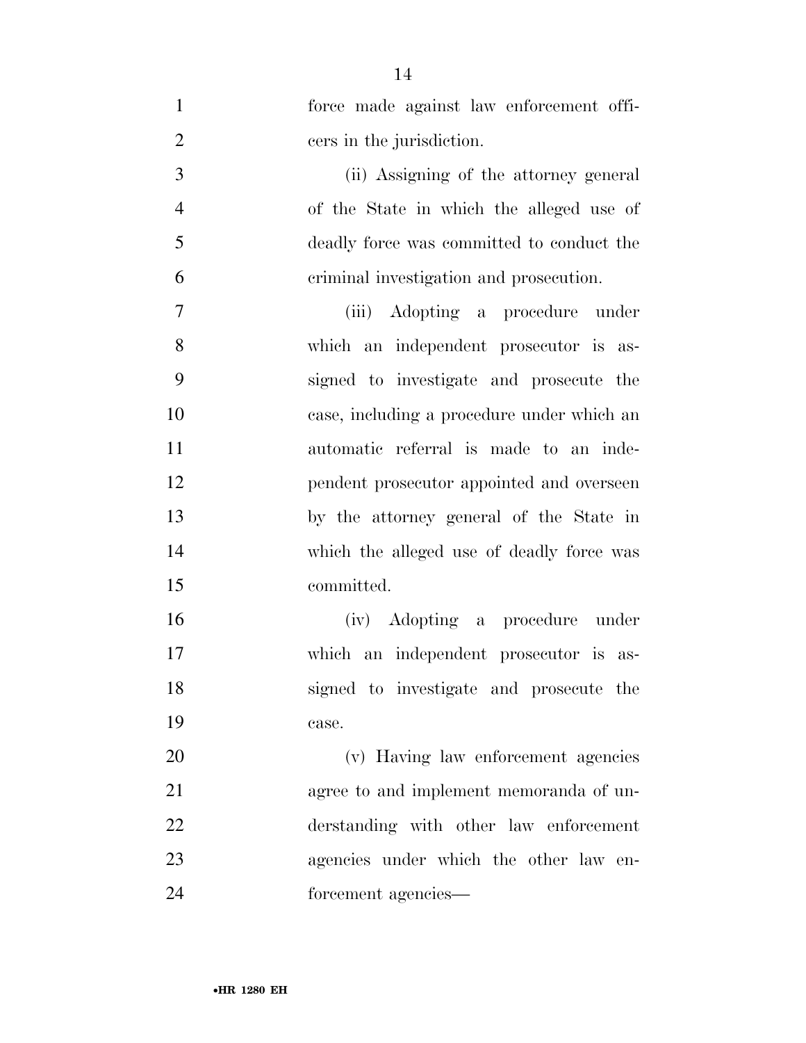force made against law enforcement officers in the jurisdiction.

(ii) Assigning of the attorney general of the State in which the alleged use of deadly force was committed to conduct the criminal investigation and prosecution.

(iii) Adopting a procedure under which an independent prosecutor is assigned to investigate and prosecute the case, including a procedure under which an automatic referral is made to an independent prosecutor appointed and overseen by the attorney general of the State in which the alleged use of deadly force was committed.

(iv) Adopting a procedure under which an independent prosecutor is assigned to investigate and prosecute the case.

(v) Having law enforcement agencies agree to and implement memoranda of understanding with other law enforcement agencies under which the other law enforcement agencies—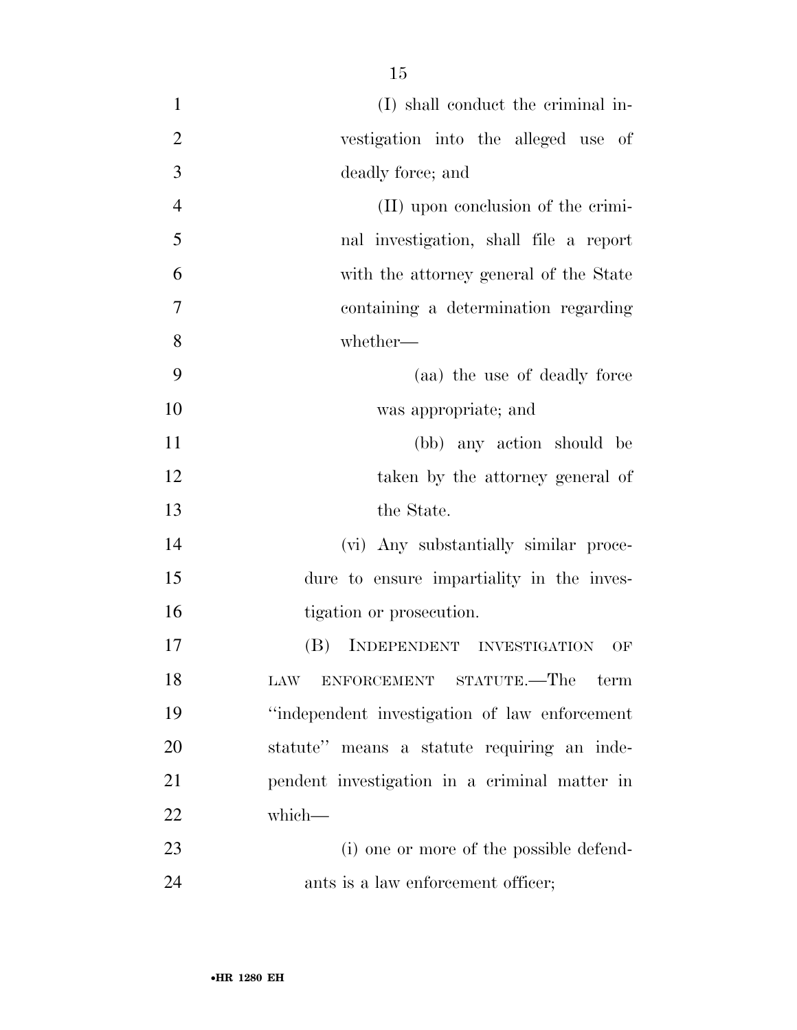(I) shall conduct the criminal investigation into the alleged use of deadly force; and

(II) upon conclusion of the criminal investigation, shall file a report with the attorney general of the State containing a determination regarding whether—

(aa) the use of deadly force was appropriate; and

(bb) any action should be taken by the attorney general of the State.

(vi) Any substantially similar procedure to ensure impartiality in the investigation or prosecution.

(B) INDEPENDENT INVESTIGATION OF LAW ENFORCEMENT STATUTE.—The term "independent investigation of law enforcement statute" means a statute requiring an independent investigation in a criminal matter in which—

(i) one or more of the possible defendants is a law enforcement officer;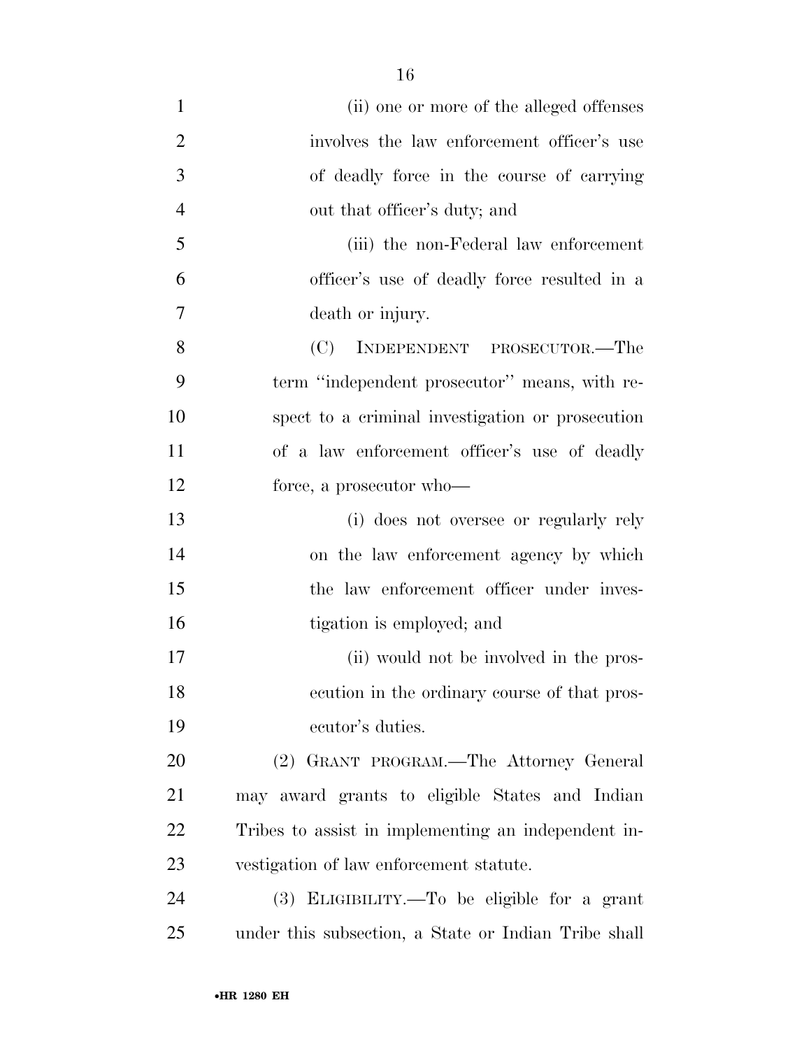(ii) one or more of the alleged offenses involves the law enforcement officer's use of deadly force in the course of carrying out that officer's duty; and

(iii) the non-Federal law enforcement officer's use of deadly force resulted in a death or injury.

(C) INDEPENDENT PROSECUTOR.—The term ''independent prosecutor'' means, with respect to a criminal investigation or prosecution of a law enforcement officer's use of deadly force, a prosecutor who—

(i) does not oversee or regularly rely on the law enforcement agency by which the law enforcement officer under investigation is employed; and

(ii) would not be involved in the prosecution in the ordinary course of that prosecutor's duties.

(2) GRANT PROGRAM.—The Attorney General may award grants to eligible States and Indian Tribes to assist in implementing an independent investigation of law enforcement statute.

(3) ELIGIBILITY.—To be eligible for a grant under this subsection, a State or Indian Tribe shall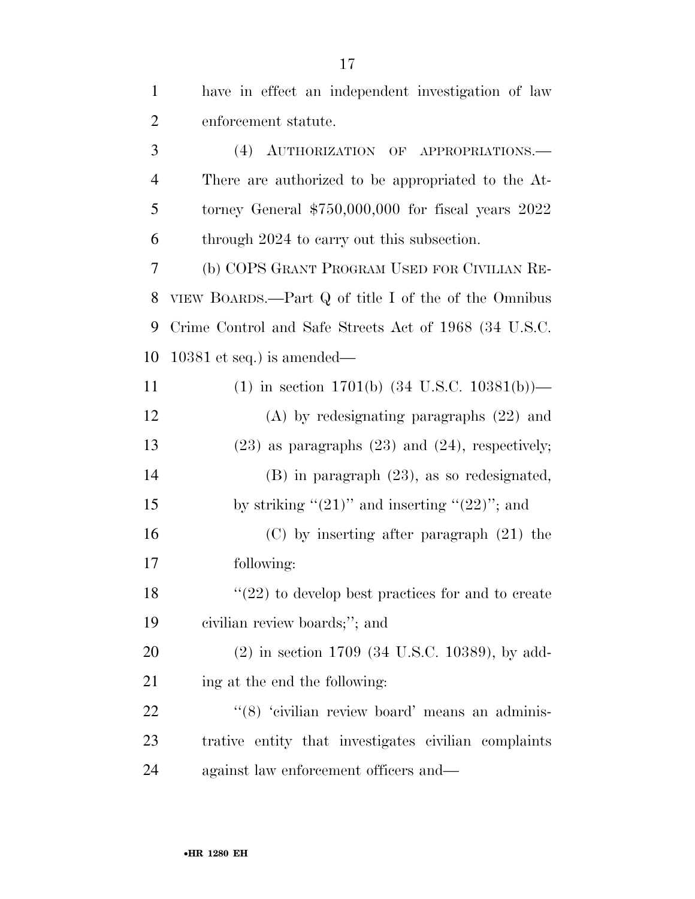have in effect an independent investigation of law enforcement statute.

(4) AUTHORIZATION OF APPROPRIATIONS.— There are authorized to be appropriated to the Attorney General $750,000,000 for fiscal years 2022 through 2024 to carry out this subsection.

(b) COPS GRANT PROGRAM USED FOR CIVILIAN REVIEW BOARDS.—Part Q of title I of the of the Omnibus Crime Control and Safe Streets Act of 1968 (34 U.S.C. 10381 et seq.) is amended—

(1) in section 1701(b) (34 U.S.C. 10381(b))—

(A) by redesignating paragraphs (22) and (23) as paragraphs (23) and (24), respectively;

(B) in paragraph (23), as so redesignated, by striking ''(21)'' and inserting ''(22)''; and

(C) by inserting after paragraph (21) the following:

''(22) to develop best practices for and to create civilian review boards;''; and

(2) in section 1709 (34 U.S.C. 10389), by adding at the end the following:

''(8) 'civilian review board' means an administrative entity that investigates civilian complaints against law enforcement officers and—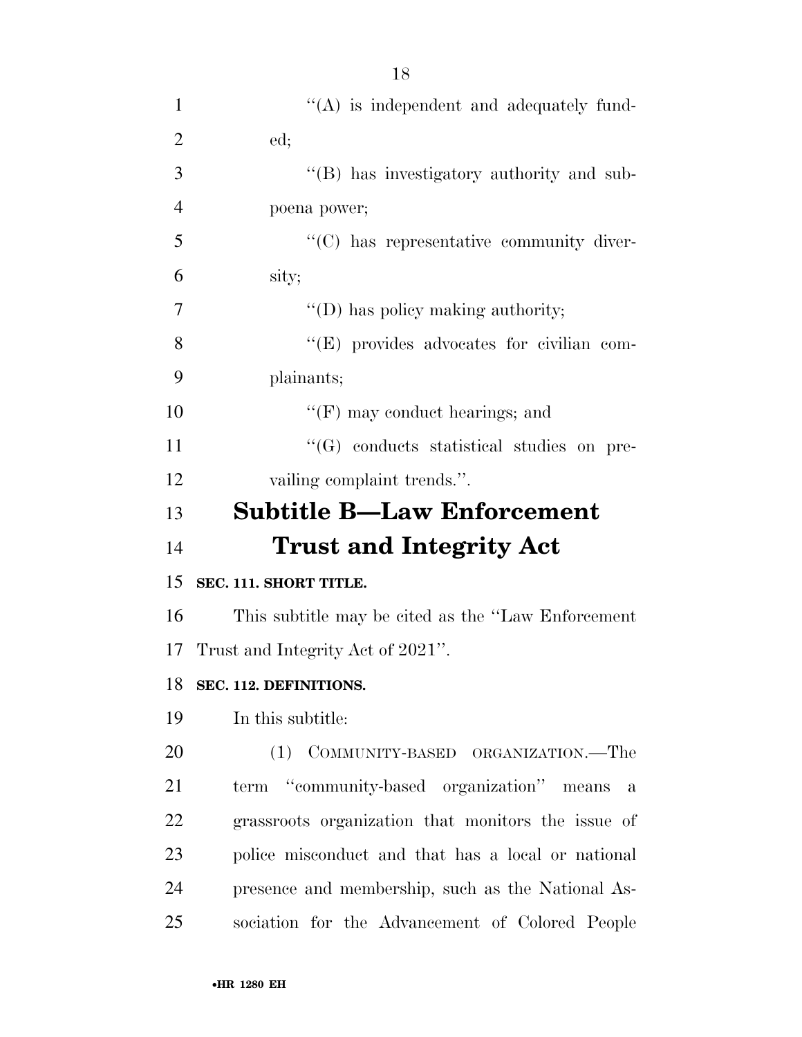''(A) is independent and adequately funded;

''(B) has investigatory authority and subpoena power;

''(C) has representative community diversity;

''(D) has policy making authority;

''(E) provides advocates for civilian complainants;

''(F) may conduct hearings; and

''(G) conducts statistical studies on prevailing complaint trends.''.

## Subtitle B—Law Enforcement Trust and Integrity Act

**SEC. 111. SHORT TITLE.**

This subtitle may be cited as the ''Law Enforcement Trust and Integrity Act of 2021''.

**SEC. 112. DEFINITIONS.**

In this subtitle:

(1) COMMUNITY-BASED ORGANIZATION.—The term ''community-based organization'' means a grassroots organization that monitors the issue of police misconduct and that has a local or national presence and membership, such as the National Association for the Advancement of Colored People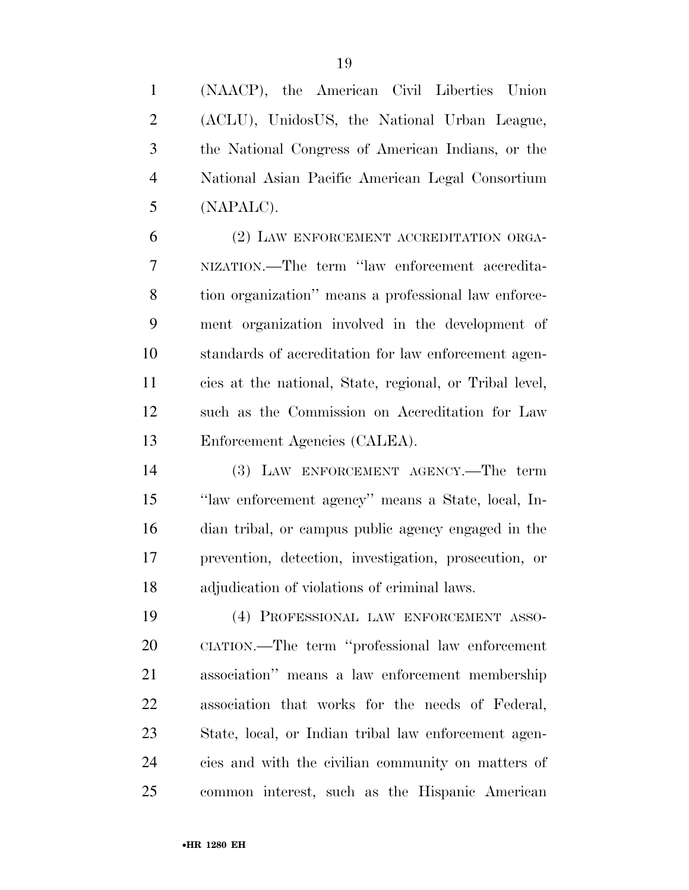(NAACP), the American Civil Liberties Union (ACLU), UnidosUS, the National Urban League, the National Congress of American Indians, or the National Asian Pacific American Legal Consortium (NAPALC).

(2) LAW ENFORCEMENT ACCREDITATION ORGANIZATION.—The term ''law enforcement accreditation organization'' means a professional law enforcement organization involved in the development of standards of accreditation for law enforcement agencies at the national, State, regional, or Tribal level, such as the Commission on Accreditation for Law Enforcement Agencies (CALEA).

(3) LAW ENFORCEMENT AGENCY.—The term ''law enforcement agency'' means a State, local, Indian tribal, or campus public agency engaged in the prevention, detection, investigation, prosecution, or adjudication of violations of criminal laws.

(4) PROFESSIONAL LAW ENFORCEMENT ASSOCIATION.—The term ''professional law enforcement association'' means a law enforcement membership association that works for the needs of Federal, State, local, or Indian tribal law enforcement agencies and with the civilian community on matters of common interest, such as the Hispanic American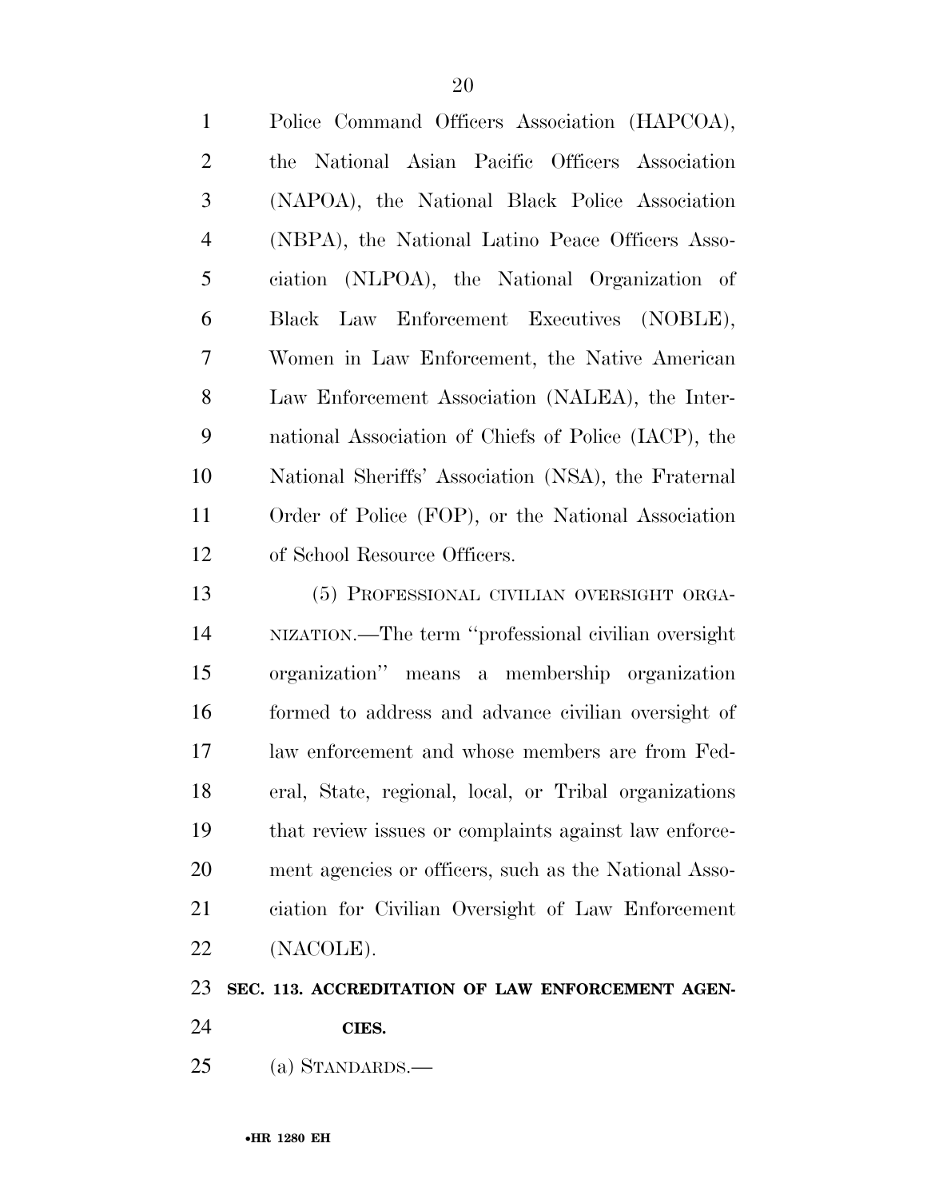Police Command Officers Association (HAPCOA), the National Asian Pacific Officers Association (NAPOA), the National Black Police Association (NBPA), the National Latino Peace Officers Association (NLPOA), the National Organization of Black Law Enforcement Executives (NOBLE), Women in Law Enforcement, the Native American Law Enforcement Association (NALEA), the International Association of Chiefs of Police (IACP), the National Sheriffs' Association (NSA), the Fraternal Order of Police (FOP), or the National Association of School Resource Officers.

(5) PROFESSIONAL CIVILIAN OVERSIGHT ORGANIZATION.—The term ''professional civilian oversight organization'' means a membership organization formed to address and advance civilian oversight of law enforcement and whose members are from Federal, State, regional, local, or Tribal organizations that review issues or complaints against law enforcement agencies or officers, such as the National Association for Civilian Oversight of Law Enforcement (NACOLE).

**SEC. 113. ACCREDITATION OF LAW ENFORCEMENT AGENCIES.**

(a) STANDARDS.—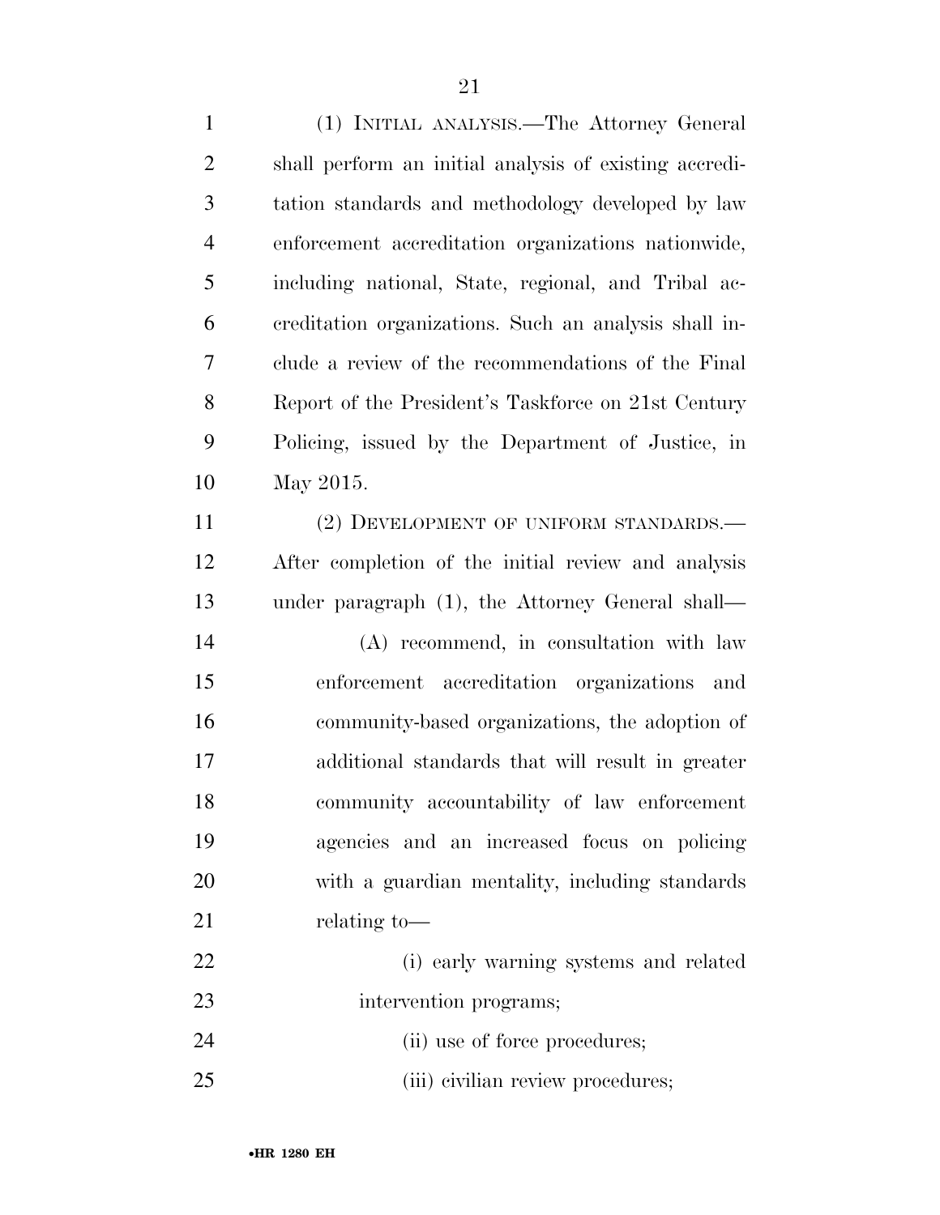(1) INITIAL ANALYSIS.—The Attorney General shall perform an initial analysis of existing accreditation standards and methodology developed by law enforcement accreditation organizations nationwide, including national, State, regional, and Tribal accreditation organizations. Such an analysis shall include a review of the recommendations of the Final Report of the President's Taskforce on 21st Century Policing, issued by the Department of Justice, in May 2015.

(2) DEVELOPMENT OF UNIFORM STANDARDS.—After completion of the initial review and analysis under paragraph (1), the Attorney General shall—

(A) recommend, in consultation with law enforcement accreditation organizations and community-based organizations, the adoption of additional standards that will result in greater community accountability of law enforcement agencies and an increased focus on policing with a guardian mentality, including standards relating to—

(i) early warning systems and related intervention programs;

(ii) use of force procedures;

(iii) civilian review procedures;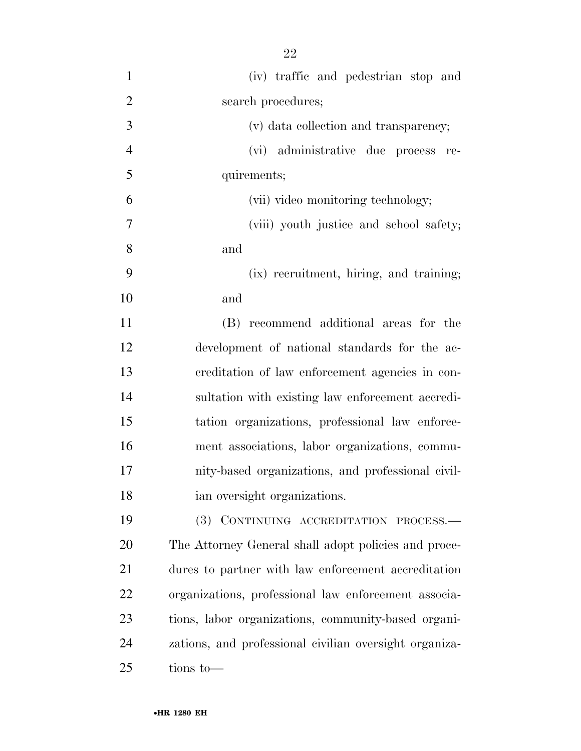(iv) traffic and pedestrian stop and search procedures;

(v) data collection and transparency;

(vi) administrative due process requirements;

(vii) video monitoring technology;

(viii) youth justice and school safety; and

(ix) recruitment, hiring, and training; and

(B) recommend additional areas for the development of national standards for the accreditation of law enforcement agencies in consultation with existing law enforcement accreditation organizations, professional law enforcement associations, labor organizations, community-based organizations, and professional civilian oversight organizations.

(3) CONTINUING ACCREDITATION PROCESS.—The Attorney General shall adopt policies and procedures to partner with law enforcement accreditation organizations, professional law enforcement associations, labor organizations, community-based organizations, and professional civilian oversight organizations to—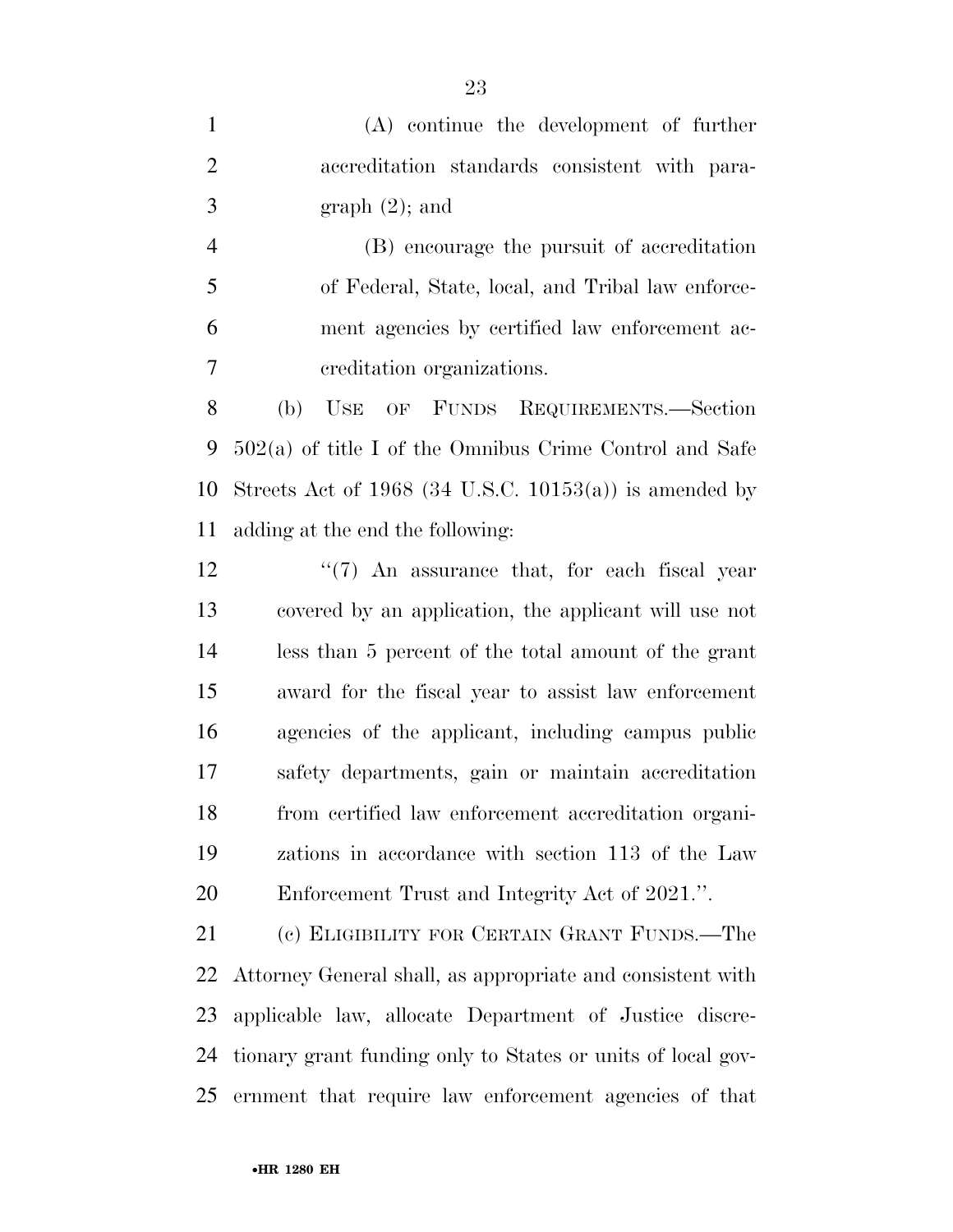(A) continue the development of further accreditation standards consistent with paragraph (2); and

(B) encourage the pursuit of accreditation of Federal, State, local, and Tribal law enforcement agencies by certified law enforcement accreditation organizations.

(b) USE OF FUNDS REQUIREMENTS.—Section 502(a) of title I of the Omnibus Crime Control and Safe Streets Act of 1968 (34 U.S.C. 10153(a)) is amended by adding at the end the following:

"(7) An assurance that, for each fiscal year covered by an application, the applicant will use not less than 5 percent of the total amount of the grant award for the fiscal year to assist law enforcement agencies of the applicant, including campus public safety departments, gain or maintain accreditation from certified law enforcement accreditation organizations in accordance with section 113 of the Law Enforcement Trust and Integrity Act of 2021.".

(c) ELIGIBILITY FOR CERTAIN GRANT FUNDS.—The Attorney General shall, as appropriate and consistent with applicable law, allocate Department of Justice discretionary grant funding only to States or units of local government that require law enforcement agencies of that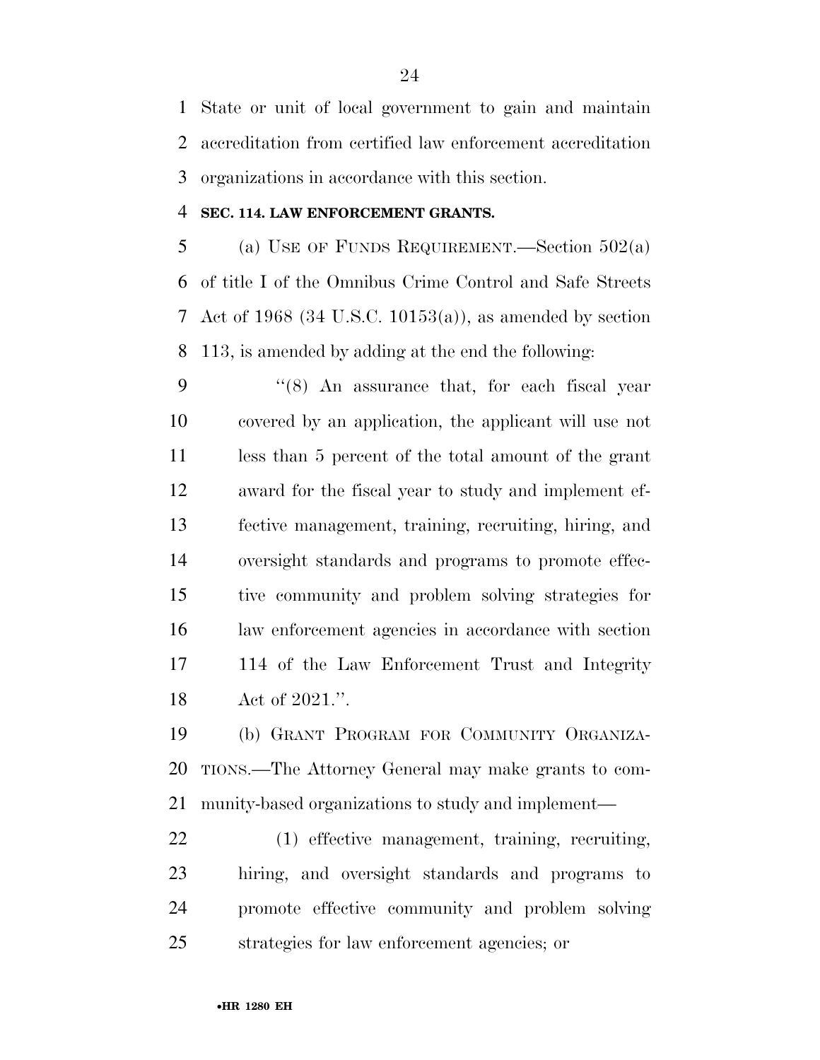State or unit of local government to gain and maintain accreditation from certified law enforcement accreditation organizations in accordance with this section.

**SEC. 114. LAW ENFORCEMENT GRANTS.**

(a) USE OF FUNDS REQUIREMENT.—Section 502(a) of title I of the Omnibus Crime Control and Safe Streets Act of 1968 (34 U.S.C. 10153(a)), as amended by section 113, is amended by adding at the end the following:

> "(8) An assurance that, for each fiscal year covered by an application, the applicant will use not less than 5 percent of the total amount of the grant award for the fiscal year to study and implement effective management, training, recruiting, hiring, and oversight standards and programs to promote effective community and problem solving strategies for law enforcement agencies in accordance with section 114 of the Law Enforcement Trust and Integrity Act of 2021.".

(b) GRANT PROGRAM FOR COMMUNITY ORGANIZATIONS.—The Attorney General may make grants to community-based organizations to study and implement—

> (1) effective management, training, recruiting, hiring, and oversight standards and programs to promote effective community and problem solving strategies for law enforcement agencies; or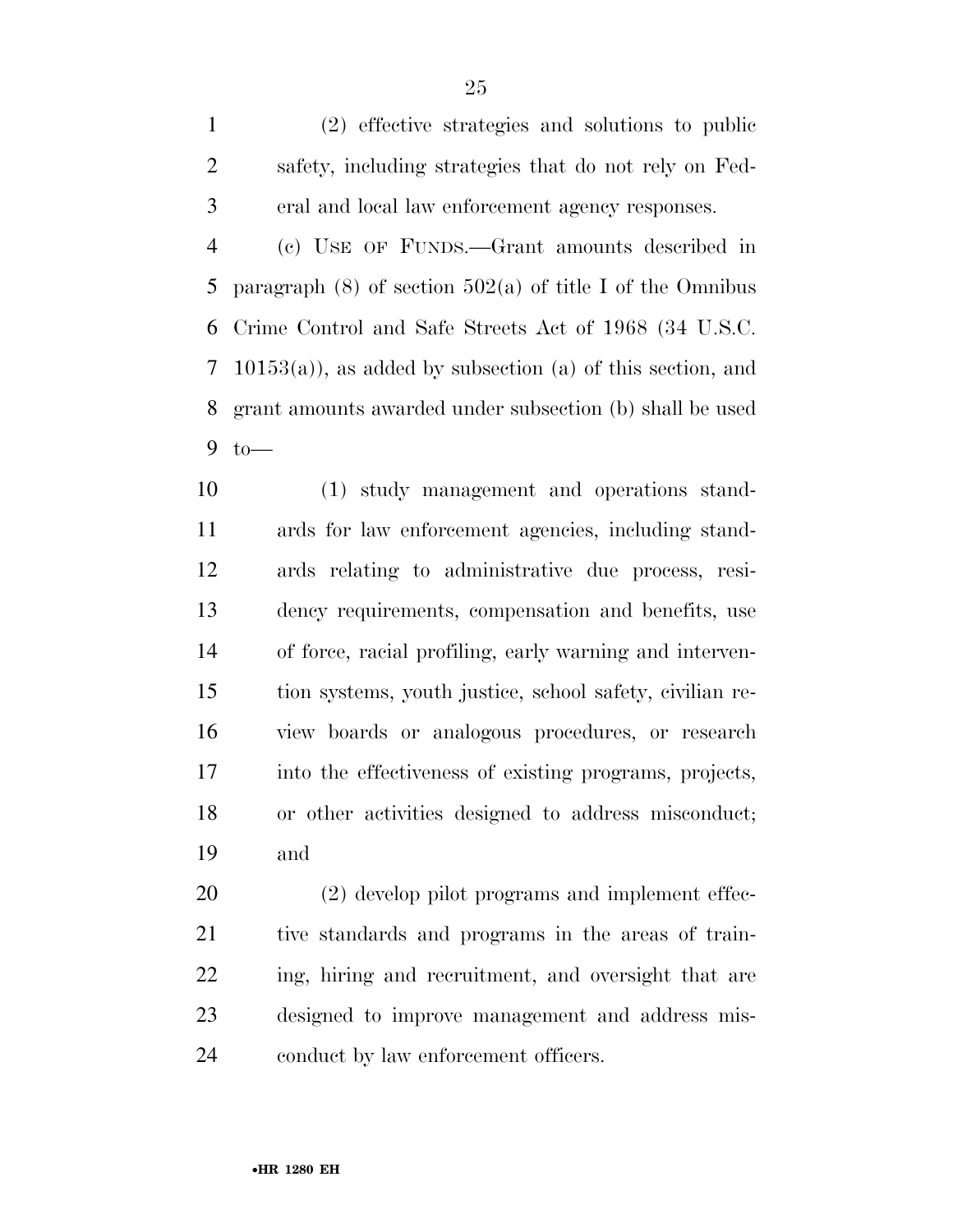(2) effective strategies and solutions to public safety, including strategies that do not rely on Federal and local law enforcement agency responses.

(c) USE OF FUNDS.—Grant amounts described in paragraph (8) of section 502(a) of title I of the Omnibus Crime Control and Safe Streets Act of 1968 (34 U.S.C. 10153(a)), as added by subsection (a) of this section, and grant amounts awarded under subsection (b) shall be used to—

(1) study management and operations standards for law enforcement agencies, including standards relating to administrative due process, residency requirements, compensation and benefits, use of force, racial profiling, early warning and intervention systems, youth justice, school safety, civilian review boards or analogous procedures, or research into the effectiveness of existing programs, projects, or other activities designed to address misconduct; and

(2) develop pilot programs and implement effective standards and programs in the areas of training, hiring and recruitment, and oversight that are designed to improve management and address misconduct by law enforcement officers.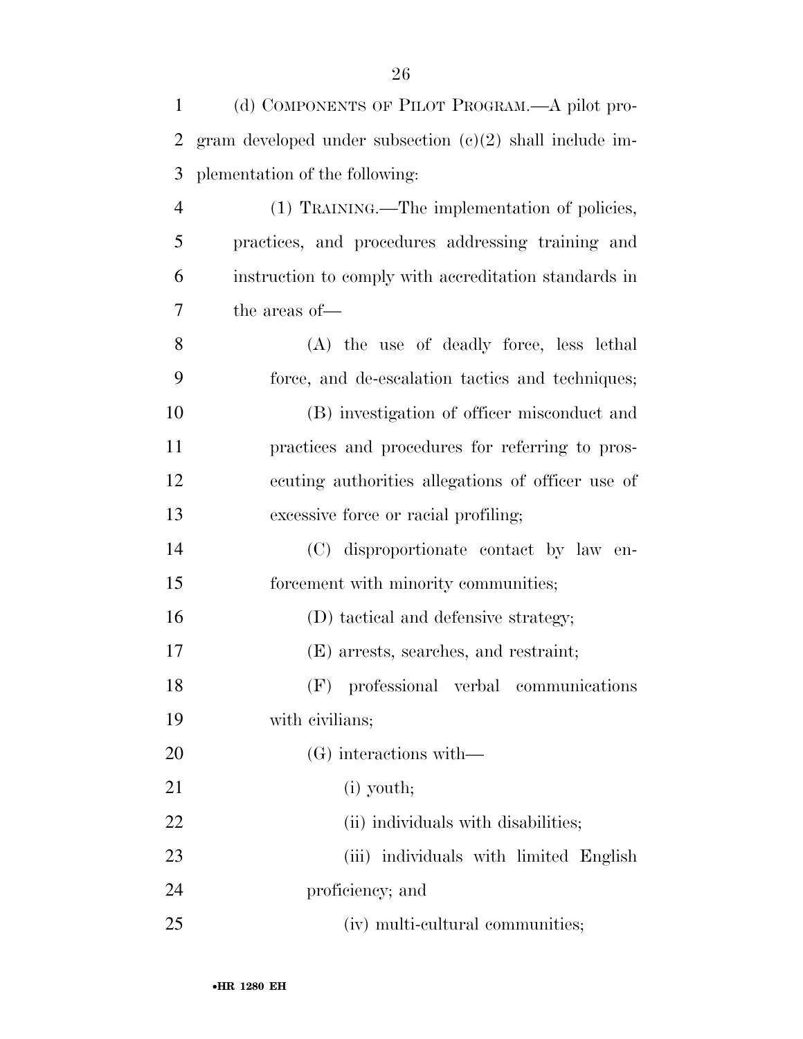(d) COMPONENTS OF PILOT PROGRAM.—A pilot program developed under subsection (c)(2) shall include implementation of the following:

(1) TRAINING.—The implementation of policies, practices, and procedures addressing training and instruction to comply with accreditation standards in the areas of—

(A) the use of deadly force, less lethal force, and de-escalation tactics and techniques;

(B) investigation of officer misconduct and practices and procedures for referring to prosecuting authorities allegations of officer use of excessive force or racial profiling;

(C) disproportionate contact by law enforcement with minority communities;

(D) tactical and defensive strategy;

(E) arrests, searches, and restraint;

(F) professional verbal communications with civilians;

(G) interactions with—

(i) youth;

(ii) individuals with disabilities;

(iii) individuals with limited English proficiency; and

(iv) multi-cultural communities;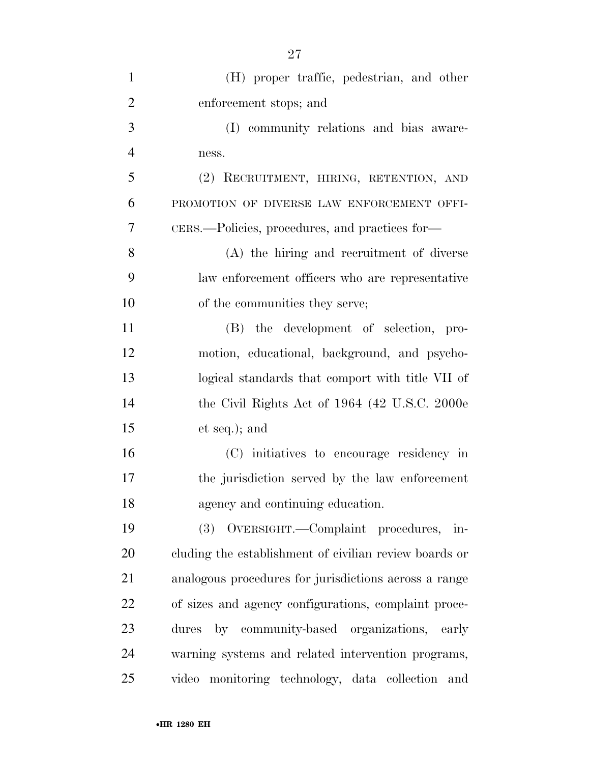(H) proper traffic, pedestrian, and other enforcement stops; and

(I) community relations and bias awareness.

(2) RECRUITMENT, HIRING, RETENTION, AND PROMOTION OF DIVERSE LAW ENFORCEMENT OFFICERS.—Policies, procedures, and practices for—

(A) the hiring and recruitment of diverse law enforcement officers who are representative of the communities they serve;

(B) the development of selection, promotion, educational, background, and psychological standards that comport with title VII of the Civil Rights Act of 1964 (42 U.S.C. 2000e et seq.); and

(C) initiatives to encourage residency in the jurisdiction served by the law enforcement agency and continuing education.

(3) OVERSIGHT.—Complaint procedures, including the establishment of civilian review boards or analogous procedures for jurisdictions across a range of sizes and agency configurations, complaint procedures by community-based organizations, early warning systems and related intervention programs, video monitoring technology, data collection and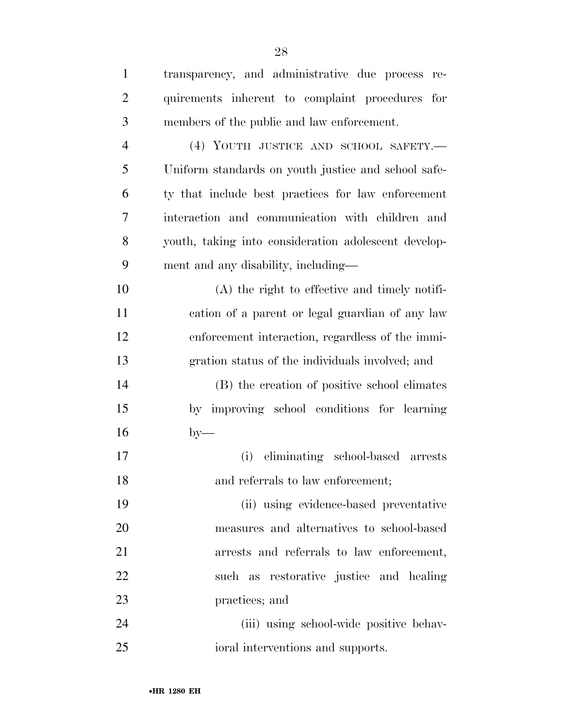transparency, and administrative due process requirements inherent to complaint procedures for members of the public and law enforcement.

(4) YOUTH JUSTICE AND SCHOOL SAFETY.—Uniform standards on youth justice and school safety that include best practices for law enforcement interaction and communication with children and youth, taking into consideration adolescent development and any disability, including—

(A) the right to effective and timely notification of a parent or legal guardian of any law enforcement interaction, regardless of the immigration status of the individuals involved; and

(B) the creation of positive school climates by improving school conditions for learning by—

(i) eliminating school-based arrests and referrals to law enforcement;

(ii) using evidence-based preventative measures and alternatives to school-based arrests and referrals to law enforcement, such as restorative justice and healing practices; and

(iii) using school-wide positive behavioral interventions and supports.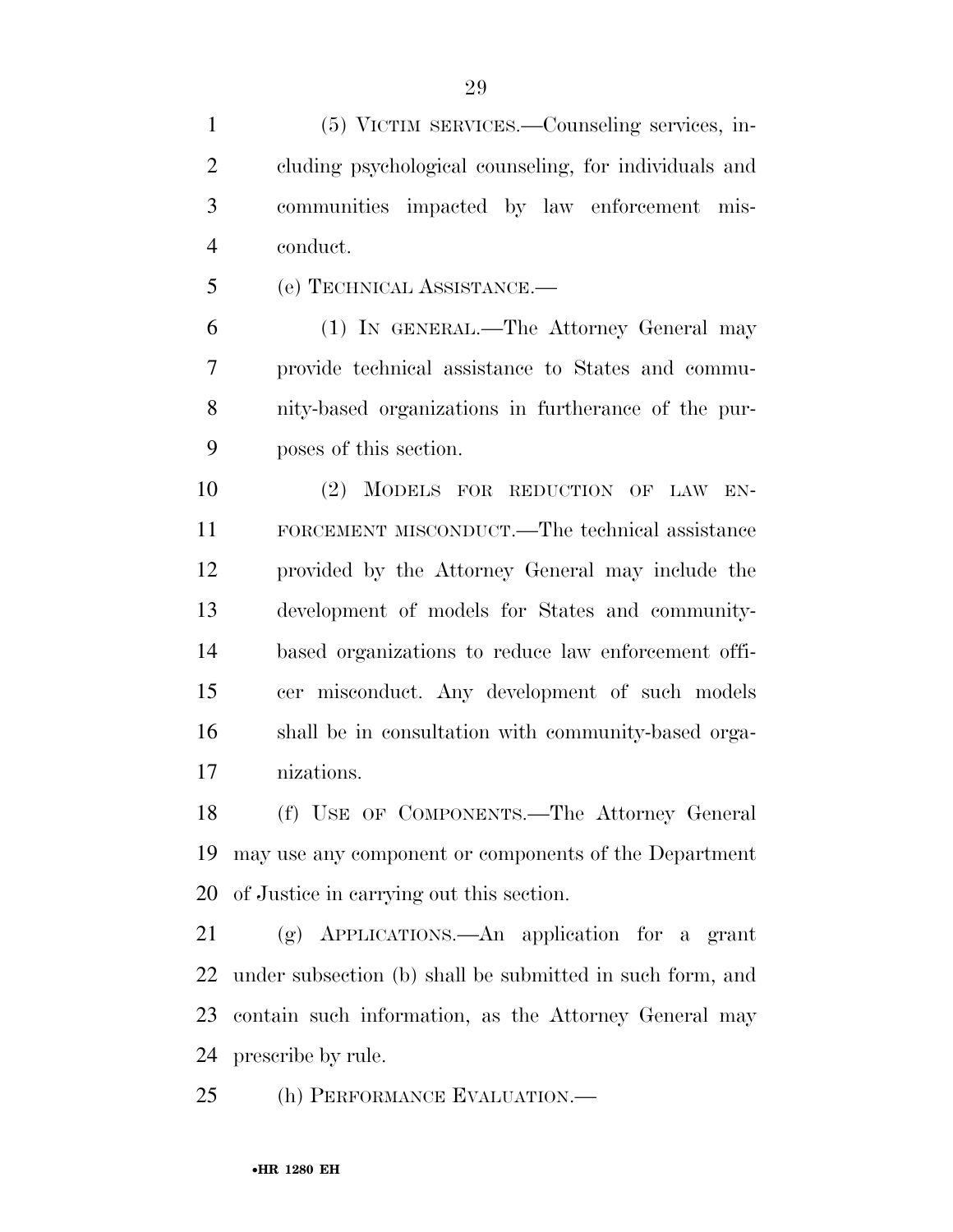(5) VICTIM SERVICES.—Counseling services, including psychological counseling, for individuals and communities impacted by law enforcement misconduct.

(e) TECHNICAL ASSISTANCE.—

(1) IN GENERAL.—The Attorney General may provide technical assistance to States and community-based organizations in furtherance of the purposes of this section.

(2) MODELS FOR REDUCTION OF LAW ENFORCEMENT MISCONDUCT.—The technical assistance provided by the Attorney General may include the development of models for States and community-based organizations to reduce law enforcement officer misconduct. Any development of such models shall be in consultation with community-based organizations.

(f) USE OF COMPONENTS.—The Attorney General may use any component or components of the Department of Justice in carrying out this section.

(g) APPLICATIONS.—An application for a grant under subsection (b) shall be submitted in such form, and contain such information, as the Attorney General may prescribe by rule.

(h) PERFORMANCE EVALUATION.—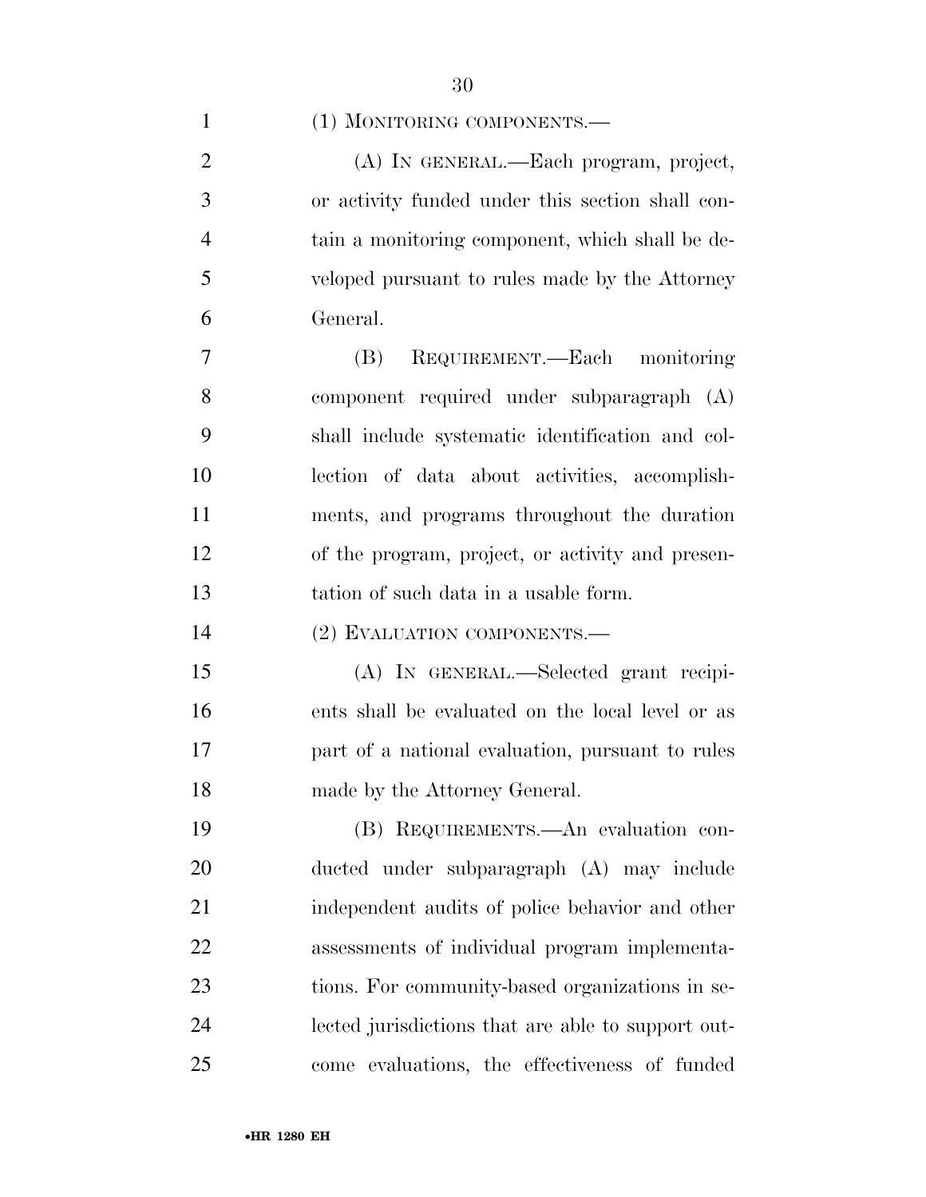(1) MONITORING COMPONENTS.—

(A) IN GENERAL.—Each program, project, or activity funded under this section shall contain a monitoring component, which shall be developed pursuant to rules made by the Attorney General.

(B) REQUIREMENT.—Each monitoring component required under subparagraph (A) shall include systematic identification and collection of data about activities, accomplishments, and programs throughout the duration of the program, project, or activity and presentation of such data in a usable form.

(2) EVALUATION COMPONENTS.—

(A) IN GENERAL.—Selected grant recipients shall be evaluated on the local level or as part of a national evaluation, pursuant to rules made by the Attorney General.

(B) REQUIREMENTS.—An evaluation conducted under subparagraph (A) may include independent audits of police behavior and other assessments of individual program implementations. For community-based organizations in selected jurisdictions that are able to support outcome evaluations, the effectiveness of funded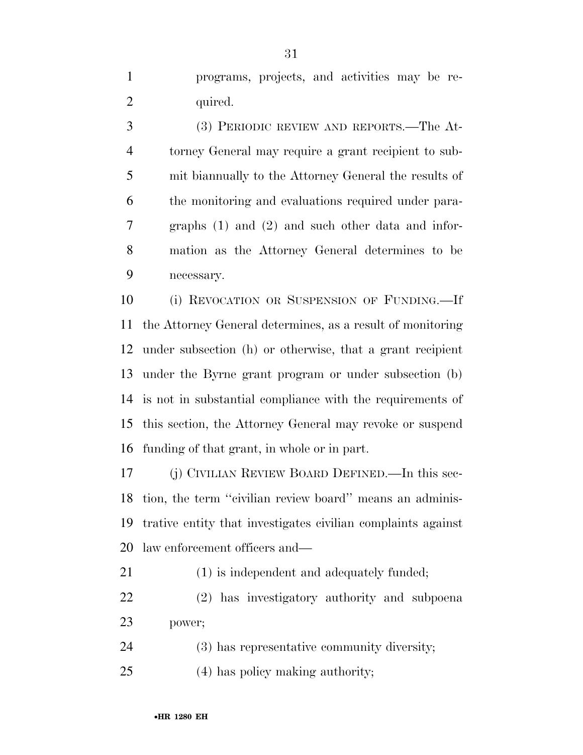programs, projects, and activities may be required.

(3) PERIODIC REVIEW AND REPORTS.—The Attorney General may require a grant recipient to submit biannually to the Attorney General the results of the monitoring and evaluations required under paragraphs (1) and (2) and such other data and information as the Attorney General determines to be necessary.

(i) REVOCATION OR SUSPENSION OF FUNDING.—If the Attorney General determines, as a result of monitoring under subsection (h) or otherwise, that a grant recipient under the Byrne grant program or under subsection (b) is not in substantial compliance with the requirements of this section, the Attorney General may revoke or suspend funding of that grant, in whole or in part.

(j) CIVILIAN REVIEW BOARD DEFINED.—In this section, the term ''civilian review board'' means an administrative entity that investigates civilian complaints against law enforcement officers and—

(1) is independent and adequately funded;

(2) has investigatory authority and subpoena power;

(3) has representative community diversity;

(4) has policy making authority;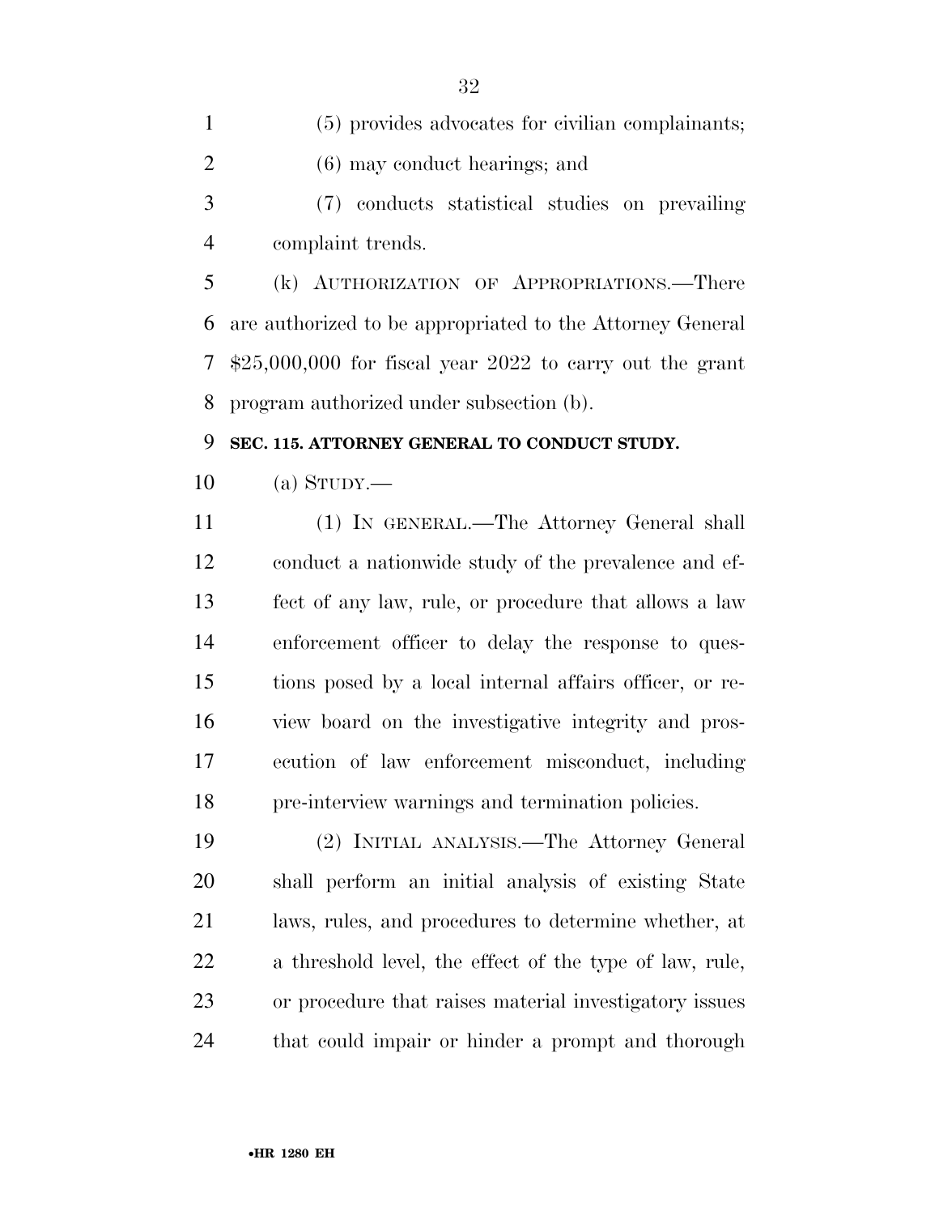(5) provides advocates for civilian complainants;

(6) may conduct hearings; and

(7) conducts statistical studies on prevailing complaint trends.

(k) AUTHORIZATION OF APPROPRIATIONS.—There are authorized to be appropriated to the Attorney General $25,000,000 for fiscal year 2022 to carry out the grant program authorized under subsection (b).

**SEC. 115. ATTORNEY GENERAL TO CONDUCT STUDY.**

(a) STUDY.—

(1) IN GENERAL.—The Attorney General shall conduct a nationwide study of the prevalence and effect of any law, rule, or procedure that allows a law enforcement officer to delay the response to questions posed by a local internal affairs officer, or review board on the investigative integrity and prosecution of law enforcement misconduct, including pre-interview warnings and termination policies.

(2) INITIAL ANALYSIS.—The Attorney General shall perform an initial analysis of existing State laws, rules, and procedures to determine whether, at a threshold level, the effect of the type of law, rule, or procedure that raises material investigatory issues that could impair or hinder a prompt and thorough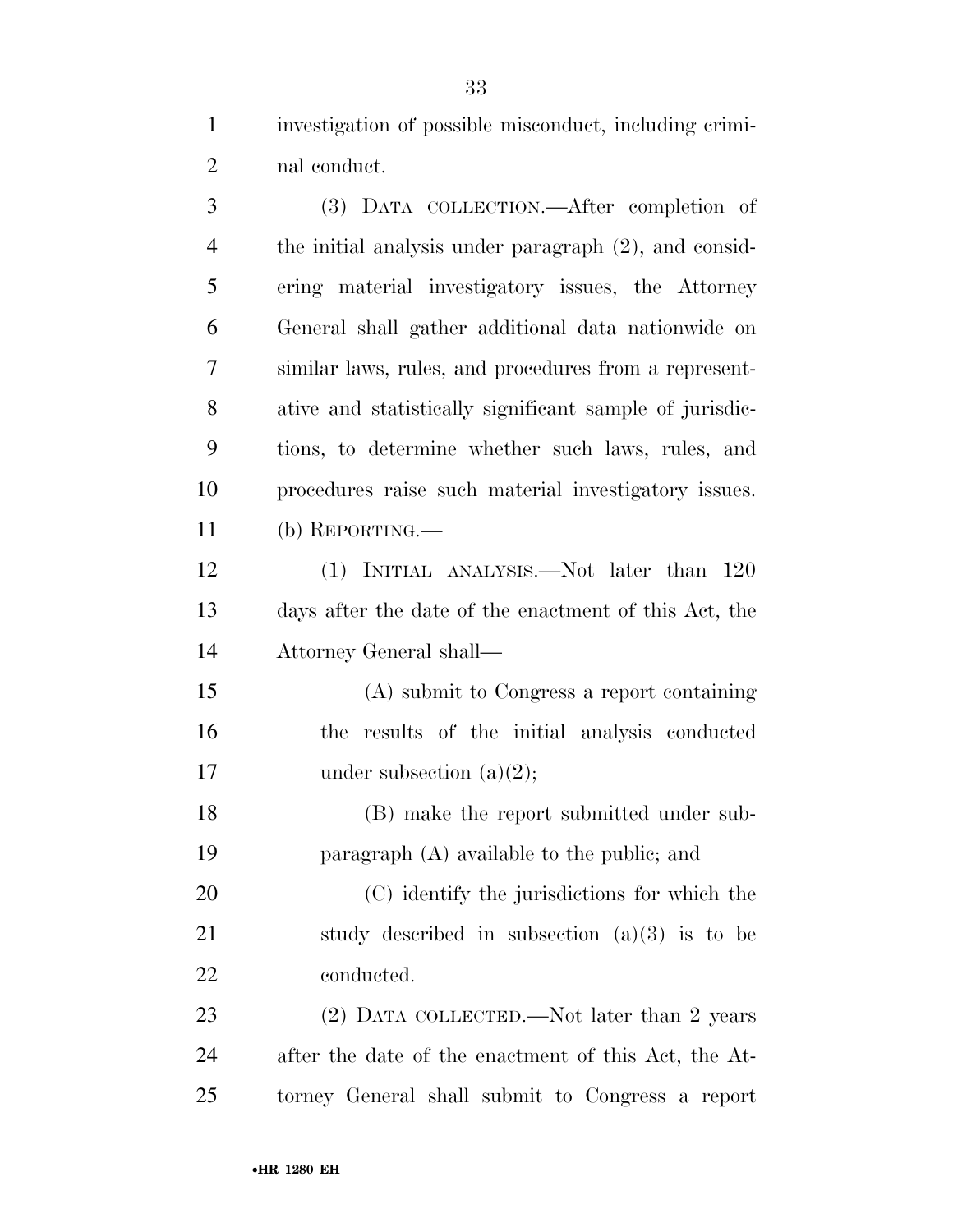investigation of possible misconduct, including criminal conduct.

(3) DATA COLLECTION.—After completion of the initial analysis under paragraph (2), and considering material investigatory issues, the Attorney General shall gather additional data nationwide on similar laws, rules, and procedures from a representative and statistically significant sample of jurisdictions, to determine whether such laws, rules, and procedures raise such material investigatory issues.

(b) REPORTING.—

(1) INITIAL ANALYSIS.—Not later than 120 days after the date of the enactment of this Act, the Attorney General shall—

(A) submit to Congress a report containing the results of the initial analysis conducted under subsection (a)(2);

(B) make the report submitted under subparagraph (A) available to the public; and

(C) identify the jurisdictions for which the study described in subsection (a)(3) is to be conducted.

(2) DATA COLLECTED.—Not later than 2 years after the date of the enactment of this Act, the Attorney General shall submit to Congress a report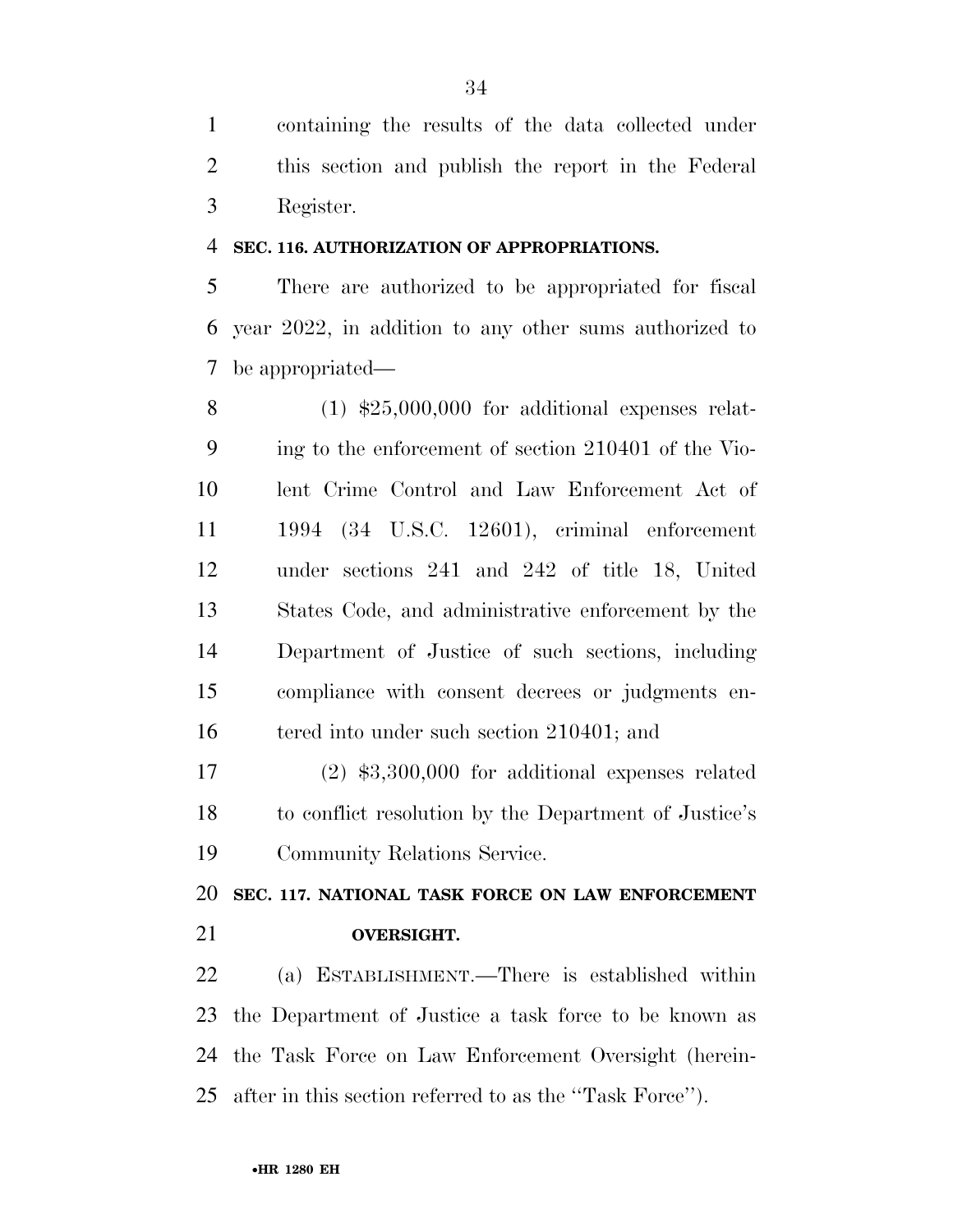containing the results of the data collected under this section and publish the report in the Federal Register.

**SEC. 116. AUTHORIZATION OF APPROPRIATIONS.**

There are authorized to be appropriated for fiscal year 2022, in addition to any other sums authorized to be appropriated—

(1) $25,000,000 for additional expenses relating to the enforcement of section 210401 of the Violent Crime Control and Law Enforcement Act of 1994 (34 U.S.C. 12601), criminal enforcement under sections 241 and 242 of title 18, United States Code, and administrative enforcement by the Department of Justice of such sections, including compliance with consent decrees or judgments entered into under such section 210401; and

(2) $3,300,000 for additional expenses related to conflict resolution by the Department of Justice's Community Relations Service.

**SEC. 117. NATIONAL TASK FORCE ON LAW ENFORCEMENT OVERSIGHT.**

(a) ESTABLISHMENT.—There is established within the Department of Justice a task force to be known as the Task Force on Law Enforcement Oversight (hereinafter in this section referred to as the "Task Force").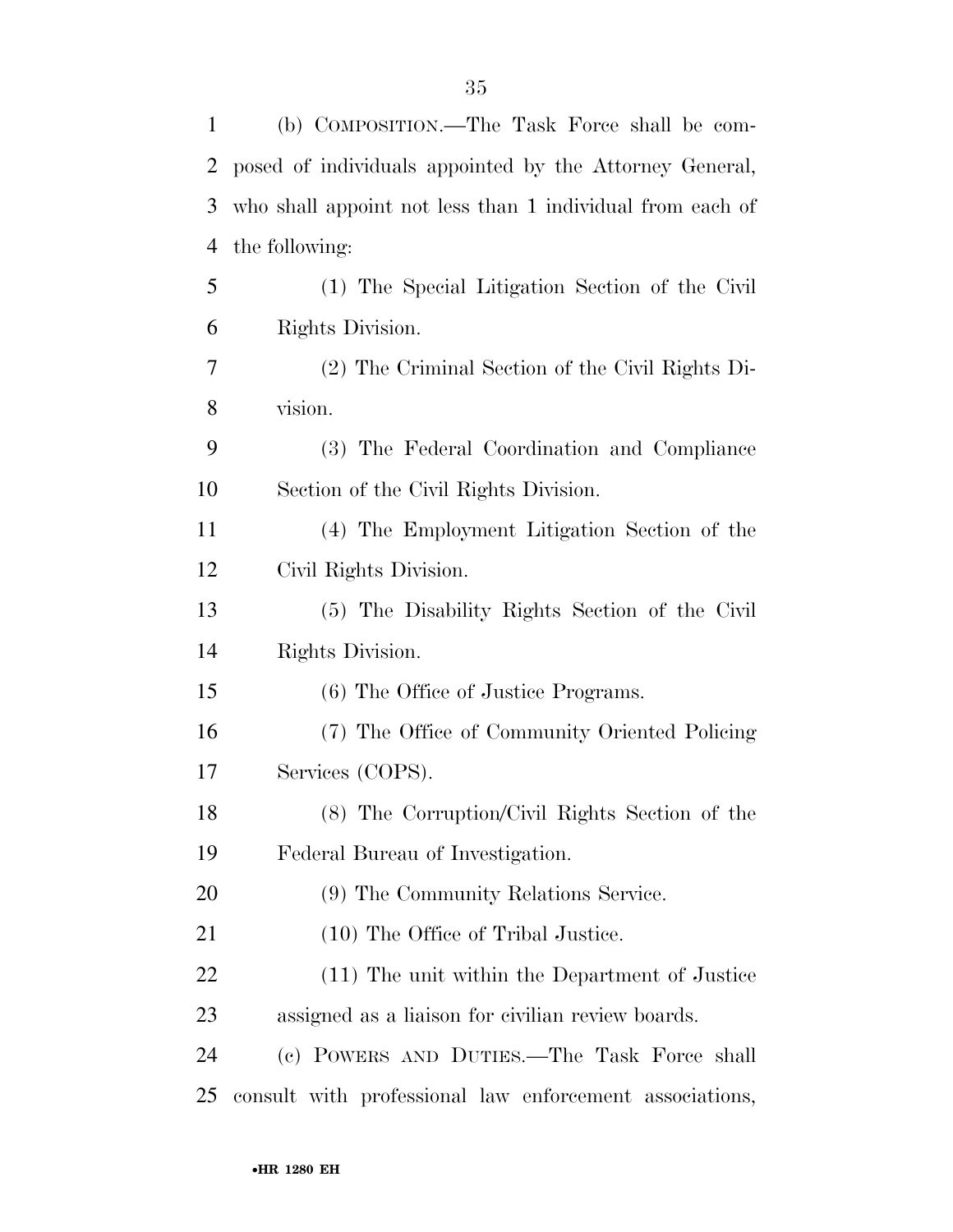(b) COMPOSITION.—The Task Force shall be composed of individuals appointed by the Attorney General, who shall appoint not less than 1 individual from each of the following:

(1) The Special Litigation Section of the Civil Rights Division.

(2) The Criminal Section of the Civil Rights Division.

(3) The Federal Coordination and Compliance Section of the Civil Rights Division.

(4) The Employment Litigation Section of the Civil Rights Division.

(5) The Disability Rights Section of the Civil Rights Division.

(6) The Office of Justice Programs.

(7) The Office of Community Oriented Policing Services (COPS).

(8) The Corruption/Civil Rights Section of the Federal Bureau of Investigation.

(9) The Community Relations Service.

(10) The Office of Tribal Justice.

(11) The unit within the Department of Justice assigned as a liaison for civilian review boards.

(c) POWERS AND DUTIES.—The Task Force shall consult with professional law enforcement associations,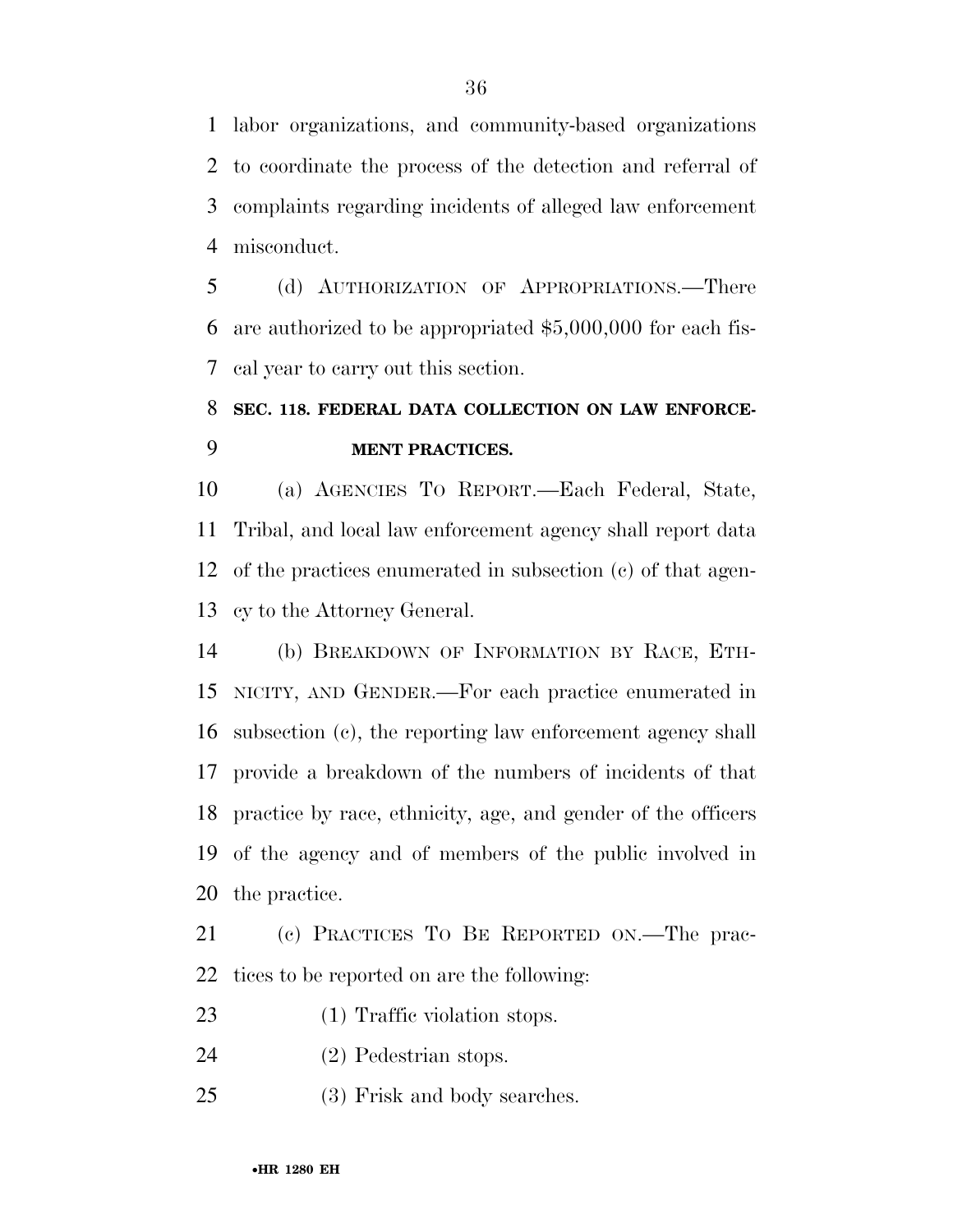labor organizations, and community-based organizations to coordinate the process of the detection and referral of complaints regarding incidents of alleged law enforcement misconduct.

(d) AUTHORIZATION OF APPROPRIATIONS.—There are authorized to be appropriated $5,000,000 for each fiscal year to carry out this section.

**SEC. 118. FEDERAL DATA COLLECTION ON LAW ENFORCEMENT PRACTICES.**

(a) AGENCIES TO REPORT.—Each Federal, State, Tribal, and local law enforcement agency shall report data of the practices enumerated in subsection (c) of that agency to the Attorney General.

(b) BREAKDOWN OF INFORMATION BY RACE, ETHNICITY, AND GENDER.—For each practice enumerated in subsection (c), the reporting law enforcement agency shall provide a breakdown of the numbers of incidents of that practice by race, ethnicity, age, and gender of the officers of the agency and of members of the public involved in the practice.

(c) PRACTICES TO BE REPORTED ON.—The practices to be reported on are the following:

(1) Traffic violation stops.

(2) Pedestrian stops.

(3) Frisk and body searches.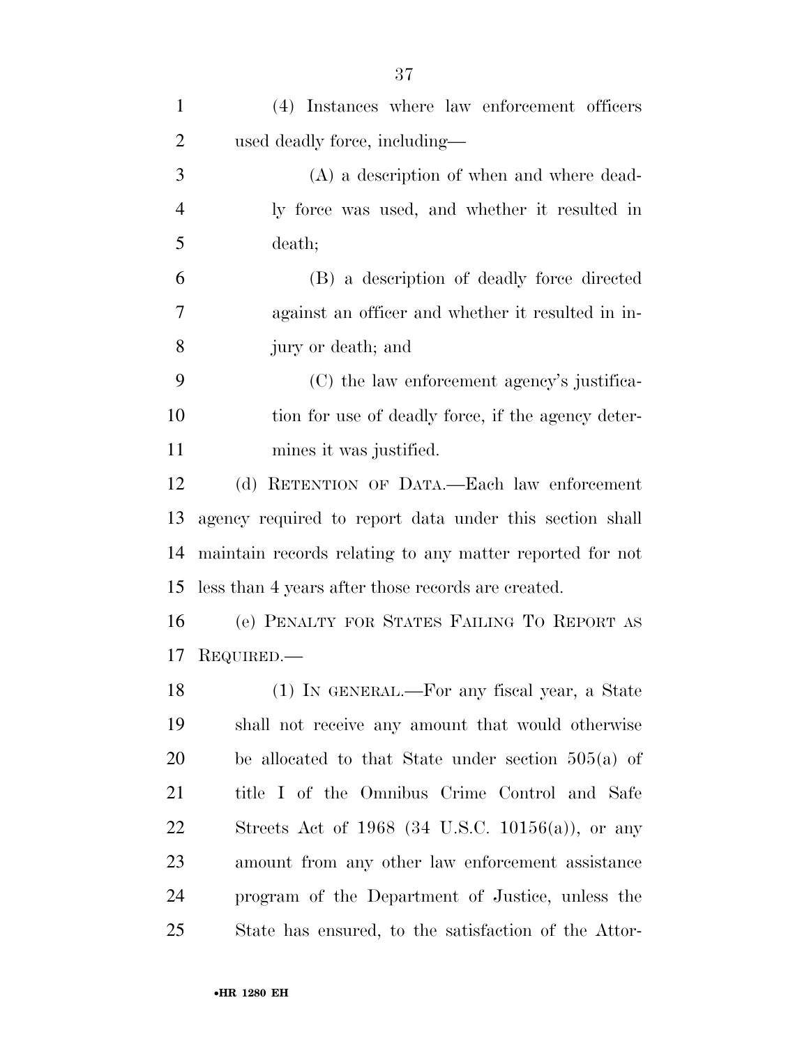(4) Instances where law enforcement officers used deadly force, including—

(A) a description of when and where deadly force was used, and whether it resulted in death;

(B) a description of deadly force directed against an officer and whether it resulted in injury or death; and

(C) the law enforcement agency's justification for use of deadly force, if the agency determines it was justified.

(d) RETENTION OF DATA.—Each law enforcement agency required to report data under this section shall maintain records relating to any matter reported for not less than 4 years after those records are created.

(e) PENALTY FOR STATES FAILING TO REPORT AS REQUIRED.—

(1) IN GENERAL.—For any fiscal year, a State shall not receive any amount that would otherwise be allocated to that State under section 505(a) of title I of the Omnibus Crime Control and Safe Streets Act of 1968 (34 U.S.C. 10156(a)), or any amount from any other law enforcement assistance program of the Department of Justice, unless the State has ensured, to the satisfaction of the Attor-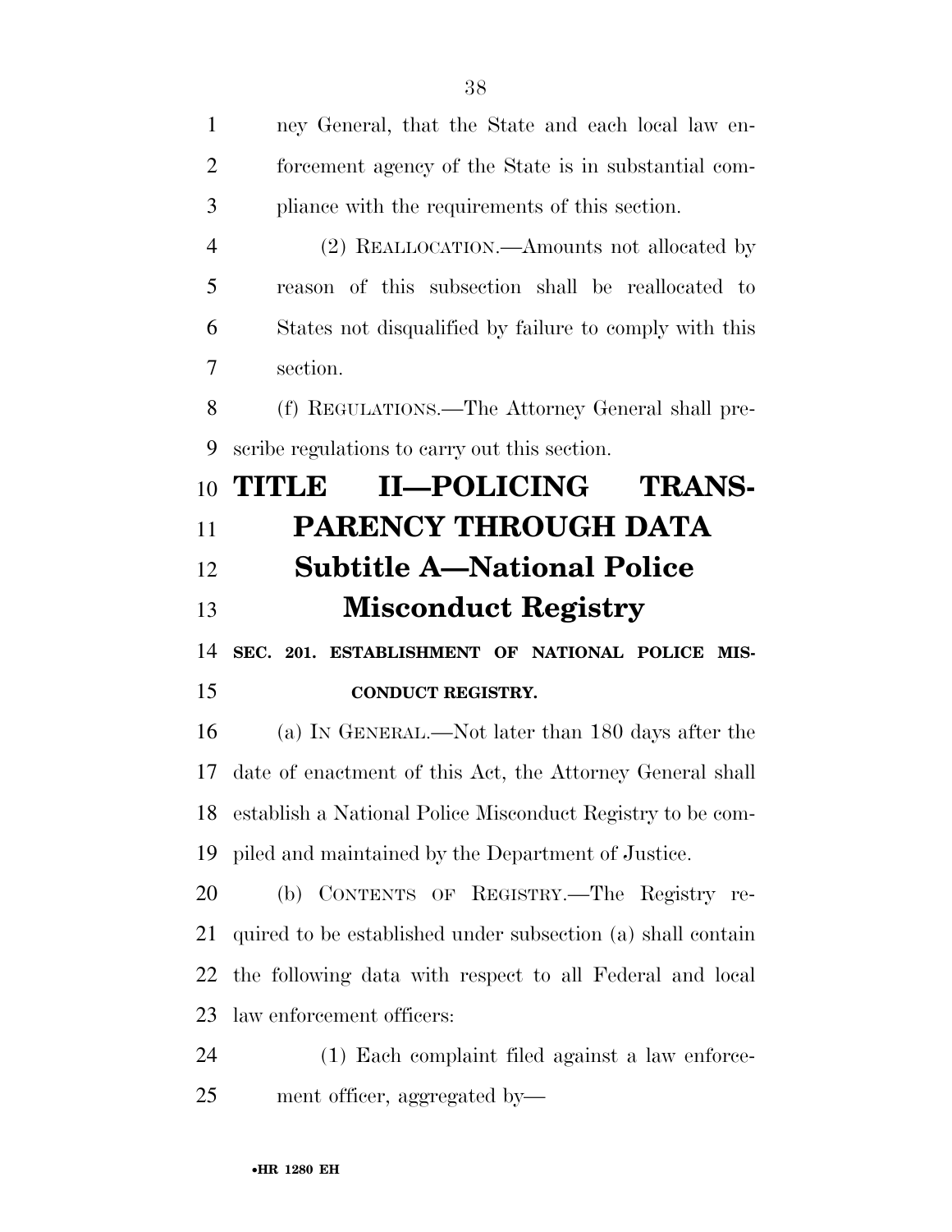ney General, that the State and each local law enforcement agency of the State is in substantial compliance with the requirements of this section.

(2) REALLOCATION.—Amounts not allocated by reason of this subsection shall be reallocated to States not disqualified by failure to comply with this section.

(f) REGULATIONS.—The Attorney General shall prescribe regulations to carry out this section.

# TITLE II—POLICING TRANSPARENCY THROUGH DATA

## Subtitle A—National Police Misconduct Registry

### SEC. 201. ESTABLISHMENT OF NATIONAL POLICE MISCONDUCT REGISTRY.

(a) IN GENERAL.—Not later than 180 days after the date of enactment of this Act, the Attorney General shall establish a National Police Misconduct Registry to be compiled and maintained by the Department of Justice.

(b) CONTENTS OF REGISTRY.—The Registry required to be established under subsection (a) shall contain the following data with respect to all Federal and local law enforcement officers:

(1) Each complaint filed against a law enforcement officer, aggregated by—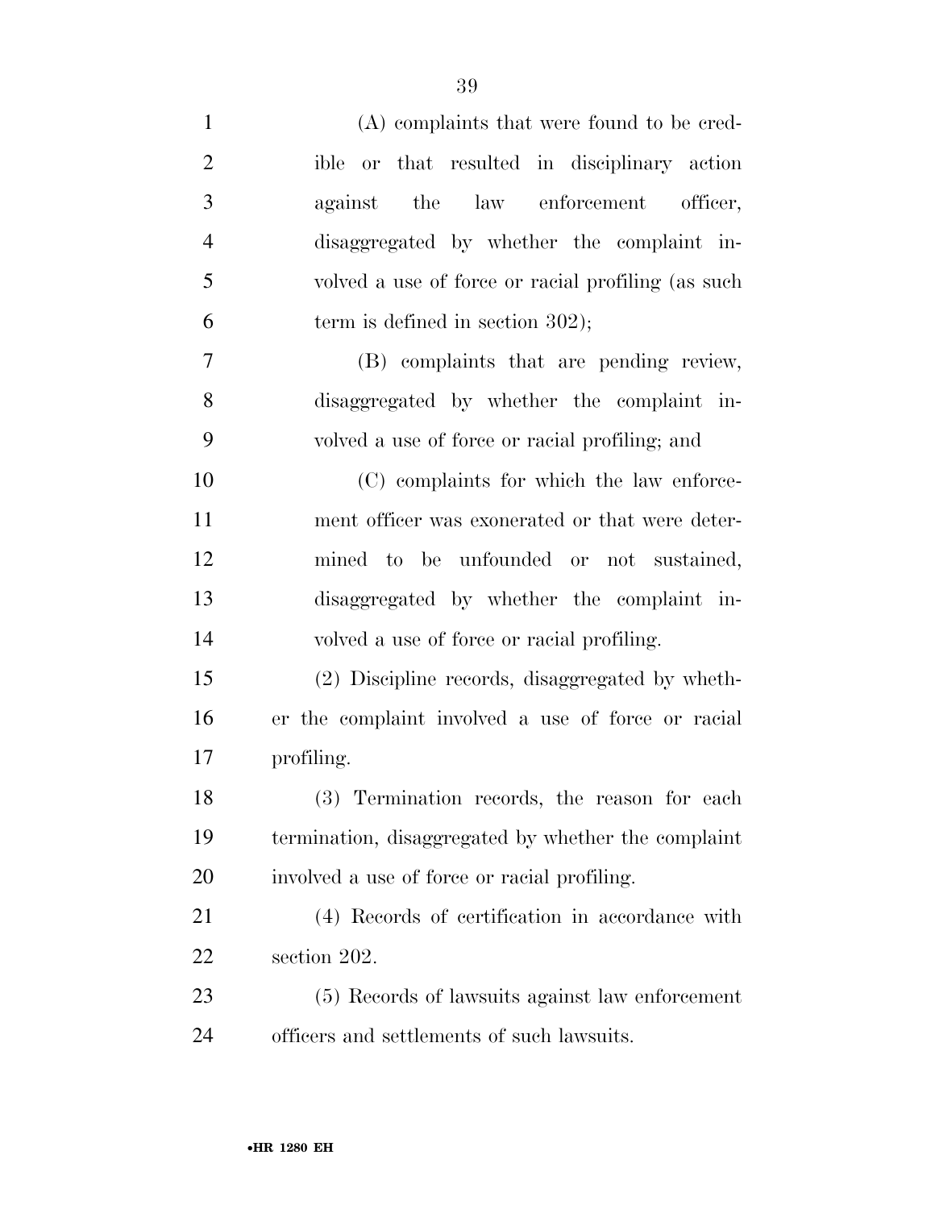(A) complaints that were found to be credible or that resulted in disciplinary action against the law enforcement officer, disaggregated by whether the complaint involved a use of force or racial profiling (as such term is defined in section 302);

(B) complaints that are pending review, disaggregated by whether the complaint involved a use of force or racial profiling; and

(C) complaints for which the law enforcement officer was exonerated or that were determined to be unfounded or not sustained, disaggregated by whether the complaint involved a use of force or racial profiling.

(2) Discipline records, disaggregated by whether the complaint involved a use of force or racial profiling.

(3) Termination records, the reason for each termination, disaggregated by whether the complaint involved a use of force or racial profiling.

(4) Records of certification in accordance with section 202.

(5) Records of lawsuits against law enforcement officers and settlements of such lawsuits.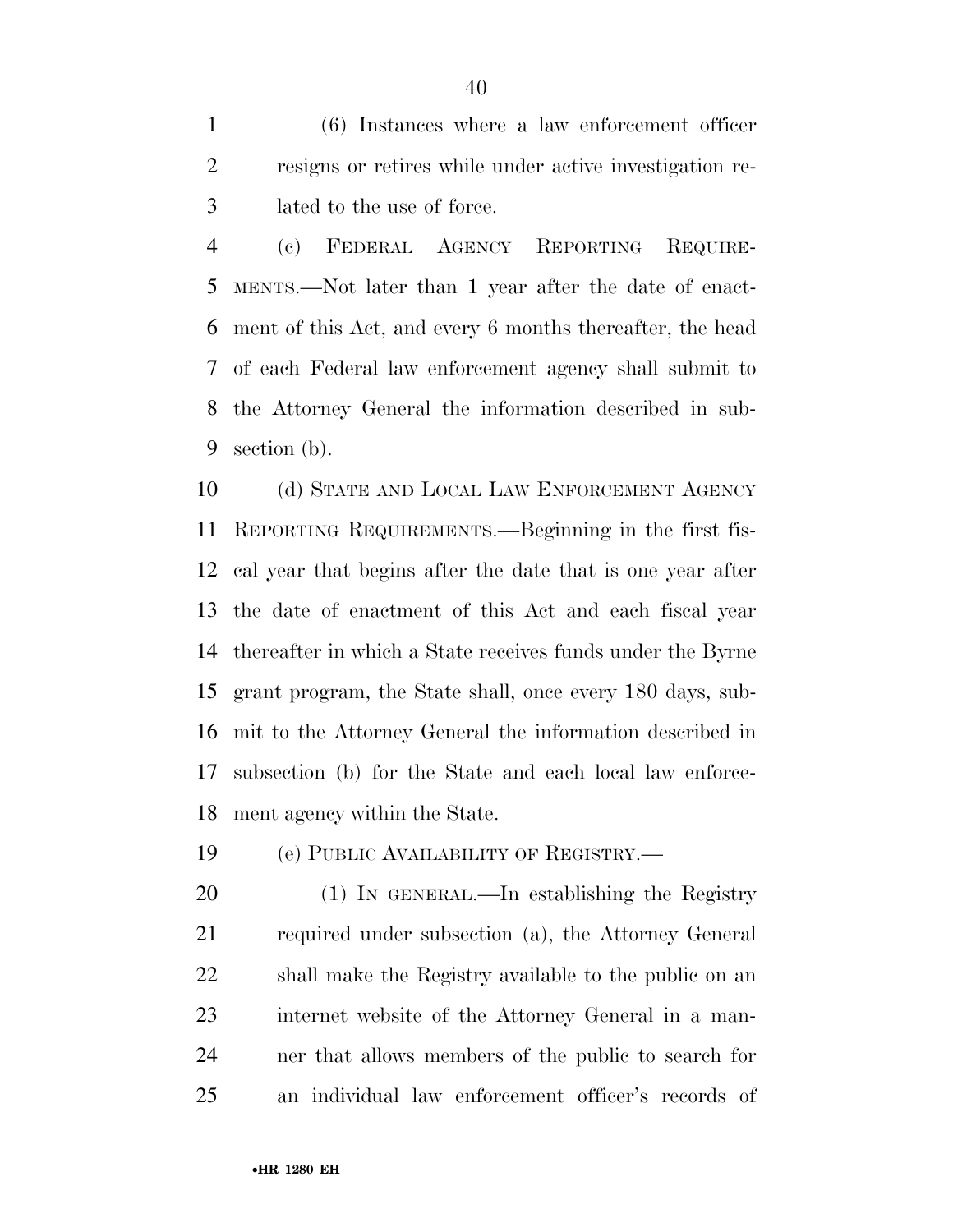(6) Instances where a law enforcement officer resigns or retires while under active investigation related to the use of force.

(c) FEDERAL AGENCY REPORTING REQUIREMENTS.—Not later than 1 year after the date of enactment of this Act, and every 6 months thereafter, the head of each Federal law enforcement agency shall submit to the Attorney General the information described in subsection (b).

(d) STATE AND LOCAL LAW ENFORCEMENT AGENCY REPORTING REQUIREMENTS.—Beginning in the first fiscal year that begins after the date that is one year after the date of enactment of this Act and each fiscal year thereafter in which a State receives funds under the Byrne grant program, the State shall, once every 180 days, submit to the Attorney General the information described in subsection (b) for the State and each local law enforcement agency within the State.

(e) PUBLIC AVAILABILITY OF REGISTRY.—

(1) IN GENERAL.—In establishing the Registry required under subsection (a), the Attorney General shall make the Registry available to the public on an internet website of the Attorney General in a manner that allows members of the public to search for an individual law enforcement officer's records of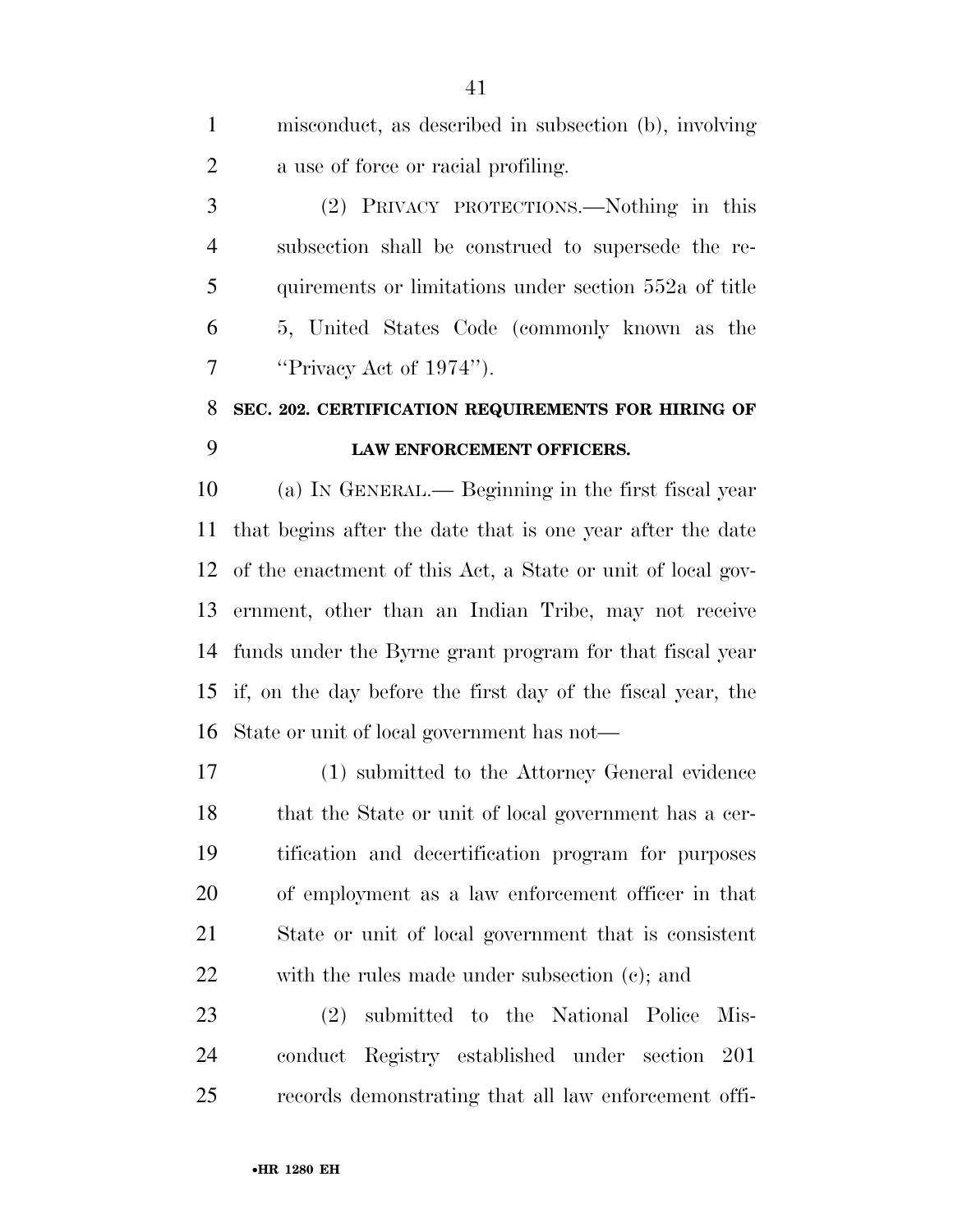misconduct, as described in subsection (b), involving a use of force or racial profiling.

(2) PRIVACY PROTECTIONS.—Nothing in this subsection shall be construed to supersede the requirements or limitations under section 552a of title 5, United States Code (commonly known as the "Privacy Act of 1974").

### SEC. 202. CERTIFICATION REQUIREMENTS FOR HIRING OF LAW ENFORCEMENT OFFICERS.

(a) IN GENERAL.— Beginning in the first fiscal year that begins after the date that is one year after the date of the enactment of this Act, a State or unit of local government, other than an Indian Tribe, may not receive funds under the Byrne grant program for that fiscal year if, on the day before the first day of the fiscal year, the State or unit of local government has not—

(1) submitted to the Attorney General evidence that the State or unit of local government has a certification and decertification program for purposes of employment as a law enforcement officer in that State or unit of local government that is consistent with the rules made under subsection (c); and

(2) submitted to the National Police Misconduct Registry established under section 201 records demonstrating that all law enforcement offi-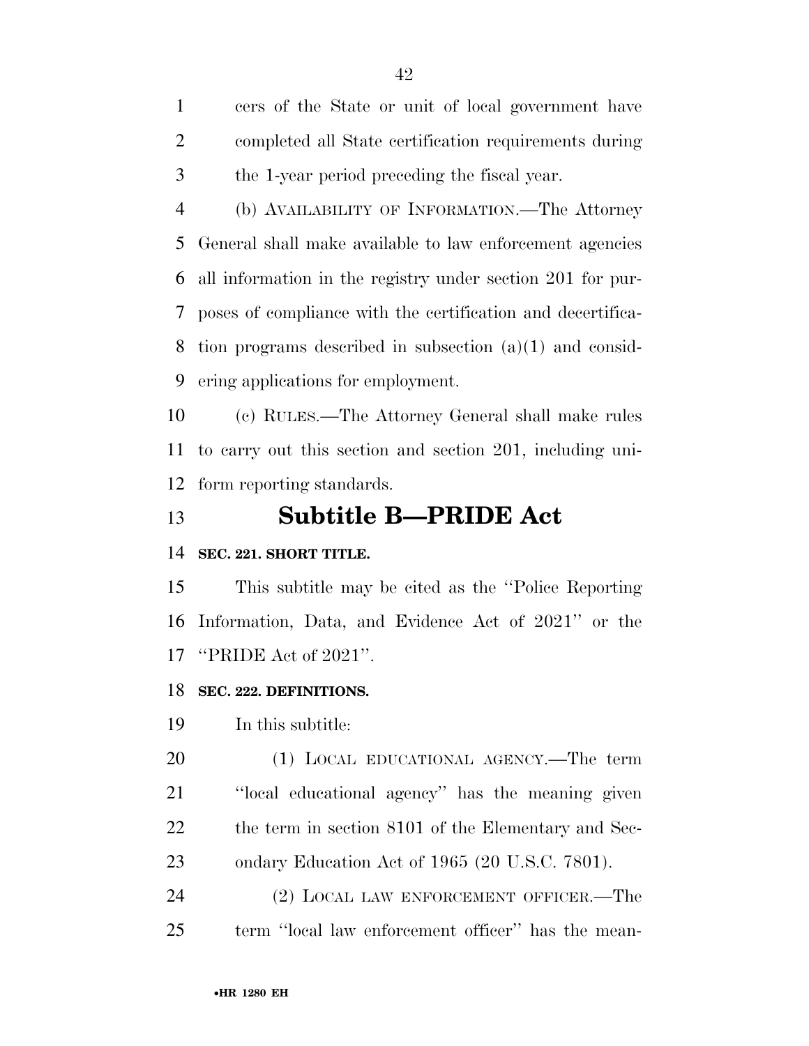cers of the State or unit of local government have completed all State certification requirements during the 1-year period preceding the fiscal year.

(b) AVAILABILITY OF INFORMATION.—The Attorney General shall make available to law enforcement agencies all information in the registry under section 201 for purposes of compliance with the certification and decertification programs described in subsection (a)(1) and considering applications for employment.

(c) RULES.—The Attorney General shall make rules to carry out this section and section 201, including uniform reporting standards.

# Subtitle B—PRIDE Act

**SEC. 221. SHORT TITLE.**

This subtitle may be cited as the ''Police Reporting Information, Data, and Evidence Act of 2021'' or the ''PRIDE Act of 2021''.

**SEC. 222. DEFINITIONS.**

In this subtitle:

(1) LOCAL EDUCATIONAL AGENCY.—The term ''local educational agency'' has the meaning given the term in section 8101 of the Elementary and Secondary Education Act of 1965 (20 U.S.C. 7801).

(2) LOCAL LAW ENFORCEMENT OFFICER.—The term ''local law enforcement officer'' has the mean-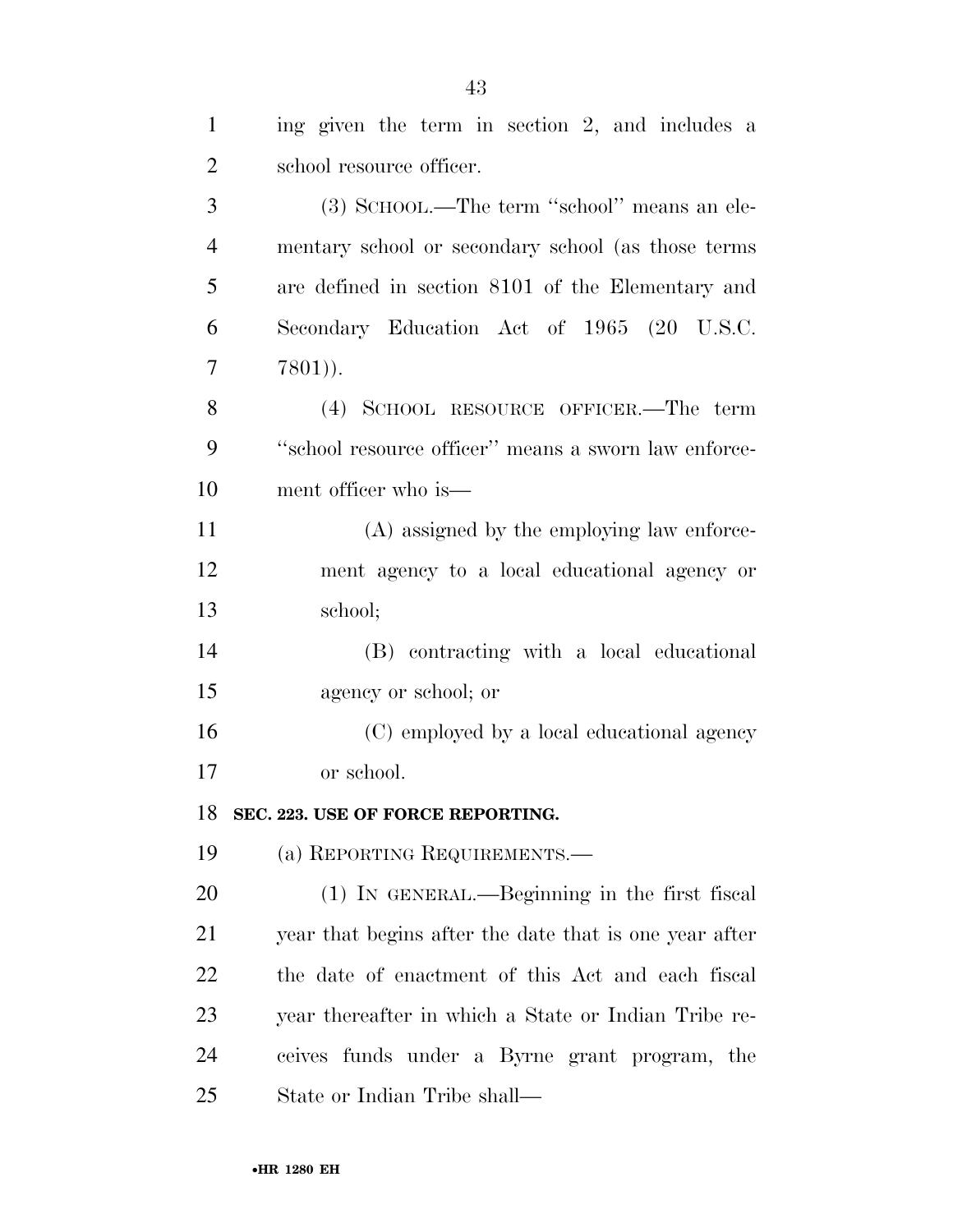ing given the term in section 2, and includes a school resource officer.

(3) SCHOOL.—The term "school" means an elementary school or secondary school (as those terms are defined in section 8101 of the Elementary and Secondary Education Act of 1965 (20 U.S.C. 7801)).

(4) SCHOOL RESOURCE OFFICER.—The term "school resource officer" means a sworn law enforcement officer who is—

(A) assigned by the employing law enforcement agency to a local educational agency or school;

(B) contracting with a local educational agency or school; or

(C) employed by a local educational agency or school.

**SEC. 223. USE OF FORCE REPORTING.**

(a) REPORTING REQUIREMENTS.—

(1) IN GENERAL.—Beginning in the first fiscal year that begins after the date that is one year after the date of enactment of this Act and each fiscal year thereafter in which a State or Indian Tribe receives funds under a Byrne grant program, the State or Indian Tribe shall—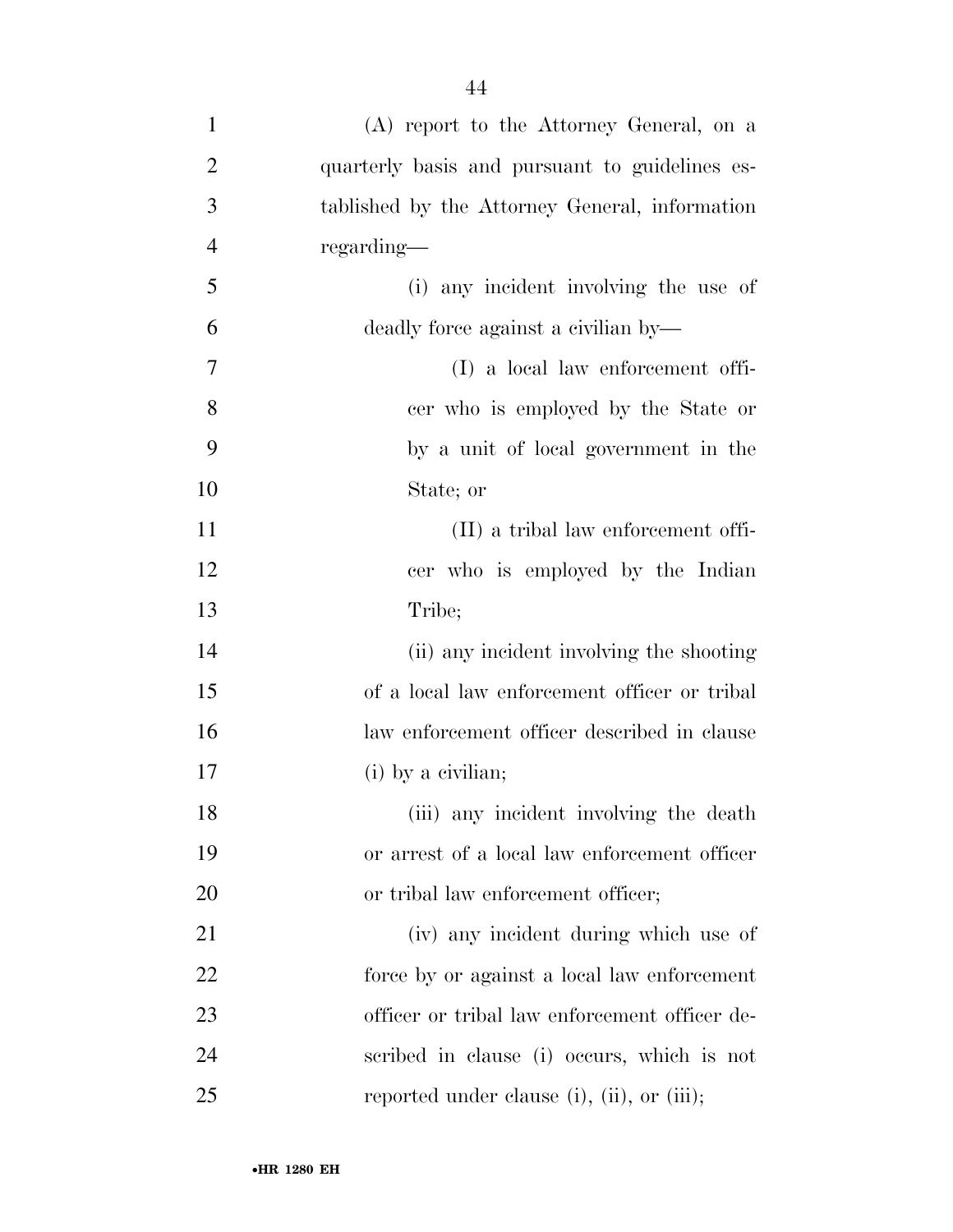(A) report to the Attorney General, on a quarterly basis and pursuant to guidelines established by the Attorney General, information regarding—

(i) any incident involving the use of deadly force against a civilian by—

(I) a local law enforcement officer who is employed by the State or by a unit of local government in the State; or

(II) a tribal law enforcement officer who is employed by the Indian Tribe;

(ii) any incident involving the shooting of a local law enforcement officer or tribal law enforcement officer described in clause (i) by a civilian;

(iii) any incident involving the death or arrest of a local law enforcement officer or tribal law enforcement officer;

(iv) any incident during which use of force by or against a local law enforcement officer or tribal law enforcement officer described in clause (i) occurs, which is not reported under clause (i), (ii), or (iii);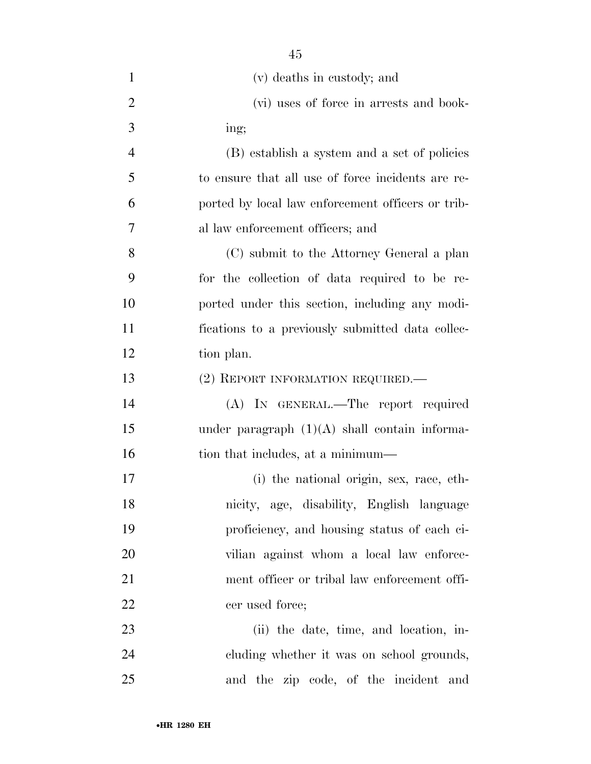(v) deaths in custody; and

(vi) uses of force in arrests and booking;

(B) establish a system and a set of policies to ensure that all use of force incidents are reported by local law enforcement officers or tribal law enforcement officers; and

(C) submit to the Attorney General a plan for the collection of data required to be reported under this section, including any modifications to a previously submitted data collection plan.

(2) REPORT INFORMATION REQUIRED.—

(A) IN GENERAL.—The report required under paragraph (1)(A) shall contain information that includes, at a minimum—

(i) the national origin, sex, race, ethnicity, age, disability, English language proficiency, and housing status of each civilian against whom a local law enforcement officer or tribal law enforcement officer used force;

(ii) the date, time, and location, including whether it was on school grounds, and the zip code, of the incident and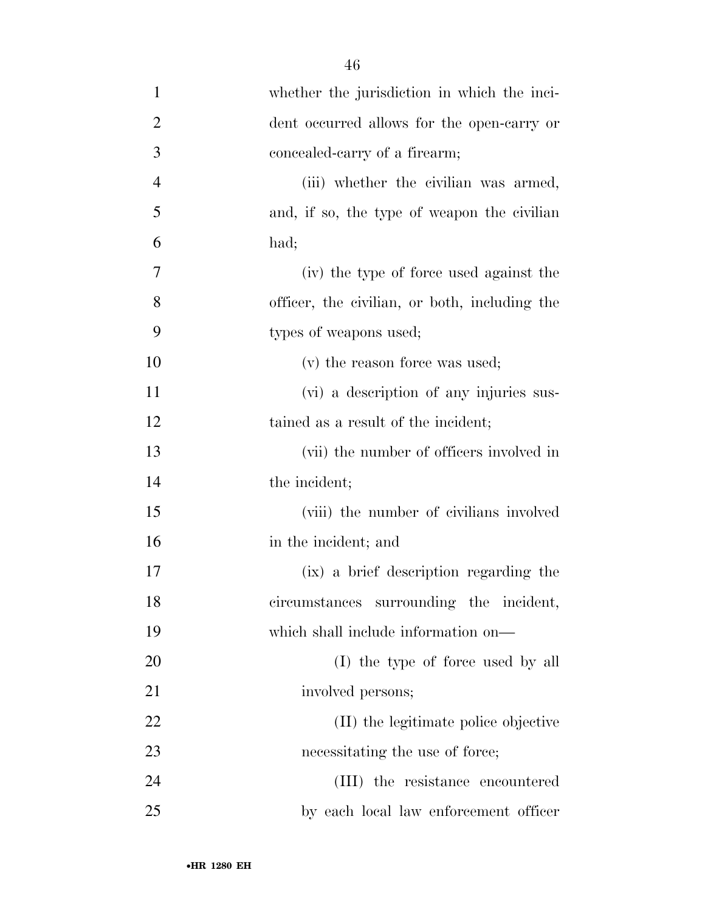whether the jurisdiction in which the incident occurred allows for the open-carry or concealed-carry of a firearm;

(iii) whether the civilian was armed, and, if so, the type of weapon the civilian had;

(iv) the type of force used against the officer, the civilian, or both, including the types of weapons used;

(v) the reason force was used;

(vi) a description of any injuries sustained as a result of the incident;

(vii) the number of officers involved in the incident;

(viii) the number of civilians involved in the incident; and

(ix) a brief description regarding the circumstances surrounding the incident, which shall include information on—

(I) the type of force used by all involved persons;

(II) the legitimate police objective necessitating the use of force;

(III) the resistance encountered by each local law enforcement officer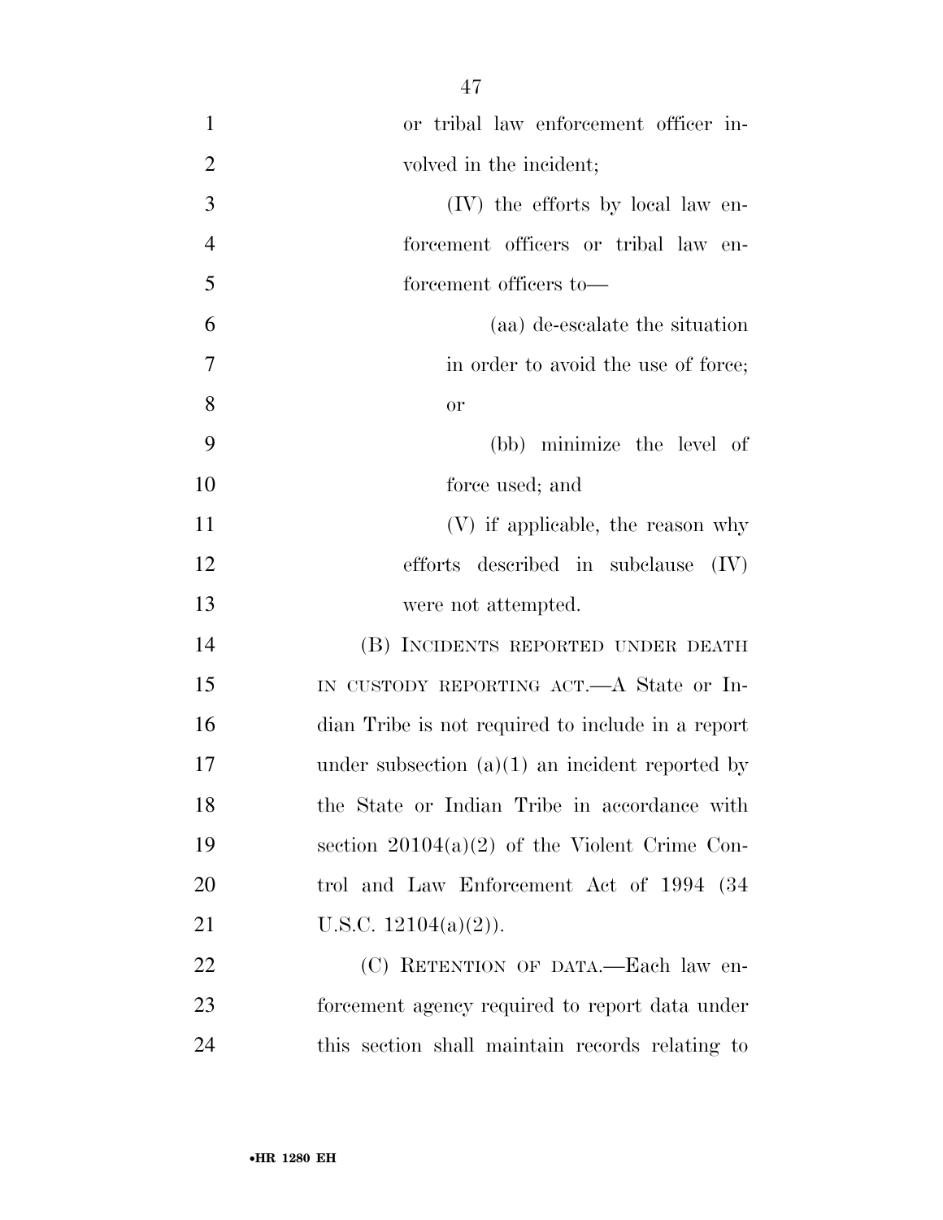or tribal law enforcement officer involved in the incident;

(IV) the efforts by local law enforcement officers or tribal law enforcement officers to—

(aa) de-escalate the situation in order to avoid the use of force; or

(bb) minimize the level of force used; and

(V) if applicable, the reason why efforts described in subclause (IV) were not attempted.

(B) INCIDENTS REPORTED UNDER DEATH IN CUSTODY REPORTING ACT.—A State or Indian Tribe is not required to include in a report under subsection (a)(1) an incident reported by the State or Indian Tribe in accordance with section 20104(a)(2) of the Violent Crime Control and Law Enforcement Act of 1994 (34 U.S.C. 12104(a)(2)).

(C) RETENTION OF DATA.—Each law enforcement agency required to report data under this section shall maintain records relating to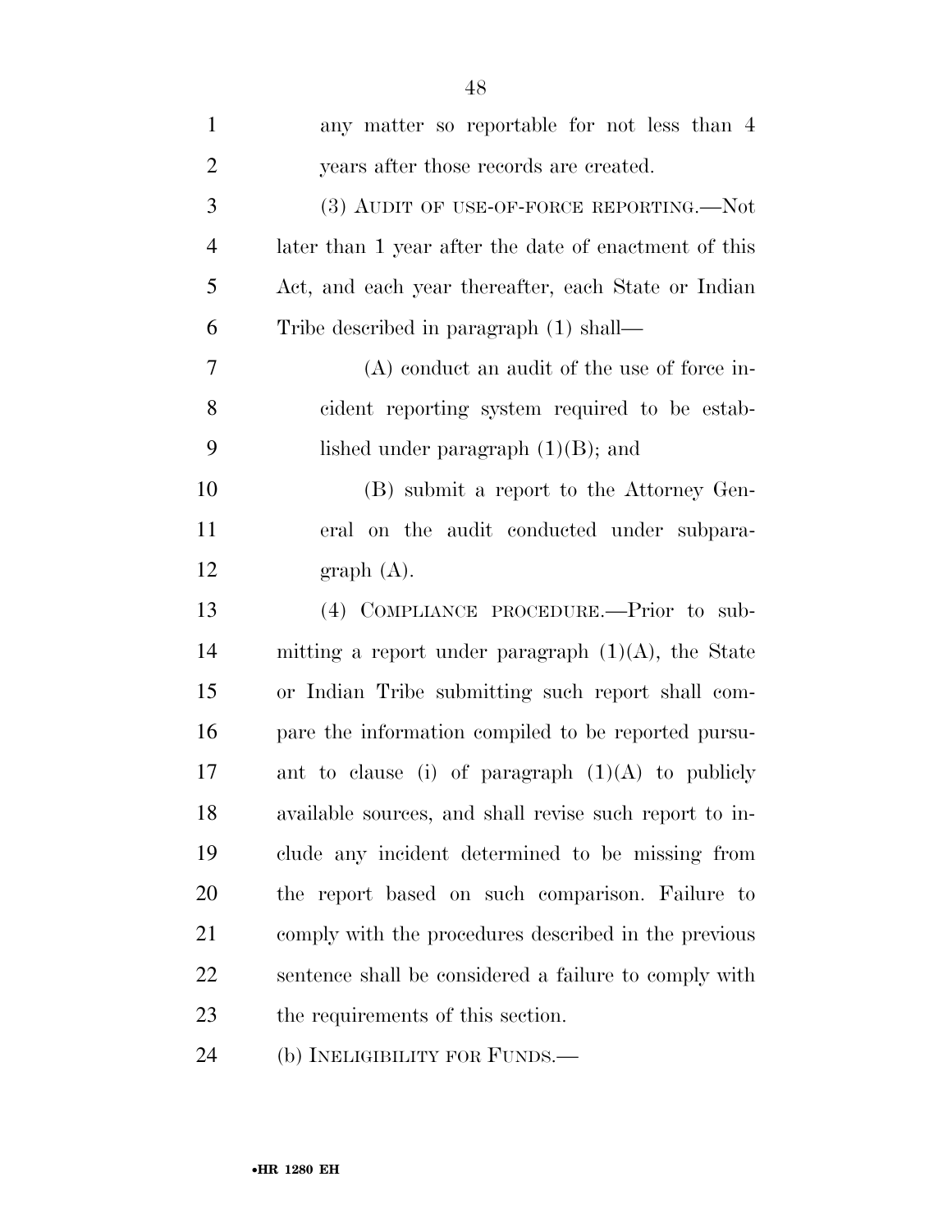any matter so reportable for not less than 4 years after those records are created.

(3) AUDIT OF USE-OF-FORCE REPORTING.—Not later than 1 year after the date of enactment of this Act, and each year thereafter, each State or Indian Tribe described in paragraph (1) shall—

(A) conduct an audit of the use of force incident reporting system required to be established under paragraph (1)(B); and

(B) submit a report to the Attorney General on the audit conducted under subparagraph (A).

(4) COMPLIANCE PROCEDURE.—Prior to submitting a report under paragraph (1)(A), the State or Indian Tribe submitting such report shall compare the information compiled to be reported pursuant to clause (i) of paragraph (1)(A) to publicly available sources, and shall revise such report to include any incident determined to be missing from the report based on such comparison. Failure to comply with the procedures described in the previous sentence shall be considered a failure to comply with the requirements of this section.

(b) INELIGIBILITY FOR FUNDS.—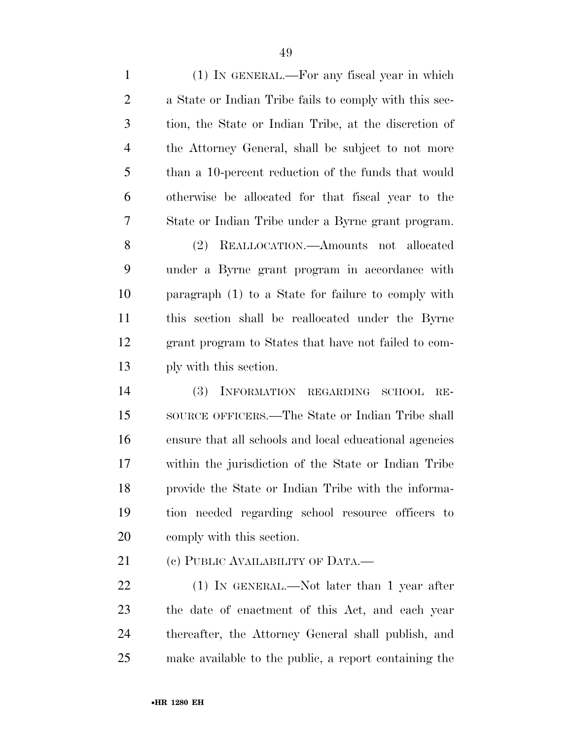(1) IN GENERAL.—For any fiscal year in which a State or Indian Tribe fails to comply with this section, the State or Indian Tribe, at the discretion of the Attorney General, shall be subject to not more than a 10-percent reduction of the funds that would otherwise be allocated for that fiscal year to the State or Indian Tribe under a Byrne grant program.

(2) REALLOCATION.—Amounts not allocated under a Byrne grant program in accordance with paragraph (1) to a State for failure to comply with this section shall be reallocated under the Byrne grant program to States that have not failed to comply with this section.

(3) INFORMATION REGARDING SCHOOL RESOURCE OFFICERS.—The State or Indian Tribe shall ensure that all schools and local educational agencies within the jurisdiction of the State or Indian Tribe provide the State or Indian Tribe with the information needed regarding school resource officers to comply with this section.

(c) PUBLIC AVAILABILITY OF DATA.—

(1) IN GENERAL.—Not later than 1 year after the date of enactment of this Act, and each year thereafter, the Attorney General shall publish, and make available to the public, a report containing the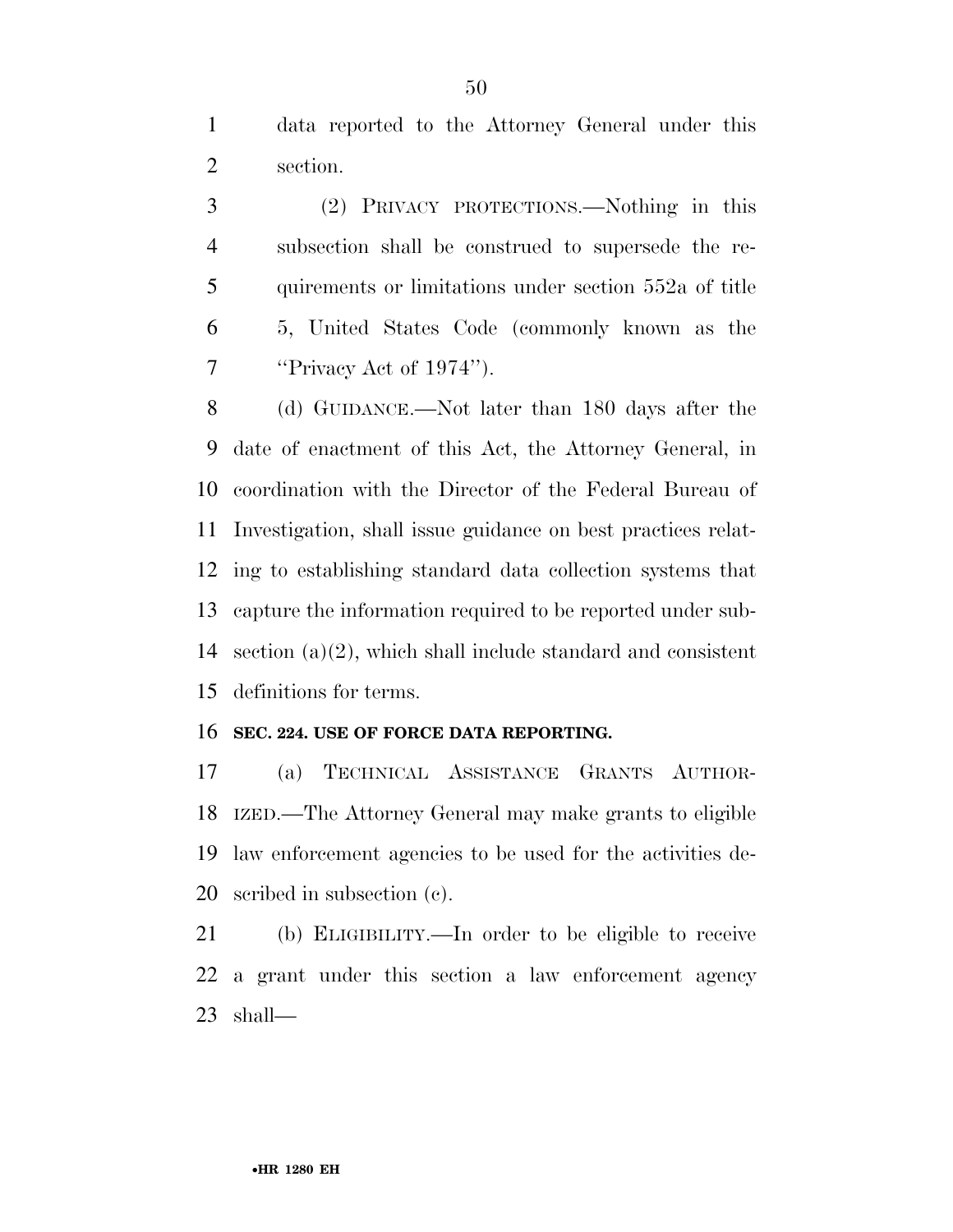data reported to the Attorney General under this section.

(2) PRIVACY PROTECTIONS.—Nothing in this subsection shall be construed to supersede the requirements or limitations under section 552a of title 5, United States Code (commonly known as the "Privacy Act of 1974").

(d) GUIDANCE.—Not later than 180 days after the date of enactment of this Act, the Attorney General, in coordination with the Director of the Federal Bureau of Investigation, shall issue guidance on best practices relating to establishing standard data collection systems that capture the information required to be reported under subsection (a)(2), which shall include standard and consistent definitions for terms.

**SEC. 224. USE OF FORCE DATA REPORTING.**

(a) TECHNICAL ASSISTANCE GRANTS AUTHORIZED.—The Attorney General may make grants to eligible law enforcement agencies to be used for the activities described in subsection (c).

(b) ELIGIBILITY.—In order to be eligible to receive a grant under this section a law enforcement agency shall—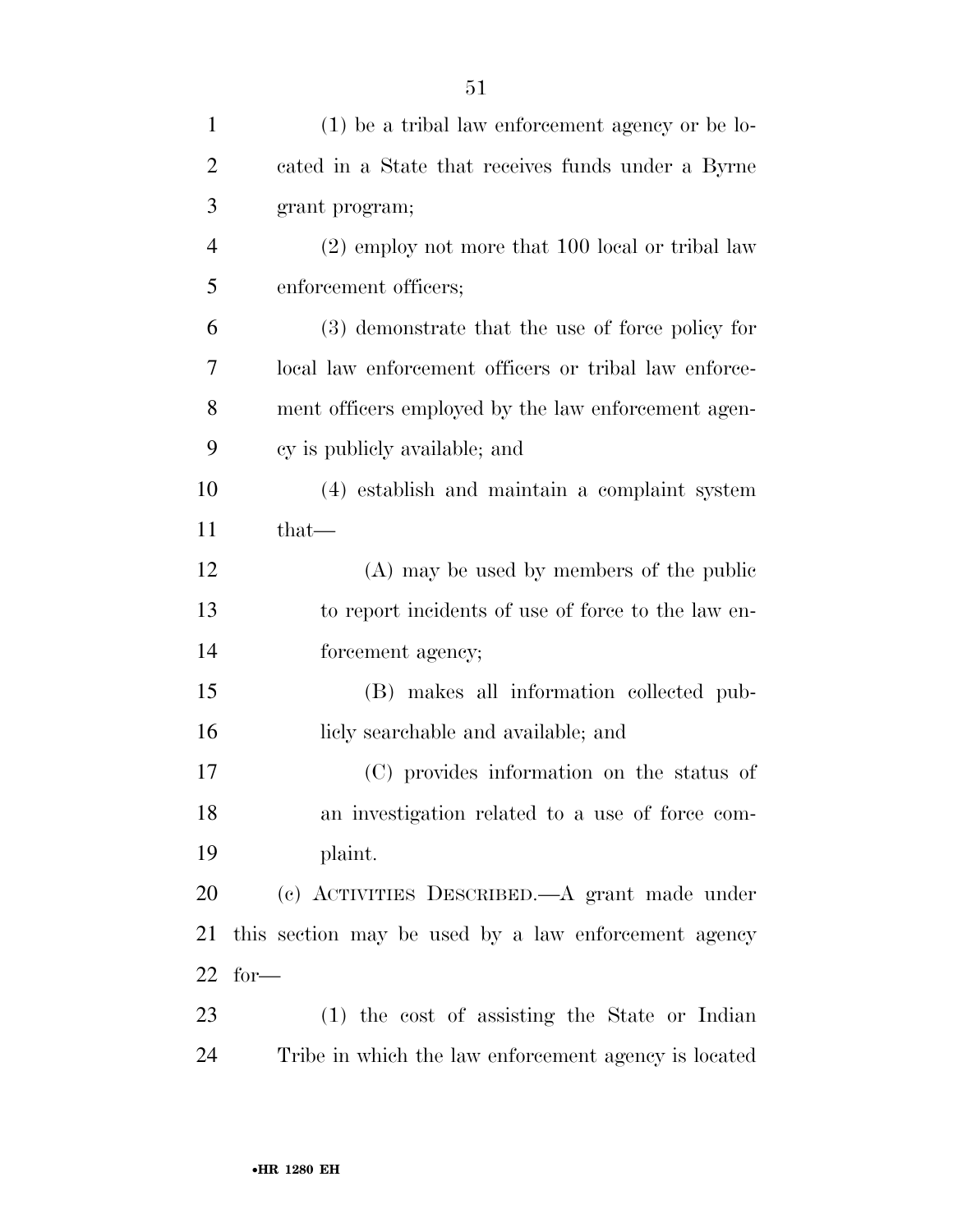(1) be a tribal law enforcement agency or be located in a State that receives funds under a Byrne grant program;

(2) employ not more that 100 local or tribal law enforcement officers;

(3) demonstrate that the use of force policy for local law enforcement officers or tribal law enforcement officers employed by the law enforcement agency is publicly available; and

(4) establish and maintain a complaint system that—

(A) may be used by members of the public to report incidents of use of force to the law enforcement agency;

(B) makes all information collected publicly searchable and available; and

(C) provides information on the status of an investigation related to a use of force complaint.

(c) ACTIVITIES DESCRIBED.—A grant made under this section may be used by a law enforcement agency for—

(1) the cost of assisting the State or Indian Tribe in which the law enforcement agency is located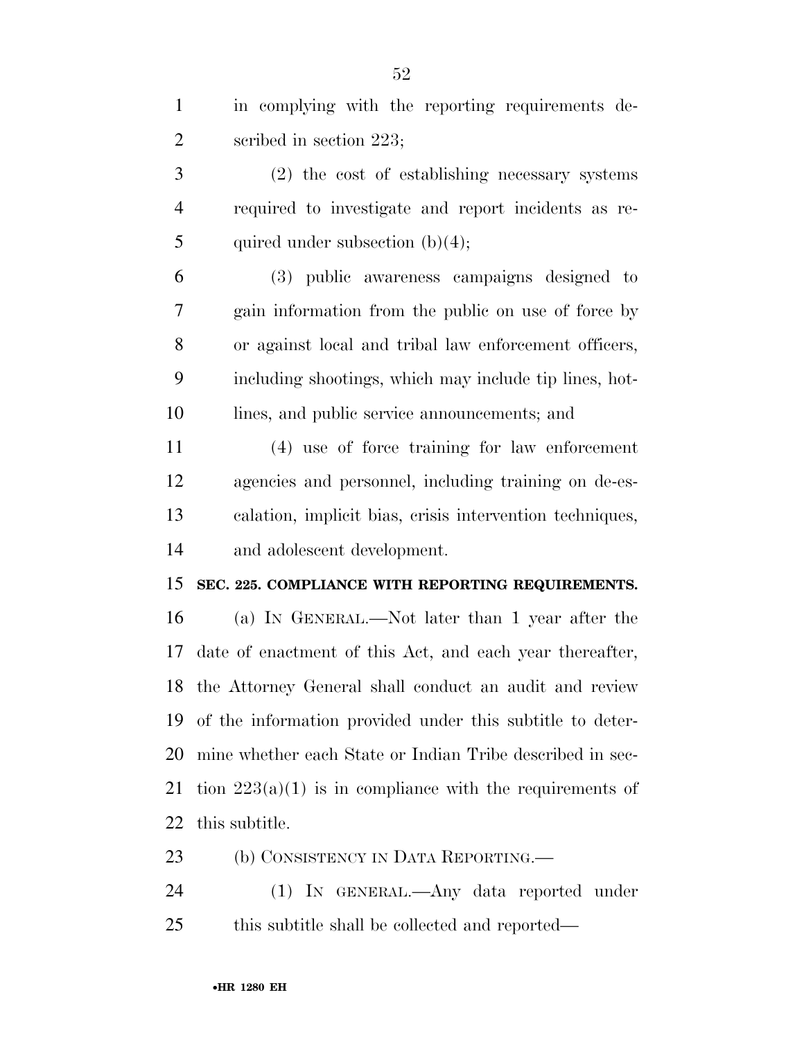in complying with the reporting requirements described in section 223;

(2) the cost of establishing necessary systems required to investigate and report incidents as required under subsection (b)(4);

(3) public awareness campaigns designed to gain information from the public on use of force by or against local and tribal law enforcement officers, including shootings, which may include tip lines, hotlines, and public service announcements; and

(4) use of force training for law enforcement agencies and personnel, including training on de-escalation, implicit bias, crisis intervention techniques, and adolescent development.

**SEC. 225. COMPLIANCE WITH REPORTING REQUIREMENTS.**

(a) IN GENERAL.—Not later than 1 year after the date of enactment of this Act, and each year thereafter, the Attorney General shall conduct an audit and review of the information provided under this subtitle to determine whether each State or Indian Tribe described in section 223(a)(1) is in compliance with the requirements of this subtitle.

(b) CONSISTENCY IN DATA REPORTING.—

(1) IN GENERAL.—Any data reported under this subtitle shall be collected and reported—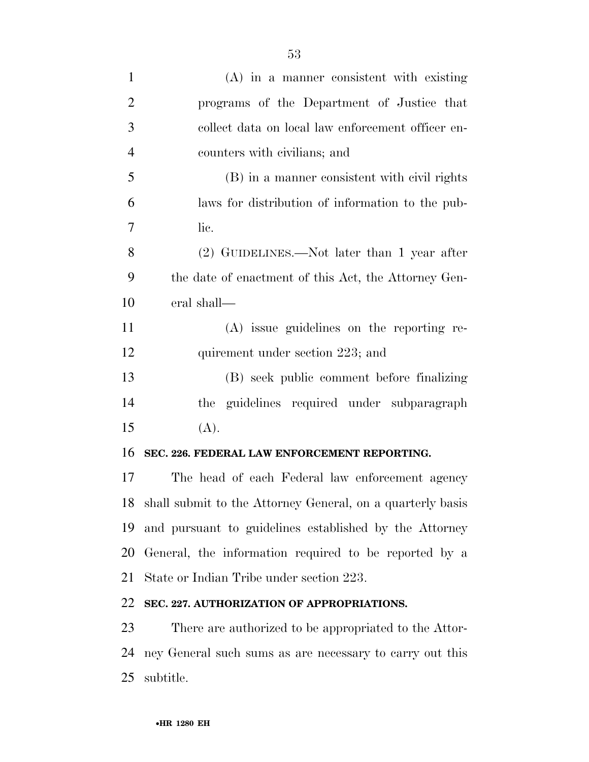(A) in a manner consistent with existing programs of the Department of Justice that collect data on local law enforcement officer encounters with civilians; and

(B) in a manner consistent with civil rights laws for distribution of information to the public.

(2) GUIDELINES.—Not later than 1 year after the date of enactment of this Act, the Attorney General shall—

(A) issue guidelines on the reporting requirement under section 223; and

(B) seek public comment before finalizing the guidelines required under subparagraph (A).

**SEC. 226. FEDERAL LAW ENFORCEMENT REPORTING.**

The head of each Federal law enforcement agency shall submit to the Attorney General, on a quarterly basis and pursuant to guidelines established by the Attorney General, the information required to be reported by a State or Indian Tribe under section 223.

**SEC. 227. AUTHORIZATION OF APPROPRIATIONS.**

There are authorized to be appropriated to the Attorney General such sums as are necessary to carry out this subtitle.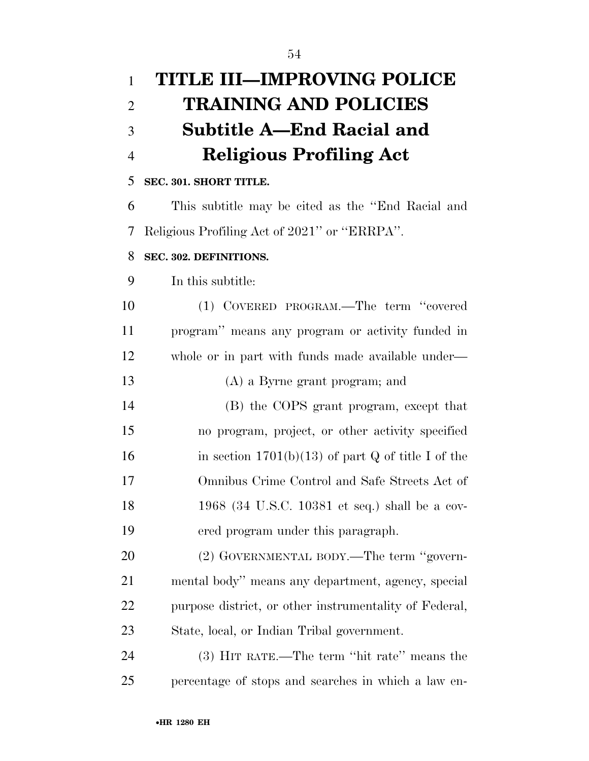# TITLE III—IMPROVING POLICE TRAINING AND POLICIES

## Subtitle A—End Racial and Religious Profiling Act

**SEC. 301. SHORT TITLE.**

This subtitle may be cited as the "End Racial and Religious Profiling Act of 2021" or "ERRPA".

**SEC. 302. DEFINITIONS.**

In this subtitle:

(1) COVERED PROGRAM.—The term "covered program" means any program or activity funded in whole or in part with funds made available under—

(A) a Byrne grant program; and

(B) the COPS grant program, except that no program, project, or other activity specified in section 1701(b)(13) of part Q of title I of the Omnibus Crime Control and Safe Streets Act of 1968 (34 U.S.C. 10381 et seq.) shall be a covered program under this paragraph.

(2) GOVERNMENTAL BODY.—The term "governmental body" means any department, agency, special purpose district, or other instrumentality of Federal, State, local, or Indian Tribal government.

(3) HIT RATE.—The term "hit rate" means the percentage of stops and searches in which a law en-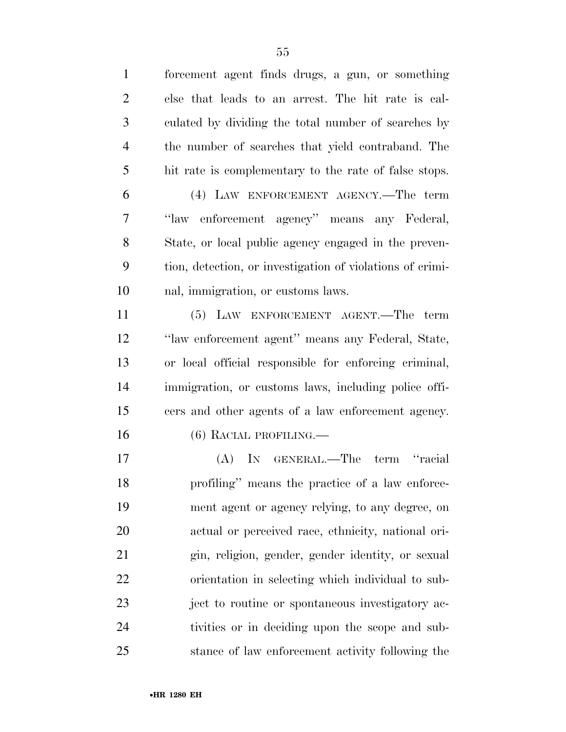forcement agent finds drugs, a gun, or something else that leads to an arrest. The hit rate is calculated by dividing the total number of searches by the number of searches that yield contraband. The hit rate is complementary to the rate of false stops.

(4) LAW ENFORCEMENT AGENCY.—The term ''law enforcement agency'' means any Federal, State, or local public agency engaged in the prevention, detection, or investigation of violations of criminal, immigration, or customs laws.

(5) LAW ENFORCEMENT AGENT.—The term ''law enforcement agent'' means any Federal, State, or local official responsible for enforcing criminal, immigration, or customs laws, including police officers and other agents of a law enforcement agency.

(6) RACIAL PROFILING.—

(A) IN GENERAL.—The term ''racial profiling'' means the practice of a law enforcement agent or agency relying, to any degree, on actual or perceived race, ethnicity, national origin, religion, gender, gender identity, or sexual orientation in selecting which individual to subject to routine or spontaneous investigatory activities or in deciding upon the scope and substance of law enforcement activity following the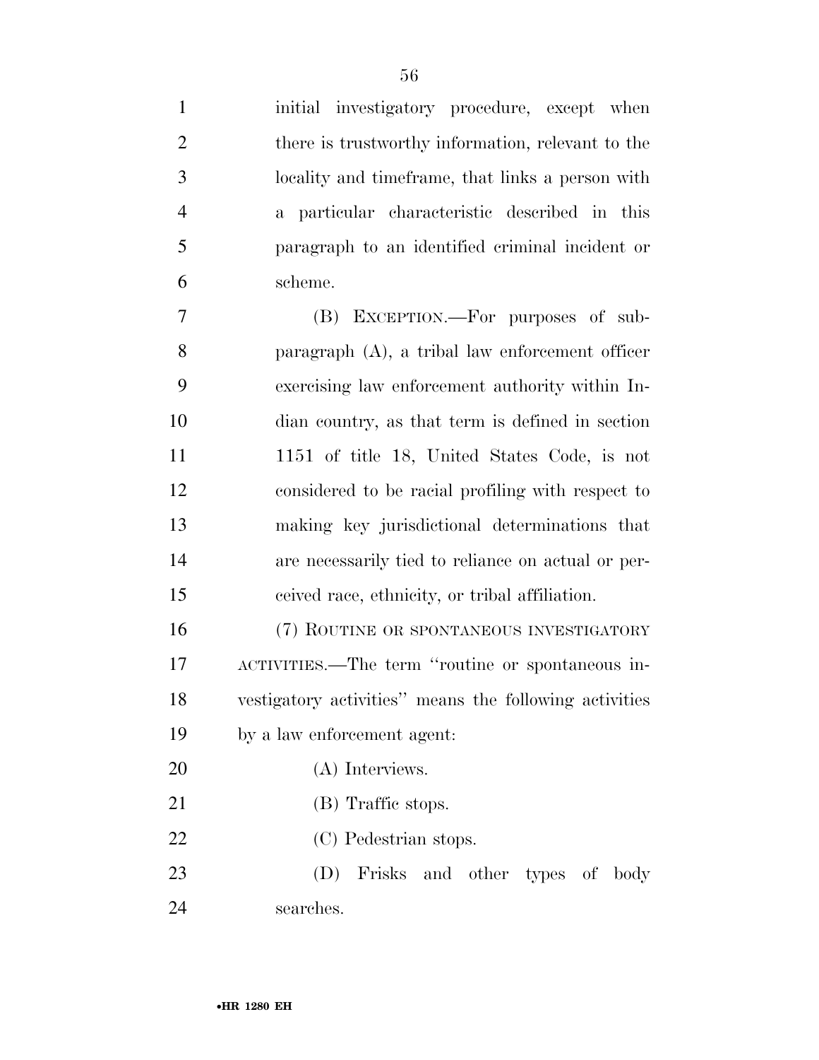initial investigatory procedure, except when there is trustworthy information, relevant to the locality and timeframe, that links a person with a particular characteristic described in this paragraph to an identified criminal incident or scheme.

(B) EXCEPTION.—For purposes of subparagraph (A), a tribal law enforcement officer exercising law enforcement authority within Indian country, as that term is defined in section 1151 of title 18, United States Code, is not considered to be racial profiling with respect to making key jurisdictional determinations that are necessarily tied to reliance on actual or perceived race, ethnicity, or tribal affiliation.

(7) ROUTINE OR SPONTANEOUS INVESTIGATORY ACTIVITIES.—The term ''routine or spontaneous investigatory activities'' means the following activities by a law enforcement agent:

(A) Interviews.

(B) Traffic stops.

(C) Pedestrian stops.

(D) Frisks and other types of body searches.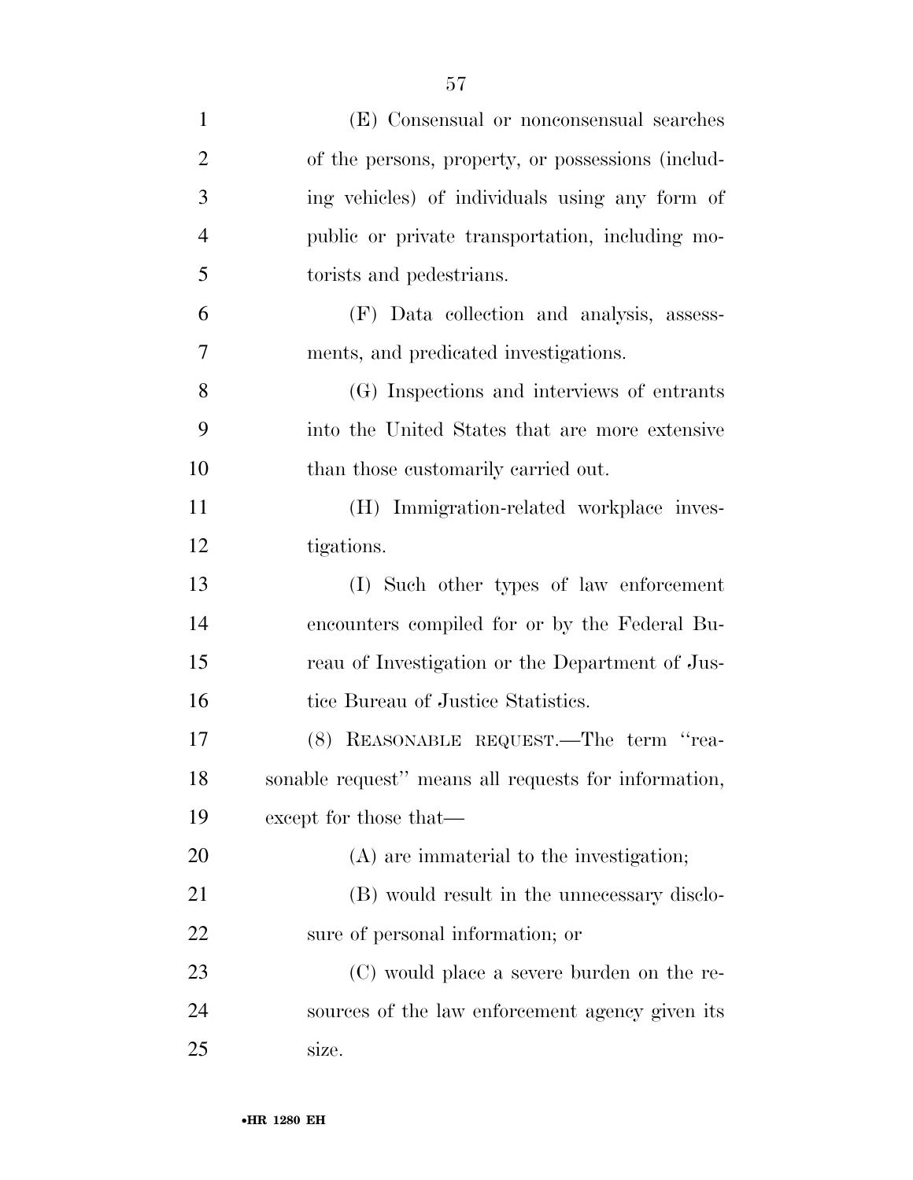(E) Consensual or nonconsensual searches of the persons, property, or possessions (including vehicles) of individuals using any form of public or private transportation, including motorists and pedestrians.

(F) Data collection and analysis, assessments, and predicated investigations.

(G) Inspections and interviews of entrants into the United States that are more extensive than those customarily carried out.

(H) Immigration-related workplace investigations.

(I) Such other types of law enforcement encounters compiled for or by the Federal Bureau of Investigation or the Department of Justice Bureau of Justice Statistics.

(8) REASONABLE REQUEST.—The term "reasonable request" means all requests for information, except for those that—

(A) are immaterial to the investigation;

(B) would result in the unnecessary disclosure of personal information; or

(C) would place a severe burden on the resources of the law enforcement agency given its size.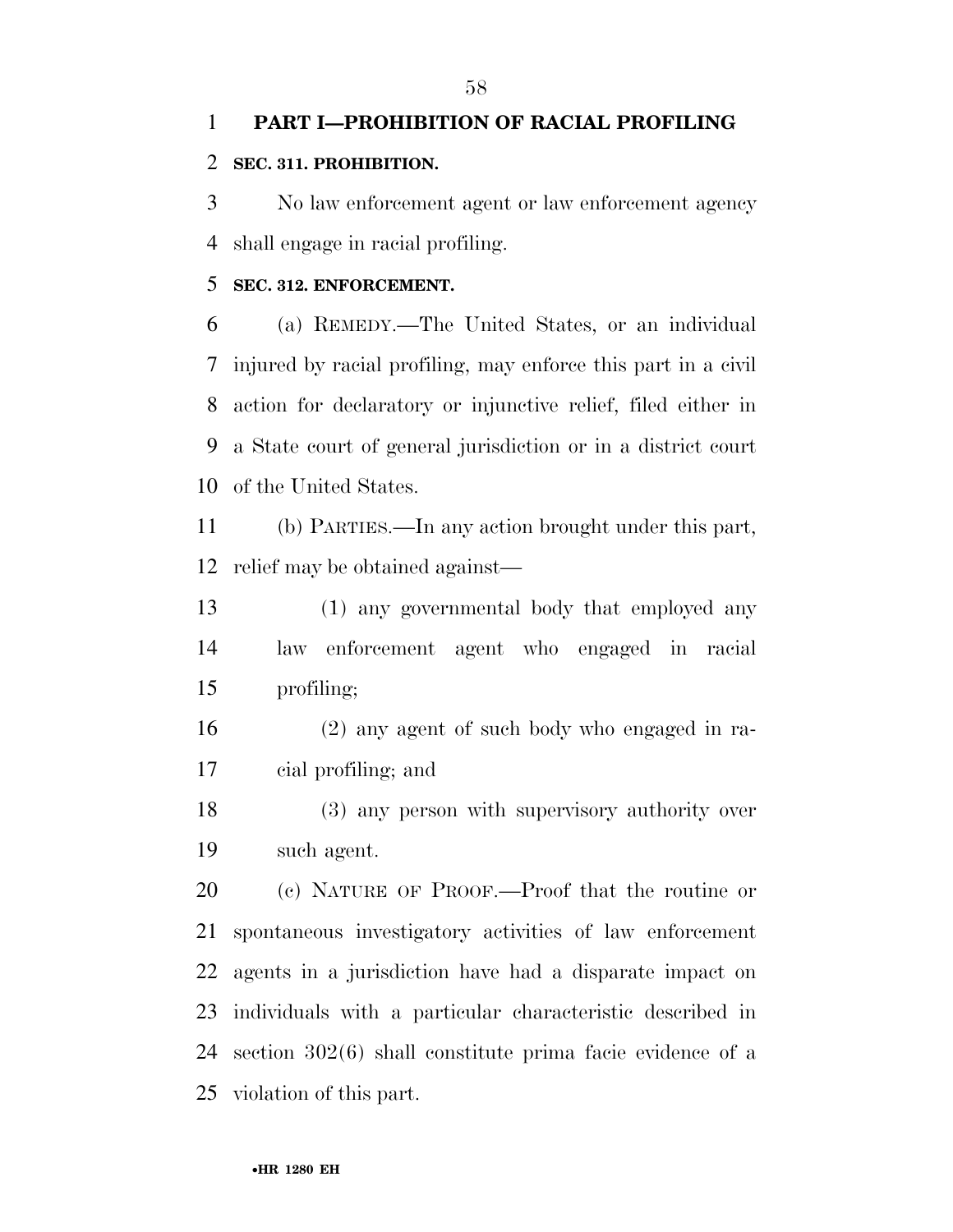## PART I—PROHIBITION OF RACIAL PROFILING

### SEC. 311. PROHIBITION.

No law enforcement agent or law enforcement agency shall engage in racial profiling.

### SEC. 312. ENFORCEMENT.

(a) REMEDY.—The United States, or an individual injured by racial profiling, may enforce this part in a civil action for declaratory or injunctive relief, filed either in a State court of general jurisdiction or in a district court of the United States.

(b) PARTIES.—In any action brought under this part, relief may be obtained against—

(1) any governmental body that employed any law enforcement agent who engaged in racial profiling;

(2) any agent of such body who engaged in racial profiling; and

(3) any person with supervisory authority over such agent.

(c) NATURE OF PROOF.—Proof that the routine or spontaneous investigatory activities of law enforcement agents in a jurisdiction have had a disparate impact on individuals with a particular characteristic described in section 302(6) shall constitute prima facie evidence of a violation of this part.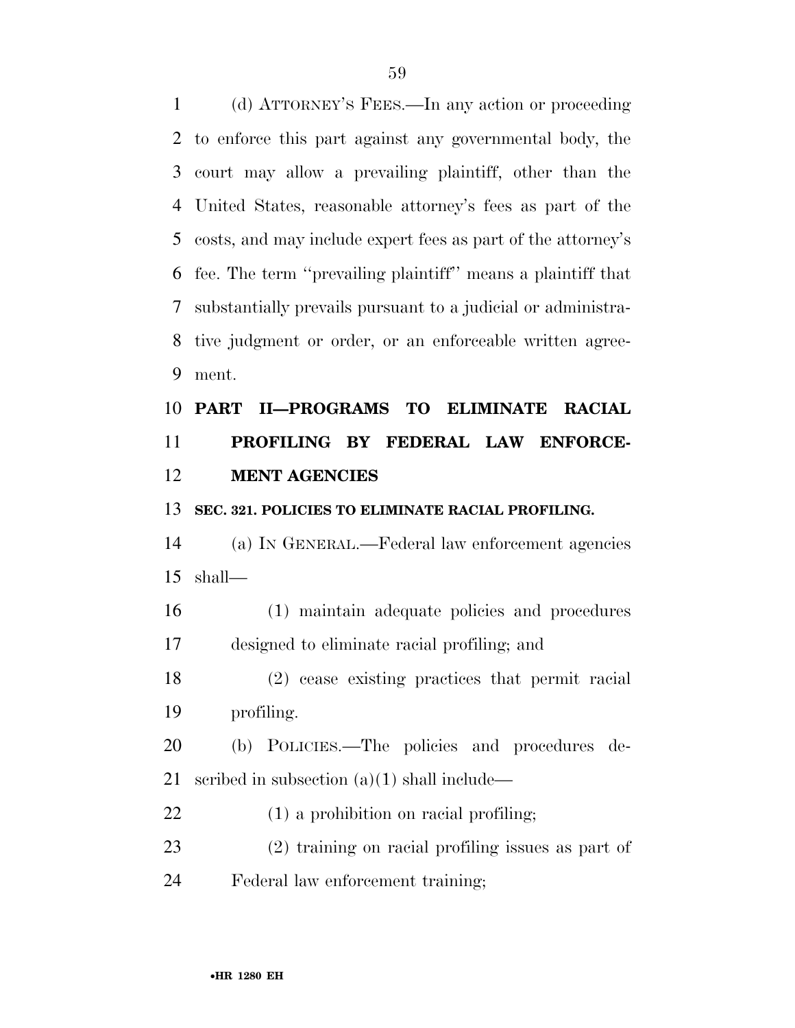(d) ATTORNEY'S FEES.—In any action or proceeding to enforce this part against any governmental body, the court may allow a prevailing plaintiff, other than the United States, reasonable attorney's fees as part of the costs, and may include expert fees as part of the attorney's fee. The term ''prevailing plaintiff'' means a plaintiff that substantially prevails pursuant to a judicial or administrative judgment or order, or an enforceable written agreement.

## PART II—PROGRAMS TO ELIMINATE RACIAL PROFILING BY FEDERAL LAW ENFORCEMENT AGENCIES

### SEC. 321. POLICIES TO ELIMINATE RACIAL PROFILING.

(a) IN GENERAL.—Federal law enforcement agencies shall—

(1) maintain adequate policies and procedures designed to eliminate racial profiling; and

(2) cease existing practices that permit racial profiling.

(b) POLICIES.—The policies and procedures described in subsection (a)(1) shall include—

(1) a prohibition on racial profiling;

(2) training on racial profiling issues as part of Federal law enforcement training;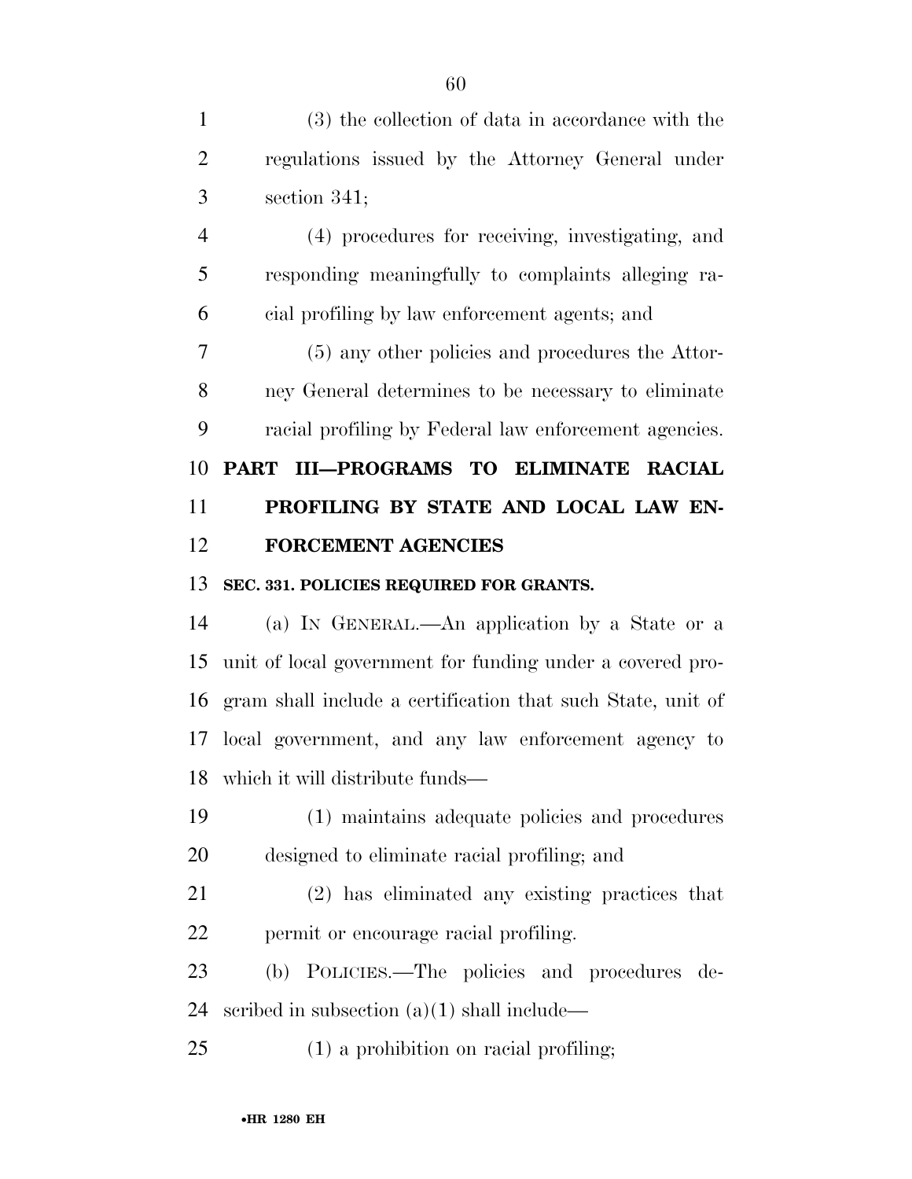(3) the collection of data in accordance with the regulations issued by the Attorney General under section 341;

(4) procedures for receiving, investigating, and responding meaningfully to complaints alleging racial profiling by law enforcement agents; and

(5) any other policies and procedures the Attorney General determines to be necessary to eliminate racial profiling by Federal law enforcement agencies.

## PART III—PROGRAMS TO ELIMINATE RACIAL PROFILING BY STATE AND LOCAL LAW ENFORCEMENT AGENCIES

### SEC. 331. POLICIES REQUIRED FOR GRANTS.

(a) IN GENERAL.—An application by a State or a unit of local government for funding under a covered program shall include a certification that such State, unit of local government, and any law enforcement agency to which it will distribute funds—

(1) maintains adequate policies and procedures designed to eliminate racial profiling; and

(2) has eliminated any existing practices that permit or encourage racial profiling.

(b) POLICIES.—The policies and procedures described in subsection (a)(1) shall include—

(1) a prohibition on racial profiling;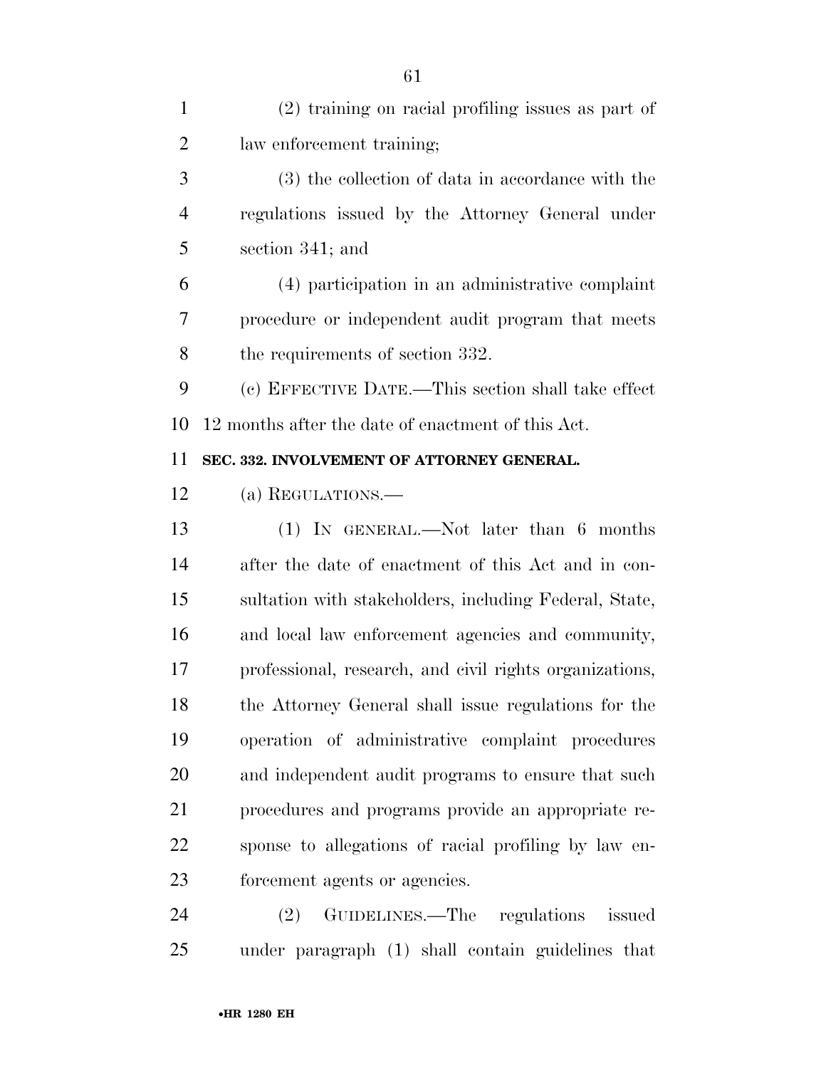(2) training on racial profiling issues as part of law enforcement training;

(3) the collection of data in accordance with the regulations issued by the Attorney General under section 341; and

(4) participation in an administrative complaint procedure or independent audit program that meets the requirements of section 332.

(c) EFFECTIVE DATE.—This section shall take effect 12 months after the date of enactment of this Act.

**SEC. 332. INVOLVEMENT OF ATTORNEY GENERAL.**

(a) REGULATIONS.—

(1) IN GENERAL.—Not later than 6 months after the date of enactment of this Act and in consultation with stakeholders, including Federal, State, and local law enforcement agencies and community, professional, research, and civil rights organizations, the Attorney General shall issue regulations for the operation of administrative complaint procedures and independent audit programs to ensure that such procedures and programs provide an appropriate response to allegations of racial profiling by law enforcement agents or agencies.

(2) GUIDELINES.—The regulations issued under paragraph (1) shall contain guidelines that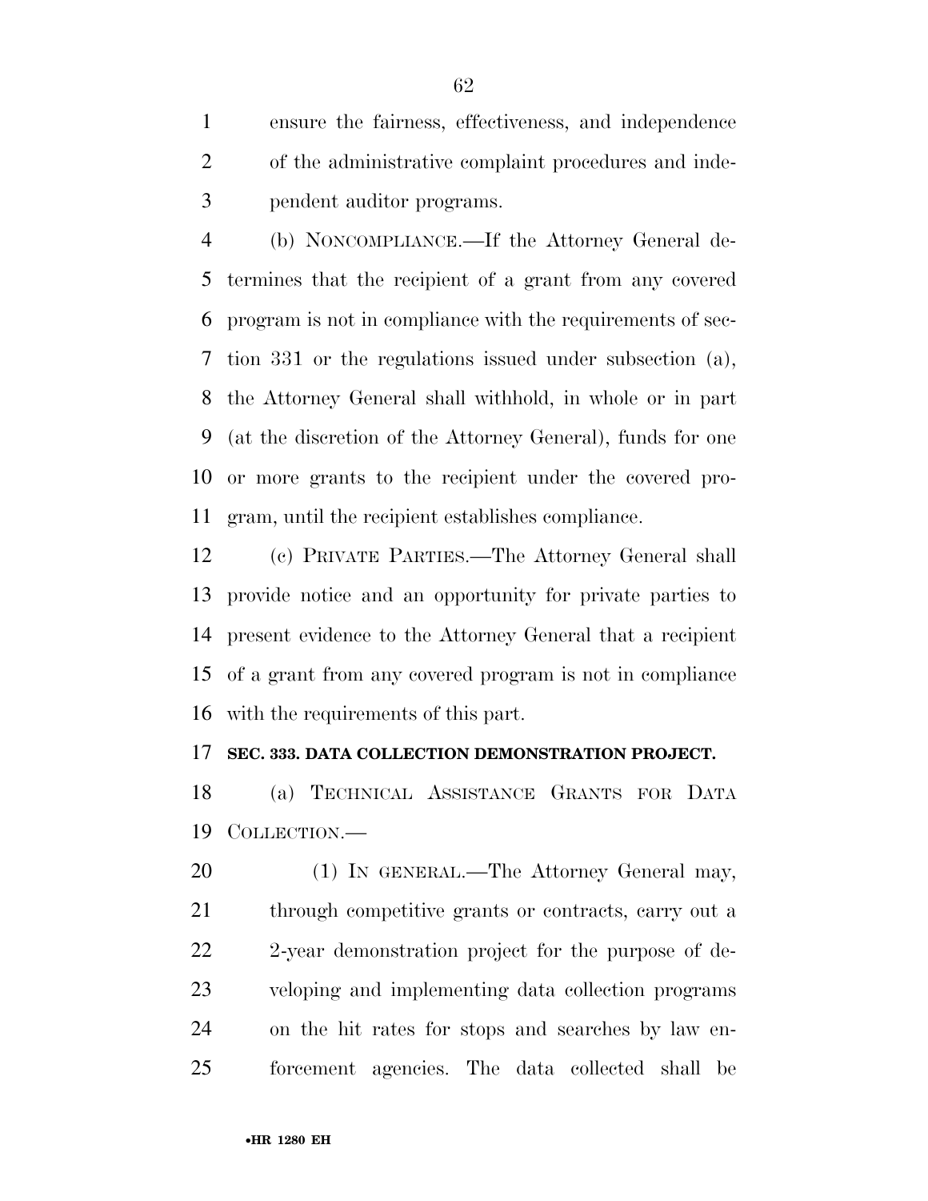ensure the fairness, effectiveness, and independence of the administrative complaint procedures and independent auditor programs.

(b) NONCOMPLIANCE.—If the Attorney General determines that the recipient of a grant from any covered program is not in compliance with the requirements of section 331 or the regulations issued under subsection (a), the Attorney General shall withhold, in whole or in part (at the discretion of the Attorney General), funds for one or more grants to the recipient under the covered program, until the recipient establishes compliance.

(c) PRIVATE PARTIES.—The Attorney General shall provide notice and an opportunity for private parties to present evidence to the Attorney General that a recipient of a grant from any covered program is not in compliance with the requirements of this part.

**SEC. 333. DATA COLLECTION DEMONSTRATION PROJECT.**

(a) TECHNICAL ASSISTANCE GRANTS FOR DATA COLLECTION.—

(1) IN GENERAL.—The Attorney General may, through competitive grants or contracts, carry out a 2-year demonstration project for the purpose of developing and implementing data collection programs on the hit rates for stops and searches by law enforcement agencies. The data collected shall be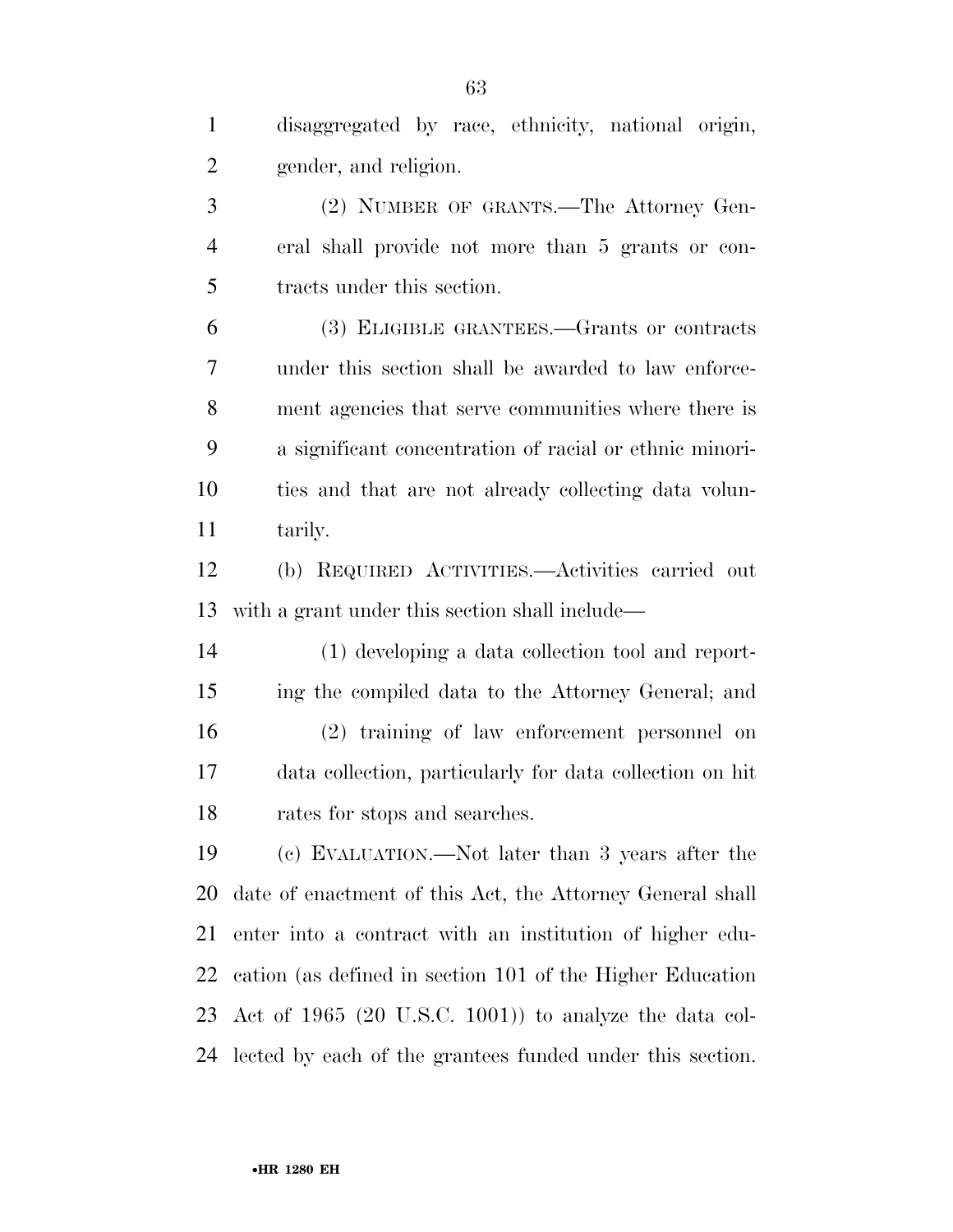disaggregated by race, ethnicity, national origin, gender, and religion.

(2) NUMBER OF GRANTS.—The Attorney General shall provide not more than 5 grants or contracts under this section.

(3) ELIGIBLE GRANTEES.—Grants or contracts under this section shall be awarded to law enforcement agencies that serve communities where there is a significant concentration of racial or ethnic minorities and that are not already collecting data voluntarily.

(b) REQUIRED ACTIVITIES.—Activities carried out with a grant under this section shall include—

(1) developing a data collection tool and reporting the compiled data to the Attorney General; and

(2) training of law enforcement personnel on data collection, particularly for data collection on hit rates for stops and searches.

(c) EVALUATION.—Not later than 3 years after the date of enactment of this Act, the Attorney General shall enter into a contract with an institution of higher education (as defined in section 101 of the Higher Education Act of 1965 (20 U.S.C. 1001)) to analyze the data collected by each of the grantees funded under this section.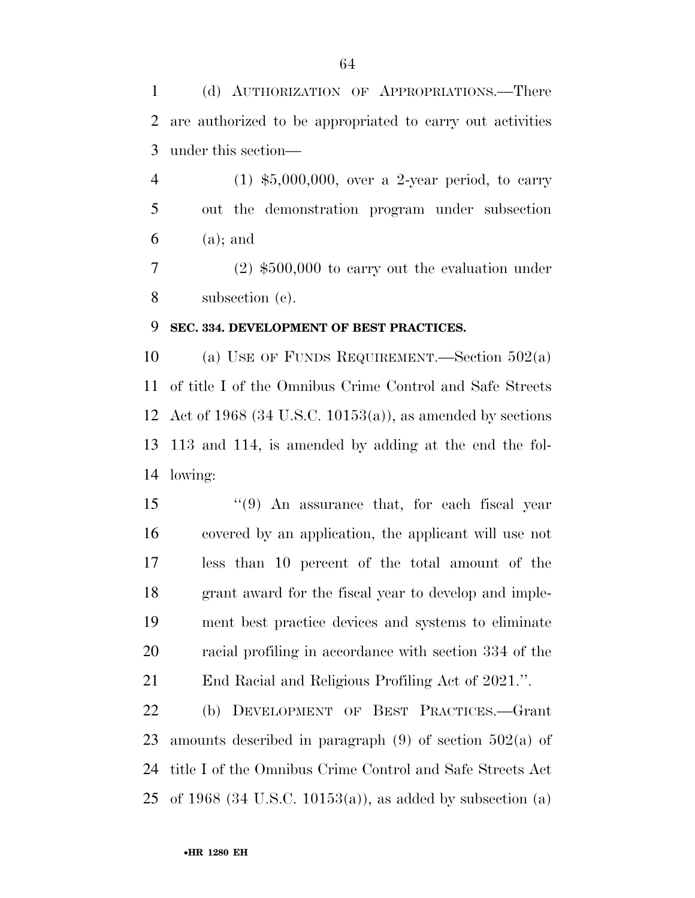(d) AUTHORIZATION OF APPROPRIATIONS.—There are authorized to be appropriated to carry out activities under this section—

(1) $5,000,000, over a 2-year period, to carry out the demonstration program under subsection (a); and

(2) $500,000 to carry out the evaluation under subsection (c).

**SEC. 334. DEVELOPMENT OF BEST PRACTICES.**

(a) USE OF FUNDS REQUIREMENT.—Section 502(a) of title I of the Omnibus Crime Control and Safe Streets Act of 1968 (34 U.S.C. 10153(a)), as amended by sections 113 and 114, is amended by adding at the end the following:

"(9) An assurance that, for each fiscal year covered by an application, the applicant will use not less than 10 percent of the total amount of the grant award for the fiscal year to develop and implement best practice devices and systems to eliminate racial profiling in accordance with section 334 of the End Racial and Religious Profiling Act of 2021.".

(b) DEVELOPMENT OF BEST PRACTICES.—Grant amounts described in paragraph (9) of section 502(a) of title I of the Omnibus Crime Control and Safe Streets Act of 1968 (34 U.S.C. 10153(a)), as added by subsection (a)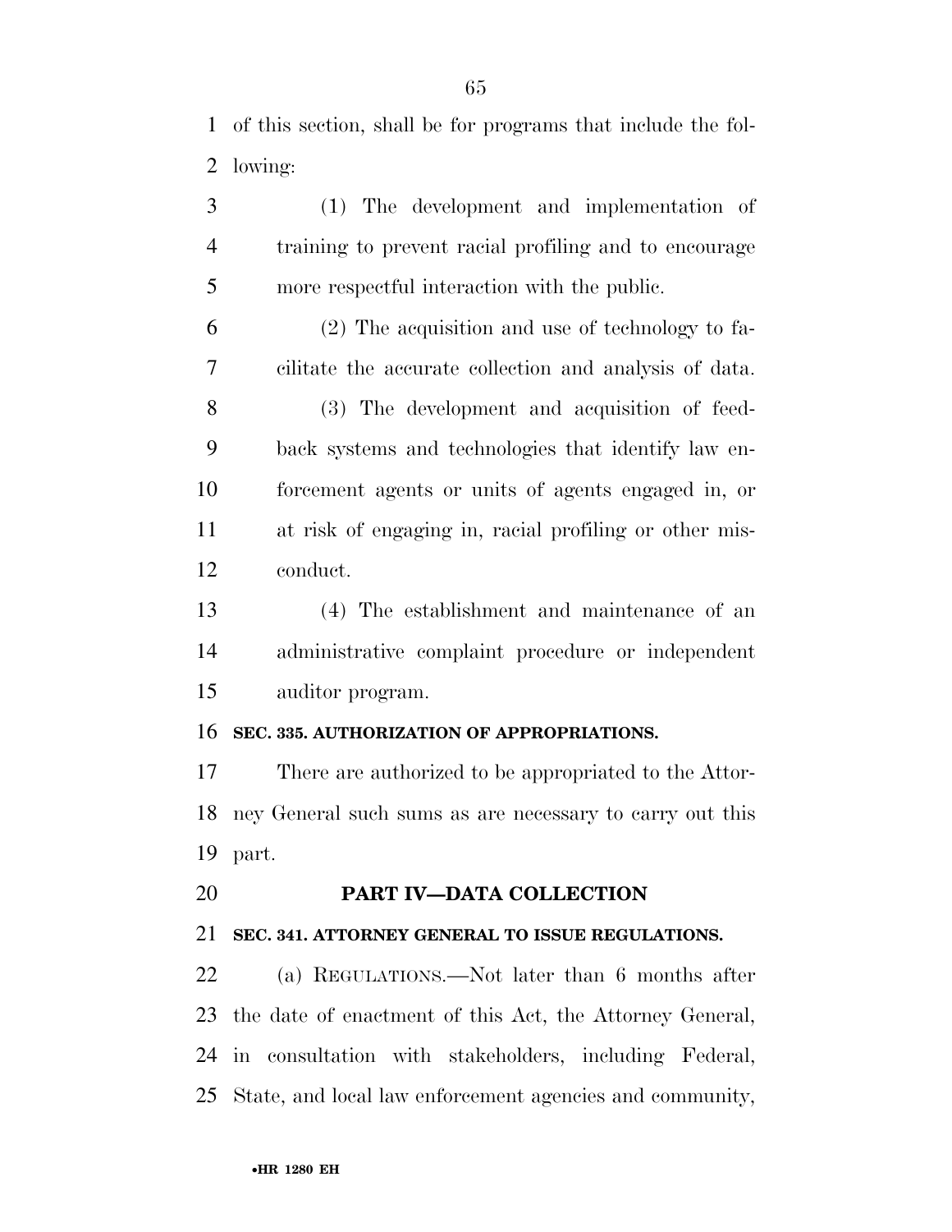of this section, shall be for programs that include the following:

(1) The development and implementation of training to prevent racial profiling and to encourage more respectful interaction with the public.

(2) The acquisition and use of technology to facilitate the accurate collection and analysis of data.

(3) The development and acquisition of feedback systems and technologies that identify law enforcement agents or units of agents engaged in, or at risk of engaging in, racial profiling or other misconduct.

(4) The establishment and maintenance of an administrative complaint procedure or independent auditor program.

**SEC. 335. AUTHORIZATION OF APPROPRIATIONS.**

There are authorized to be appropriated to the Attorney General such sums as are necessary to carry out this part.

## PART IV—DATA COLLECTION

**SEC. 341. ATTORNEY GENERAL TO ISSUE REGULATIONS.**

(a) REGULATIONS.—Not later than 6 months after the date of enactment of this Act, the Attorney General, in consultation with stakeholders, including Federal, State, and local law enforcement agencies and community,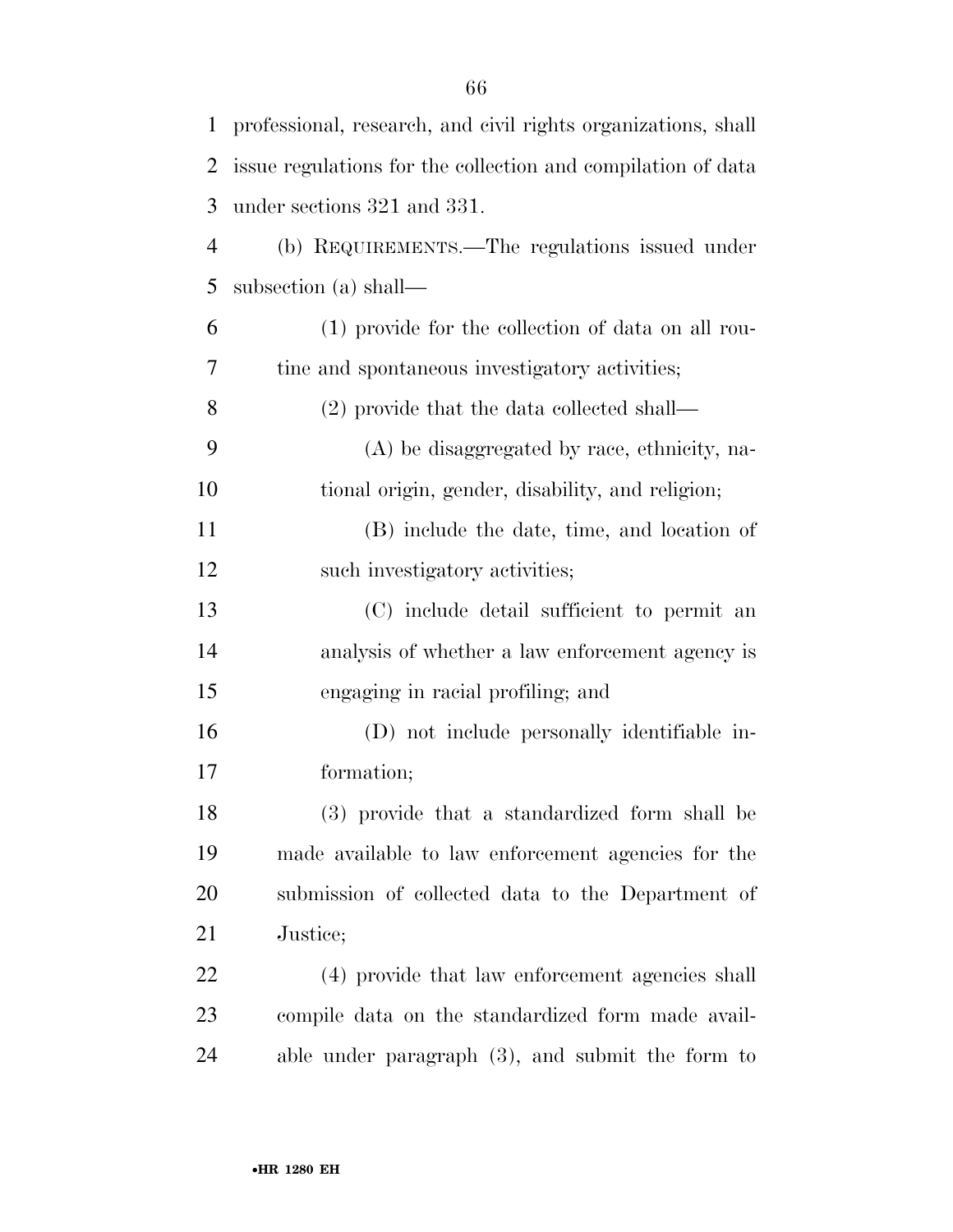professional, research, and civil rights organizations, shall issue regulations for the collection and compilation of data under sections 321 and 331.

(b) REQUIREMENTS.—The regulations issued under subsection (a) shall—

(1) provide for the collection of data on all routine and spontaneous investigatory activities;

(2) provide that the data collected shall—

(A) be disaggregated by race, ethnicity, national origin, gender, disability, and religion;

(B) include the date, time, and location of such investigatory activities;

(C) include detail sufficient to permit an analysis of whether a law enforcement agency is engaging in racial profiling; and

(D) not include personally identifiable information;

(3) provide that a standardized form shall be made available to law enforcement agencies for the submission of collected data to the Department of Justice;

(4) provide that law enforcement agencies shall compile data on the standardized form made available under paragraph (3), and submit the form to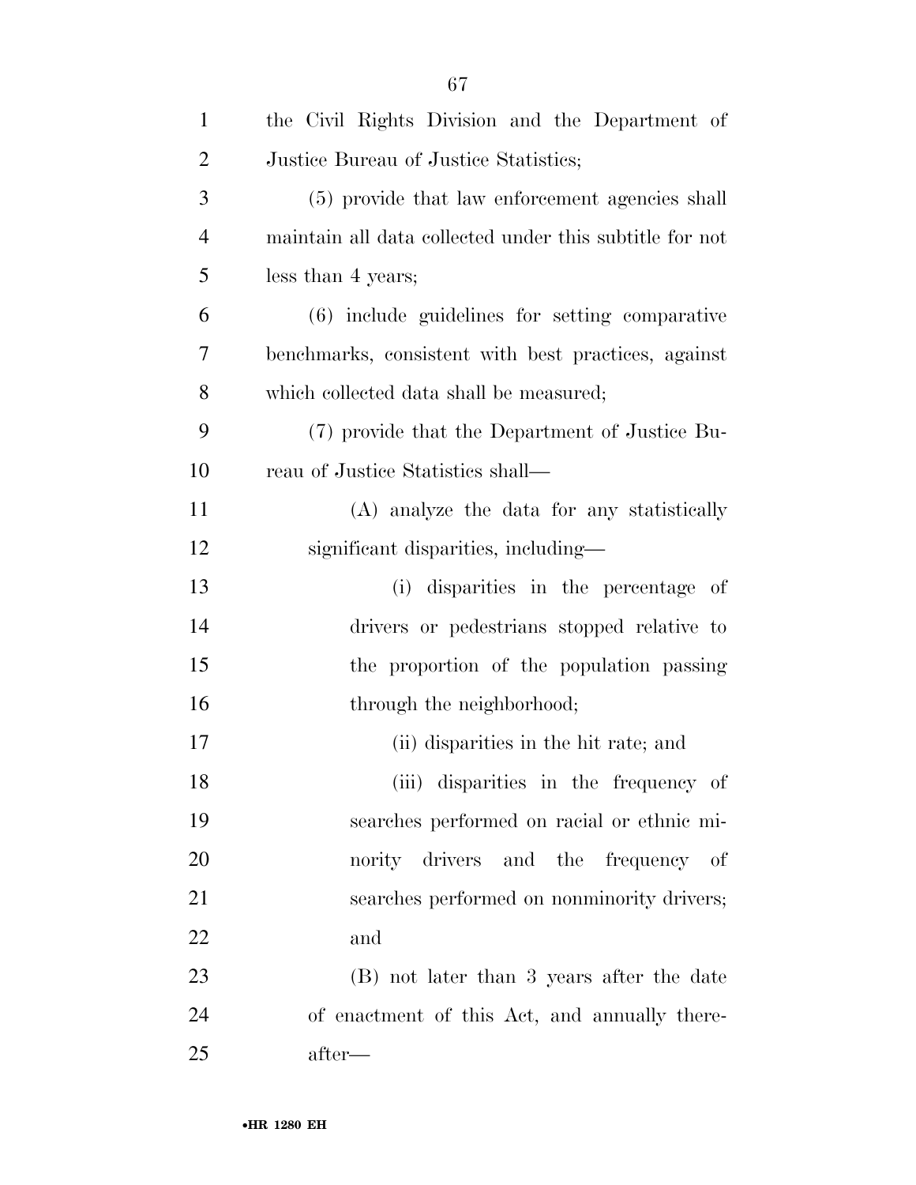the Civil Rights Division and the Department of Justice Bureau of Justice Statistics;

(5) provide that law enforcement agencies shall maintain all data collected under this subtitle for not less than 4 years;

(6) include guidelines for setting comparative benchmarks, consistent with best practices, against which collected data shall be measured;

(7) provide that the Department of Justice Bureau of Justice Statistics shall—

(A) analyze the data for any statistically significant disparities, including—

(i) disparities in the percentage of drivers or pedestrians stopped relative to the proportion of the population passing through the neighborhood;

(ii) disparities in the hit rate; and

(iii) disparities in the frequency of searches performed on racial or ethnic minority drivers and the frequency of searches performed on nonminority drivers; and

(B) not later than 3 years after the date of enactment of this Act, and annually thereafter—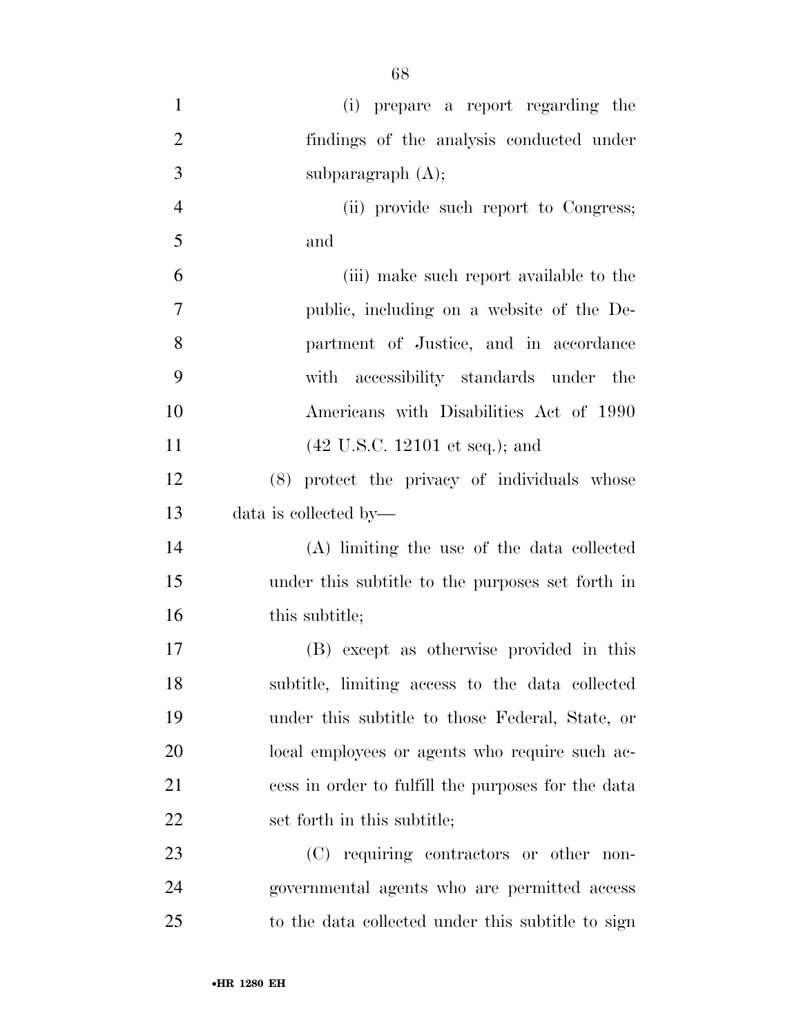(i) prepare a report regarding the findings of the analysis conducted under subparagraph (A);

(ii) provide such report to Congress; and

(iii) make such report available to the public, including on a website of the Department of Justice, and in accordance with accessibility standards under the Americans with Disabilities Act of 1990 (42 U.S.C. 12101 et seq.); and

(8) protect the privacy of individuals whose data is collected by—

(A) limiting the use of the data collected under this subtitle to the purposes set forth in this subtitle;

(B) except as otherwise provided in this subtitle, limiting access to the data collected under this subtitle to those Federal, State, or local employees or agents who require such access in order to fulfill the purposes for the data set forth in this subtitle;

(C) requiring contractors or other nongovernmental agents who are permitted access to the data collected under this subtitle to sign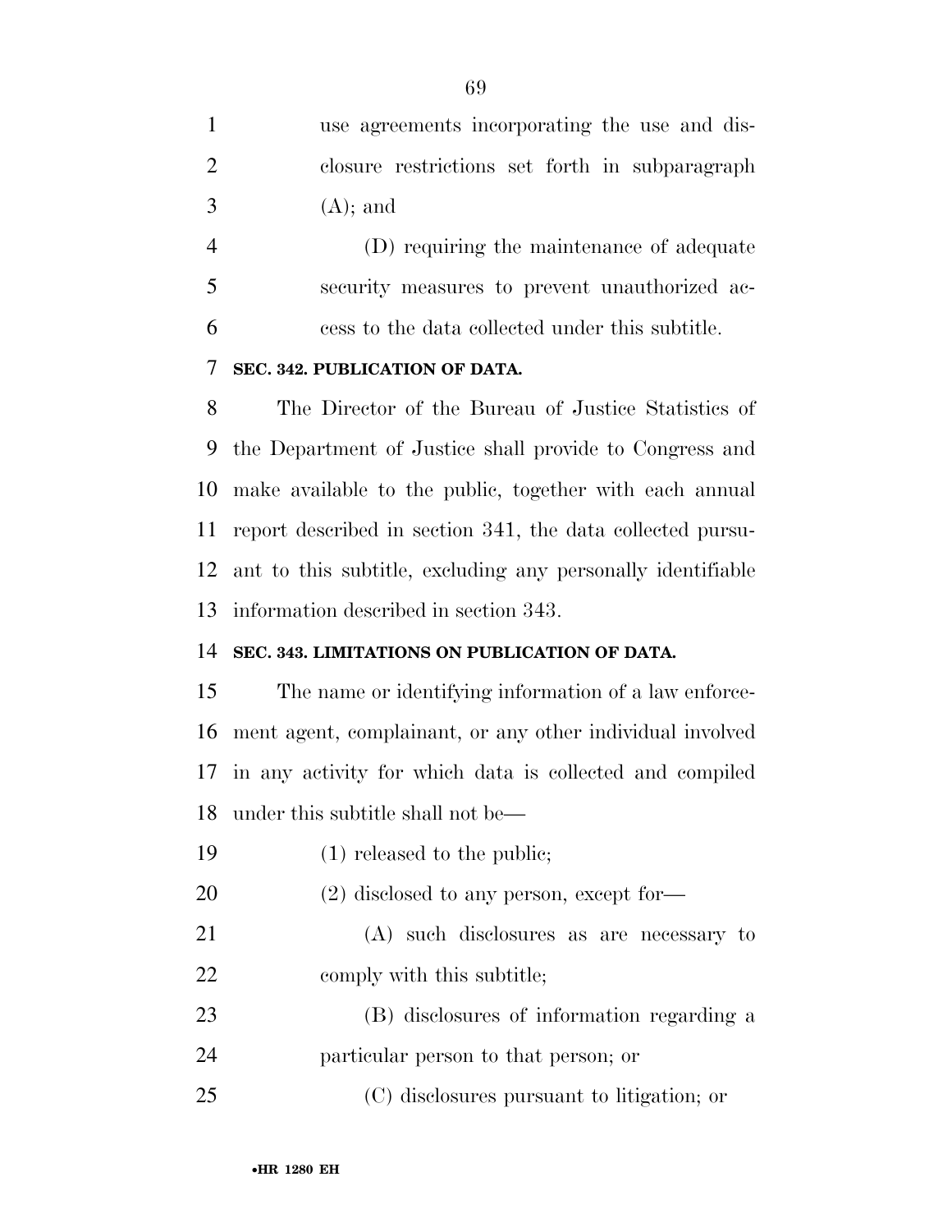use agreements incorporating the use and disclosure restrictions set forth in subparagraph (A); and

(D) requiring the maintenance of adequate security measures to prevent unauthorized access to the data collected under this subtitle.

### SEC. 342. PUBLICATION OF DATA.

The Director of the Bureau of Justice Statistics of the Department of Justice shall provide to Congress and make available to the public, together with each annual report described in section 341, the data collected pursuant to this subtitle, excluding any personally identifiable information described in section 343.

### SEC. 343. LIMITATIONS ON PUBLICATION OF DATA.

The name or identifying information of a law enforcement agent, complainant, or any other individual involved in any activity for which data is collected and compiled under this subtitle shall not be—

(1) released to the public;

(2) disclosed to any person, except for—

(A) such disclosures as are necessary to comply with this subtitle;

(B) disclosures of information regarding a particular person to that person; or

(C) disclosures pursuant to litigation; or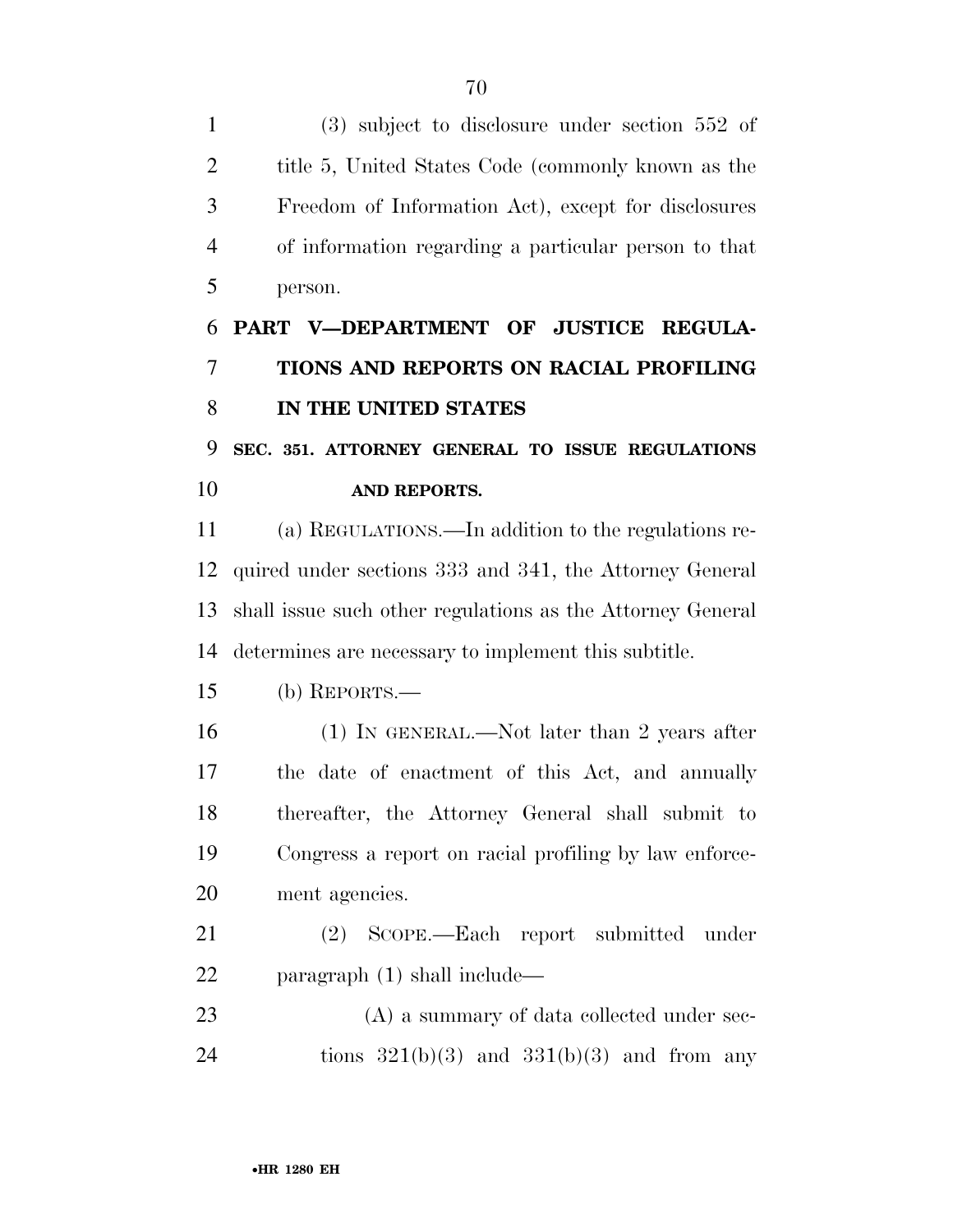(3) subject to disclosure under section 552 of title 5, United States Code (commonly known as the Freedom of Information Act), except for disclosures of information regarding a particular person to that person.

## PART V—DEPARTMENT OF JUSTICE REGULATIONS AND REPORTS ON RACIAL PROFILING IN THE UNITED STATES

### SEC. 351. ATTORNEY GENERAL TO ISSUE REGULATIONS AND REPORTS.

(a) REGULATIONS.—In addition to the regulations required under sections 333 and 341, the Attorney General shall issue such other regulations as the Attorney General determines are necessary to implement this subtitle.

(b) REPORTS.—

(1) IN GENERAL.—Not later than 2 years after the date of enactment of this Act, and annually thereafter, the Attorney General shall submit to Congress a report on racial profiling by law enforcement agencies.

(2) SCOPE.—Each report submitted under paragraph (1) shall include—

(A) a summary of data collected under sections 321(b)(3) and 331(b)(3) and from any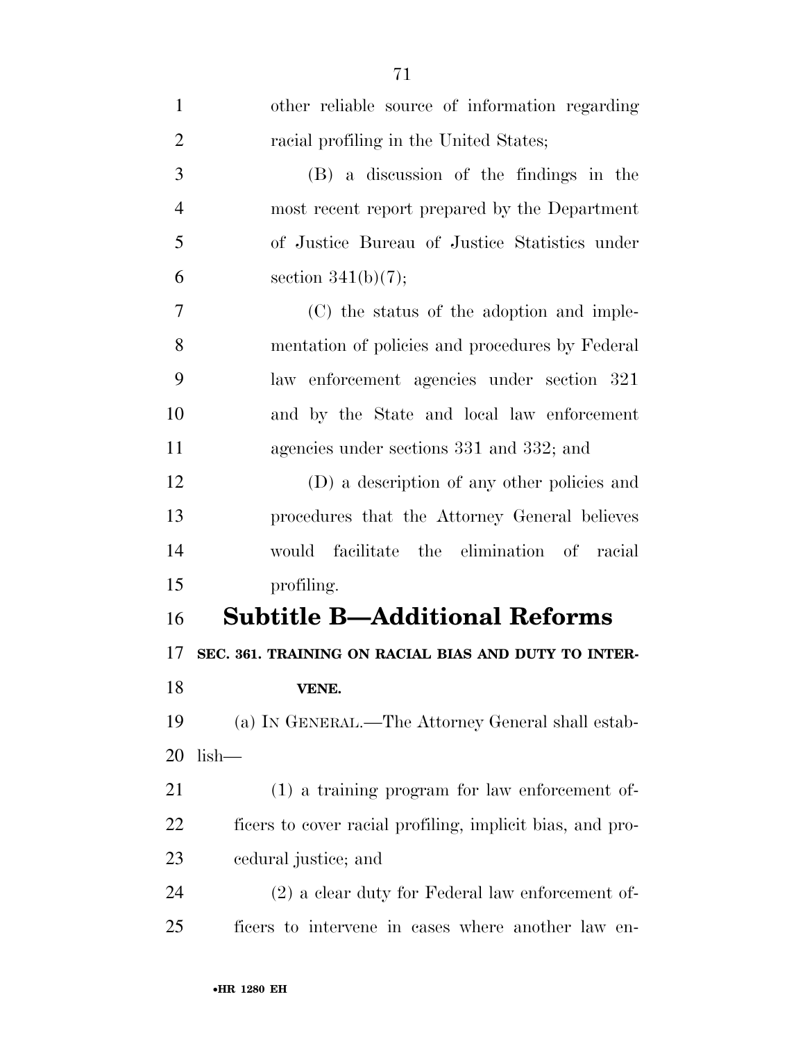other reliable source of information regarding racial profiling in the United States;

(B) a discussion of the findings in the most recent report prepared by the Department of Justice Bureau of Justice Statistics under section 341(b)(7);

(C) the status of the adoption and implementation of policies and procedures by Federal law enforcement agencies under section 321 and by the State and local law enforcement agencies under sections 331 and 332; and

(D) a description of any other policies and procedures that the Attorney General believes would facilitate the elimination of racial profiling.

## Subtitle B—Additional Reforms

### SEC. 361. TRAINING ON RACIAL BIAS AND DUTY TO INTERVENE.

(a) IN GENERAL.—The Attorney General shall establish—

(1) a training program for law enforcement officers to cover racial profiling, implicit bias, and procedural justice; and

(2) a clear duty for Federal law enforcement officers to intervene in cases where another law en-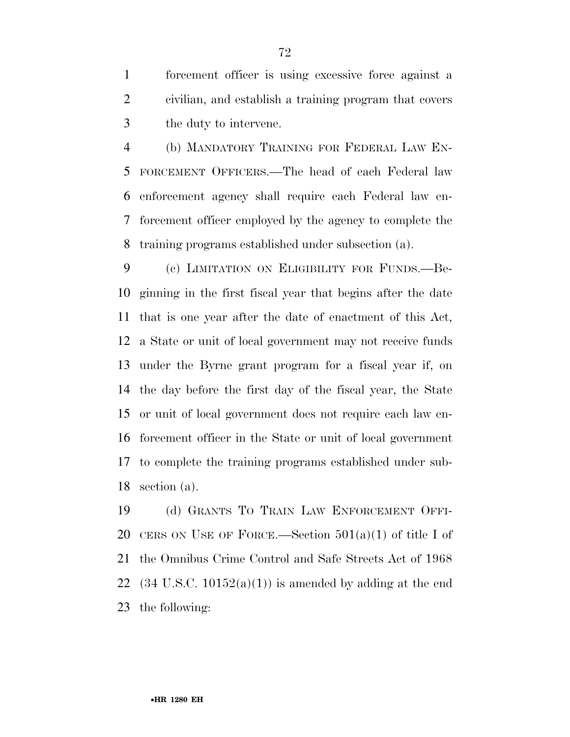forcement officer is using excessive force against a civilian, and establish a training program that covers the duty to intervene.

(b) MANDATORY TRAINING FOR FEDERAL LAW ENFORCEMENT OFFICERS.—The head of each Federal law enforcement agency shall require each Federal law enforcement officer employed by the agency to complete the training programs established under subsection (a).

(c) LIMITATION ON ELIGIBILITY FOR FUNDS.—Beginning in the first fiscal year that begins after the date that is one year after the date of enactment of this Act, a State or unit of local government may not receive funds under the Byrne grant program for a fiscal year if, on the day before the first day of the fiscal year, the State or unit of local government does not require each law enforcement officer in the State or unit of local government to complete the training programs established under subsection (a).

(d) GRANTS TO TRAIN LAW ENFORCEMENT OFFICERS ON USE OF FORCE.—Section 501(a)(1) of title I of the Omnibus Crime Control and Safe Streets Act of 1968 (34 U.S.C. 10152(a)(1)) is amended by adding at the end the following: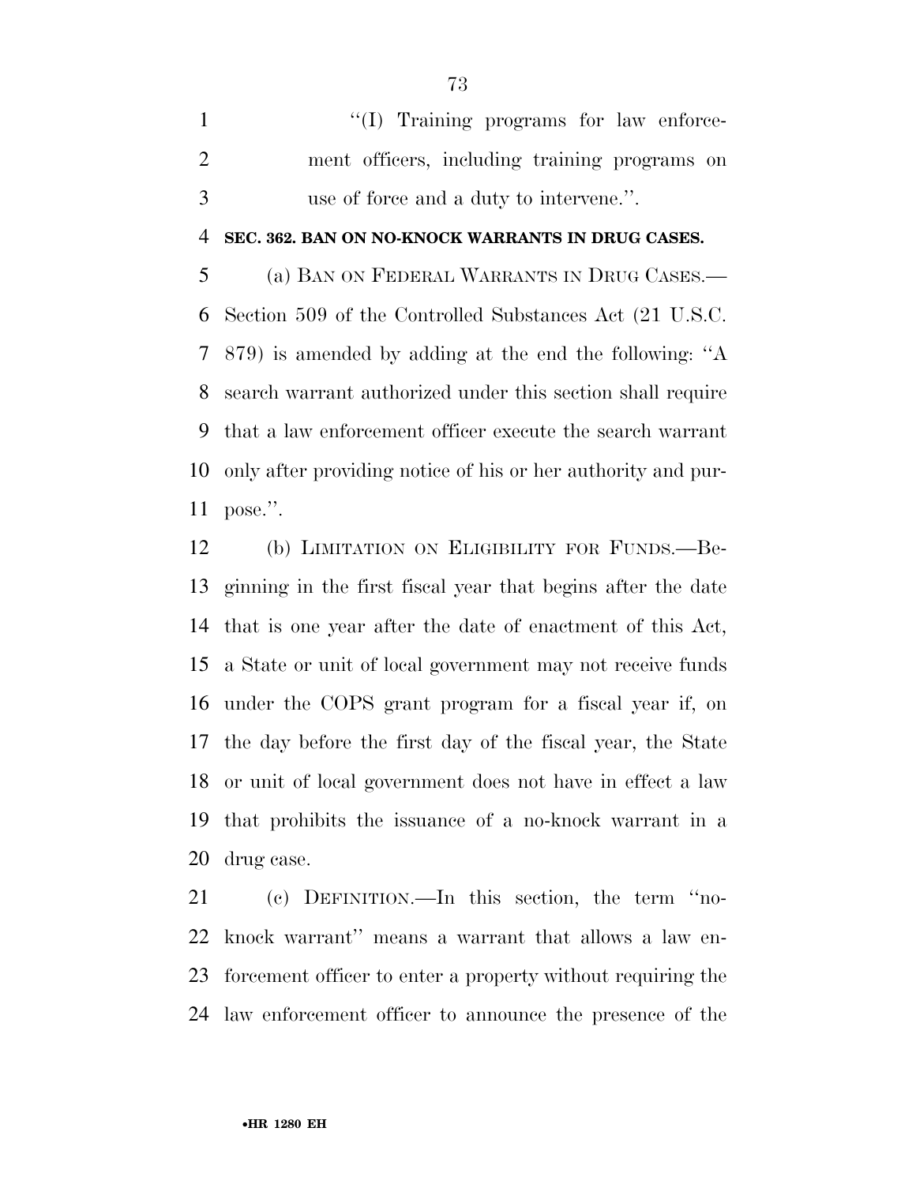''(I) Training programs for law enforcement officers, including training programs on use of force and a duty to intervene.''.

**SEC. 362. BAN ON NO-KNOCK WARRANTS IN DRUG CASES.**

(a) BAN ON FEDERAL WARRANTS IN DRUG CASES.—Section 509 of the Controlled Substances Act (21 U.S.C. 879) is amended by adding at the end the following: ''A search warrant authorized under this section shall require that a law enforcement officer execute the search warrant only after providing notice of his or her authority and purpose.''.

(b) LIMITATION ON ELIGIBILITY FOR FUNDS.—Beginning in the first fiscal year that begins after the date that is one year after the date of enactment of this Act, a State or unit of local government may not receive funds under the COPS grant program for a fiscal year if, on the day before the first day of the fiscal year, the State or unit of local government does not have in effect a law that prohibits the issuance of a no-knock warrant in a drug case.

(c) DEFINITION.—In this section, the term ''no-knock warrant'' means a warrant that allows a law enforcement officer to enter a property without requiring the law enforcement officer to announce the presence of the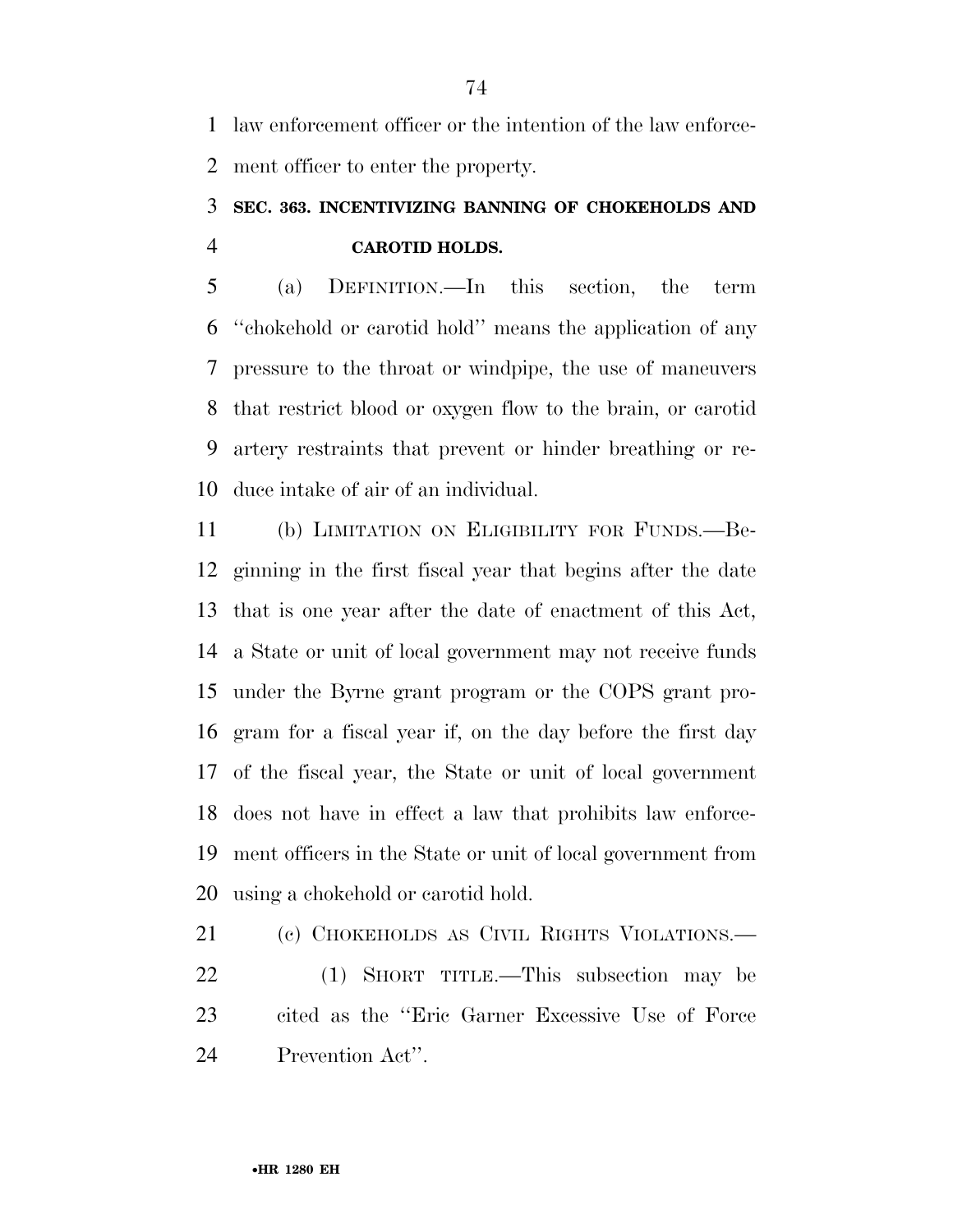law enforcement officer or the intention of the law enforcement officer to enter the property.

### SEC. 363. INCENTIVIZING BANNING OF CHOKEHOLDS AND CAROTID HOLDS.

(a) DEFINITION.—In this section, the term ''chokehold or carotid hold'' means the application of any pressure to the throat or windpipe, the use of maneuvers that restrict blood or oxygen flow to the brain, or carotid artery restraints that prevent or hinder breathing or reduce intake of air of an individual.

(b) LIMITATION ON ELIGIBILITY FOR FUNDS.—Beginning in the first fiscal year that begins after the date that is one year after the date of enactment of this Act, a State or unit of local government may not receive funds under the Byrne grant program or the COPS grant program for a fiscal year if, on the day before the first day of the fiscal year, the State or unit of local government does not have in effect a law that prohibits law enforcement officers in the State or unit of local government from using a chokehold or carotid hold.

(c) CHOKEHOLDS AS CIVIL RIGHTS VIOLATIONS.—

(1) SHORT TITLE.—This subsection may be cited as the ''Eric Garner Excessive Use of Force Prevention Act''.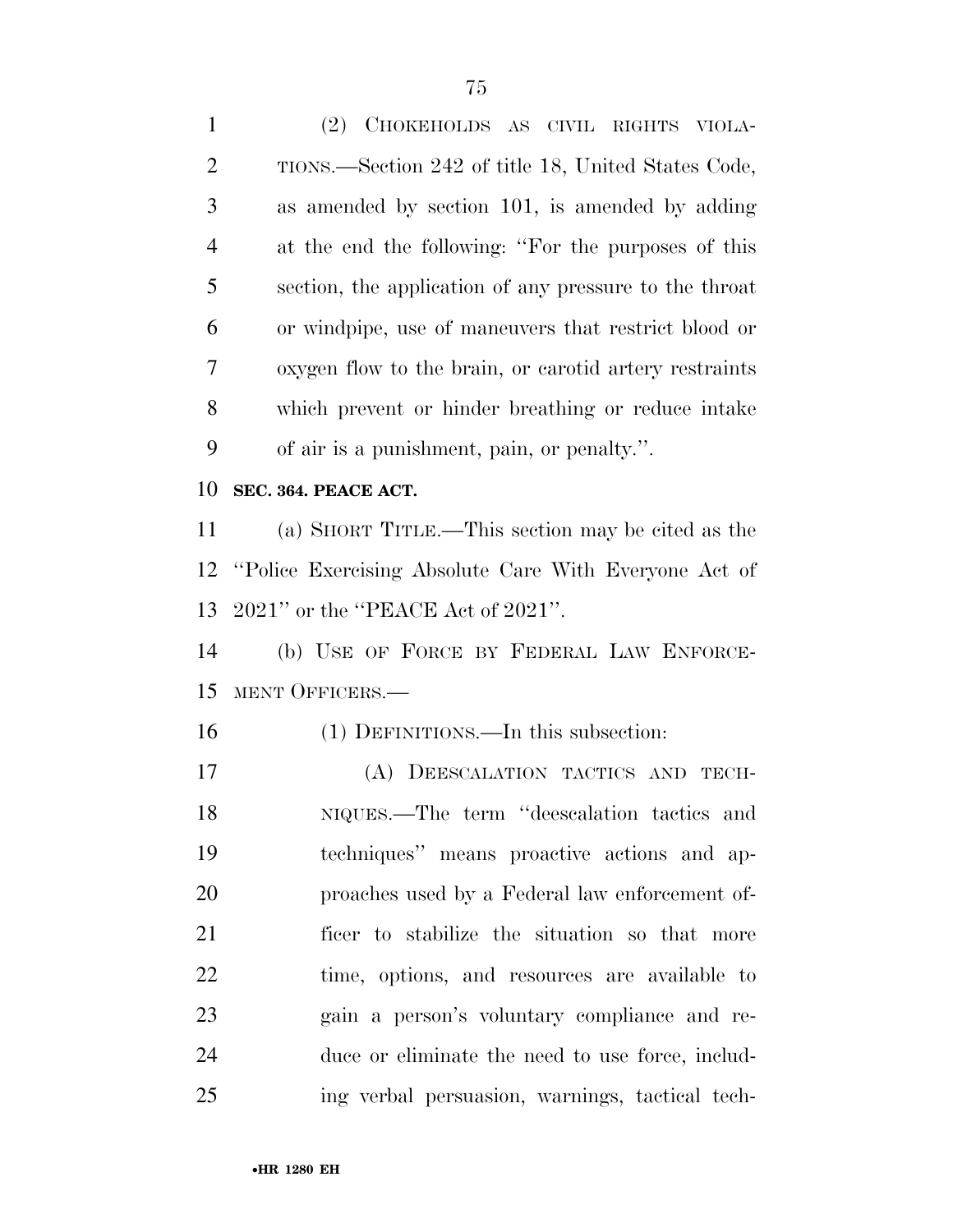(2) CHOKEHOLDS AS CIVIL RIGHTS VIOLATIONS.—Section 242 of title 18, United States Code, as amended by section 101, is amended by adding at the end the following: ''For the purposes of this section, the application of any pressure to the throat or windpipe, use of maneuvers that restrict blood or oxygen flow to the brain, or carotid artery restraints which prevent or hinder breathing or reduce intake of air is a punishment, pain, or penalty.''.

**SEC. 364. PEACE ACT.**

(a) SHORT TITLE.—This section may be cited as the ''Police Exercising Absolute Care With Everyone Act of 2021'' or the ''PEACE Act of 2021''.

(b) USE OF FORCE BY FEDERAL LAW ENFORCEMENT OFFICERS.—

(1) DEFINITIONS.—In this subsection:

(A) DEESCALATION TACTICS AND TECHNIQUES.—The term ''deescalation tactics and techniques'' means proactive actions and approaches used by a Federal law enforcement officer to stabilize the situation so that more time, options, and resources are available to gain a person's voluntary compliance and reduce or eliminate the need to use force, including verbal persuasion, warnings, tactical tech-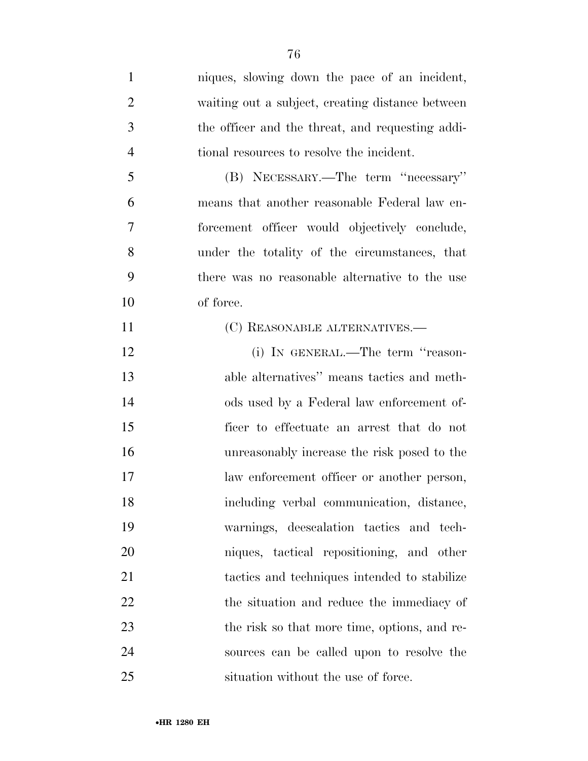niques, slowing down the pace of an incident, waiting out a subject, creating distance between the officer and the threat, and requesting additional resources to resolve the incident.

(B) NECESSARY.—The term ''necessary'' means that another reasonable Federal law enforcement officer would objectively conclude, under the totality of the circumstances, that there was no reasonable alternative to the use of force.

(C) REASONABLE ALTERNATIVES.—

(i) IN GENERAL.—The term ''reasonable alternatives'' means tactics and methods used by a Federal law enforcement officer to effectuate an arrest that do not unreasonably increase the risk posed to the law enforcement officer or another person, including verbal communication, distance, warnings, deescalation tactics and techniques, tactical repositioning, and other tactics and techniques intended to stabilize the situation and reduce the immediacy of the risk so that more time, options, and resources can be called upon to resolve the situation without the use of force.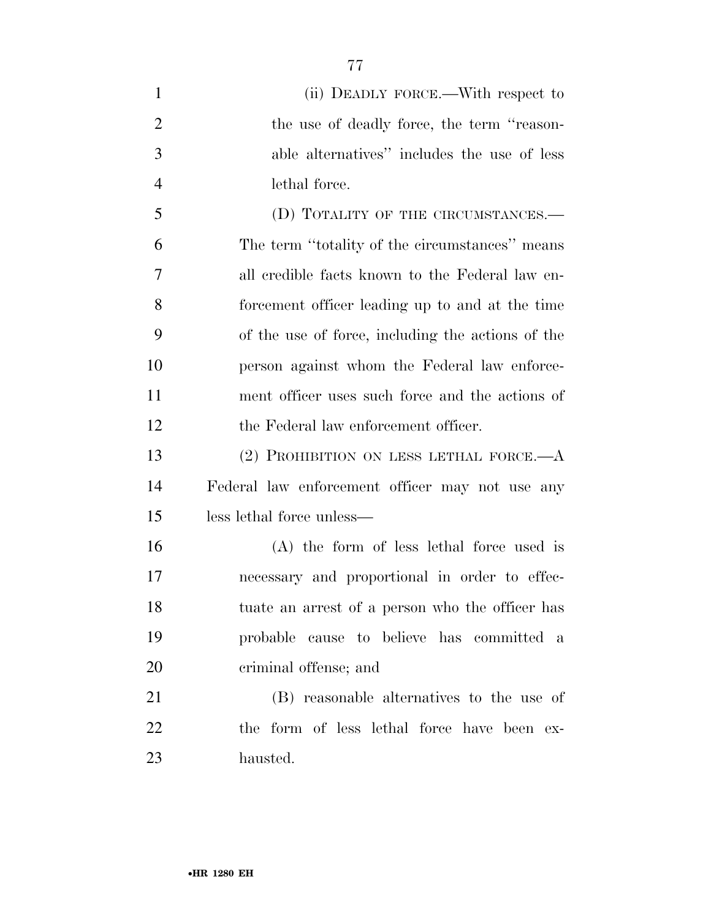(ii) DEADLY FORCE.—With respect to the use of deadly force, the term "reasonable alternatives" includes the use of less lethal force.

(D) TOTALITY OF THE CIRCUMSTANCES.—The term "totality of the circumstances" means all credible facts known to the Federal law enforcement officer leading up to and at the time of the use of force, including the actions of the person against whom the Federal law enforcement officer uses such force and the actions of the Federal law enforcement officer.

(2) PROHIBITION ON LESS LETHAL FORCE.—A Federal law enforcement officer may not use any less lethal force unless—

(A) the form of less lethal force used is necessary and proportional in order to effectuate an arrest of a person who the officer has probable cause to believe has committed a criminal offense; and

(B) reasonable alternatives to the use of the form of less lethal force have been exhausted.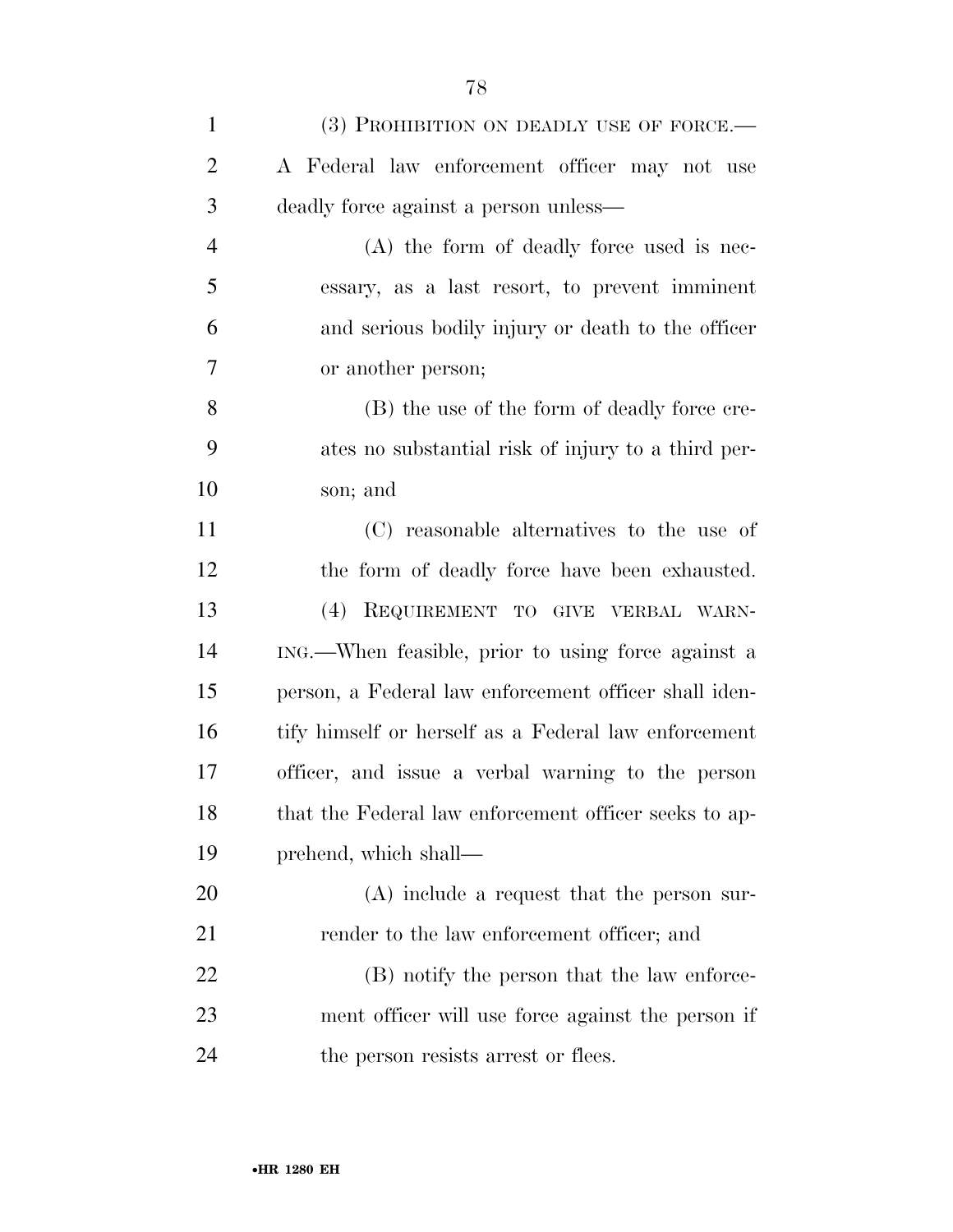(3) PROHIBITION ON DEADLY USE OF FORCE.—A Federal law enforcement officer may not use deadly force against a person unless—

(A) the form of deadly force used is necessary, as a last resort, to prevent imminent and serious bodily injury or death to the officer or another person;

(B) the use of the form of deadly force creates no substantial risk of injury to a third person; and

(C) reasonable alternatives to the use of the form of deadly force have been exhausted.

(4) REQUIREMENT TO GIVE VERBAL WARNING.—When feasible, prior to using force against a person, a Federal law enforcement officer shall identify himself or herself as a Federal law enforcement officer, and issue a verbal warning to the person that the Federal law enforcement officer seeks to apprehend, which shall—

(A) include a request that the person surrender to the law enforcement officer; and

(B) notify the person that the law enforcement officer will use force against the person if the person resists arrest or flees.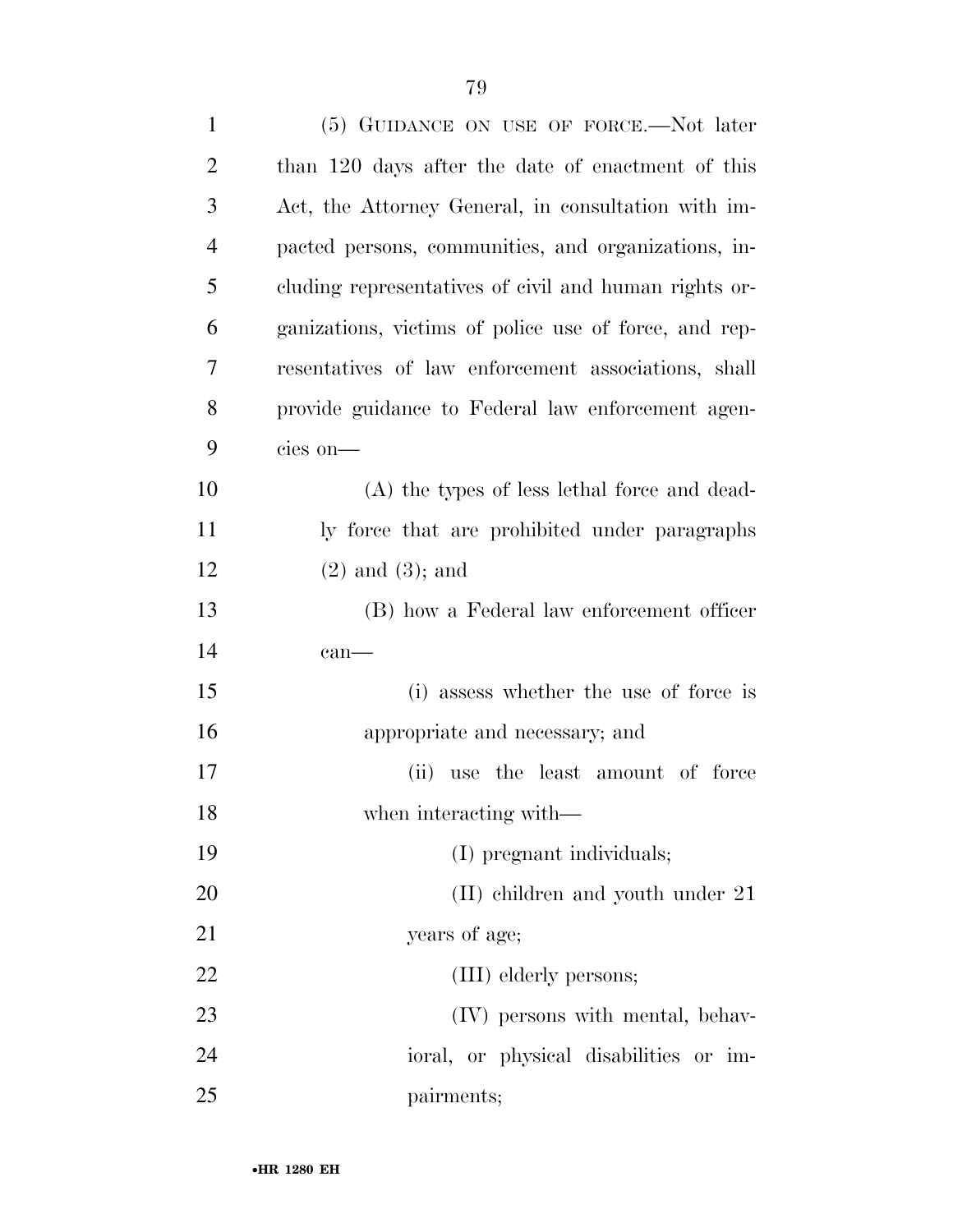(5) GUIDANCE ON USE OF FORCE.—Not later than 120 days after the date of enactment of this Act, the Attorney General, in consultation with impacted persons, communities, and organizations, including representatives of civil and human rights organizations, victims of police use of force, and representatives of law enforcement associations, shall provide guidance to Federal law enforcement agencies on—

(A) the types of less lethal force and deadly force that are prohibited under paragraphs (2) and (3); and

(B) how a Federal law enforcement officer can—

(i) assess whether the use of force is appropriate and necessary; and

(ii) use the least amount of force when interacting with—

(I) pregnant individuals;

(II) children and youth under 21 years of age;

(III) elderly persons;

(IV) persons with mental, behavioral, or physical disabilities or impairments;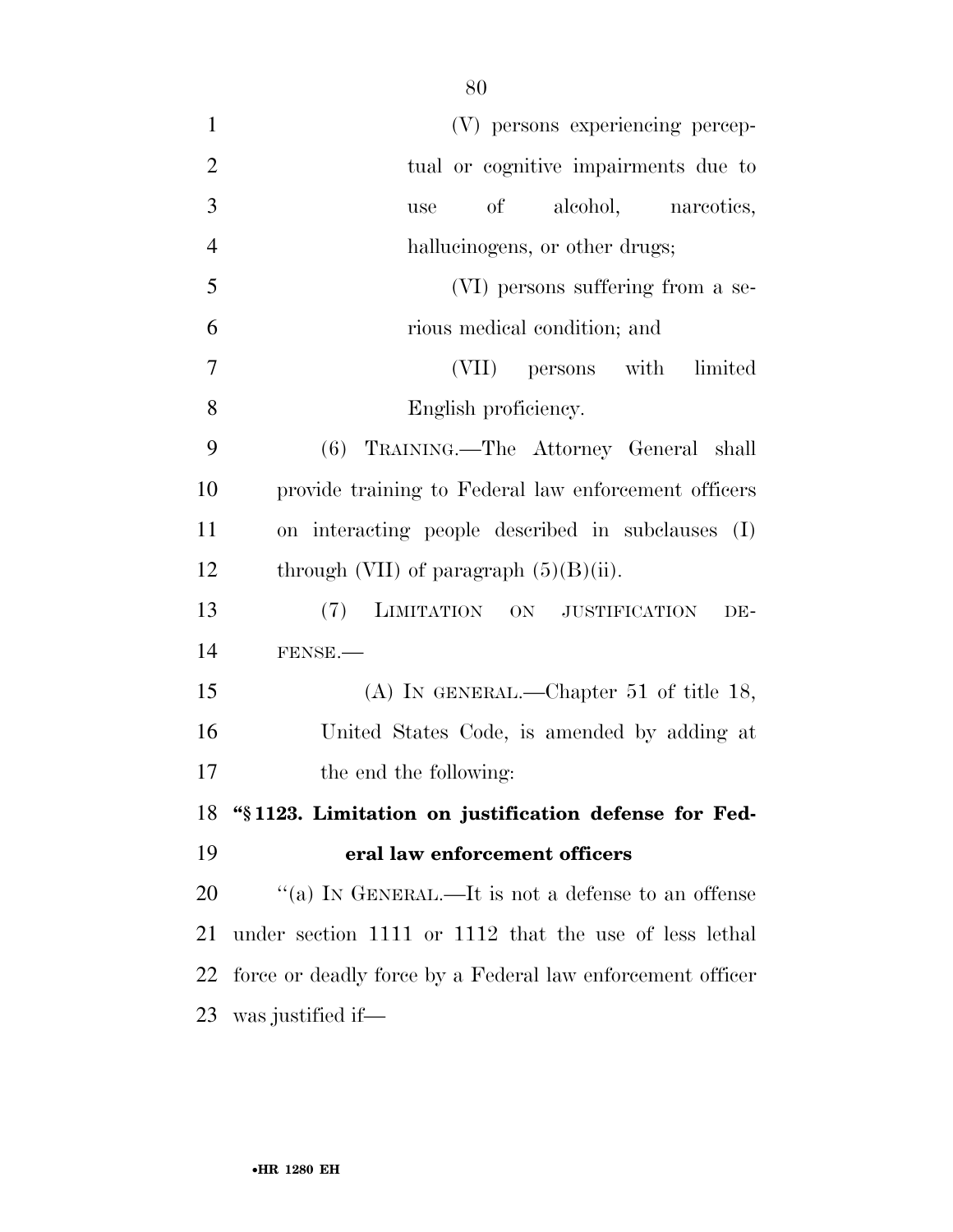(V) persons experiencing perceptual or cognitive impairments due to use of alcohol, narcotics, hallucinogens, or other drugs;

(VI) persons suffering from a serious medical condition; and

(VII) persons with limited English proficiency.

(6) TRAINING.—The Attorney General shall provide training to Federal law enforcement officers on interacting people described in subclauses (I) through (VII) of paragraph (5)(B)(ii).

(7) LIMITATION ON JUSTIFICATION DEFENSE.—

(A) IN GENERAL.—Chapter 51 of title 18, United States Code, is amended by adding at the end the following:

**"§ 1123. Limitation on justification defense for Federal law enforcement officers**

"(a) IN GENERAL.—It is not a defense to an offense under section 1111 or 1112 that the use of less lethal force or deadly force by a Federal law enforcement officer was justified if—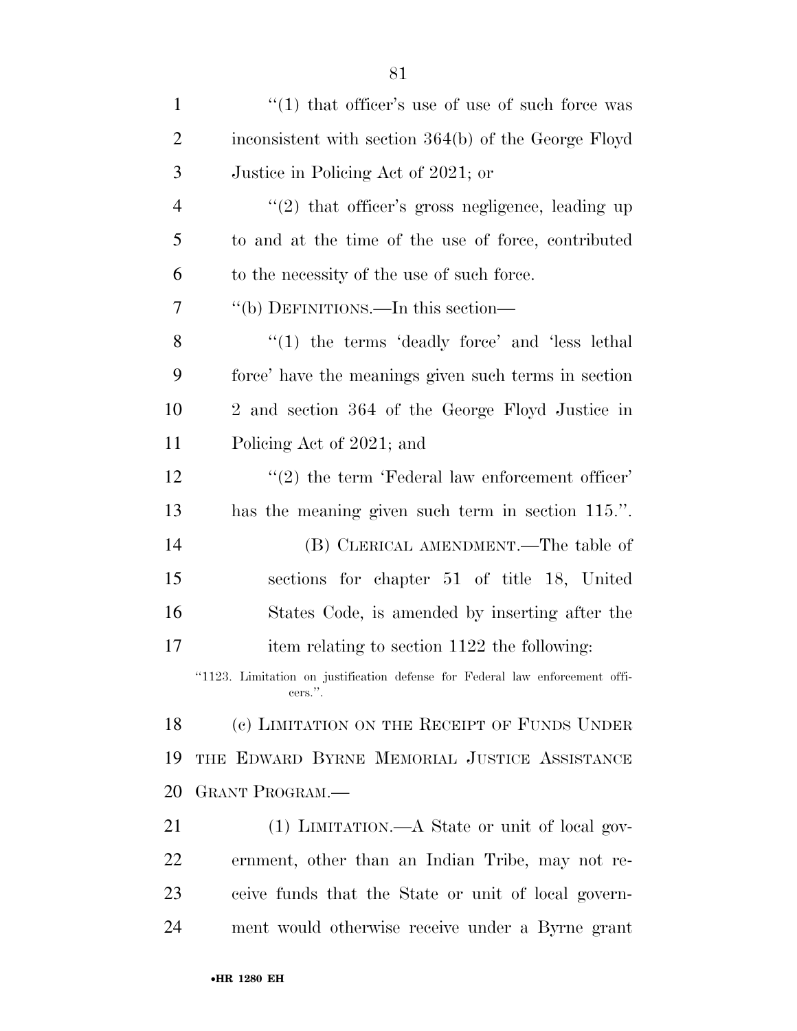"(1) that officer's use of use of such force was inconsistent with section 364(b) of the George Floyd Justice in Policing Act of 2021; or

"(2) that officer's gross negligence, leading up to and at the time of the use of force, contributed to the necessity of the use of such force.

"(b) DEFINITIONS.—In this section—

"(1) the terms 'deadly force' and 'less lethal force' have the meanings given such terms in section 2 and section 364 of the George Floyd Justice in Policing Act of 2021; and

"(2) the term 'Federal law enforcement officer' has the meaning given such term in section 115.".

(B) CLERICAL AMENDMENT.—The table of sections for chapter 51 of title 18, United States Code, is amended by inserting after the item relating to section 1122 the following:

"1123. Limitation on justification defense for Federal law enforcement officers.".

(c) LIMITATION ON THE RECEIPT OF FUNDS UNDER THE EDWARD BYRNE MEMORIAL JUSTICE ASSISTANCE GRANT PROGRAM.—

(1) LIMITATION.—A State or unit of local government, other than an Indian Tribe, may not receive funds that the State or unit of local government would otherwise receive under a Byrne grant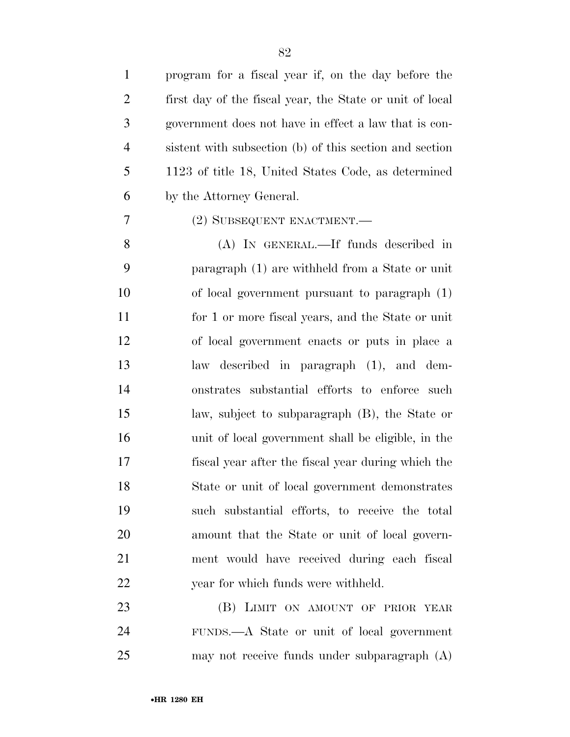program for a fiscal year if, on the day before the first day of the fiscal year, the State or unit of local government does not have in effect a law that is consistent with subsection (b) of this section and section 1123 of title 18, United States Code, as determined by the Attorney General.

(2) SUBSEQUENT ENACTMENT.—

(A) IN GENERAL.—If funds described in paragraph (1) are withheld from a State or unit of local government pursuant to paragraph (1) for 1 or more fiscal years, and the State or unit of local government enacts or puts in place a law described in paragraph (1), and demonstrates substantial efforts to enforce such law, subject to subparagraph (B), the State or unit of local government shall be eligible, in the fiscal year after the fiscal year during which the State or unit of local government demonstrates such substantial efforts, to receive the total amount that the State or unit of local government would have received during each fiscal year for which funds were withheld.

(B) LIMIT ON AMOUNT OF PRIOR YEAR FUNDS.—A State or unit of local government may not receive funds under subparagraph (A)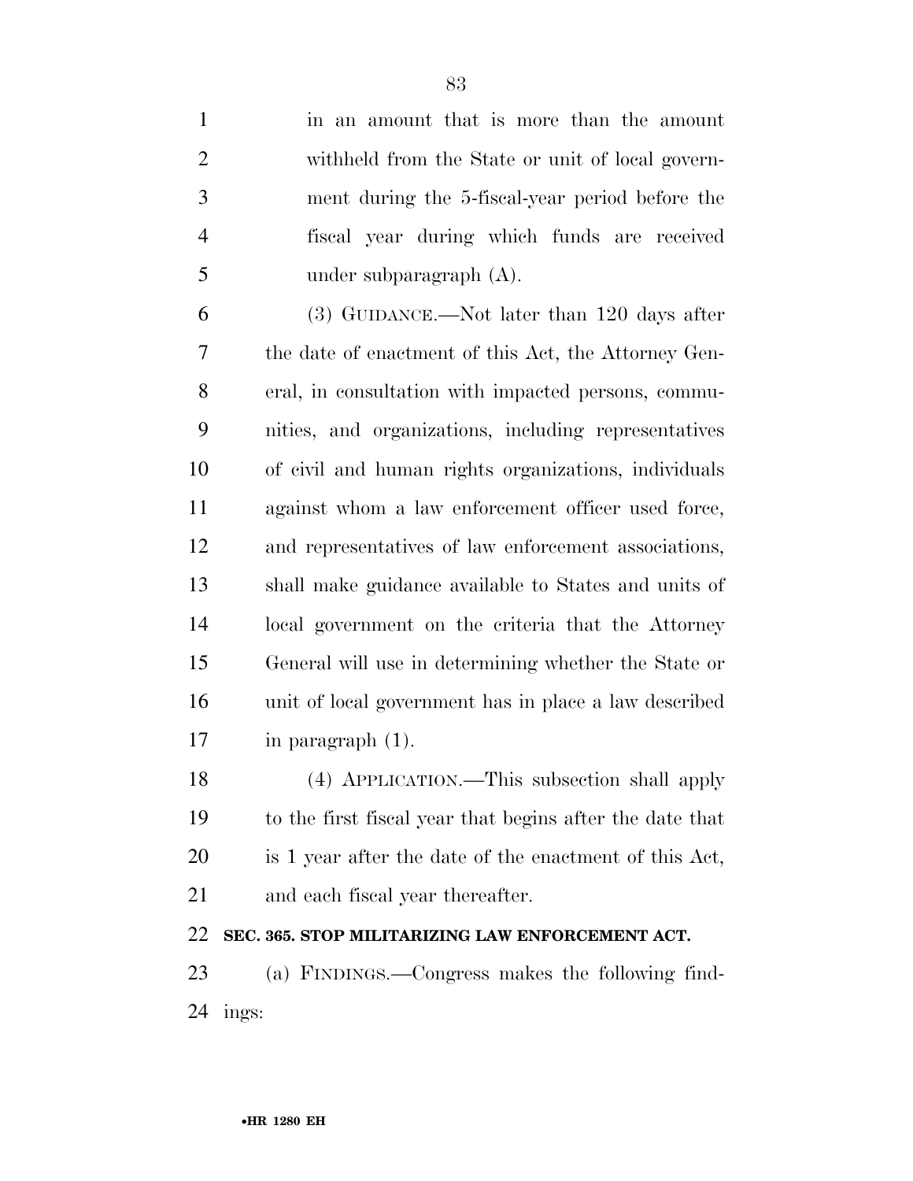in an amount that is more than the amount withheld from the State or unit of local government during the 5-fiscal-year period before the fiscal year during which funds are received under subparagraph (A).

(3) GUIDANCE.—Not later than 120 days after the date of enactment of this Act, the Attorney General, in consultation with impacted persons, communities, and organizations, including representatives of civil and human rights organizations, individuals against whom a law enforcement officer used force, and representatives of law enforcement associations, shall make guidance available to States and units of local government on the criteria that the Attorney General will use in determining whether the State or unit of local government has in place a law described in paragraph (1).

(4) APPLICATION.—This subsection shall apply to the first fiscal year that begins after the date that is 1 year after the date of the enactment of this Act, and each fiscal year thereafter.

**SEC. 365. STOP MILITARIZING LAW ENFORCEMENT ACT.**

(a) FINDINGS.—Congress makes the following findings: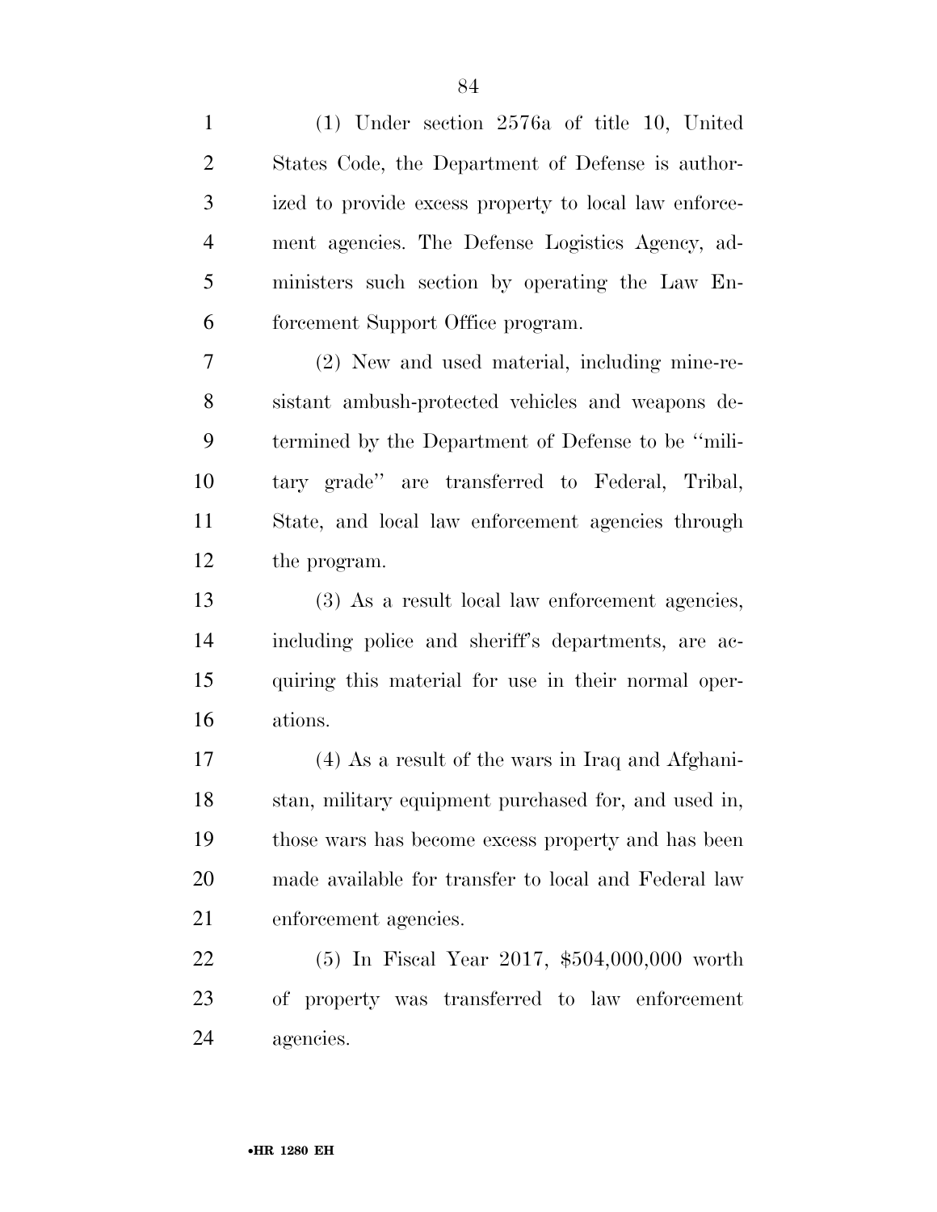(1) Under section 2576a of title 10, United States Code, the Department of Defense is authorized to provide excess property to local law enforcement agencies. The Defense Logistics Agency, administers such section by operating the Law Enforcement Support Office program.

(2) New and used material, including mine-resistant ambush-protected vehicles and weapons determined by the Department of Defense to be "military grade" are transferred to Federal, Tribal, State, and local law enforcement agencies through the program.

(3) As a result local law enforcement agencies, including police and sheriff's departments, are acquiring this material for use in their normal operations.

(4) As a result of the wars in Iraq and Afghanistan, military equipment purchased for, and used in, those wars has become excess property and has been made available for transfer to local and Federal law enforcement agencies.

(5) In Fiscal Year 2017, $504,000,000 worth of property was transferred to law enforcement agencies.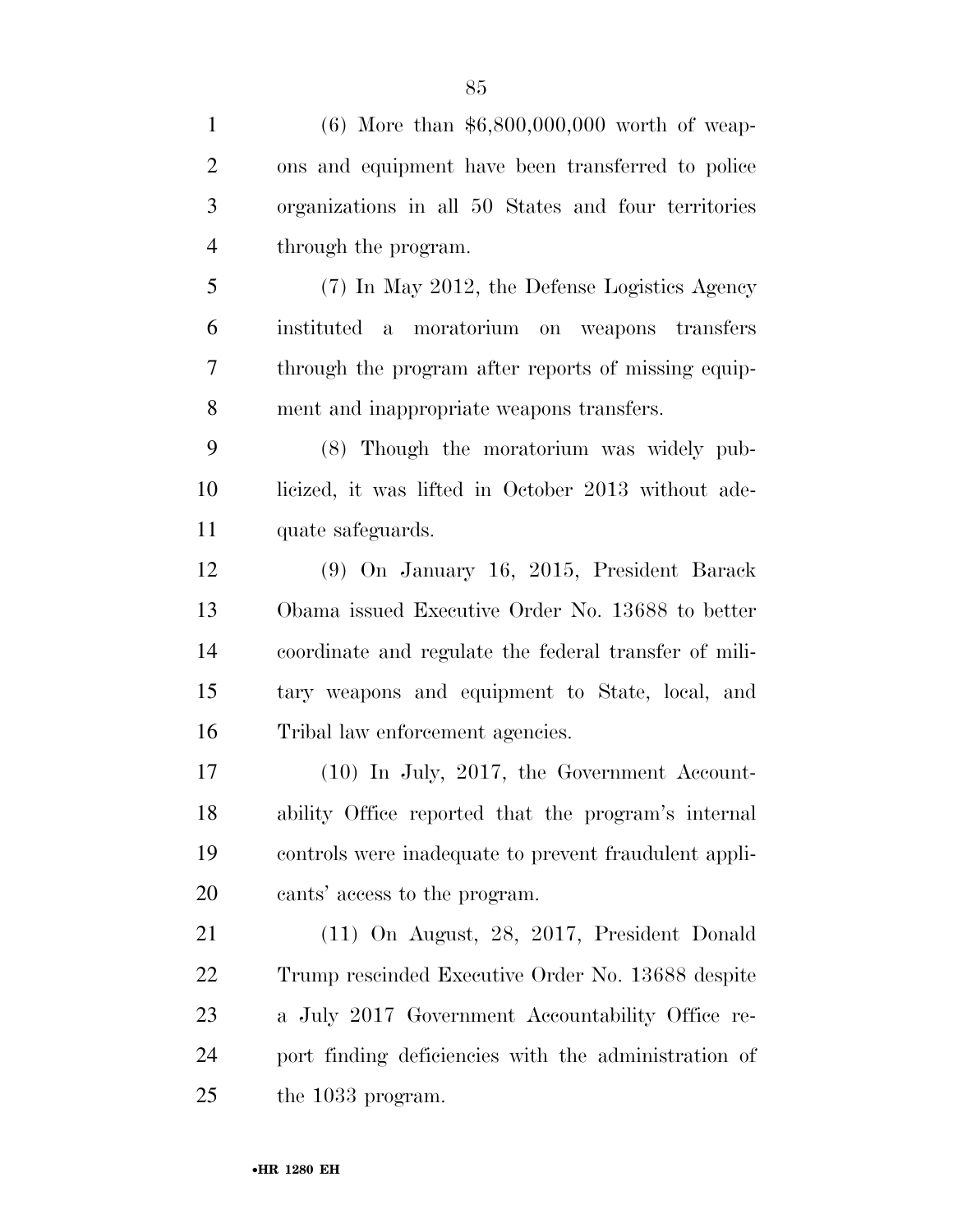(6) More than $6,800,000,000 worth of weapons and equipment have been transferred to police organizations in all 50 States and four territories through the program.

(7) In May 2012, the Defense Logistics Agency instituted a moratorium on weapons transfers through the program after reports of missing equipment and inappropriate weapons transfers.

(8) Though the moratorium was widely publicized, it was lifted in October 2013 without adequate safeguards.

(9) On January 16, 2015, President Barack Obama issued Executive Order No. 13688 to better coordinate and regulate the federal transfer of military weapons and equipment to State, local, and Tribal law enforcement agencies.

(10) In July, 2017, the Government Accountability Office reported that the program's internal controls were inadequate to prevent fraudulent applicants' access to the program.

(11) On August, 28, 2017, President Donald Trump rescinded Executive Order No. 13688 despite a July 2017 Government Accountability Office report finding deficiencies with the administration of the 1033 program.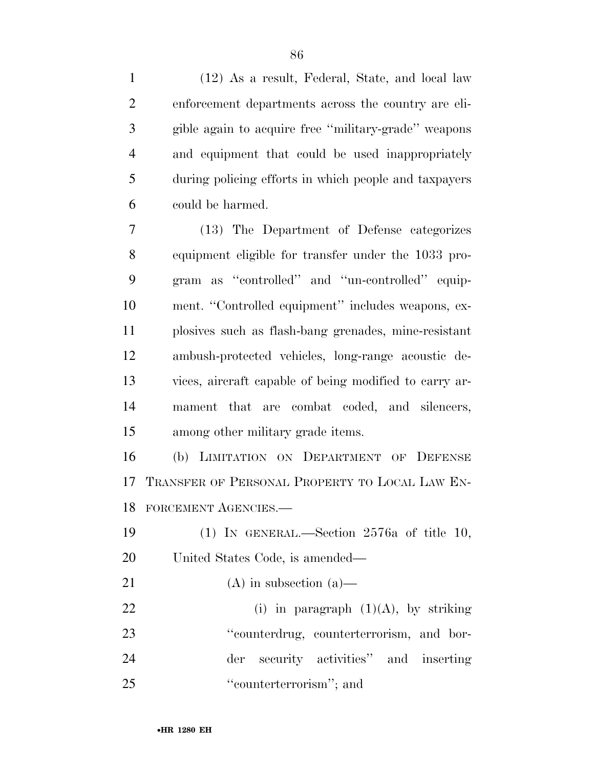(12) As a result, Federal, State, and local law enforcement departments across the country are eligible again to acquire free ''military-grade'' weapons and equipment that could be used inappropriately during policing efforts in which people and taxpayers could be harmed.

(13) The Department of Defense categorizes equipment eligible for transfer under the 1033 program as ''controlled'' and ''un-controlled'' equipment. ''Controlled equipment'' includes weapons, explosives such as flash-bang grenades, mine-resistant ambush-protected vehicles, long-range acoustic devices, aircraft capable of being modified to carry armament that are combat coded, and silencers, among other military grade items.

(b) LIMITATION ON DEPARTMENT OF DEFENSE TRANSFER OF PERSONAL PROPERTY TO LOCAL LAW ENFORCEMENT AGENCIES.—

(1) IN GENERAL.—Section 2576a of title 10, United States Code, is amended—

(A) in subsection (a)—

(i) in paragraph (1)(A), by striking ''counterdrug, counterterrorism, and border security activities'' and inserting ''counterterrorism''; and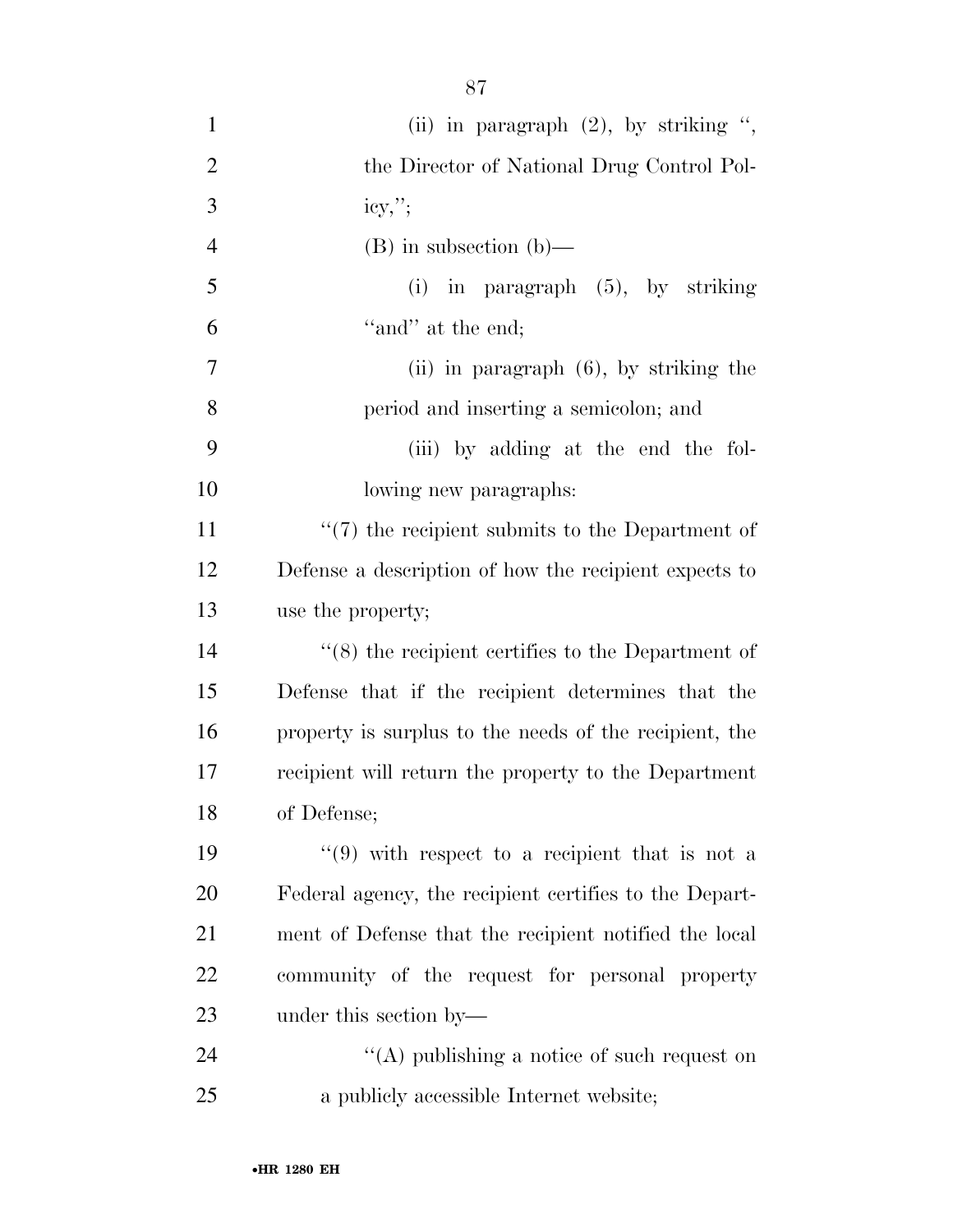(ii) in paragraph (2), by striking ", the Director of National Drug Control Policy,";

(B) in subsection (b)—

(i) in paragraph (5), by striking "and" at the end;

(ii) in paragraph (6), by striking the period and inserting a semicolon; and

(iii) by adding at the end the following new paragraphs:

"(7) the recipient submits to the Department of Defense a description of how the recipient expects to use the property;

"(8) the recipient certifies to the Department of Defense that if the recipient determines that the property is surplus to the needs of the recipient, the recipient will return the property to the Department of Defense;

"(9) with respect to a recipient that is not a Federal agency, the recipient certifies to the Department of Defense that the recipient notified the local community of the request for personal property under this section by—

"(A) publishing a notice of such request on a publicly accessible Internet website;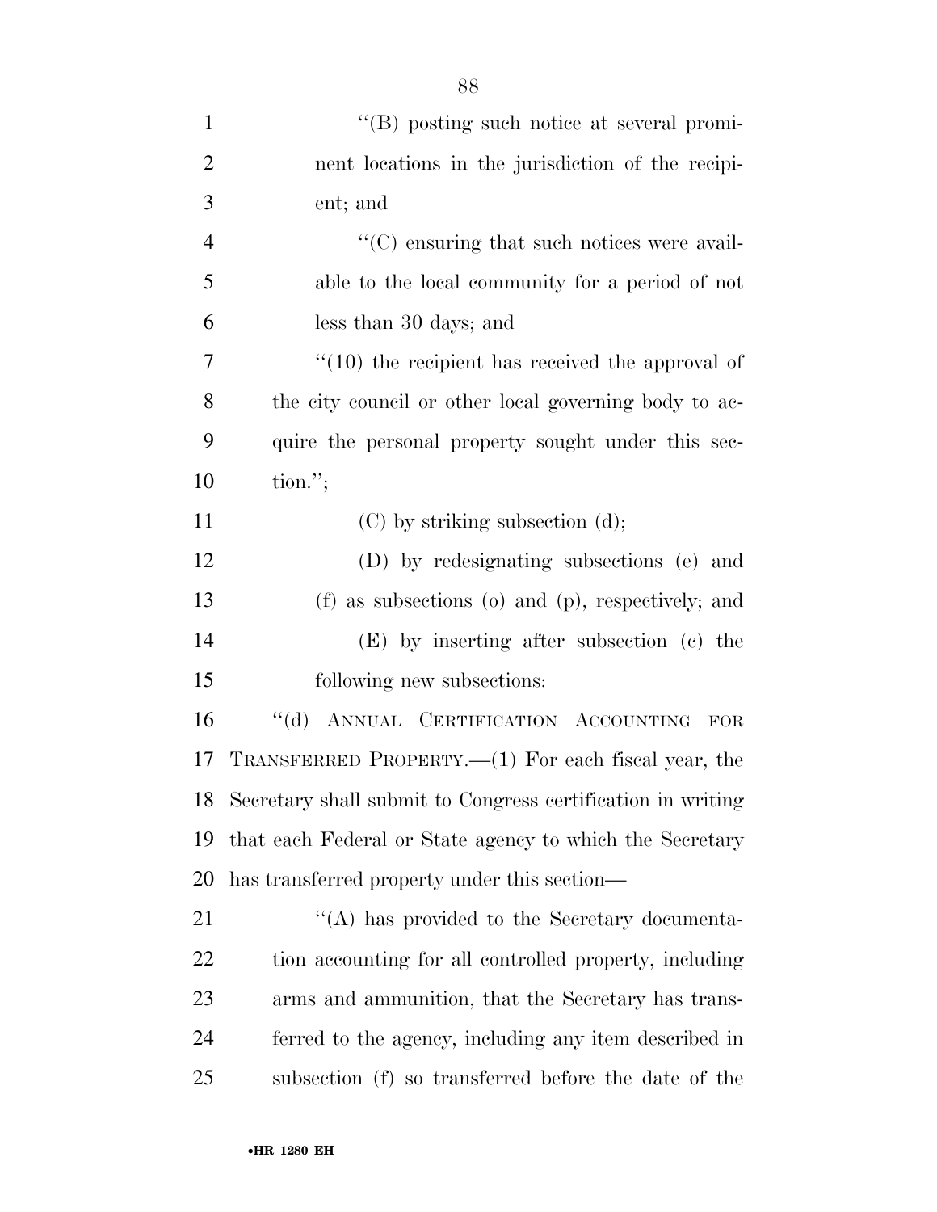''(B) posting such notice at several prominent locations in the jurisdiction of the recipient; and

''(C) ensuring that such notices were available to the local community for a period of not less than 30 days; and

''(10) the recipient has received the approval of the city council or other local governing body to acquire the personal property sought under this section.'';

(C) by striking subsection (d);

(D) by redesignating subsections (e) and (f) as subsections (o) and (p), respectively; and

(E) by inserting after subsection (c) the following new subsections:

''(d) ANNUAL CERTIFICATION ACCOUNTING FOR TRANSFERRED PROPERTY.—(1) For each fiscal year, the Secretary shall submit to Congress certification in writing that each Federal or State agency to which the Secretary has transferred property under this section—

''(A) has provided to the Secretary documentation accounting for all controlled property, including arms and ammunition, that the Secretary has transferred to the agency, including any item described in subsection (f) so transferred before the date of the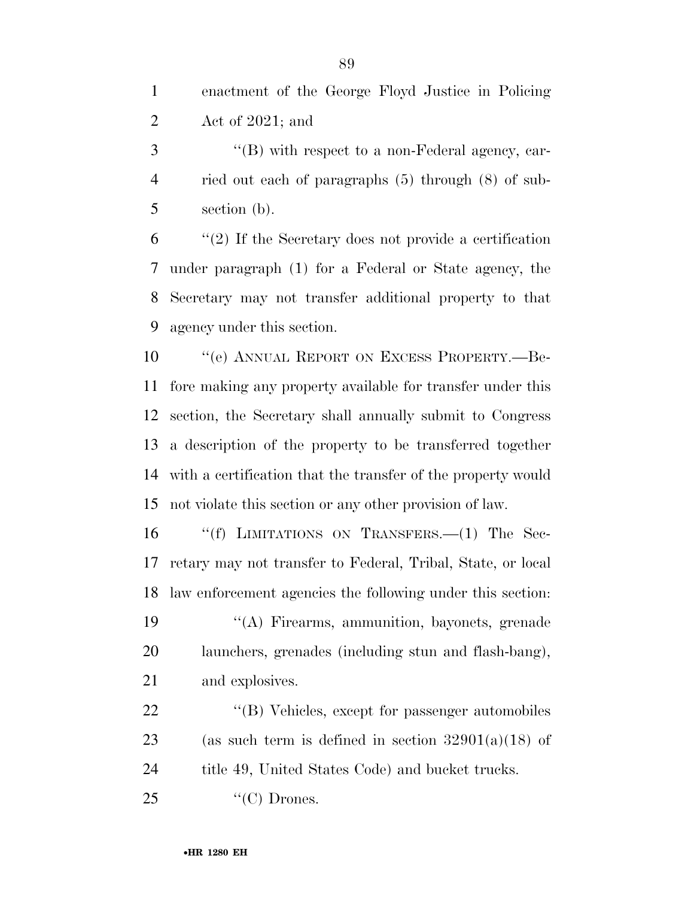enactment of the George Floyd Justice in Policing Act of 2021; and

''(B) with respect to a non-Federal agency, carried out each of paragraphs (5) through (8) of subsection (b).

''(2) If the Secretary does not provide a certification under paragraph (1) for a Federal or State agency, the Secretary may not transfer additional property to that agency under this section.

''(e) ANNUAL REPORT ON EXCESS PROPERTY.—Before making any property available for transfer under this section, the Secretary shall annually submit to Congress a description of the property to be transferred together with a certification that the transfer of the property would not violate this section or any other provision of law.

''(f) LIMITATIONS ON TRANSFERS.—(1) The Secretary may not transfer to Federal, Tribal, State, or local law enforcement agencies the following under this section:

''(A) Firearms, ammunition, bayonets, grenade launchers, grenades (including stun and flash-bang), and explosives.

''(B) Vehicles, except for passenger automobiles (as such term is defined in section 32901(a)(18) of title 49, United States Code) and bucket trucks.

''(C) Drones.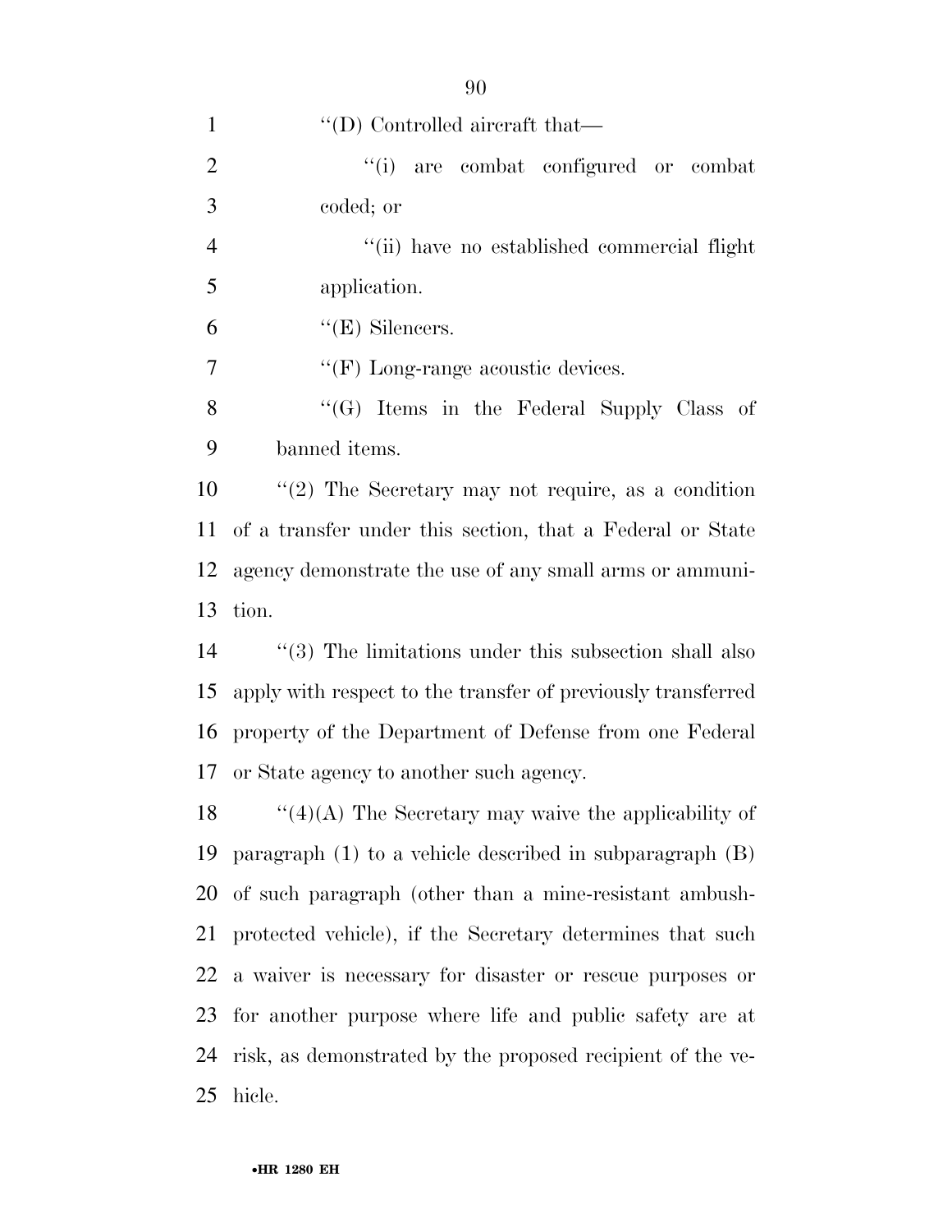''(D) Controlled aircraft that—

''(i) are combat configured or combat coded; or

''(ii) have no established commercial flight application.

''(E) Silencers.

''(F) Long-range acoustic devices.

''(G) Items in the Federal Supply Class of banned items.

''(2) The Secretary may not require, as a condition of a transfer under this section, that a Federal or State agency demonstrate the use of any small arms or ammunition.

''(3) The limitations under this subsection shall also apply with respect to the transfer of previously transferred property of the Department of Defense from one Federal or State agency to another such agency.

''(4)(A) The Secretary may waive the applicability of paragraph (1) to a vehicle described in subparagraph (B) of such paragraph (other than a mine-resistant ambush-protected vehicle), if the Secretary determines that such a waiver is necessary for disaster or rescue purposes or for another purpose where life and public safety are at risk, as demonstrated by the proposed recipient of the vehicle.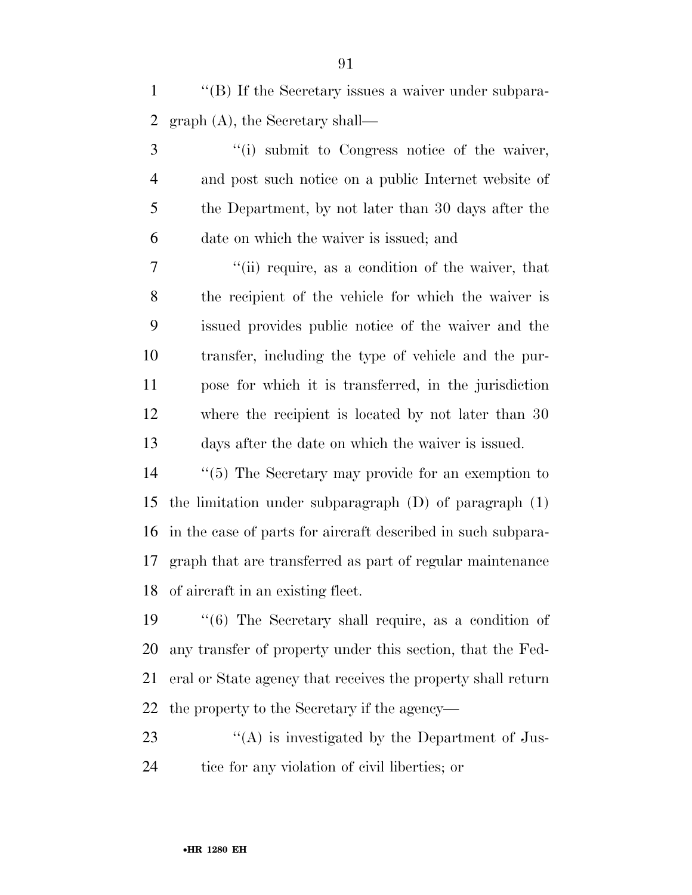''(B) If the Secretary issues a waiver under subparagraph (A), the Secretary shall—

''(i) submit to Congress notice of the waiver, and post such notice on a public Internet website of the Department, by not later than 30 days after the date on which the waiver is issued; and

''(ii) require, as a condition of the waiver, that the recipient of the vehicle for which the waiver is issued provides public notice of the waiver and the transfer, including the type of vehicle and the purpose for which it is transferred, in the jurisdiction where the recipient is located by not later than 30 days after the date on which the waiver is issued.

''(5) The Secretary may provide for an exemption to the limitation under subparagraph (D) of paragraph (1) in the case of parts for aircraft described in such subparagraph that are transferred as part of regular maintenance of aircraft in an existing fleet.

''(6) The Secretary shall require, as a condition of any transfer of property under this section, that the Federal or State agency that receives the property shall return the property to the Secretary if the agency—

''(A) is investigated by the Department of Justice for any violation of civil liberties; or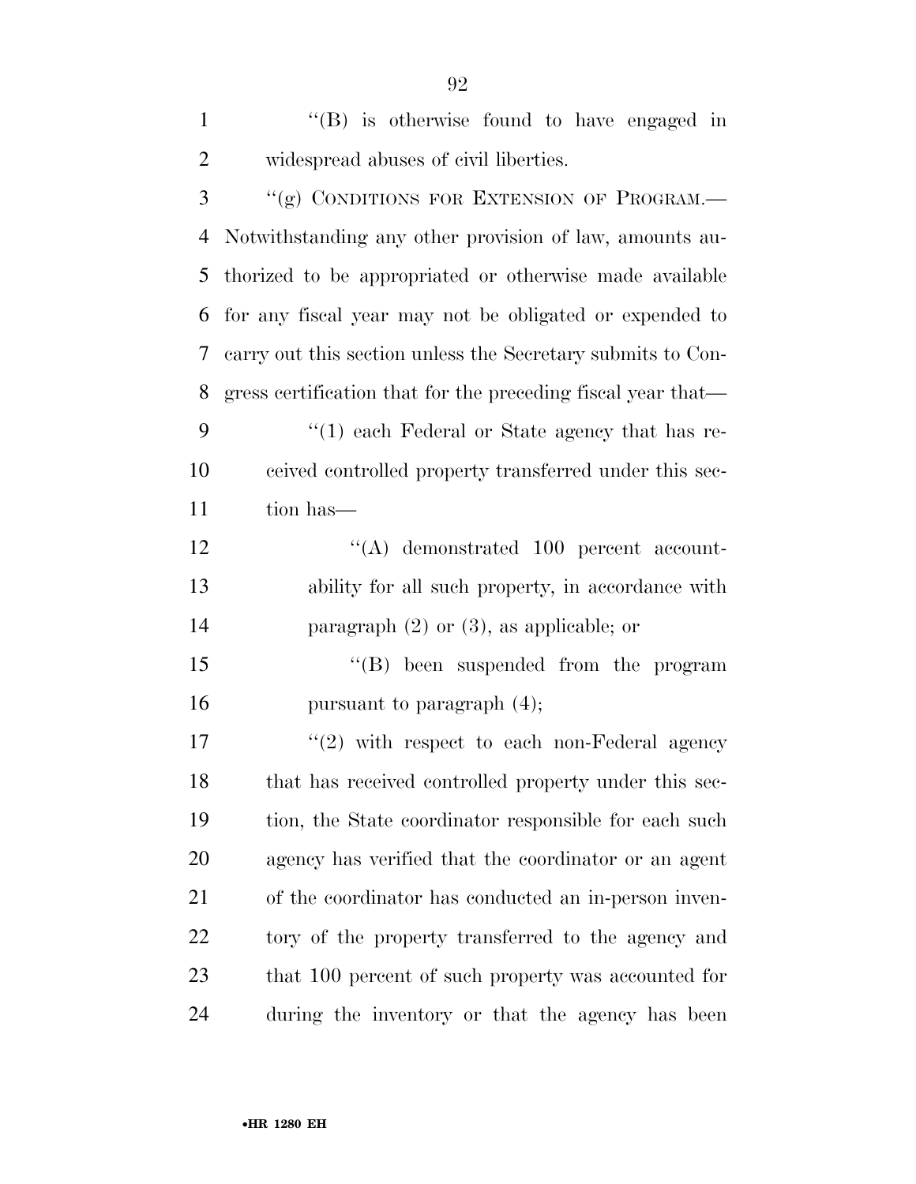''(B) is otherwise found to have engaged in widespread abuses of civil liberties.

''(g) CONDITIONS FOR EXTENSION OF PROGRAM.— Notwithstanding any other provision of law, amounts authorized to be appropriated or otherwise made available for any fiscal year may not be obligated or expended to carry out this section unless the Secretary submits to Congress certification that for the preceding fiscal year that—

''(1) each Federal or State agency that has received controlled property transferred under this section has—

''(A) demonstrated 100 percent accountability for all such property, in accordance with paragraph (2) or (3), as applicable; or

''(B) been suspended from the program pursuant to paragraph (4);

''(2) with respect to each non-Federal agency that has received controlled property under this section, the State coordinator responsible for each such agency has verified that the coordinator or an agent of the coordinator has conducted an in-person inventory of the property transferred to the agency and that 100 percent of such property was accounted for during the inventory or that the agency has been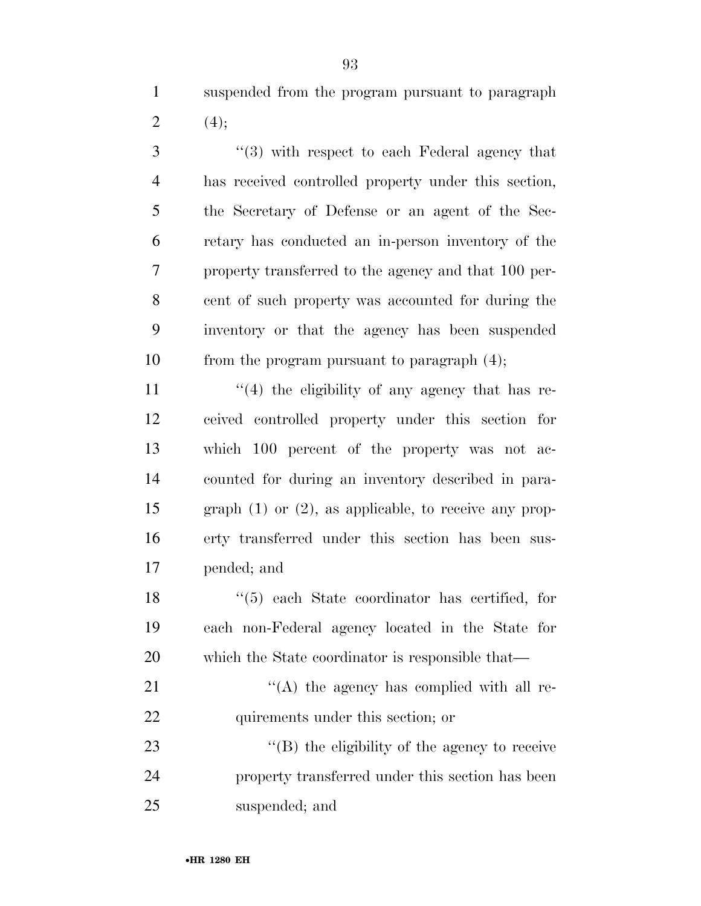suspended from the program pursuant to paragraph (4);

''(3) with respect to each Federal agency that has received controlled property under this section, the Secretary of Defense or an agent of the Secretary has conducted an in-person inventory of the property transferred to the agency and that 100 percent of such property was accounted for during the inventory or that the agency has been suspended from the program pursuant to paragraph (4);

''(4) the eligibility of any agency that has received controlled property under this section for which 100 percent of the property was not accounted for during an inventory described in paragraph (1) or (2), as applicable, to receive any property transferred under this section has been suspended; and

''(5) each State coordinator has certified, for each non-Federal agency located in the State for which the State coordinator is responsible that—

''(A) the agency has complied with all requirements under this section; or

''(B) the eligibility of the agency to receive property transferred under this section has been suspended; and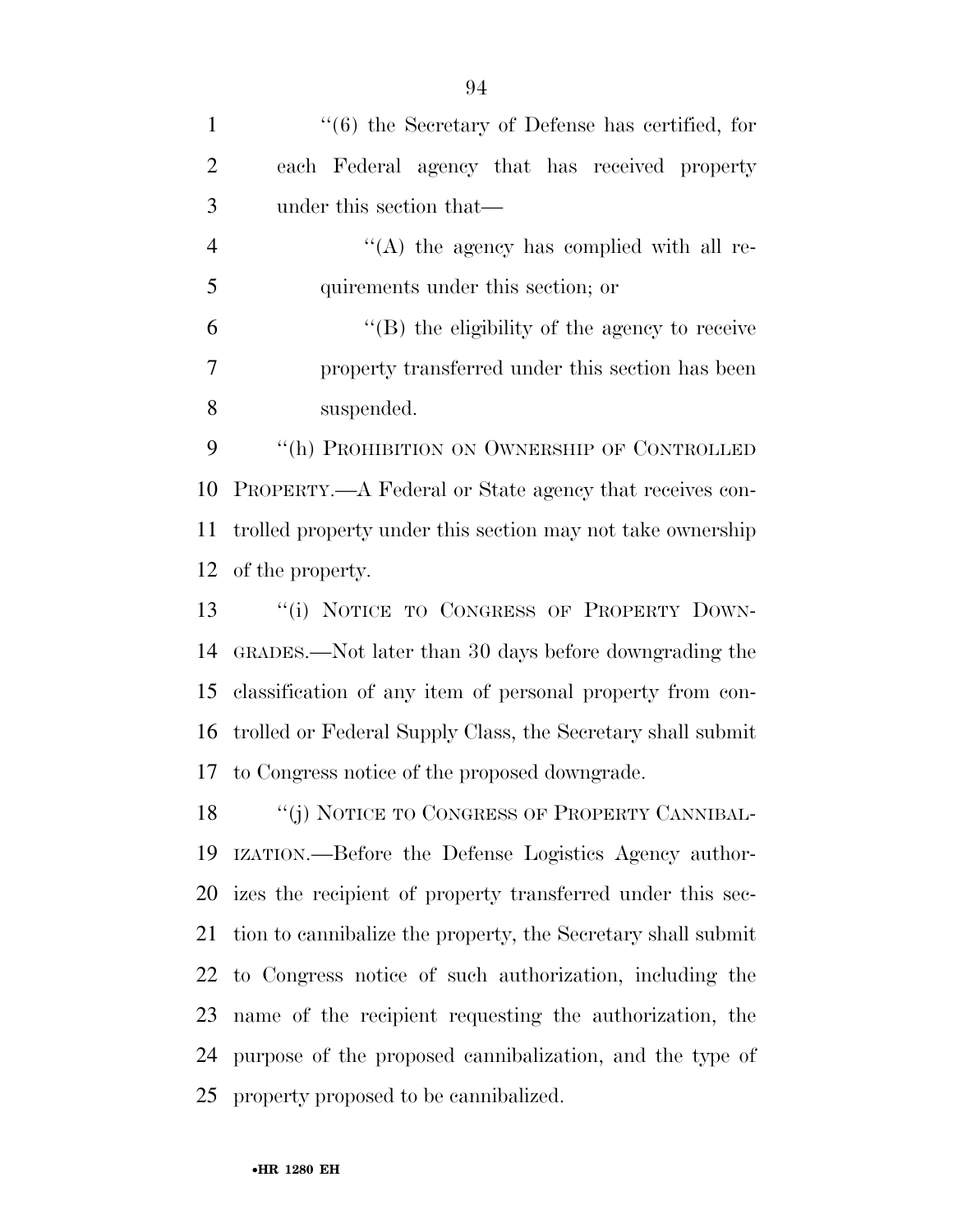''(6) the Secretary of Defense has certified, for each Federal agency that has received property under this section that—

''(A) the agency has complied with all requirements under this section; or

''(B) the eligibility of the agency to receive property transferred under this section has been suspended.

''(h) PROHIBITION ON OWNERSHIP OF CONTROLLED PROPERTY.—A Federal or State agency that receives controlled property under this section may not take ownership of the property.

''(i) NOTICE TO CONGRESS OF PROPERTY DOWNGRADES.—Not later than 30 days before downgrading the classification of any item of personal property from controlled or Federal Supply Class, the Secretary shall submit to Congress notice of the proposed downgrade.

''(j) NOTICE TO CONGRESS OF PROPERTY CANNIBALIZATION.—Before the Defense Logistics Agency authorizes the recipient of property transferred under this section to cannibalize the property, the Secretary shall submit to Congress notice of such authorization, including the name of the recipient requesting the authorization, the purpose of the proposed cannibalization, and the type of property proposed to be cannibalized.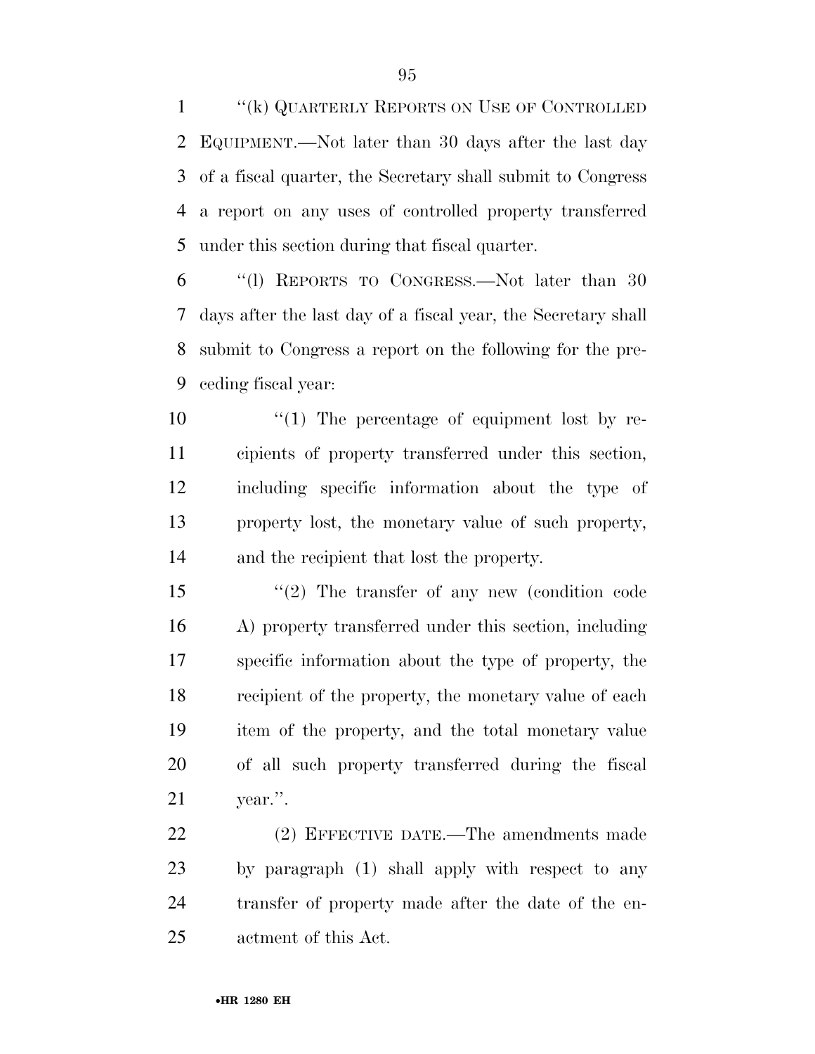"(k) QUARTERLY REPORTS ON USE OF CONTROLLED EQUIPMENT.—Not later than 30 days after the last day of a fiscal quarter, the Secretary shall submit to Congress a report on any uses of controlled property transferred under this section during that fiscal quarter.

"(l) REPORTS TO CONGRESS.—Not later than 30 days after the last day of a fiscal year, the Secretary shall submit to Congress a report on the following for the preceding fiscal year:

"(1) The percentage of equipment lost by recipients of property transferred under this section, including specific information about the type of property lost, the monetary value of such property, and the recipient that lost the property.

"(2) The transfer of any new (condition code A) property transferred under this section, including specific information about the type of property, the recipient of the property, the monetary value of each item of the property, and the total monetary value of all such property transferred during the fiscal year.".

(2) EFFECTIVE DATE.—The amendments made by paragraph (1) shall apply with respect to any transfer of property made after the date of the enactment of this Act.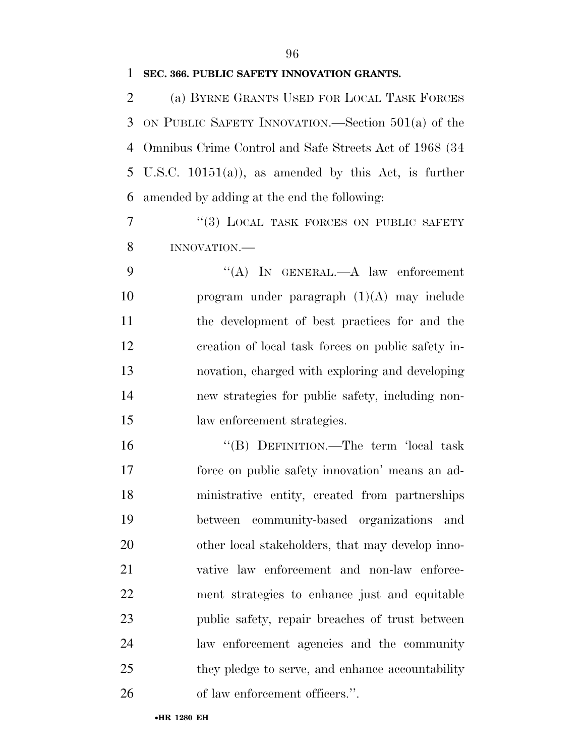**SEC. 366. PUBLIC SAFETY INNOVATION GRANTS.**

(a) BYRNE GRANTS USED FOR LOCAL TASK FORCES ON PUBLIC SAFETY INNOVATION.—Section 501(a) of the Omnibus Crime Control and Safe Streets Act of 1968 (34 U.S.C. 10151(a)), as amended by this Act, is further amended by adding at the end the following:

"(3) LOCAL TASK FORCES ON PUBLIC SAFETY INNOVATION.—

"(A) IN GENERAL.—A law enforcement program under paragraph (1)(A) may include the development of best practices for and the creation of local task forces on public safety innovation, charged with exploring and developing new strategies for public safety, including non-law enforcement strategies.

"(B) DEFINITION.—The term 'local task force on public safety innovation' means an administrative entity, created from partnerships between community-based organizations and other local stakeholders, that may develop innovative law enforcement and non-law enforcement strategies to enhance just and equitable public safety, repair breaches of trust between law enforcement agencies and the community they pledge to serve, and enhance accountability of law enforcement officers.".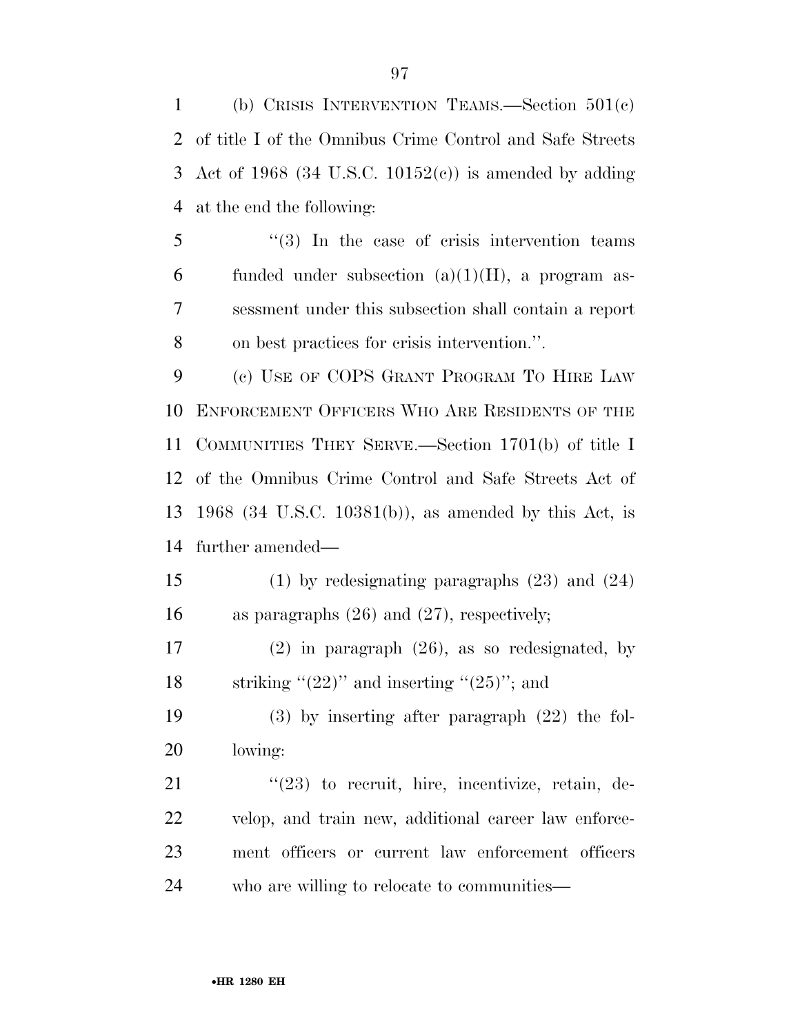(b) CRISIS INTERVENTION TEAMS.—Section 501(c) of title I of the Omnibus Crime Control and Safe Streets Act of 1968 (34 U.S.C. 10152(c)) is amended by adding at the end the following:

> ''(3) In the case of crisis intervention teams funded under subsection (a)(1)(H), a program assessment under this subsection shall contain a report on best practices for crisis intervention.''.

(c) USE OF COPS GRANT PROGRAM TO HIRE LAW ENFORCEMENT OFFICERS WHO ARE RESIDENTS OF THE COMMUNITIES THEY SERVE.—Section 1701(b) of title I of the Omnibus Crime Control and Safe Streets Act of 1968 (34 U.S.C. 10381(b)), as amended by this Act, is further amended—

> (1) by redesignating paragraphs (23) and (24) as paragraphs (26) and (27), respectively;
>
> (2) in paragraph (26), as so redesignated, by striking ''(22)'' and inserting ''(25)''; and
>
> (3) by inserting after paragraph (22) the following:
>
> > ''(23) to recruit, hire, incentivize, retain, develop, and train new, additional career law enforcement officers or current law enforcement officers who are willing to relocate to communities—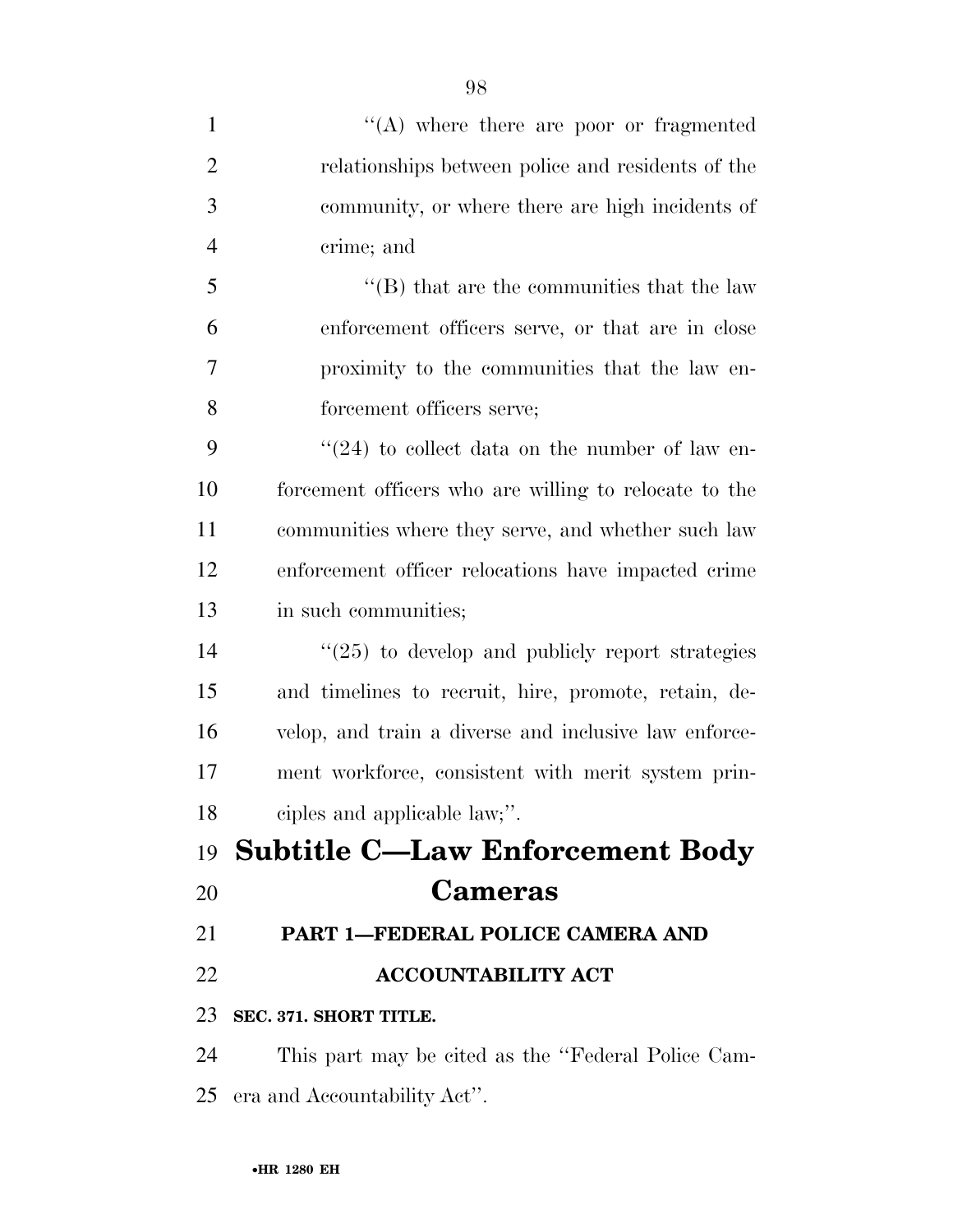''(A) where there are poor or fragmented relationships between police and residents of the community, or where there are high incidents of crime; and

''(B) that are the communities that the law enforcement officers serve, or that are in close proximity to the communities that the law enforcement officers serve;

''(24) to collect data on the number of law enforcement officers who are willing to relocate to the communities where they serve, and whether such law enforcement officer relocations have impacted crime in such communities;

''(25) to develop and publicly report strategies and timelines to recruit, hire, promote, retain, develop, and train a diverse and inclusive law enforcement workforce, consistent with merit system principles and applicable law;''.

# Subtitle C—Law Enforcement Body Cameras

## PART 1—FEDERAL POLICE CAMERA AND ACCOUNTABILITY ACT

### SEC. 371. SHORT TITLE.

This part may be cited as the ''Federal Police Camera and Accountability Act''.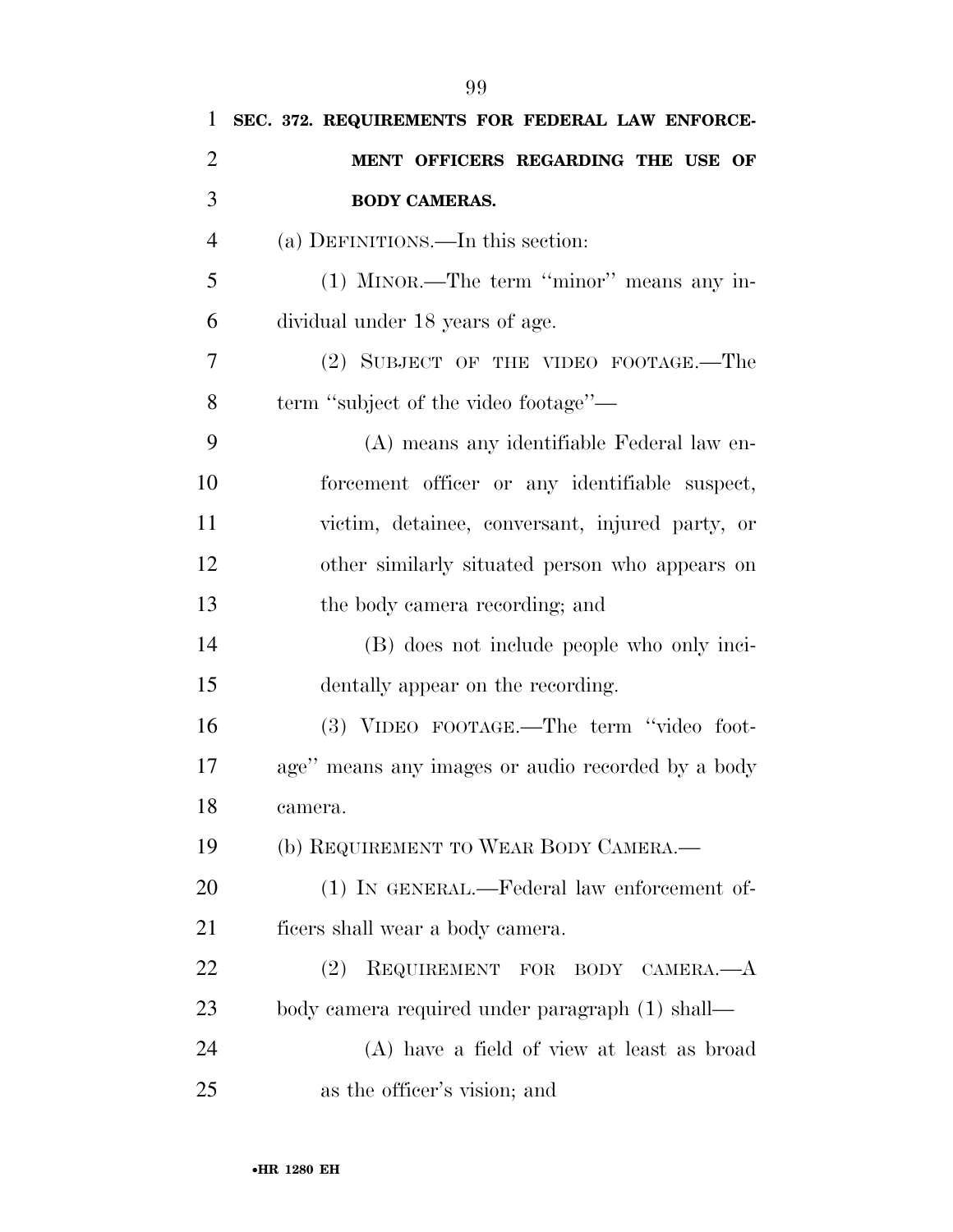**SEC. 372. REQUIREMENTS FOR FEDERAL LAW ENFORCEMENT OFFICERS REGARDING THE USE OF BODY CAMERAS.**

(a) DEFINITIONS.—In this section:

(1) MINOR.—The term ''minor'' means any individual under 18 years of age.

(2) SUBJECT OF THE VIDEO FOOTAGE.—The term ''subject of the video footage''—

(A) means any identifiable Federal law enforcement officer or any identifiable suspect, victim, detainee, conversant, injured party, or other similarly situated person who appears on the body camera recording; and

(B) does not include people who only incidentally appear on the recording.

(3) VIDEO FOOTAGE.—The term ''video footage'' means any images or audio recorded by a body camera.

(b) REQUIREMENT TO WEAR BODY CAMERA.—

(1) IN GENERAL.—Federal law enforcement officers shall wear a body camera.

(2) REQUIREMENT FOR BODY CAMERA.—A body camera required under paragraph (1) shall—

(A) have a field of view at least as broad as the officer's vision; and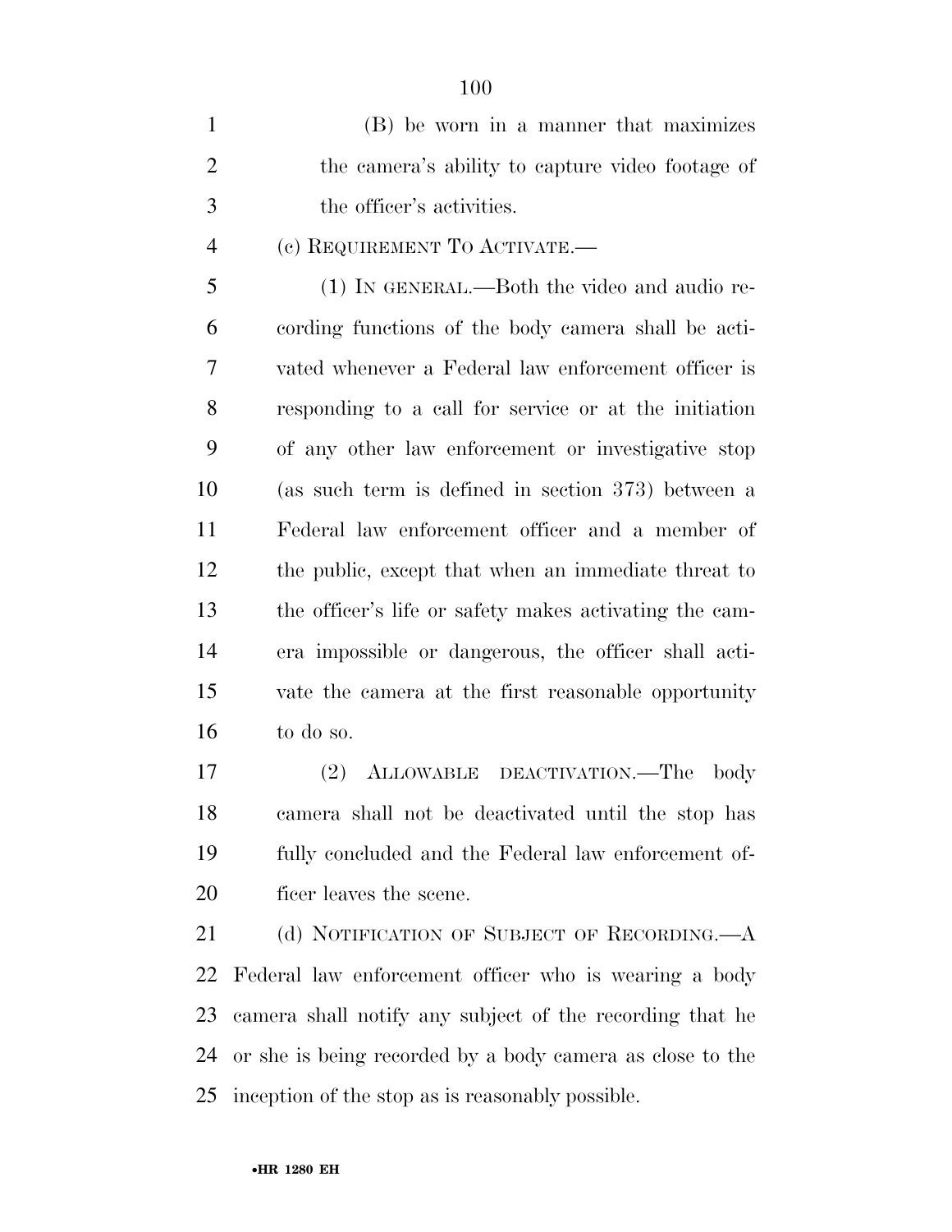(B) be worn in a manner that maximizes the camera's ability to capture video footage of the officer's activities.

(c) REQUIREMENT TO ACTIVATE.—

(1) IN GENERAL.—Both the video and audio recording functions of the body camera shall be activated whenever a Federal law enforcement officer is responding to a call for service or at the initiation of any other law enforcement or investigative stop (as such term is defined in section 373) between a Federal law enforcement officer and a member of the public, except that when an immediate threat to the officer's life or safety makes activating the camera impossible or dangerous, the officer shall activate the camera at the first reasonable opportunity to do so.

(2) ALLOWABLE DEACTIVATION.—The body camera shall not be deactivated until the stop has fully concluded and the Federal law enforcement officer leaves the scene.

(d) NOTIFICATION OF SUBJECT OF RECORDING.—A Federal law enforcement officer who is wearing a body camera shall notify any subject of the recording that he or she is being recorded by a body camera as close to the inception of the stop as is reasonably possible.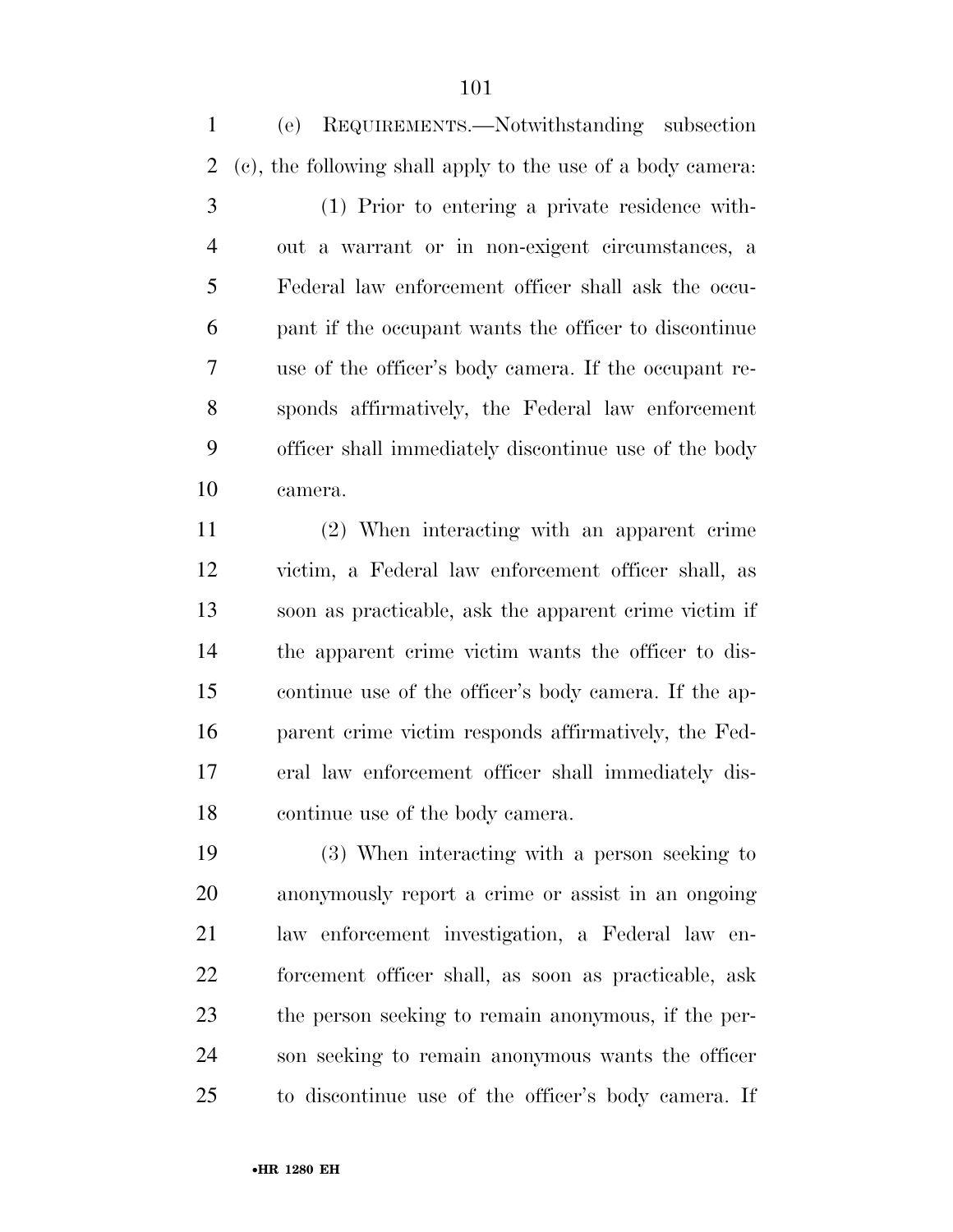(e) REQUIREMENTS.—Notwithstanding subsection (c), the following shall apply to the use of a body camera:

(1) Prior to entering a private residence without a warrant or in non-exigent circumstances, a Federal law enforcement officer shall ask the occupant if the occupant wants the officer to discontinue use of the officer's body camera. If the occupant responds affirmatively, the Federal law enforcement officer shall immediately discontinue use of the body camera.

(2) When interacting with an apparent crime victim, a Federal law enforcement officer shall, as soon as practicable, ask the apparent crime victim if the apparent crime victim wants the officer to discontinue use of the officer's body camera. If the apparent crime victim responds affirmatively, the Federal law enforcement officer shall immediately discontinue use of the body camera.

(3) When interacting with a person seeking to anonymously report a crime or assist in an ongoing law enforcement investigation, a Federal law enforcement officer shall, as soon as practicable, ask the person seeking to remain anonymous, if the person seeking to remain anonymous wants the officer to discontinue use of the officer's body camera. If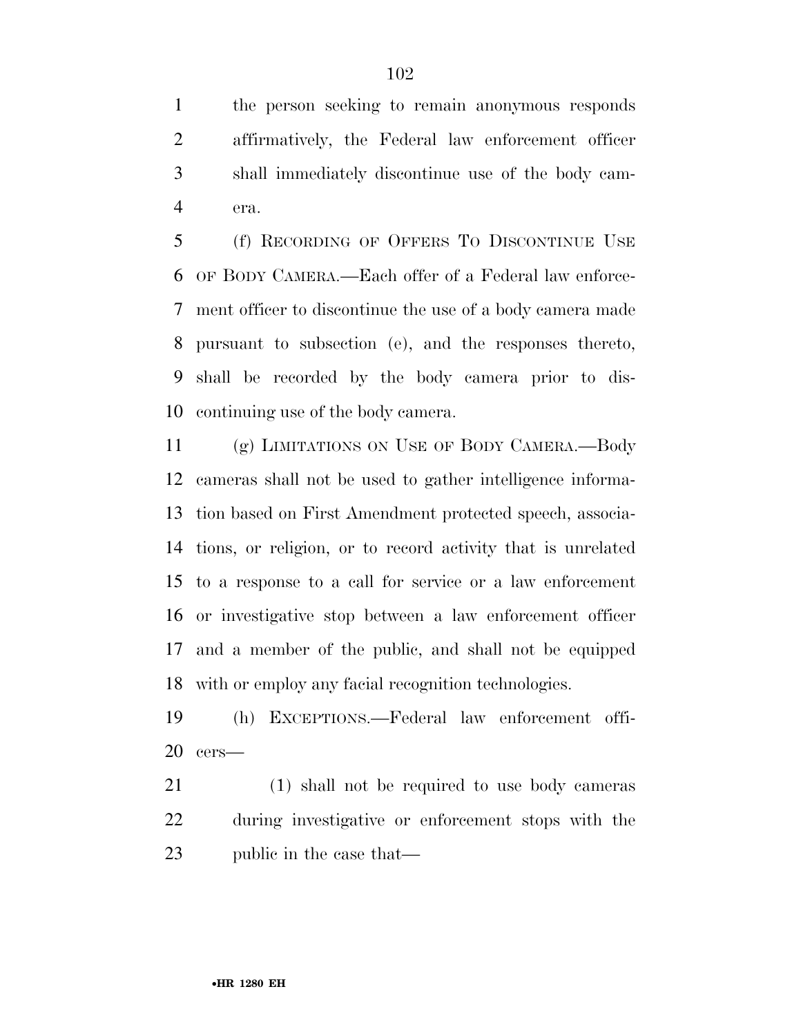the person seeking to remain anonymous responds affirmatively, the Federal law enforcement officer shall immediately discontinue use of the body camera.

(f) RECORDING OF OFFERS TO DISCONTINUE USE OF BODY CAMERA.—Each offer of a Federal law enforcement officer to discontinue the use of a body camera made pursuant to subsection (e), and the responses thereto, shall be recorded by the body camera prior to discontinuing use of the body camera.

(g) LIMITATIONS ON USE OF BODY CAMERA.—Body cameras shall not be used to gather intelligence information based on First Amendment protected speech, associations, or religion, or to record activity that is unrelated to a response to a call for service or a law enforcement or investigative stop between a law enforcement officer and a member of the public, and shall not be equipped with or employ any facial recognition technologies.

(h) EXCEPTIONS.—Federal law enforcement officers—

(1) shall not be required to use body cameras during investigative or enforcement stops with the public in the case that—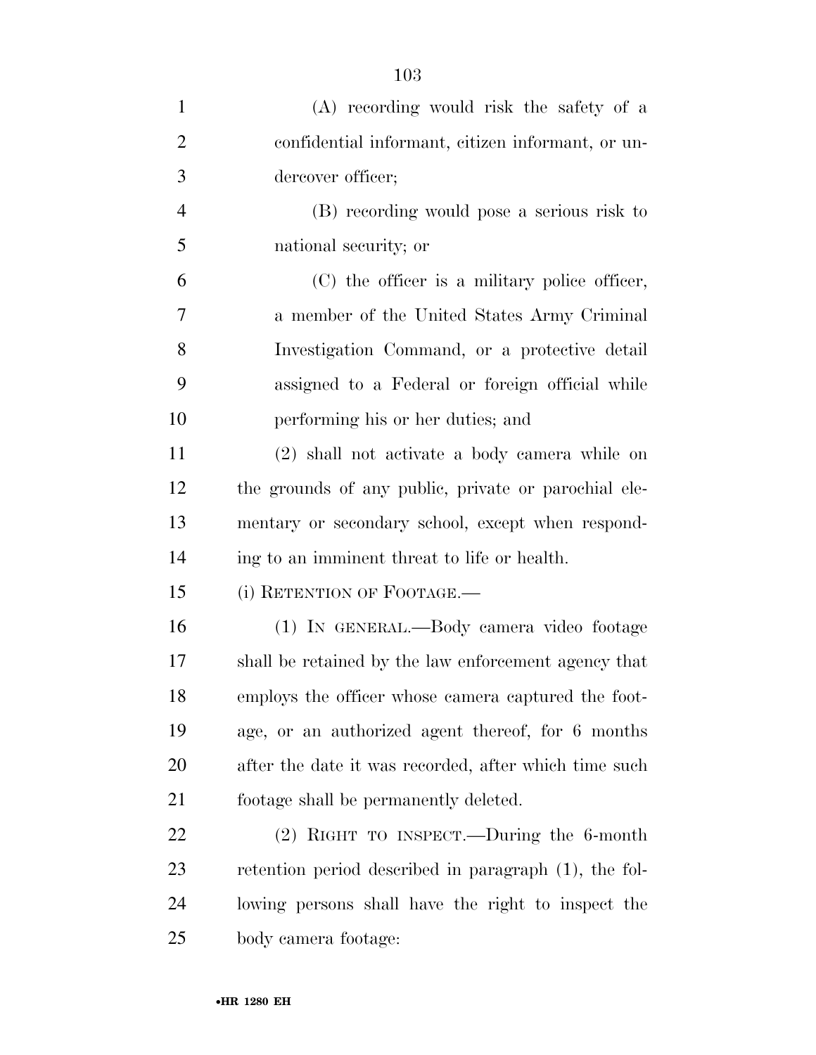(A) recording would risk the safety of a confidential informant, citizen informant, or undercover officer;

(B) recording would pose a serious risk to national security; or

(C) the officer is a military police officer, a member of the United States Army Criminal Investigation Command, or a protective detail assigned to a Federal or foreign official while performing his or her duties; and

(2) shall not activate a body camera while on the grounds of any public, private or parochial elementary or secondary school, except when responding to an imminent threat to life or health.

(i) RETENTION OF FOOTAGE.—

(1) IN GENERAL.—Body camera video footage shall be retained by the law enforcement agency that employs the officer whose camera captured the footage, or an authorized agent thereof, for 6 months after the date it was recorded, after which time such footage shall be permanently deleted.

(2) RIGHT TO INSPECT.—During the 6-month retention period described in paragraph (1), the following persons shall have the right to inspect the body camera footage: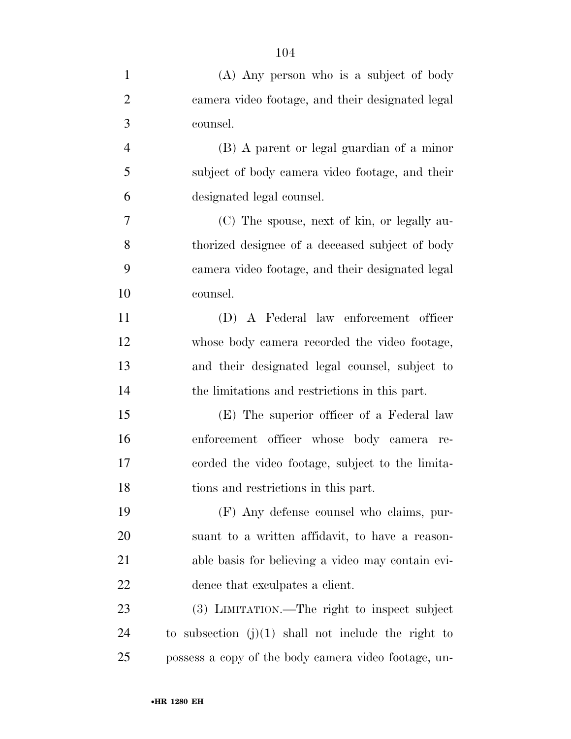(A) Any person who is a subject of body camera video footage, and their designated legal counsel.

(B) A parent or legal guardian of a minor subject of body camera video footage, and their designated legal counsel.

(C) The spouse, next of kin, or legally authorized designee of a deceased subject of body camera video footage, and their designated legal counsel.

(D) A Federal law enforcement officer whose body camera recorded the video footage, and their designated legal counsel, subject to the limitations and restrictions in this part.

(E) The superior officer of a Federal law enforcement officer whose body camera recorded the video footage, subject to the limitations and restrictions in this part.

(F) Any defense counsel who claims, pursuant to a written affidavit, to have a reasonable basis for believing a video may contain evidence that exculpates a client.

(3) LIMITATION.—The right to inspect subject to subsection (j)(1) shall not include the right to possess a copy of the body camera video footage, un-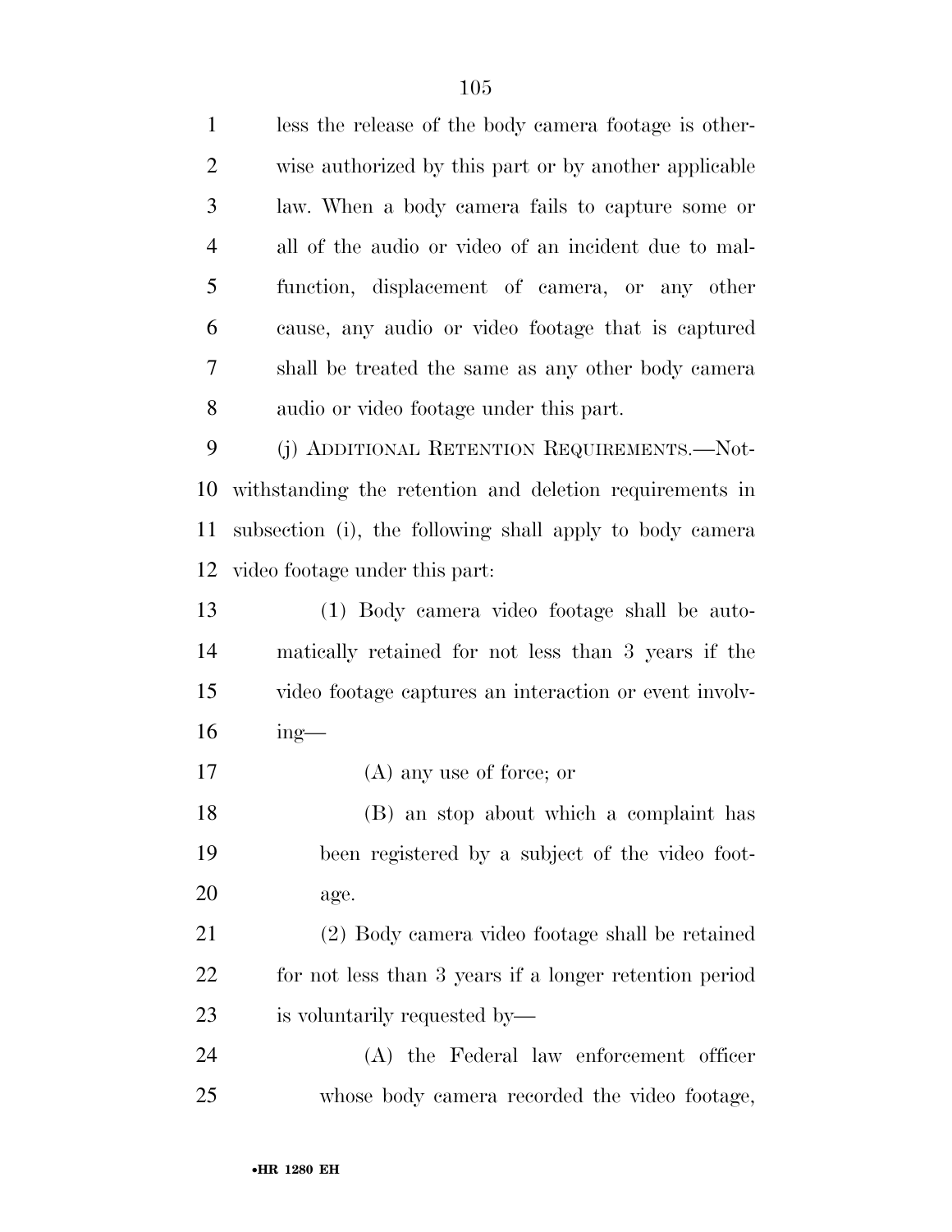less the release of the body camera footage is otherwise authorized by this part or by another applicable law. When a body camera fails to capture some or all of the audio or video of an incident due to malfunction, displacement of camera, or any other cause, any audio or video footage that is captured shall be treated the same as any other body camera audio or video footage under this part.

(j) ADDITIONAL RETENTION REQUIREMENTS.—Notwithstanding the retention and deletion requirements in subsection (i), the following shall apply to body camera video footage under this part:

(1) Body camera video footage shall be automatically retained for not less than 3 years if the video footage captures an interaction or event involving—

(A) any use of force; or

(B) an stop about which a complaint has been registered by a subject of the video footage.

(2) Body camera video footage shall be retained for not less than 3 years if a longer retention period is voluntarily requested by—

(A) the Federal law enforcement officer whose body camera recorded the video footage,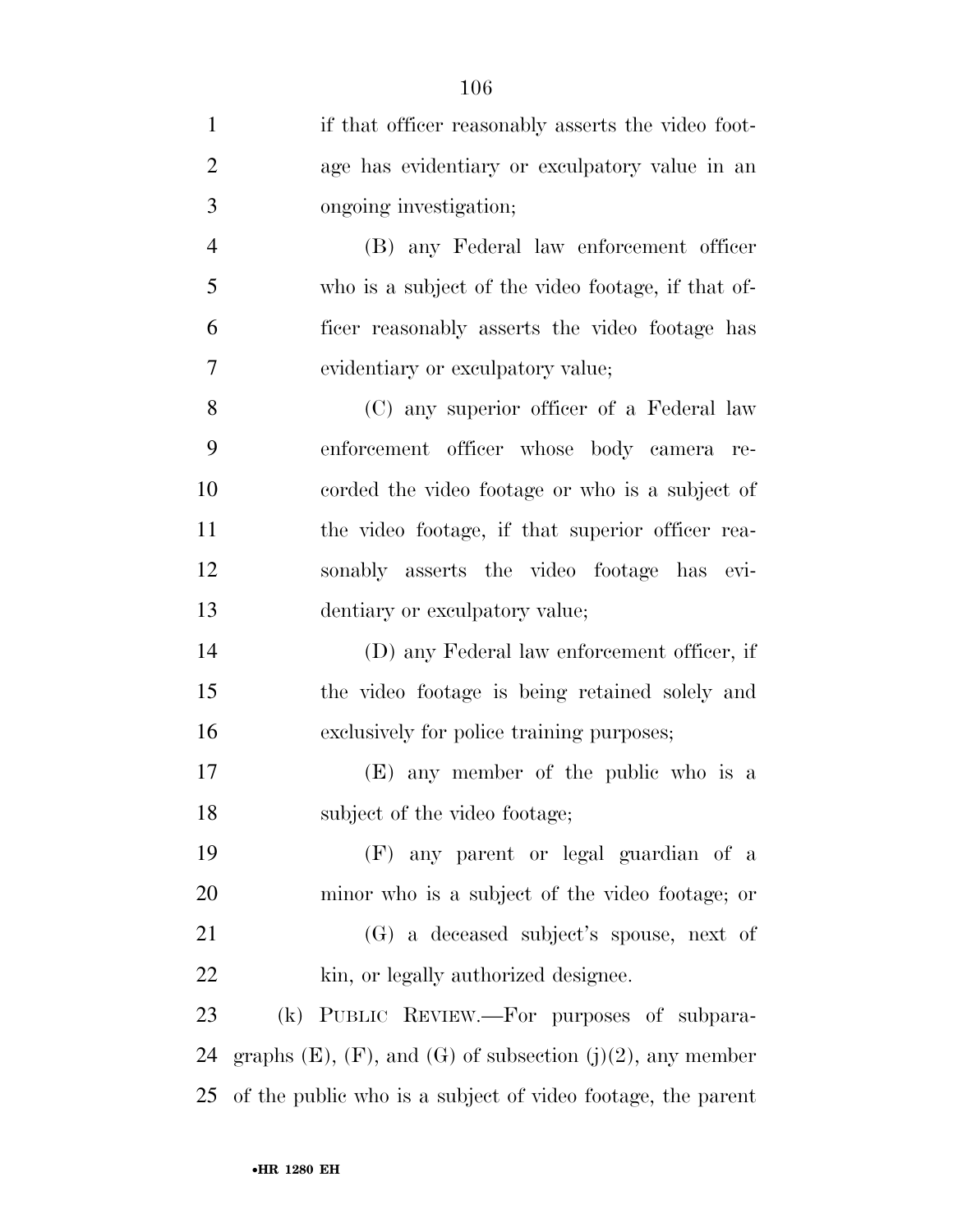if that officer reasonably asserts the video footage has evidentiary or exculpatory value in an ongoing investigation;

(B) any Federal law enforcement officer who is a subject of the video footage, if that officer reasonably asserts the video footage has evidentiary or exculpatory value;

(C) any superior officer of a Federal law enforcement officer whose body camera recorded the video footage or who is a subject of the video footage, if that superior officer reasonably asserts the video footage has evidentiary or exculpatory value;

(D) any Federal law enforcement officer, if the video footage is being retained solely and exclusively for police training purposes;

(E) any member of the public who is a subject of the video footage;

(F) any parent or legal guardian of a minor who is a subject of the video footage; or

(G) a deceased subject's spouse, next of kin, or legally authorized designee.

(k) PUBLIC REVIEW.—For purposes of subparagraphs (E), (F), and (G) of subsection (j)(2), any member of the public who is a subject of video footage, the parent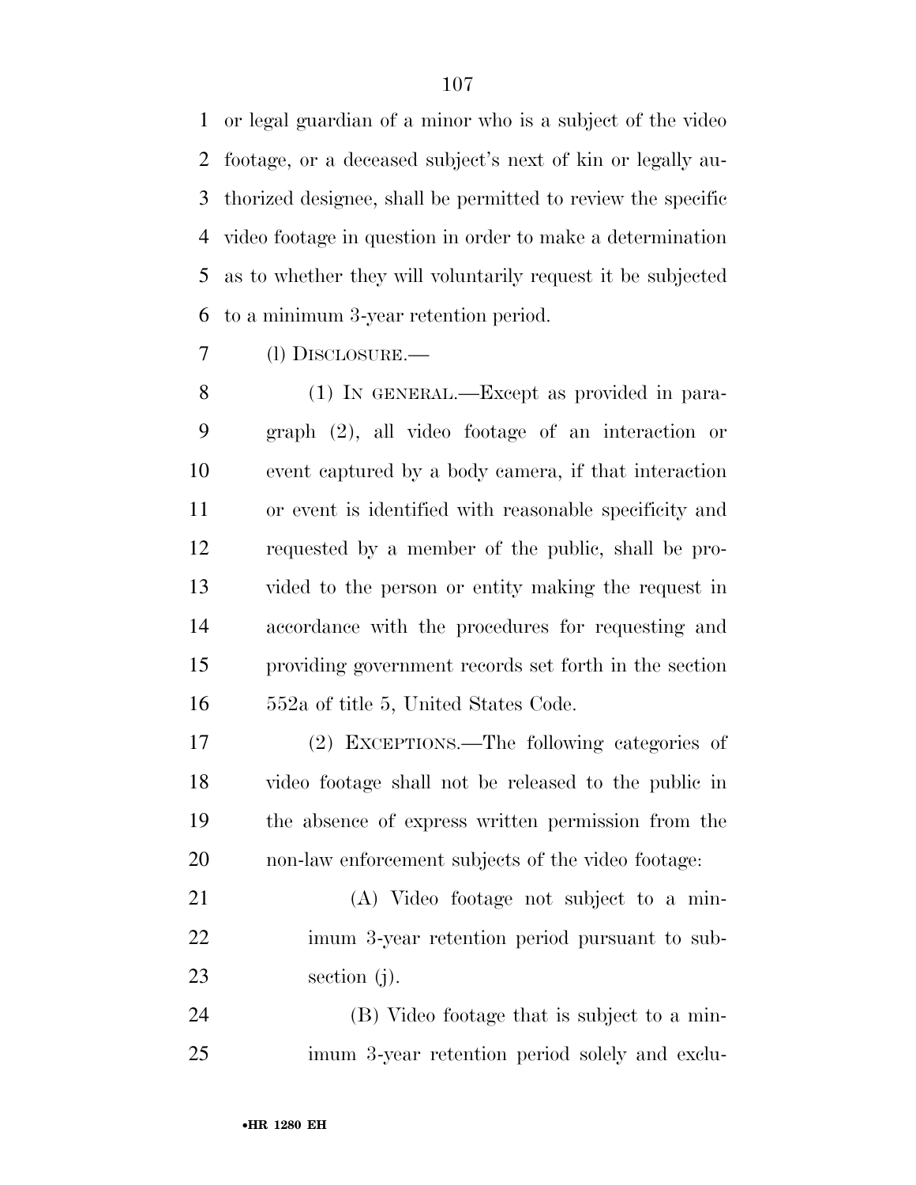or legal guardian of a minor who is a subject of the video footage, or a deceased subject's next of kin or legally authorized designee, shall be permitted to review the specific video footage in question in order to make a determination as to whether they will voluntarily request it be subjected to a minimum 3-year retention period.

(l) DISCLOSURE.—

(1) IN GENERAL.—Except as provided in paragraph (2), all video footage of an interaction or event captured by a body camera, if that interaction or event is identified with reasonable specificity and requested by a member of the public, shall be provided to the person or entity making the request in accordance with the procedures for requesting and providing government records set forth in the section 552a of title 5, United States Code.

(2) EXCEPTIONS.—The following categories of video footage shall not be released to the public in the absence of express written permission from the non-law enforcement subjects of the video footage:

(A) Video footage not subject to a minimum 3-year retention period pursuant to subsection (j).

(B) Video footage that is subject to a minimum 3-year retention period solely and exclu-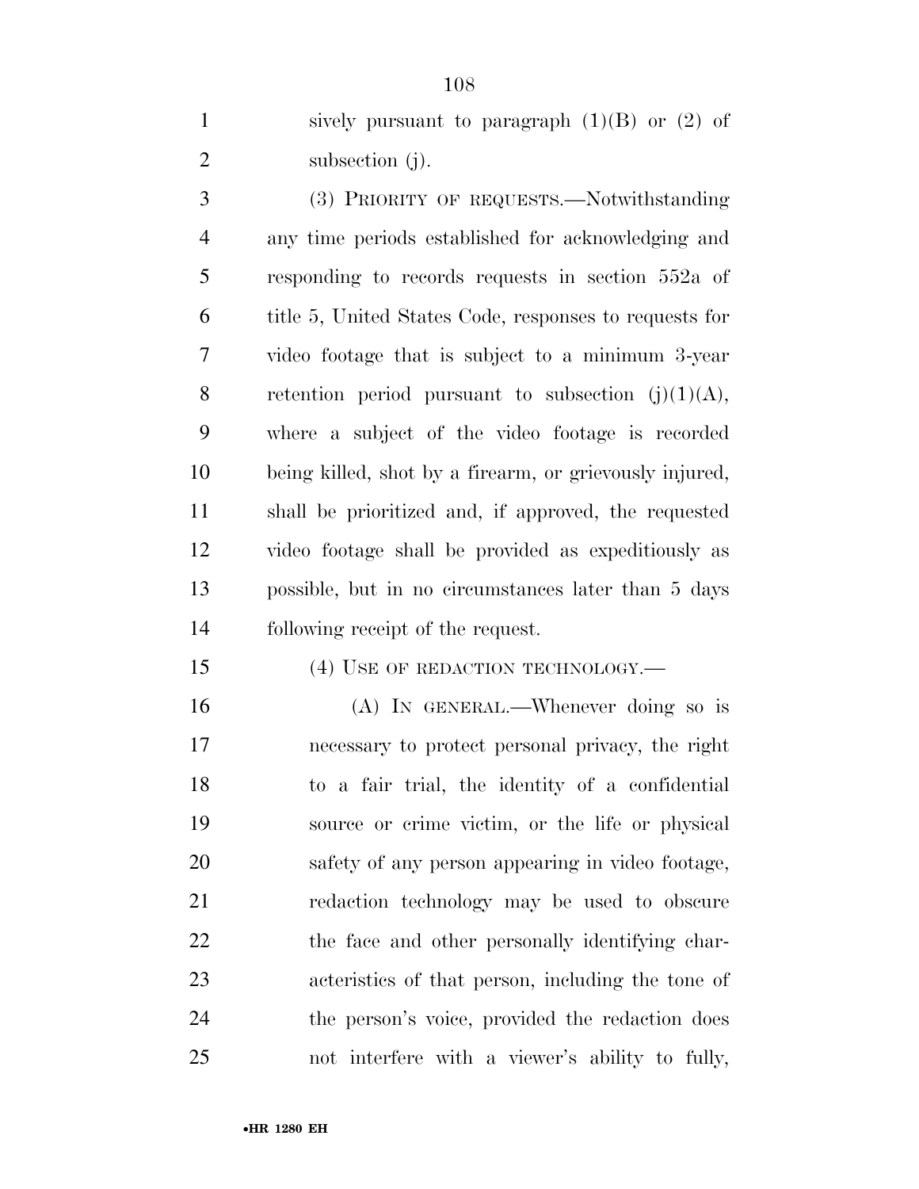sively pursuant to paragraph (1)(B) or (2) of subsection (j).

(3) PRIORITY OF REQUESTS.—Notwithstanding any time periods established for acknowledging and responding to records requests in section 552a of title 5, United States Code, responses to requests for video footage that is subject to a minimum 3-year retention period pursuant to subsection (j)(1)(A), where a subject of the video footage is recorded being killed, shot by a firearm, or grievously injured, shall be prioritized and, if approved, the requested video footage shall be provided as expeditiously as possible, but in no circumstances later than 5 days following receipt of the request.

(4) USE OF REDACTION TECHNOLOGY.—

(A) IN GENERAL.—Whenever doing so is necessary to protect personal privacy, the right to a fair trial, the identity of a confidential source or crime victim, or the life or physical safety of any person appearing in video footage, redaction technology may be used to obscure the face and other personally identifying characteristics of that person, including the tone of the person's voice, provided the redaction does not interfere with a viewer's ability to fully,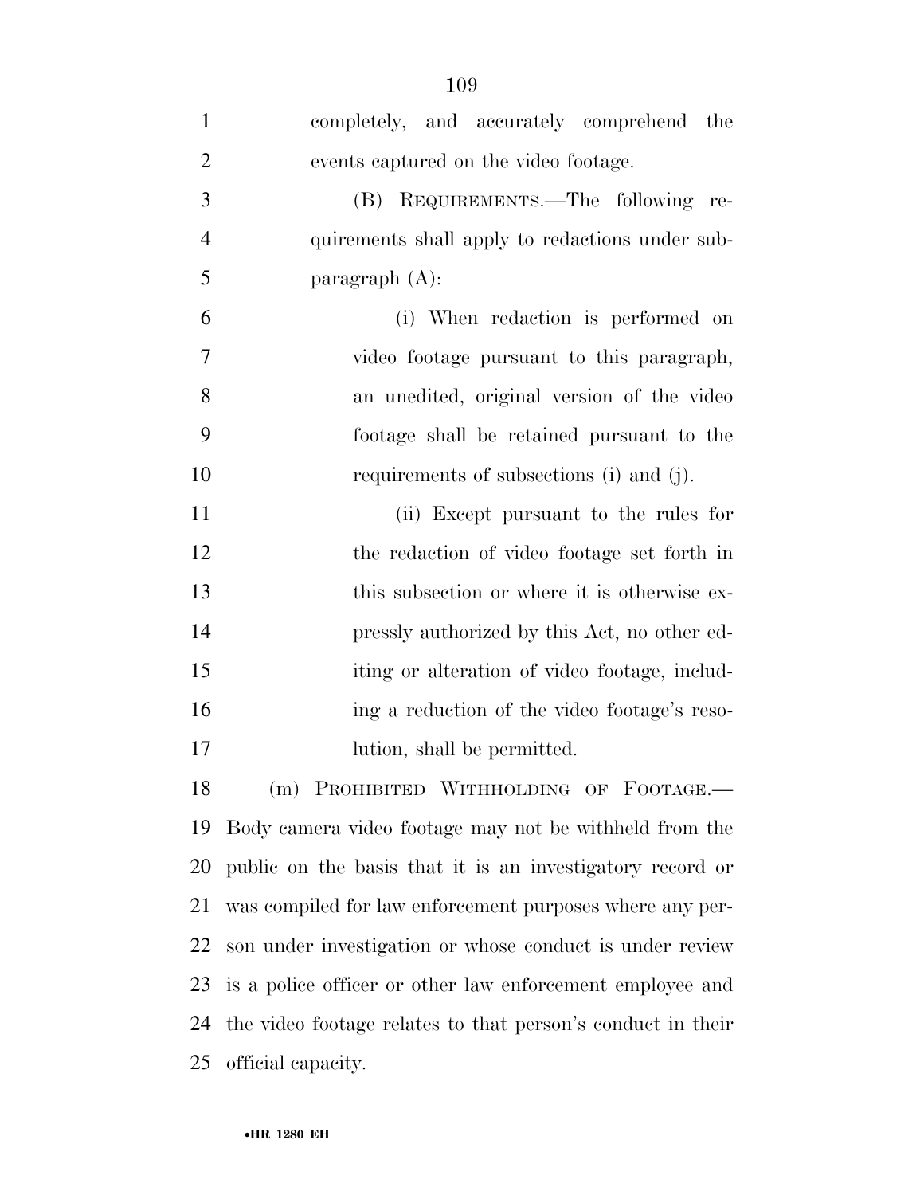completely, and accurately comprehend the events captured on the video footage.

(B) REQUIREMENTS.—The following requirements shall apply to redactions under subparagraph (A):

(i) When redaction is performed on video footage pursuant to this paragraph, an unedited, original version of the video footage shall be retained pursuant to the requirements of subsections (i) and (j).

(ii) Except pursuant to the rules for the redaction of video footage set forth in this subsection or where it is otherwise expressly authorized by this Act, no other editing or alteration of video footage, including a reduction of the video footage's resolution, shall be permitted.

(m) PROHIBITED WITHHOLDING OF FOOTAGE.— Body camera video footage may not be withheld from the public on the basis that it is an investigatory record or was compiled for law enforcement purposes where any person under investigation or whose conduct is under review is a police officer or other law enforcement employee and the video footage relates to that person's conduct in their official capacity.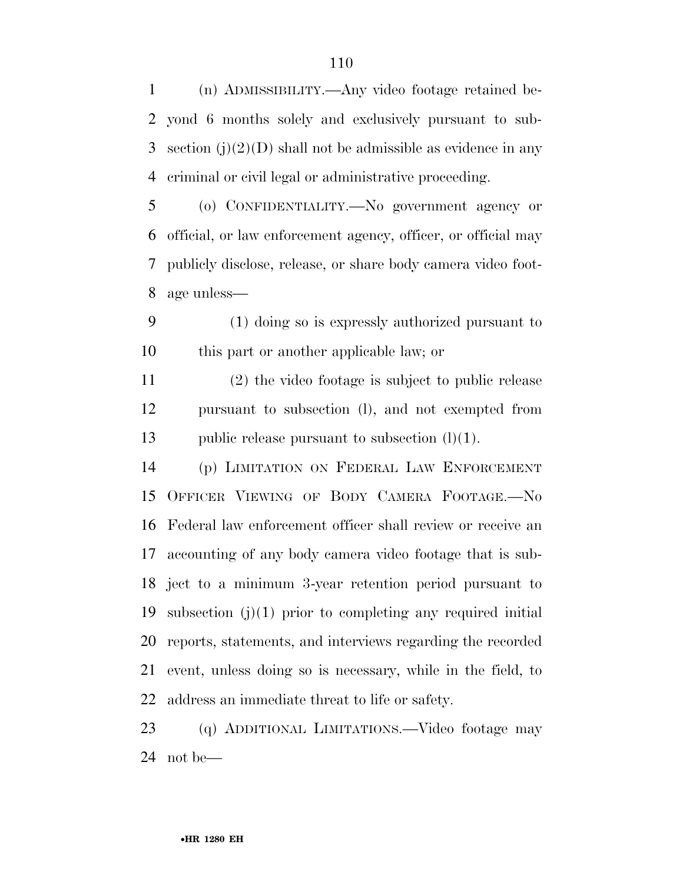(n) ADMISSIBILITY.—Any video footage retained beyond 6 months solely and exclusively pursuant to subsection (j)(2)(D) shall not be admissible as evidence in any criminal or civil legal or administrative proceeding.

(o) CONFIDENTIALITY.—No government agency or official, or law enforcement agency, officer, or official may publicly disclose, release, or share body camera video footage unless—

(1) doing so is expressly authorized pursuant to this part or another applicable law; or

(2) the video footage is subject to public release pursuant to subsection (l), and not exempted from public release pursuant to subsection (l)(1).

(p) LIMITATION ON FEDERAL LAW ENFORCEMENT OFFICER VIEWING OF BODY CAMERA FOOTAGE.—No Federal law enforcement officer shall review or receive an accounting of any body camera video footage that is subject to a minimum 3-year retention period pursuant to subsection (j)(1) prior to completing any required initial reports, statements, and interviews regarding the recorded event, unless doing so is necessary, while in the field, to address an immediate threat to life or safety.

(q) ADDITIONAL LIMITATIONS.—Video footage may not be—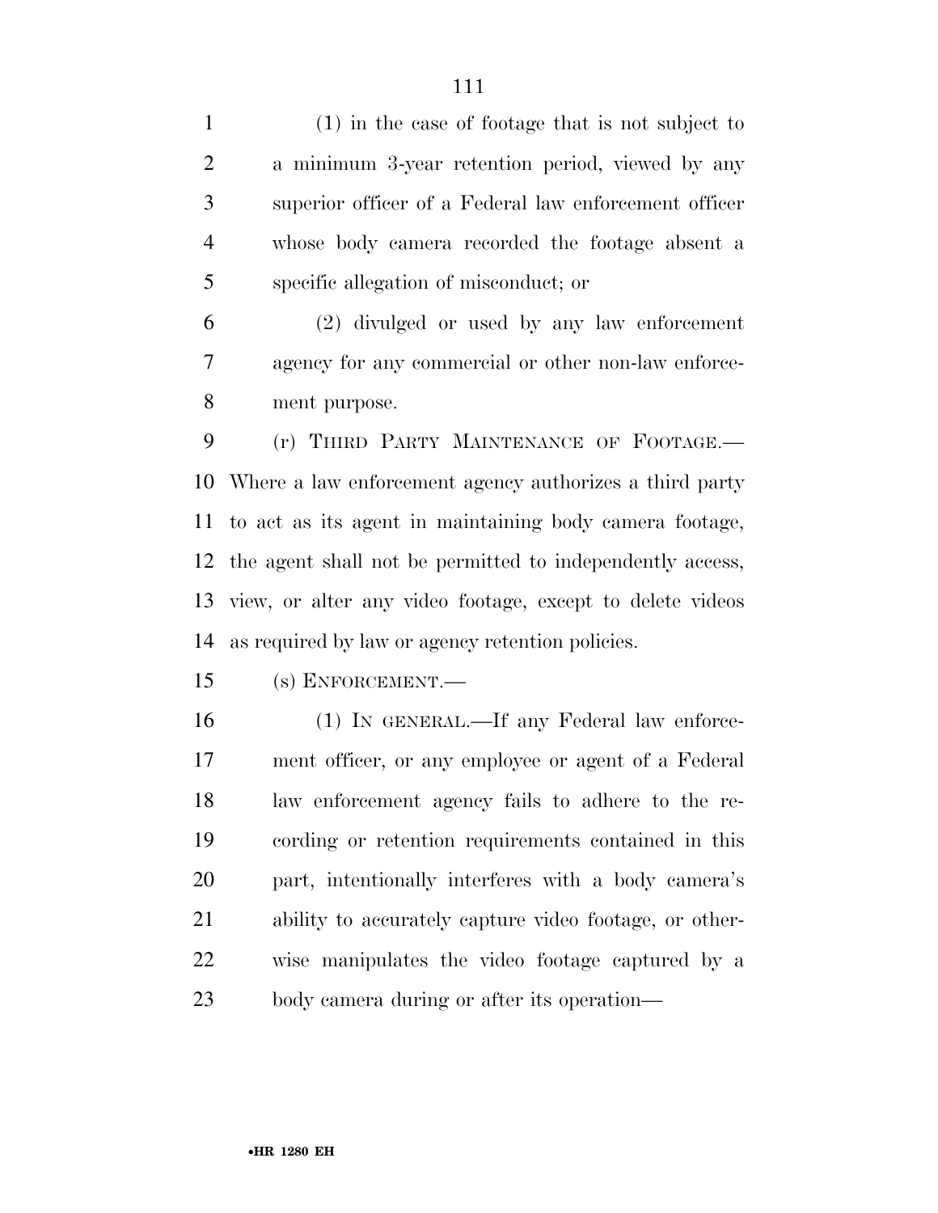(1) in the case of footage that is not subject to a minimum 3-year retention period, viewed by any superior officer of a Federal law enforcement officer whose body camera recorded the footage absent a specific allegation of misconduct; or

(2) divulged or used by any law enforcement agency for any commercial or other non-law enforcement purpose.

(r) THIRD PARTY MAINTENANCE OF FOOTAGE.—Where a law enforcement agency authorizes a third party to act as its agent in maintaining body camera footage, the agent shall not be permitted to independently access, view, or alter any video footage, except to delete videos as required by law or agency retention policies.

(s) ENFORCEMENT.—

(1) IN GENERAL.—If any Federal law enforcement officer, or any employee or agent of a Federal law enforcement agency fails to adhere to the recording or retention requirements contained in this part, intentionally interferes with a body camera's ability to accurately capture video footage, or otherwise manipulates the video footage captured by a body camera during or after its operation—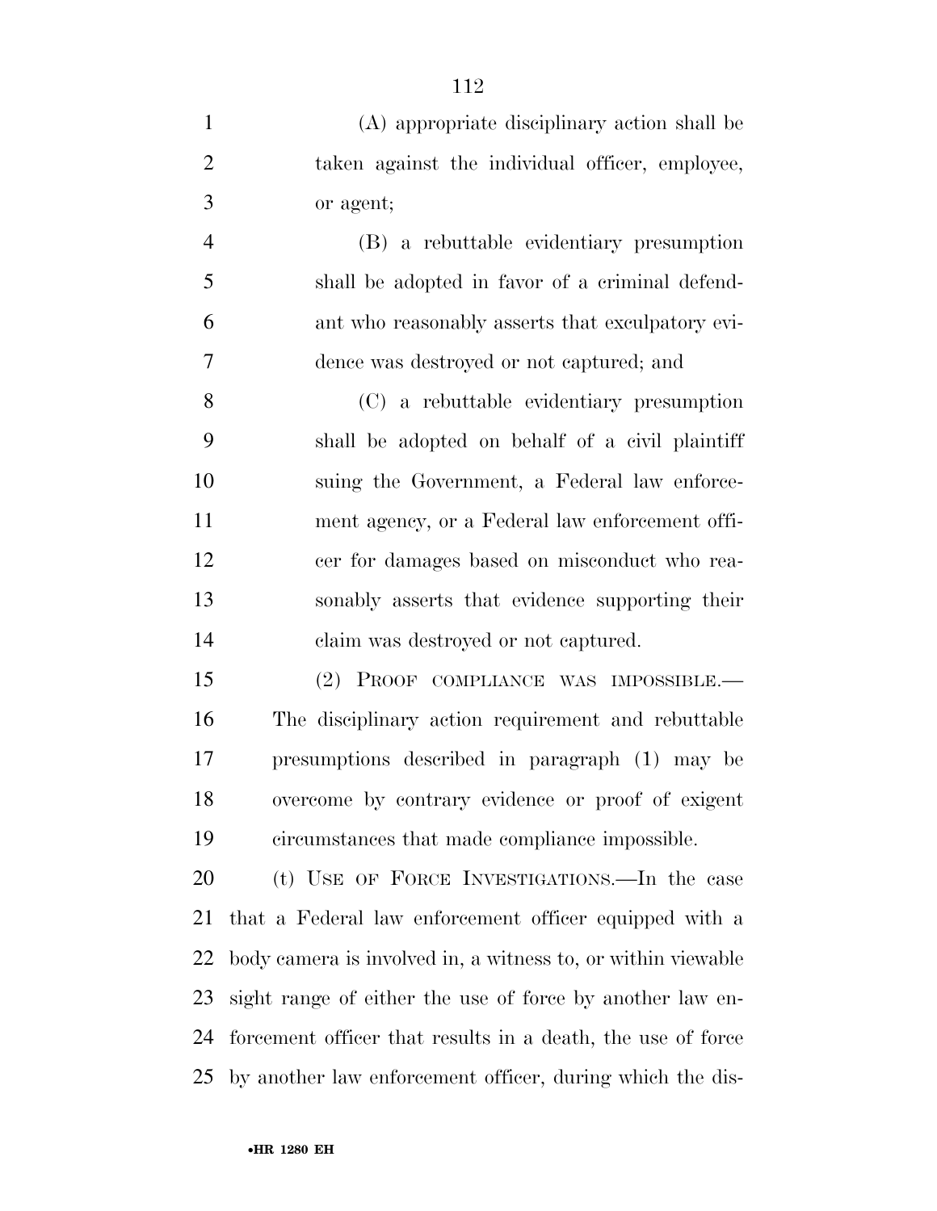(A) appropriate disciplinary action shall be taken against the individual officer, employee, or agent;

(B) a rebuttable evidentiary presumption shall be adopted in favor of a criminal defendant who reasonably asserts that exculpatory evidence was destroyed or not captured; and

(C) a rebuttable evidentiary presumption shall be adopted on behalf of a civil plaintiff suing the Government, a Federal law enforcement agency, or a Federal law enforcement officer for damages based on misconduct who reasonably asserts that evidence supporting their claim was destroyed or not captured.

(2) PROOF COMPLIANCE WAS IMPOSSIBLE.—The disciplinary action requirement and rebuttable presumptions described in paragraph (1) may be overcome by contrary evidence or proof of exigent circumstances that made compliance impossible.

(t) USE OF FORCE INVESTIGATIONS.—In the case that a Federal law enforcement officer equipped with a body camera is involved in, a witness to, or within viewable sight range of either the use of force by another law enforcement officer that results in a death, the use of force by another law enforcement officer, during which the dis-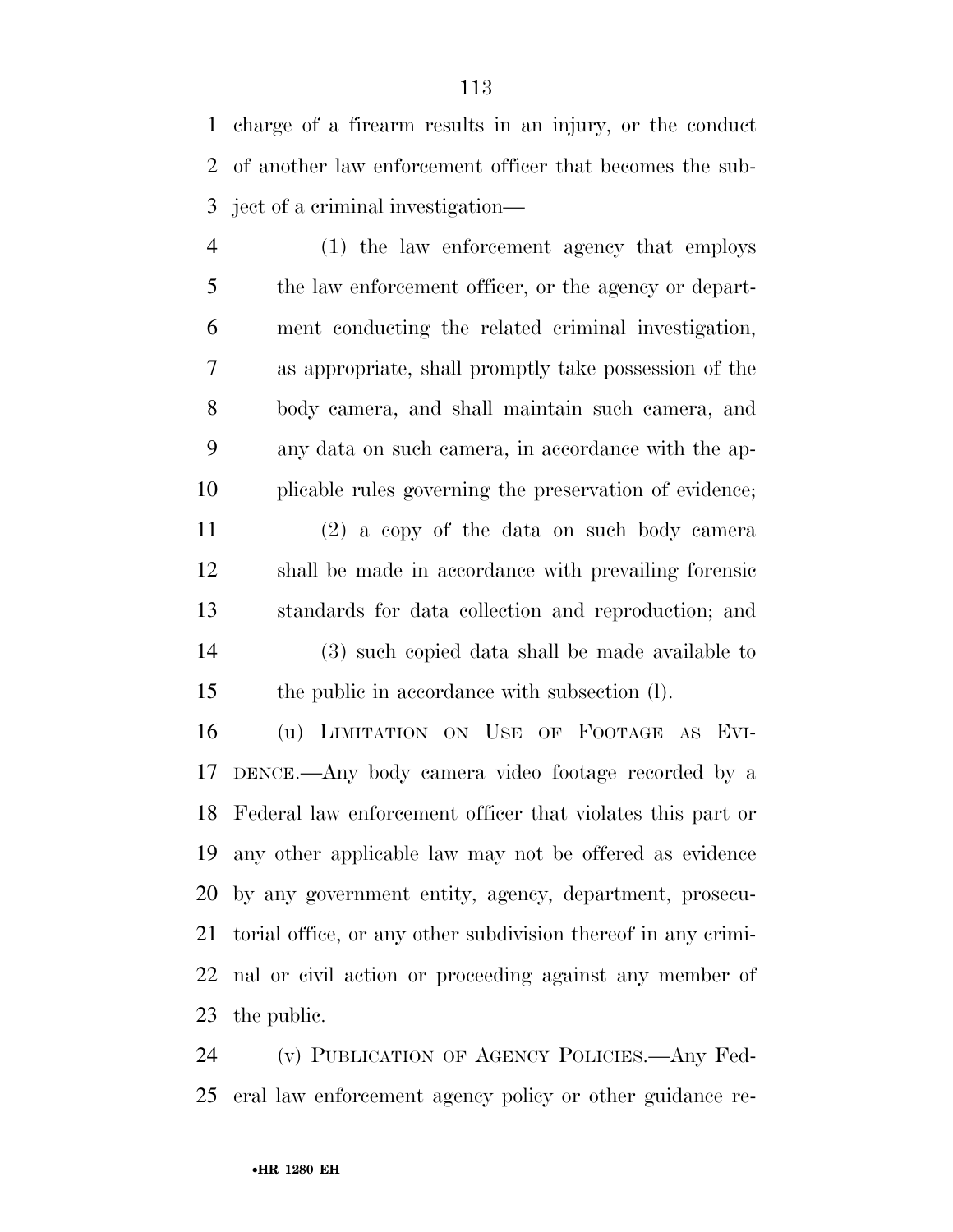charge of a firearm results in an injury, or the conduct of another law enforcement officer that becomes the subject of a criminal investigation—

(1) the law enforcement agency that employs the law enforcement officer, or the agency or department conducting the related criminal investigation, as appropriate, shall promptly take possession of the body camera, and shall maintain such camera, and any data on such camera, in accordance with the applicable rules governing the preservation of evidence;

(2) a copy of the data on such body camera shall be made in accordance with prevailing forensic standards for data collection and reproduction; and

(3) such copied data shall be made available to the public in accordance with subsection (l).

(u) LIMITATION ON USE OF FOOTAGE AS EVIDENCE.—Any body camera video footage recorded by a Federal law enforcement officer that violates this part or any other applicable law may not be offered as evidence by any government entity, agency, department, prosecutorial office, or any other subdivision thereof in any criminal or civil action or proceeding against any member of the public.

(v) PUBLICATION OF AGENCY POLICIES.—Any Federal law enforcement agency policy or other guidance re-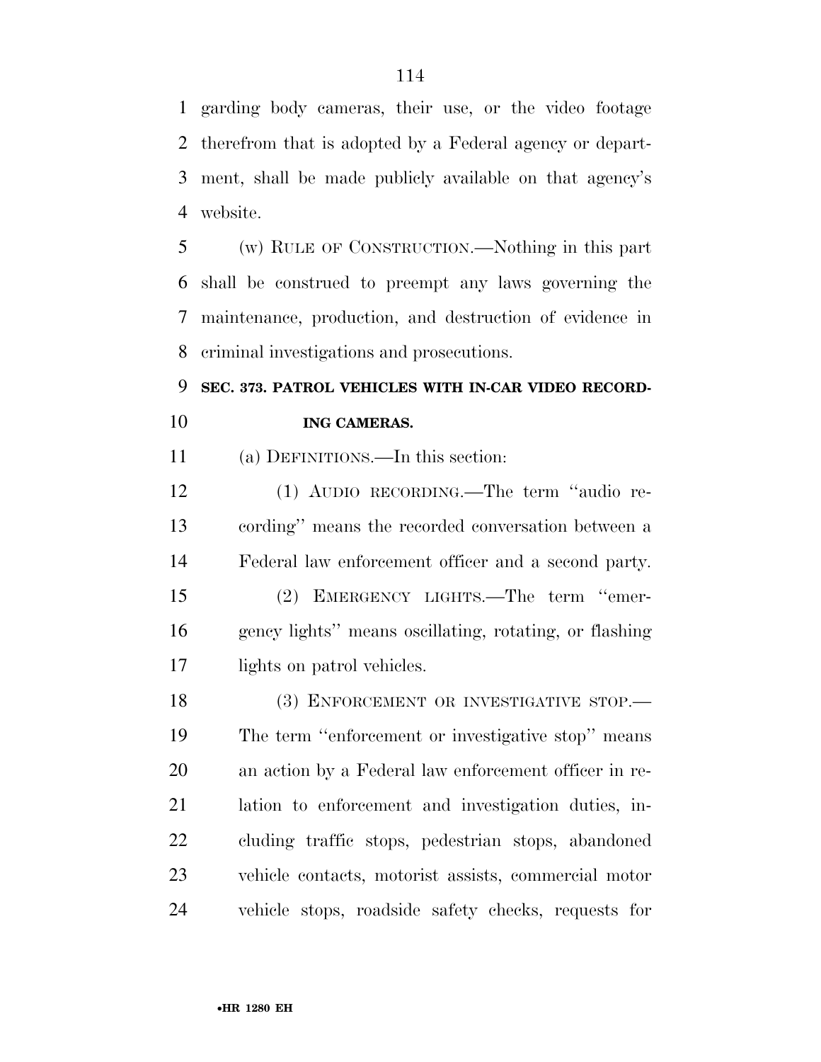garding body cameras, their use, or the video footage therefrom that is adopted by a Federal agency or department, shall be made publicly available on that agency's website.

(w) RULE OF CONSTRUCTION.—Nothing in this part shall be construed to preempt any laws governing the maintenance, production, and destruction of evidence in criminal investigations and prosecutions.

**SEC. 373. PATROL VEHICLES WITH IN-CAR VIDEO RECORDING CAMERAS.**

(a) DEFINITIONS.—In this section:

(1) AUDIO RECORDING.—The term ''audio recording'' means the recorded conversation between a Federal law enforcement officer and a second party.

(2) EMERGENCY LIGHTS.—The term ''emergency lights'' means oscillating, rotating, or flashing lights on patrol vehicles.

(3) ENFORCEMENT OR INVESTIGATIVE STOP.— The term ''enforcement or investigative stop'' means an action by a Federal law enforcement officer in relation to enforcement and investigation duties, including traffic stops, pedestrian stops, abandoned vehicle contacts, motorist assists, commercial motor vehicle stops, roadside safety checks, requests for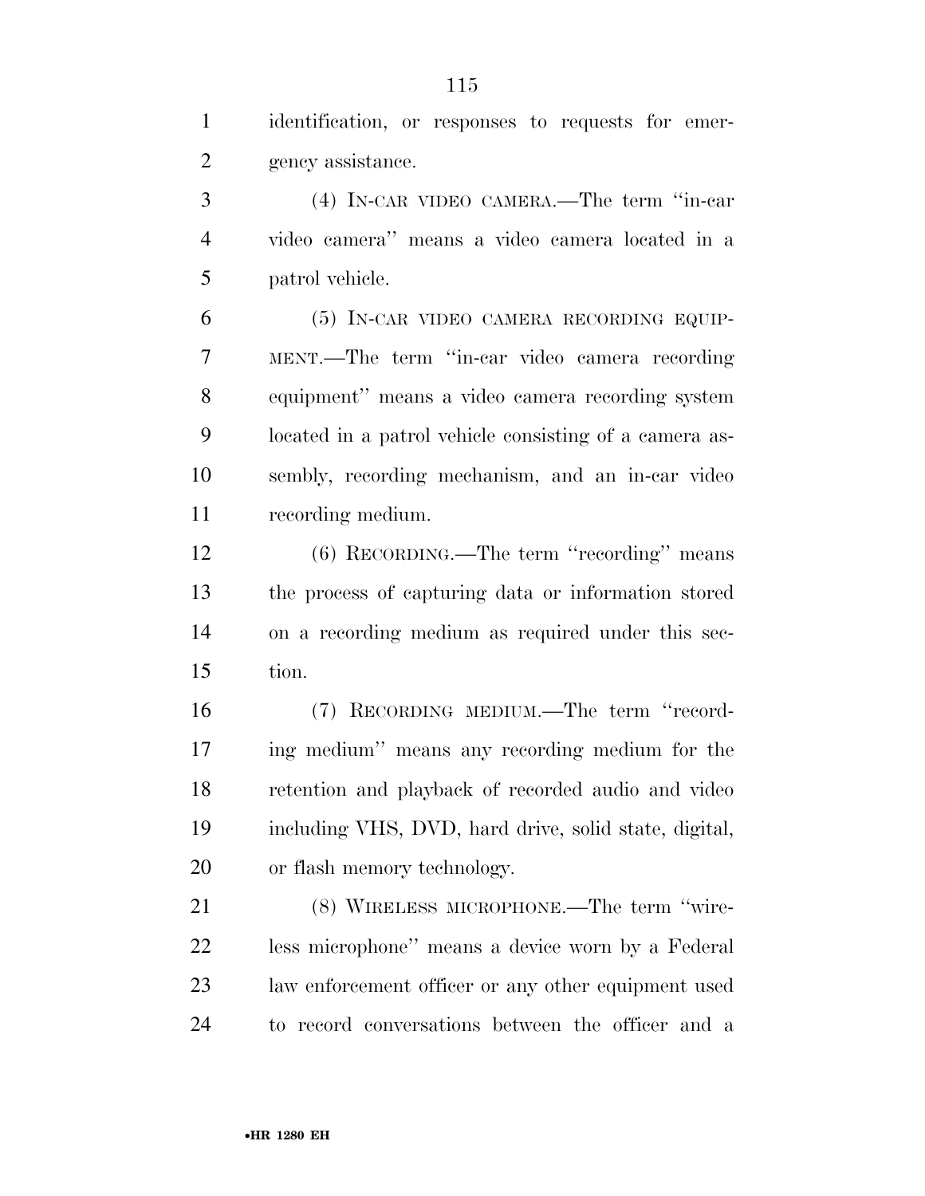identification, or responses to requests for emergency assistance.

(4) IN-CAR VIDEO CAMERA.—The term ''in-car video camera'' means a video camera located in a patrol vehicle.

(5) IN-CAR VIDEO CAMERA RECORDING EQUIPMENT.—The term ''in-car video camera recording equipment'' means a video camera recording system located in a patrol vehicle consisting of a camera assembly, recording mechanism, and an in-car video recording medium.

(6) RECORDING.—The term ''recording'' means the process of capturing data or information stored on a recording medium as required under this section.

(7) RECORDING MEDIUM.—The term ''recording medium'' means any recording medium for the retention and playback of recorded audio and video including VHS, DVD, hard drive, solid state, digital, or flash memory technology.

(8) WIRELESS MICROPHONE.—The term ''wireless microphone'' means a device worn by a Federal law enforcement officer or any other equipment used to record conversations between the officer and a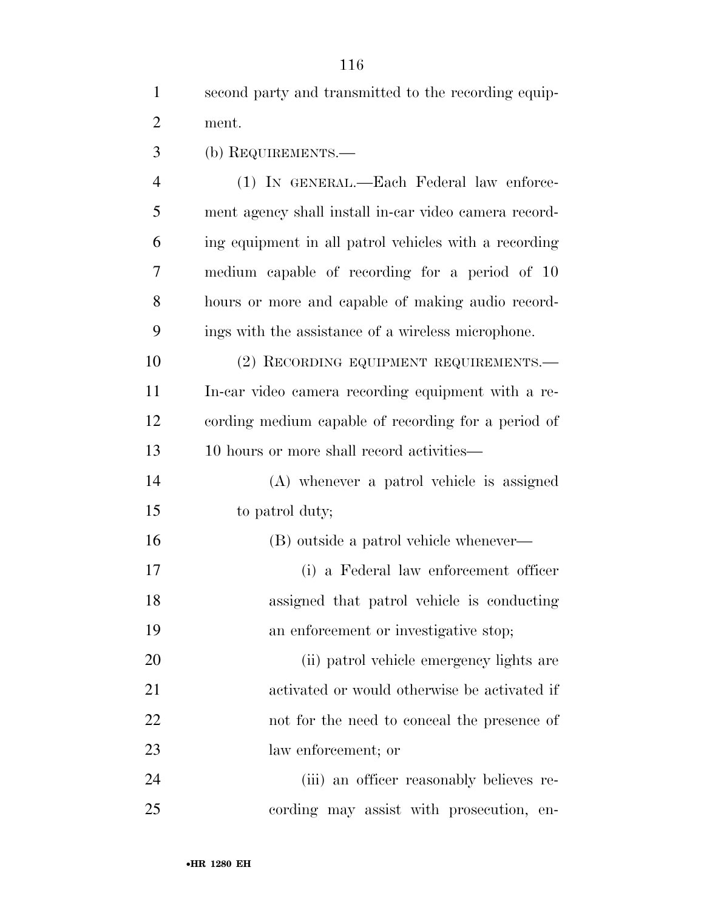second party and transmitted to the recording equipment.

(b) REQUIREMENTS.—

(1) IN GENERAL.—Each Federal law enforcement agency shall install in-car video camera recording equipment in all patrol vehicles with a recording medium capable of recording for a period of 10 hours or more and capable of making audio recordings with the assistance of a wireless microphone.

(2) RECORDING EQUIPMENT REQUIREMENTS.—In-car video camera recording equipment with a recording medium capable of recording for a period of 10 hours or more shall record activities—

(A) whenever a patrol vehicle is assigned to patrol duty;

(B) outside a patrol vehicle whenever—

(i) a Federal law enforcement officer assigned that patrol vehicle is conducting an enforcement or investigative stop;

(ii) patrol vehicle emergency lights are activated or would otherwise be activated if not for the need to conceal the presence of law enforcement; or

(iii) an officer reasonably believes recording may assist with prosecution, en-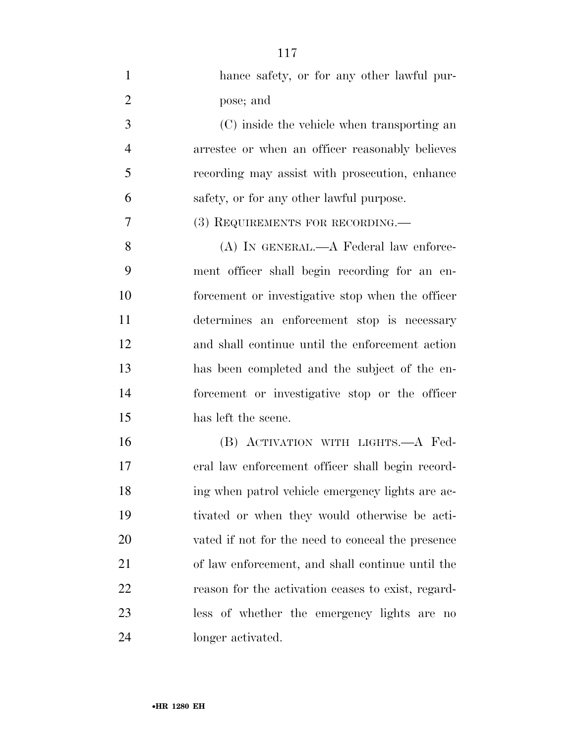hance safety, or for any other lawful purpose; and

(C) inside the vehicle when transporting an arrestee or when an officer reasonably believes recording may assist with prosecution, enhance safety, or for any other lawful purpose.

(3) REQUIREMENTS FOR RECORDING.—

(A) IN GENERAL.—A Federal law enforcement officer shall begin recording for an enforcement or investigative stop when the officer determines an enforcement stop is necessary and shall continue until the enforcement action has been completed and the subject of the enforcement or investigative stop or the officer has left the scene.

(B) ACTIVATION WITH LIGHTS.—A Federal law enforcement officer shall begin recording when patrol vehicle emergency lights are activated or when they would otherwise be activated if not for the need to conceal the presence of law enforcement, and shall continue until the reason for the activation ceases to exist, regardless of whether the emergency lights are no longer activated.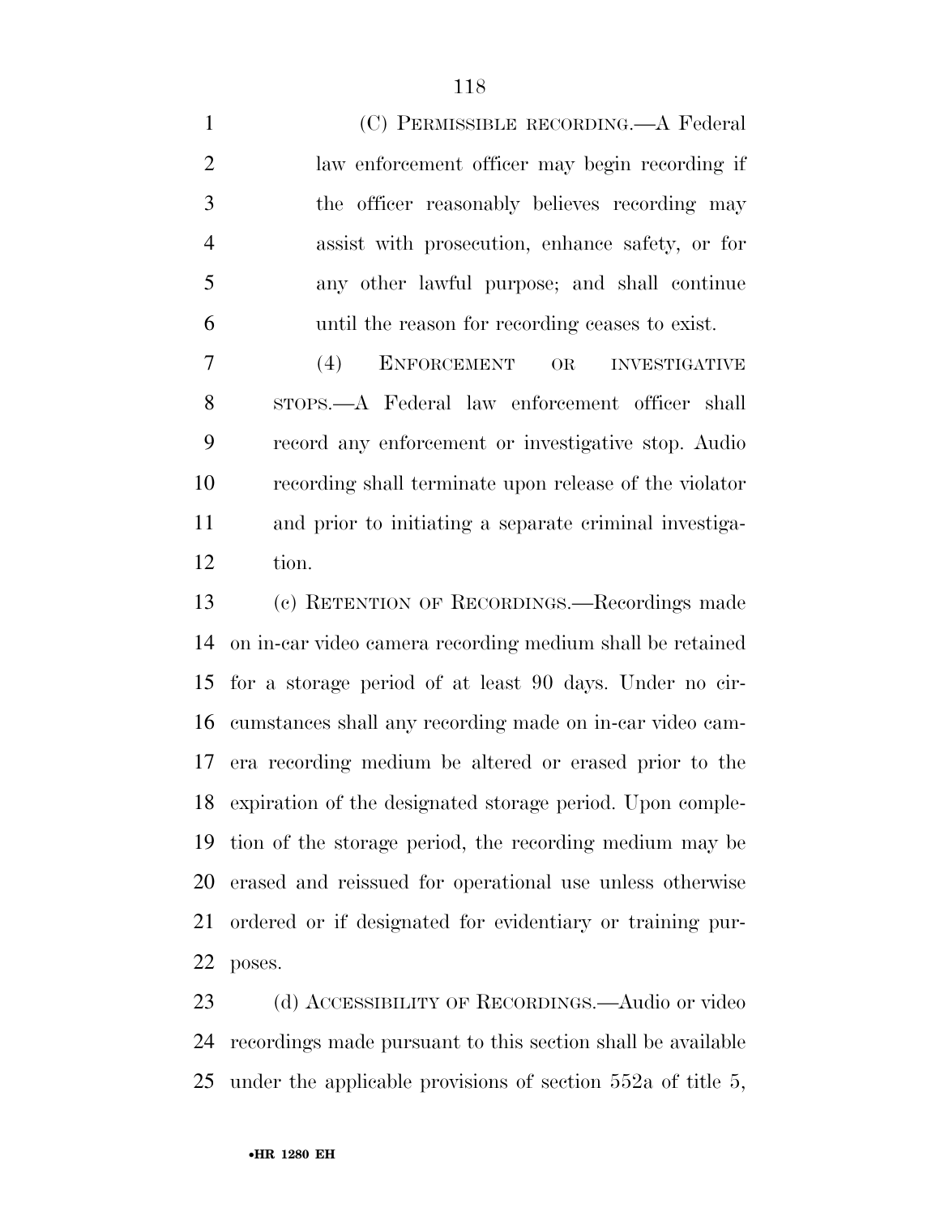(C) PERMISSIBLE RECORDING.—A Federal law enforcement officer may begin recording if the officer reasonably believes recording may assist with prosecution, enhance safety, or for any other lawful purpose; and shall continue until the reason for recording ceases to exist.

(4) ENFORCEMENT OR INVESTIGATIVE STOPS.—A Federal law enforcement officer shall record any enforcement or investigative stop. Audio recording shall terminate upon release of the violator and prior to initiating a separate criminal investigation.

(c) RETENTION OF RECORDINGS.—Recordings made on in-car video camera recording medium shall be retained for a storage period of at least 90 days. Under no circumstances shall any recording made on in-car video camera recording medium be altered or erased prior to the expiration of the designated storage period. Upon completion of the storage period, the recording medium may be erased and reissued for operational use unless otherwise ordered or if designated for evidentiary or training purposes.

(d) ACCESSIBILITY OF RECORDINGS.—Audio or video recordings made pursuant to this section shall be available under the applicable provisions of section 552a of title 5,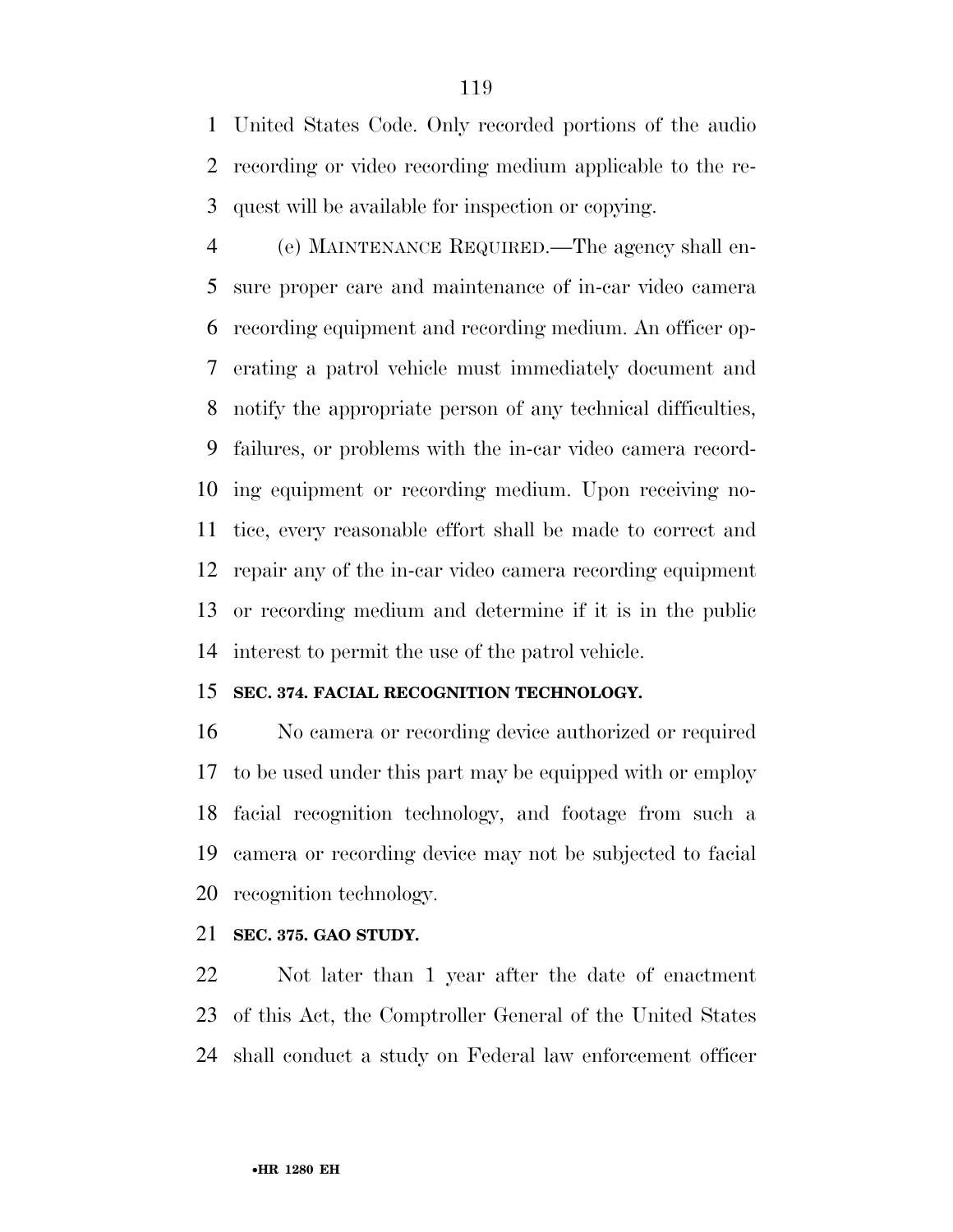United States Code. Only recorded portions of the audio recording or video recording medium applicable to the request will be available for inspection or copying.

(e) MAINTENANCE REQUIRED.—The agency shall ensure proper care and maintenance of in-car video camera recording equipment and recording medium. An officer operating a patrol vehicle must immediately document and notify the appropriate person of any technical difficulties, failures, or problems with the in-car video camera recording equipment or recording medium. Upon receiving notice, every reasonable effort shall be made to correct and repair any of the in-car video camera recording equipment or recording medium and determine if it is in the public interest to permit the use of the patrol vehicle.

**SEC. 374. FACIAL RECOGNITION TECHNOLOGY.**

No camera or recording device authorized or required to be used under this part may be equipped with or employ facial recognition technology, and footage from such a camera or recording device may not be subjected to facial recognition technology.

**SEC. 375. GAO STUDY.**

Not later than 1 year after the date of enactment of this Act, the Comptroller General of the United States shall conduct a study on Federal law enforcement officer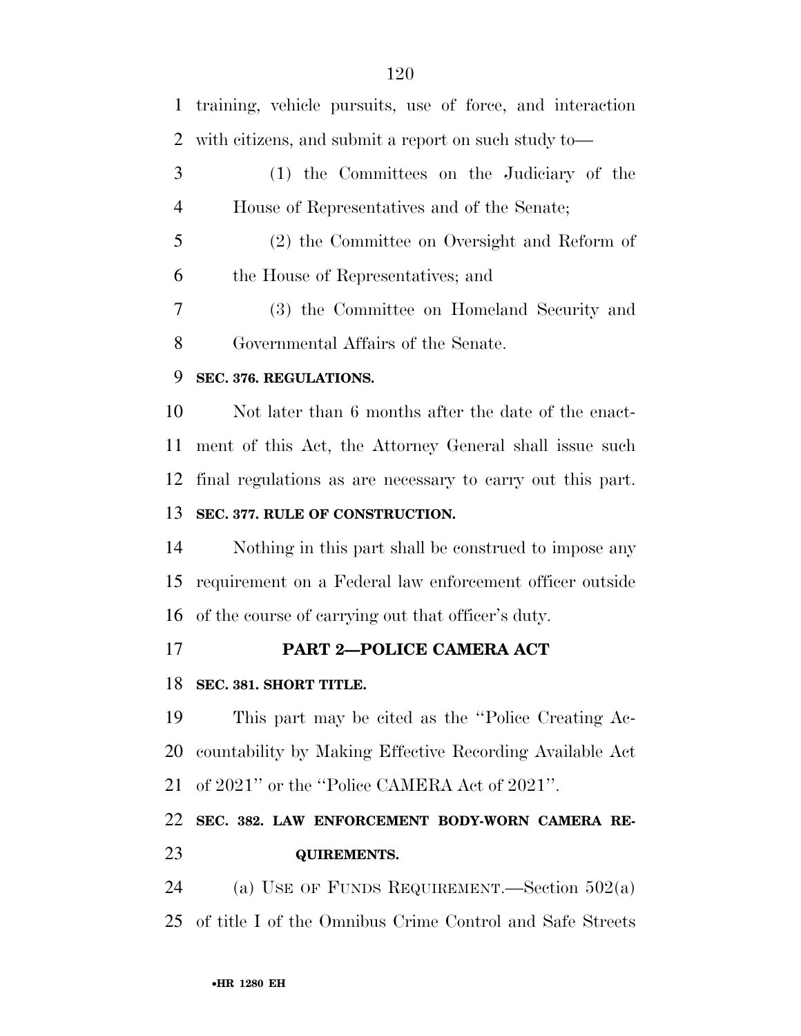training, vehicle pursuits, use of force, and interaction with citizens, and submit a report on such study to—

(1) the Committees on the Judiciary of the House of Representatives and of the Senate;

(2) the Committee on Oversight and Reform of the House of Representatives; and

(3) the Committee on Homeland Security and Governmental Affairs of the Senate.

**SEC. 376. REGULATIONS.**

Not later than 6 months after the date of the enactment of this Act, the Attorney General shall issue such final regulations as are necessary to carry out this part.

**SEC. 377. RULE OF CONSTRUCTION.**

Nothing in this part shall be construed to impose any requirement on a Federal law enforcement officer outside of the course of carrying out that officer's duty.

## PART 2—POLICE CAMERA ACT

**SEC. 381. SHORT TITLE.**

This part may be cited as the ''Police Creating Accountability by Making Effective Recording Available Act of 2021'' or the ''Police CAMERA Act of 2021''.

**SEC. 382. LAW ENFORCEMENT BODY-WORN CAMERA REQUIREMENTS.**

(a) USE OF FUNDS REQUIREMENT.—Section 502(a) of title I of the Omnibus Crime Control and Safe Streets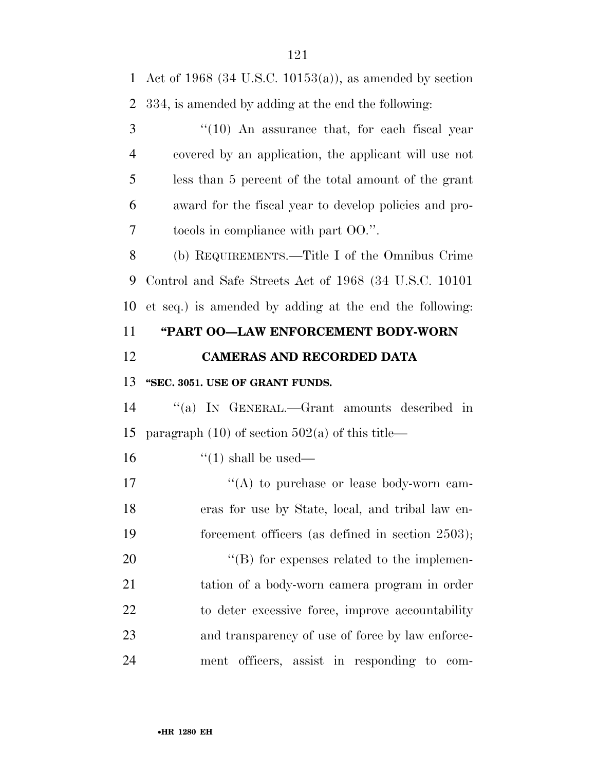Act of 1968 (34 U.S.C. 10153(a)), as amended by section 334, is amended by adding at the end the following:

"(10) An assurance that, for each fiscal year covered by an application, the applicant will use not less than 5 percent of the total amount of the grant award for the fiscal year to develop policies and protocols in compliance with part OO.".

(b) REQUIREMENTS.—Title I of the Omnibus Crime Control and Safe Streets Act of 1968 (34 U.S.C. 10101 et seq.) is amended by adding at the end the following:

## "PART OO—LAW ENFORCEMENT BODY-WORN CAMERAS AND RECORDED DATA

### "SEC. 3051. USE OF GRANT FUNDS.

"(a) IN GENERAL.—Grant amounts described in paragraph (10) of section 502(a) of this title—

"(1) shall be used—

"(A) to purchase or lease body-worn cameras for use by State, local, and tribal law enforcement officers (as defined in section 2503);

"(B) for expenses related to the implementation of a body-worn camera program in order to deter excessive force, improve accountability and transparency of use of force by law enforcement officers, assist in responding to com-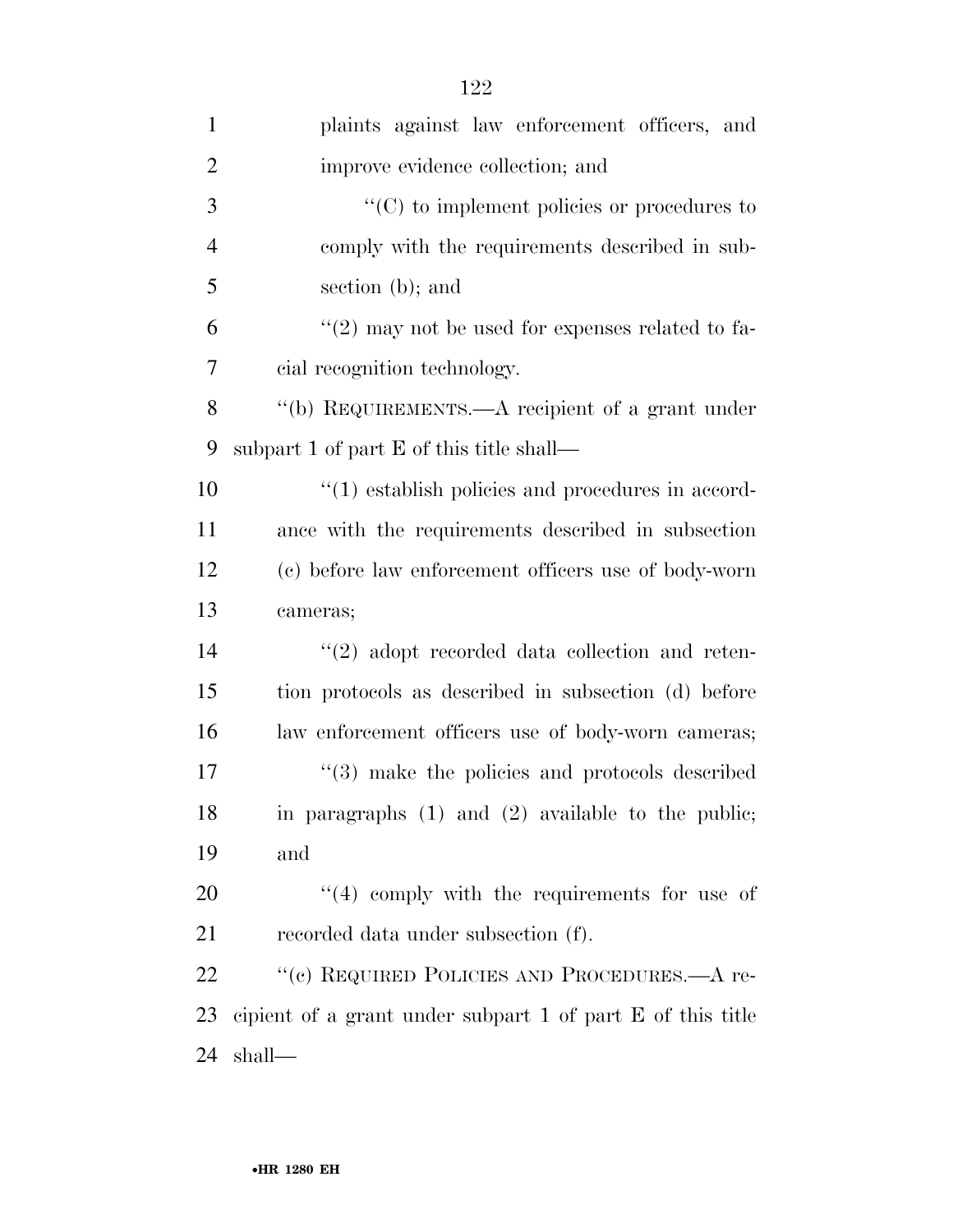plaints against law enforcement officers, and improve evidence collection; and

"(C) to implement policies or procedures to comply with the requirements described in subsection (b); and

"(2) may not be used for expenses related to facial recognition technology.

"(b) REQUIREMENTS.—A recipient of a grant under subpart 1 of part E of this title shall—

"(1) establish policies and procedures in accordance with the requirements described in subsection (c) before law enforcement officers use of body-worn cameras;

"(2) adopt recorded data collection and retention protocols as described in subsection (d) before law enforcement officers use of body-worn cameras;

"(3) make the policies and protocols described in paragraphs (1) and (2) available to the public; and

"(4) comply with the requirements for use of recorded data under subsection (f).

"(c) REQUIRED POLICIES AND PROCEDURES.—A recipient of a grant under subpart 1 of part E of this title shall—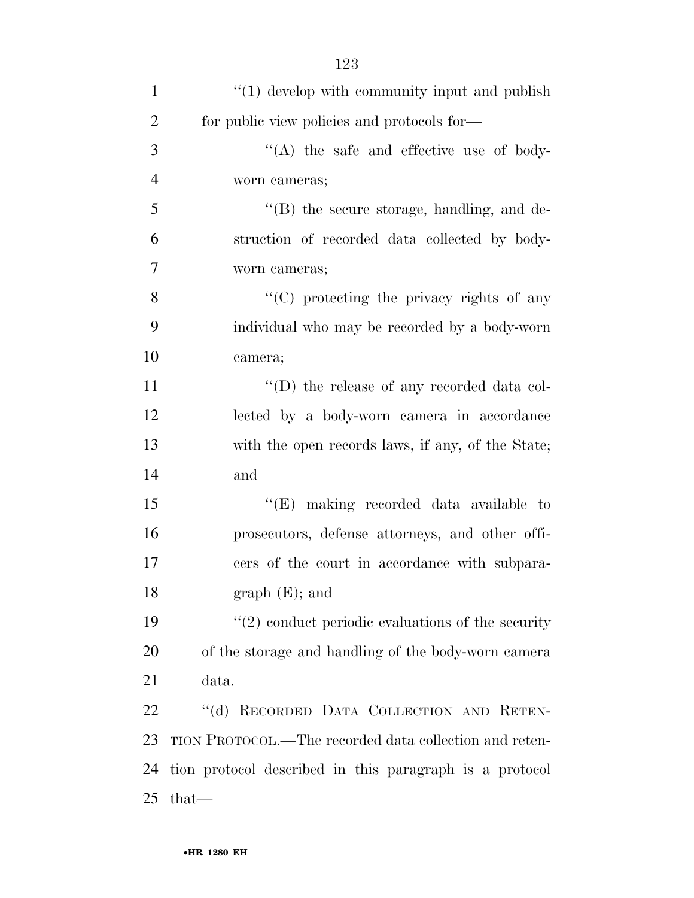''(1) develop with community input and publish for public view policies and protocols for—

''(A) the safe and effective use of body-worn cameras;

''(B) the secure storage, handling, and destruction of recorded data collected by body-worn cameras;

''(C) protecting the privacy rights of any individual who may be recorded by a body-worn camera;

''(D) the release of any recorded data collected by a body-worn camera in accordance with the open records laws, if any, of the State; and

''(E) making recorded data available to prosecutors, defense attorneys, and other officers of the court in accordance with subparagraph (E); and

''(2) conduct periodic evaluations of the security of the storage and handling of the body-worn camera data.

''(d) RECORDED DATA COLLECTION AND RETENTION PROTOCOL.—The recorded data collection and retention protocol described in this paragraph is a protocol that—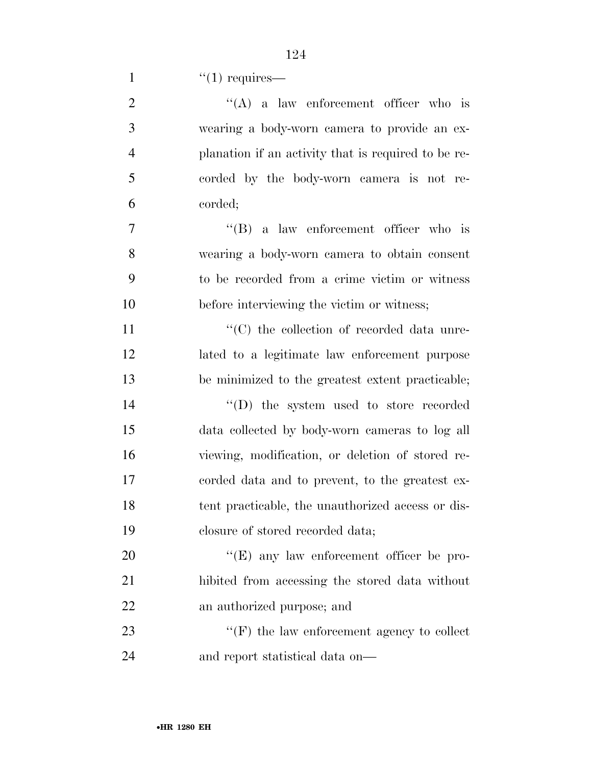''(1) requires—

''(A) a law enforcement officer who is wearing a body-worn camera to provide an explanation if an activity that is required to be recorded by the body-worn camera is not recorded;

''(B) a law enforcement officer who is wearing a body-worn camera to obtain consent to be recorded from a crime victim or witness before interviewing the victim or witness;

''(C) the collection of recorded data unrelated to a legitimate law enforcement purpose be minimized to the greatest extent practicable;

''(D) the system used to store recorded data collected by body-worn cameras to log all viewing, modification, or deletion of stored recorded data and to prevent, to the greatest extent practicable, the unauthorized access or disclosure of stored recorded data;

''(E) any law enforcement officer be prohibited from accessing the stored data without an authorized purpose; and

''(F) the law enforcement agency to collect and report statistical data on—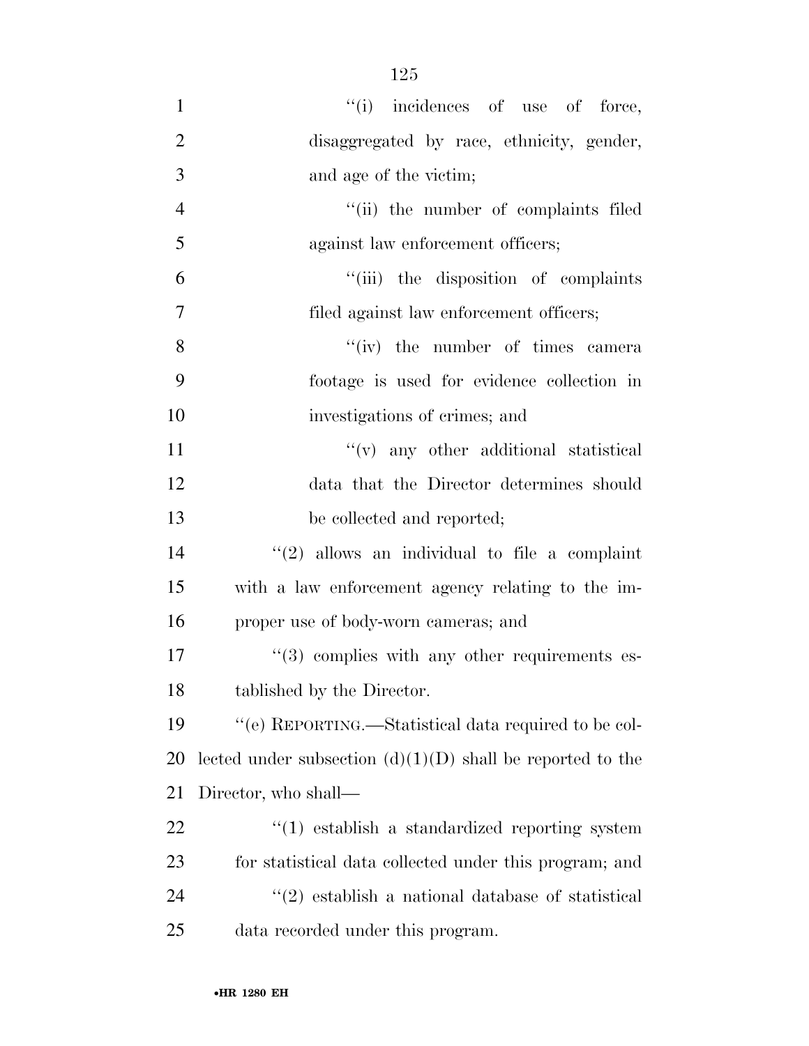"(i) incidences of use of force, disaggregated by race, ethnicity, gender, and age of the victim;

"(ii) the number of complaints filed against law enforcement officers;

"(iii) the disposition of complaints filed against law enforcement officers;

"(iv) the number of times camera footage is used for evidence collection in investigations of crimes; and

"(v) any other additional statistical data that the Director determines should be collected and reported;

"(2) allows an individual to file a complaint with a law enforcement agency relating to the improper use of body-worn cameras; and

"(3) complies with any other requirements established by the Director.

"(e) REPORTING.—Statistical data required to be collected under subsection (d)(1)(D) shall be reported to the Director, who shall—

"(1) establish a standardized reporting system for statistical data collected under this program; and

"(2) establish a national database of statistical data recorded under this program.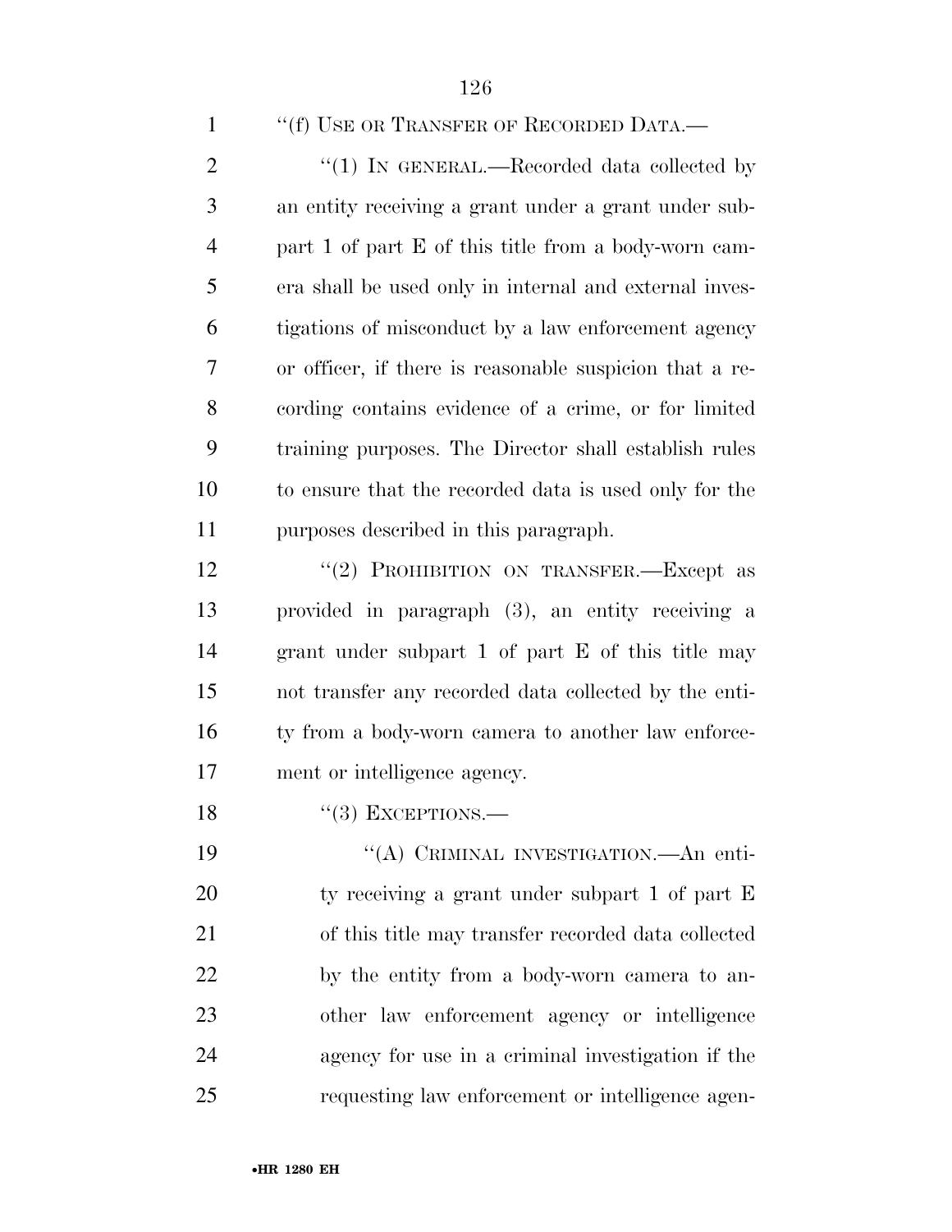"(f) USE OR TRANSFER OF RECORDED DATA.—

"(1) IN GENERAL.—Recorded data collected by an entity receiving a grant under a grant under subpart 1 of part E of this title from a body-worn camera shall be used only in internal and external investigations of misconduct by a law enforcement agency or officer, if there is reasonable suspicion that a recording contains evidence of a crime, or for limited training purposes. The Director shall establish rules to ensure that the recorded data is used only for the purposes described in this paragraph.

"(2) PROHIBITION ON TRANSFER.—Except as provided in paragraph (3), an entity receiving a grant under subpart 1 of part E of this title may not transfer any recorded data collected by the entity from a body-worn camera to another law enforcement or intelligence agency.

"(3) EXCEPTIONS.—

"(A) CRIMINAL INVESTIGATION.—An entity receiving a grant under subpart 1 of part E of this title may transfer recorded data collected by the entity from a body-worn camera to another law enforcement agency or intelligence agency for use in a criminal investigation if the requesting law enforcement or intelligence agen-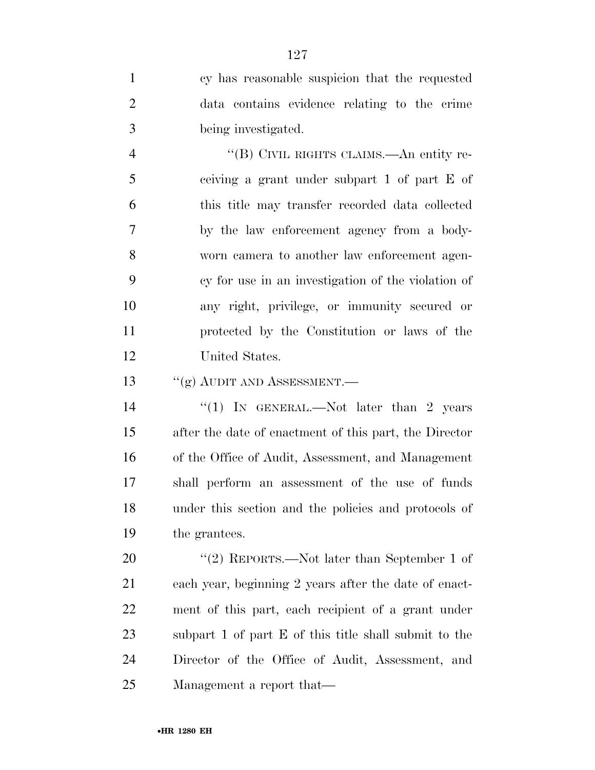cy has reasonable suspicion that the requested data contains evidence relating to the crime being investigated.

"(B) CIVIL RIGHTS CLAIMS.—An entity receiving a grant under subpart 1 of part E of this title may transfer recorded data collected by the law enforcement agency from a body-worn camera to another law enforcement agency for use in an investigation of the violation of any right, privilege, or immunity secured or protected by the Constitution or laws of the United States.

"(g) AUDIT AND ASSESSMENT.—

"(1) IN GENERAL.—Not later than 2 years after the date of enactment of this part, the Director of the Office of Audit, Assessment, and Management shall perform an assessment of the use of funds under this section and the policies and protocols of the grantees.

"(2) REPORTS.—Not later than September 1 of each year, beginning 2 years after the date of enactment of this part, each recipient of a grant under subpart 1 of part E of this title shall submit to the Director of the Office of Audit, Assessment, and Management a report that—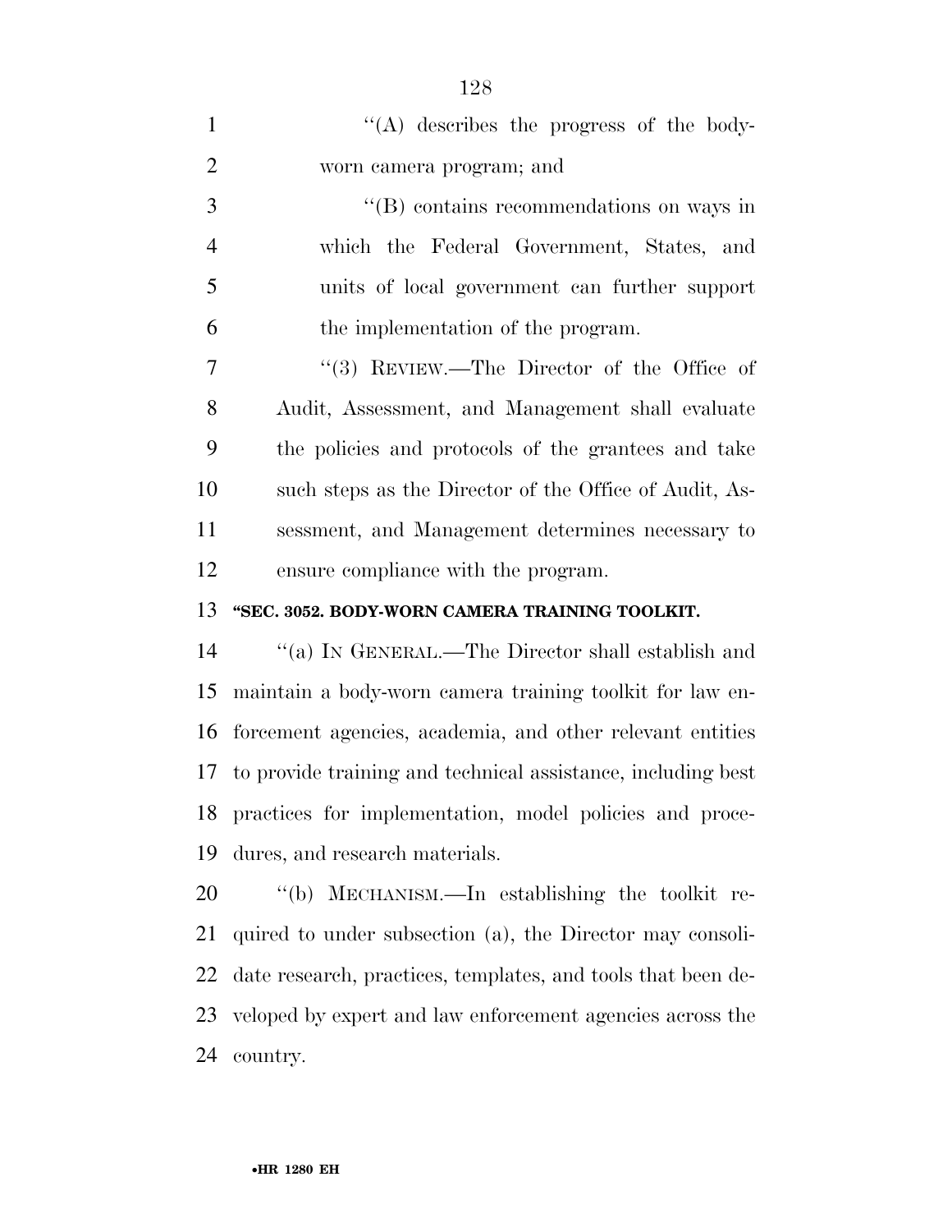''(A) describes the progress of the body-worn camera program; and

''(B) contains recommendations on ways in which the Federal Government, States, and units of local government can further support the implementation of the program.

''(3) REVIEW.—The Director of the Office of Audit, Assessment, and Management shall evaluate the policies and protocols of the grantees and take such steps as the Director of the Office of Audit, Assessment, and Management determines necessary to ensure compliance with the program.

**''SEC. 3052. BODY-WORN CAMERA TRAINING TOOLKIT.**

''(a) IN GENERAL.—The Director shall establish and maintain a body-worn camera training toolkit for law enforcement agencies, academia, and other relevant entities to provide training and technical assistance, including best practices for implementation, model policies and procedures, and research materials.

''(b) MECHANISM.—In establishing the toolkit required to under subsection (a), the Director may consolidate research, practices, templates, and tools that been developed by expert and law enforcement agencies across the country.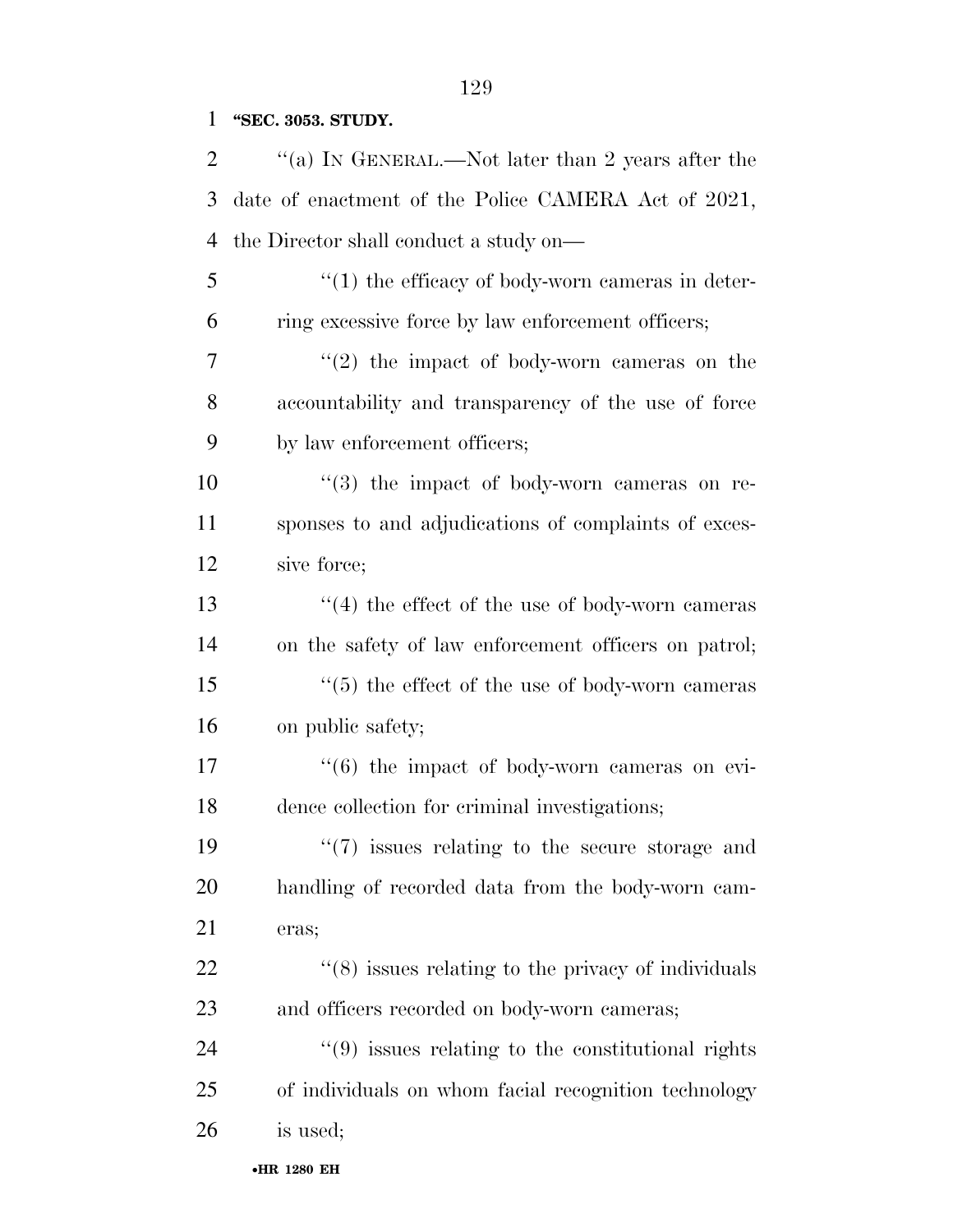**"SEC. 3053. STUDY.**

"(a) IN GENERAL.—Not later than 2 years after the date of enactment of the Police CAMERA Act of 2021, the Director shall conduct a study on—

"(1) the efficacy of body-worn cameras in deterring excessive force by law enforcement officers;

"(2) the impact of body-worn cameras on the accountability and transparency of the use of force by law enforcement officers;

"(3) the impact of body-worn cameras on responses to and adjudications of complaints of excessive force;

"(4) the effect of the use of body-worn cameras on the safety of law enforcement officers on patrol;

"(5) the effect of the use of body-worn cameras on public safety;

"(6) the impact of body-worn cameras on evidence collection for criminal investigations;

"(7) issues relating to the secure storage and handling of recorded data from the body-worn cameras;

"(8) issues relating to the privacy of individuals and officers recorded on body-worn cameras;

"(9) issues relating to the constitutional rights of individuals on whom facial recognition technology is used;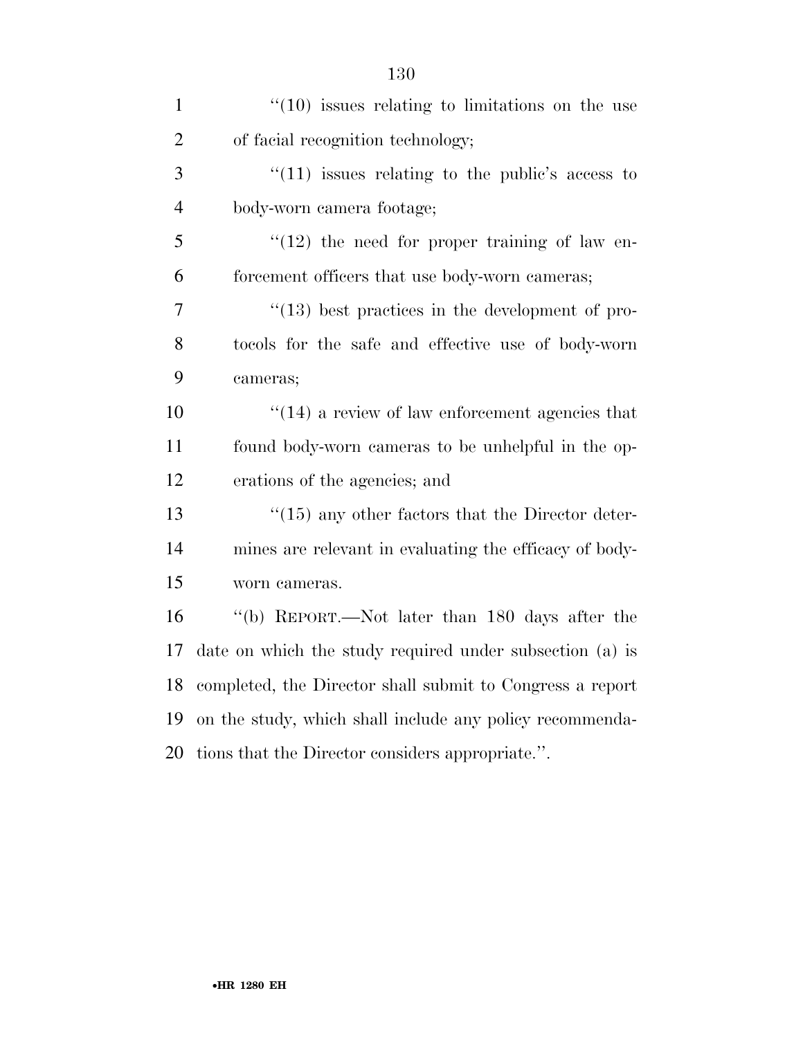''(10) issues relating to limitations on the use of facial recognition technology;

''(11) issues relating to the public's access to body-worn camera footage;

''(12) the need for proper training of law enforcement officers that use body-worn cameras;

''(13) best practices in the development of protocols for the safe and effective use of body-worn cameras;

''(14) a review of law enforcement agencies that found body-worn cameras to be unhelpful in the operations of the agencies; and

''(15) any other factors that the Director determines are relevant in evaluating the efficacy of body-worn cameras.

''(b) REPORT.—Not later than 180 days after the date on which the study required under subsection (a) is completed, the Director shall submit to Congress a report on the study, which shall include any policy recommendations that the Director considers appropriate.''.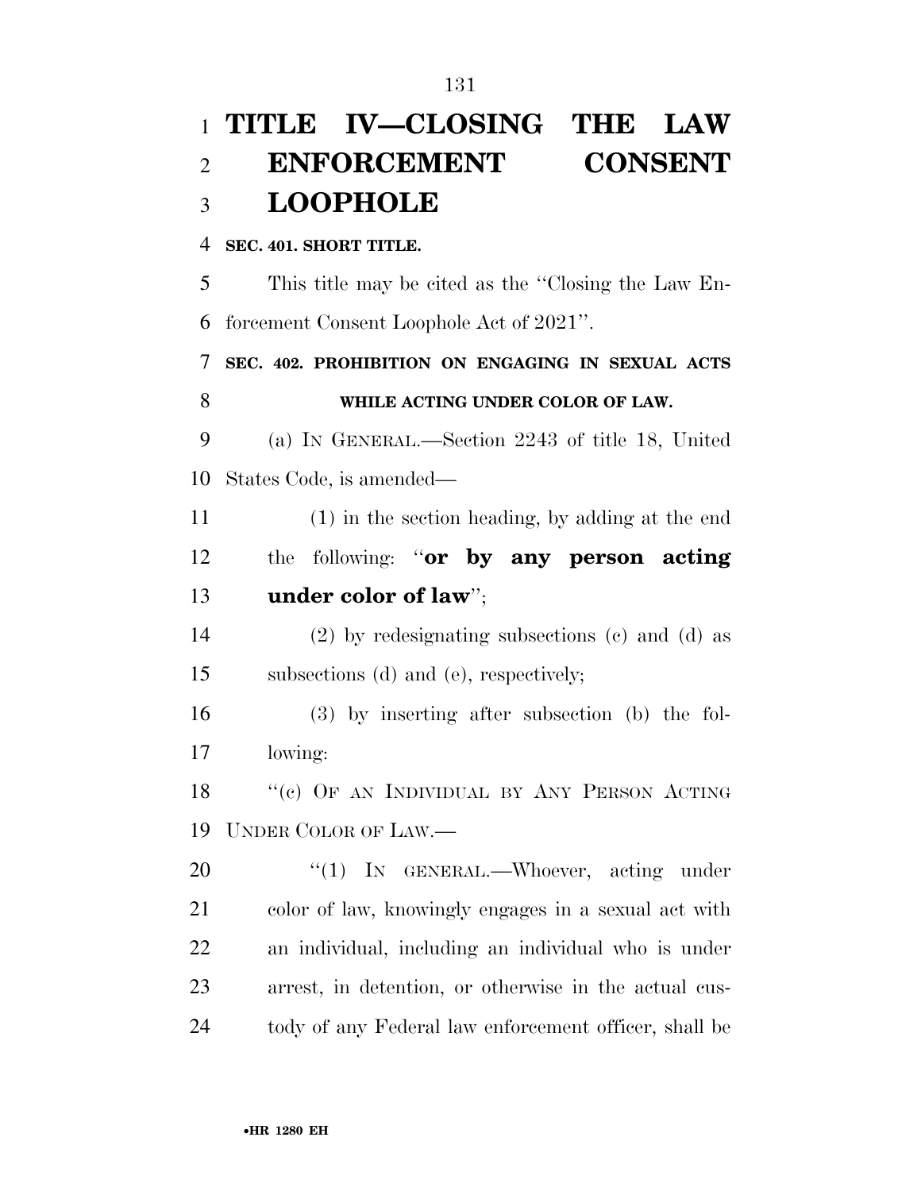# TITLE IV—CLOSING THE LAW ENFORCEMENT CONSENT LOOPHOLE

**SEC. 401. SHORT TITLE.**

This title may be cited as the "Closing the Law Enforcement Consent Loophole Act of 2021".

**SEC. 402. PROHIBITION ON ENGAGING IN SEXUAL ACTS WHILE ACTING UNDER COLOR OF LAW.**

(a) IN GENERAL.—Section 2243 of title 18, United States Code, is amended—

(1) in the section heading, by adding at the end the following: "**or by any person acting under color of law**";

(2) by redesignating subsections (c) and (d) as subsections (d) and (e), respectively;

(3) by inserting after subsection (b) the following:

"(c) OF AN INDIVIDUAL BY ANY PERSON ACTING UNDER COLOR OF LAW.—

"(1) IN GENERAL.—Whoever, acting under color of law, knowingly engages in a sexual act with an individual, including an individual who is under arrest, in detention, or otherwise in the actual custody of any Federal law enforcement officer, shall be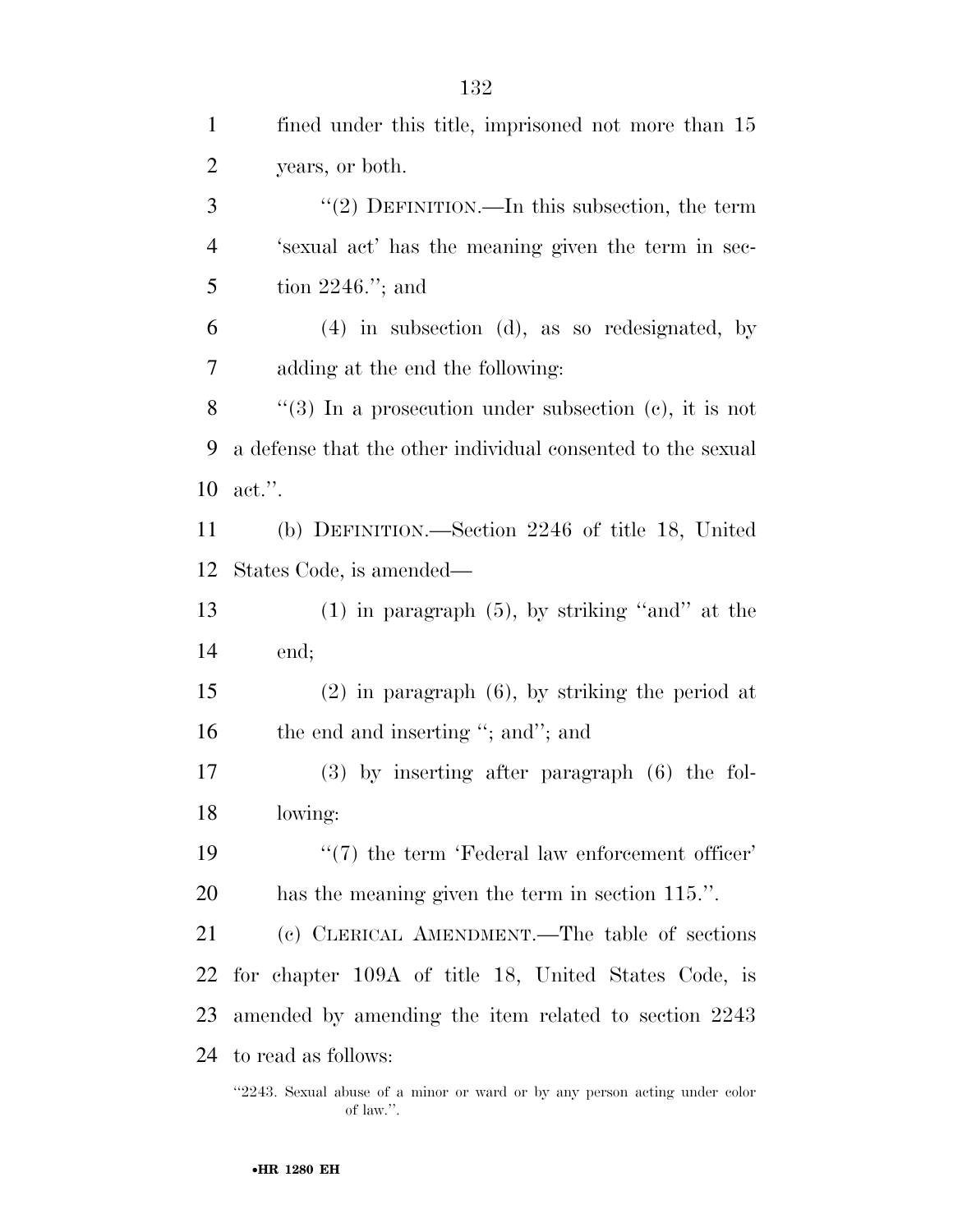fined under this title, imprisoned not more than 15 years, or both.

"(2) DEFINITION.—In this subsection, the term 'sexual act' has the meaning given the term in section 2246."; and

(4) in subsection (d), as so redesignated, by adding at the end the following:

"(3) In a prosecution under subsection (c), it is not a defense that the other individual consented to the sexual act.".

(b) DEFINITION.—Section 2246 of title 18, United States Code, is amended—

(1) in paragraph (5), by striking "and" at the end;

(2) in paragraph (6), by striking the period at the end and inserting "; and"; and

(3) by inserting after paragraph (6) the following:

"(7) the term 'Federal law enforcement officer' has the meaning given the term in section 115.".

(c) CLERICAL AMENDMENT.—The table of sections for chapter 109A of title 18, United States Code, is amended by amending the item related to section 2243 to read as follows:

"2243. Sexual abuse of a minor or ward or by any person acting under color of law.".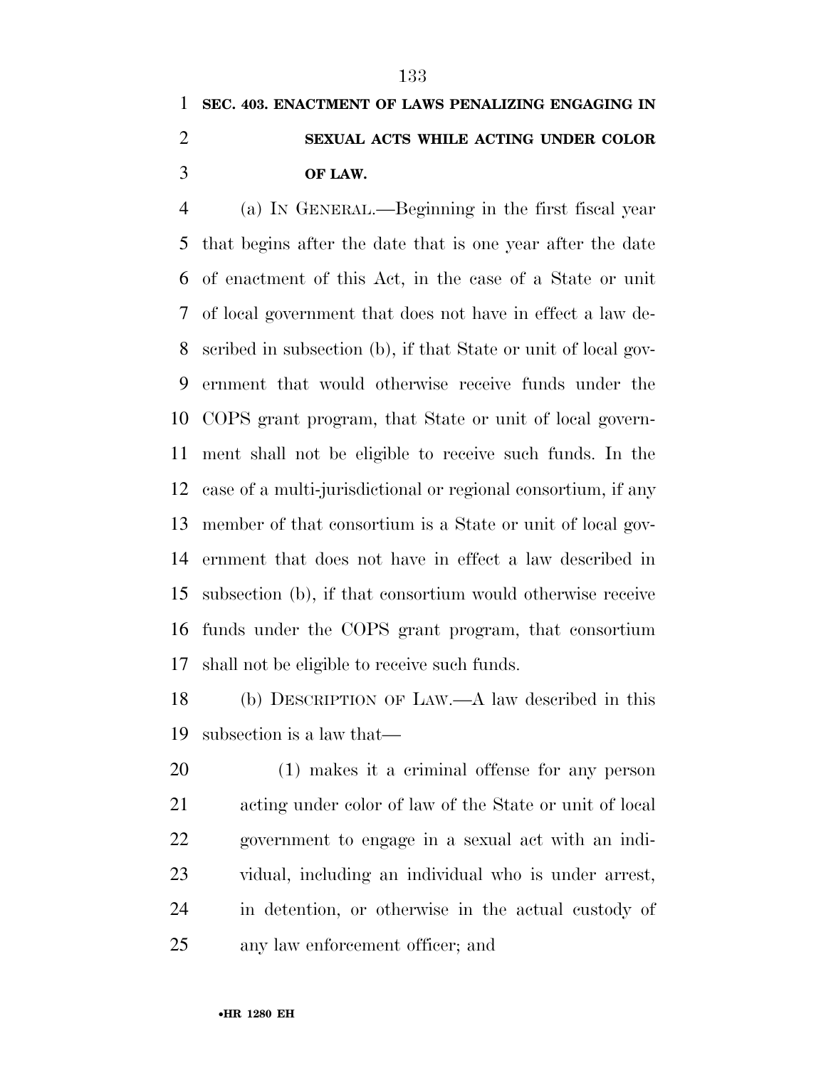**SEC. 403. ENACTMENT OF LAWS PENALIZING ENGAGING IN SEXUAL ACTS WHILE ACTING UNDER COLOR OF LAW.**

(a) IN GENERAL.—Beginning in the first fiscal year that begins after the date that is one year after the date of enactment of this Act, in the case of a State or unit of local government that does not have in effect a law described in subsection (b), if that State or unit of local government that would otherwise receive funds under the COPS grant program, that State or unit of local government shall not be eligible to receive such funds. In the case of a multi-jurisdictional or regional consortium, if any member of that consortium is a State or unit of local government that does not have in effect a law described in subsection (b), if that consortium would otherwise receive funds under the COPS grant program, that consortium shall not be eligible to receive such funds.

(b) DESCRIPTION OF LAW.—A law described in this subsection is a law that—

(1) makes it a criminal offense for any person acting under color of law of the State or unit of local government to engage in a sexual act with an individual, including an individual who is under arrest, in detention, or otherwise in the actual custody of any law enforcement officer; and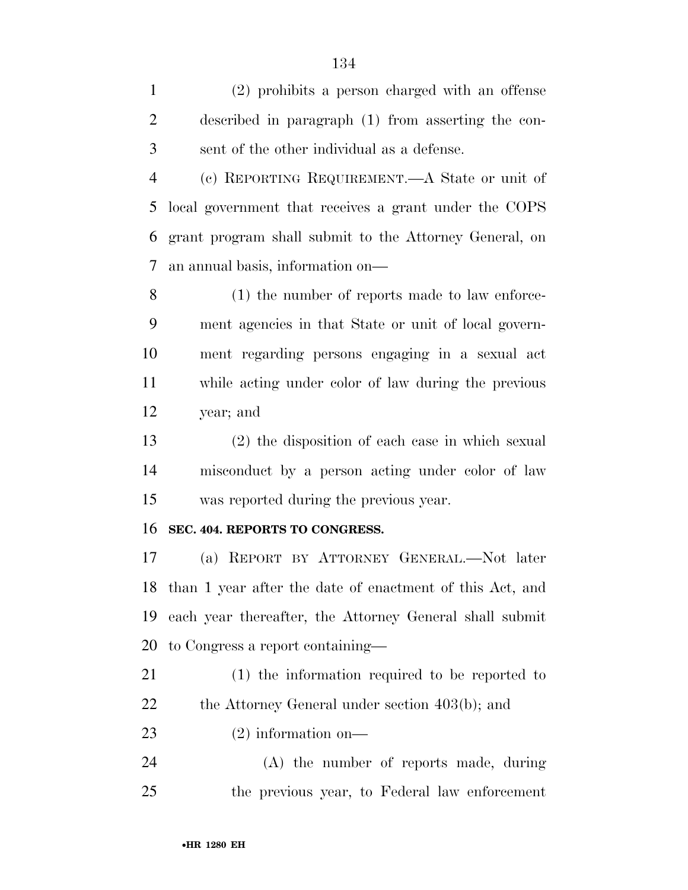(2) prohibits a person charged with an offense described in paragraph (1) from asserting the consent of the other individual as a defense.

(c) REPORTING REQUIREMENT.—A State or unit of local government that receives a grant under the COPS grant program shall submit to the Attorney General, on an annual basis, information on—

(1) the number of reports made to law enforcement agencies in that State or unit of local government regarding persons engaging in a sexual act while acting under color of law during the previous year; and

(2) the disposition of each case in which sexual misconduct by a person acting under color of law was reported during the previous year.

**SEC. 404. REPORTS TO CONGRESS.**

(a) REPORT BY ATTORNEY GENERAL.—Not later than 1 year after the date of enactment of this Act, and each year thereafter, the Attorney General shall submit to Congress a report containing—

(1) the information required to be reported to the Attorney General under section 403(b); and

(2) information on—

(A) the number of reports made, during the previous year, to Federal law enforcement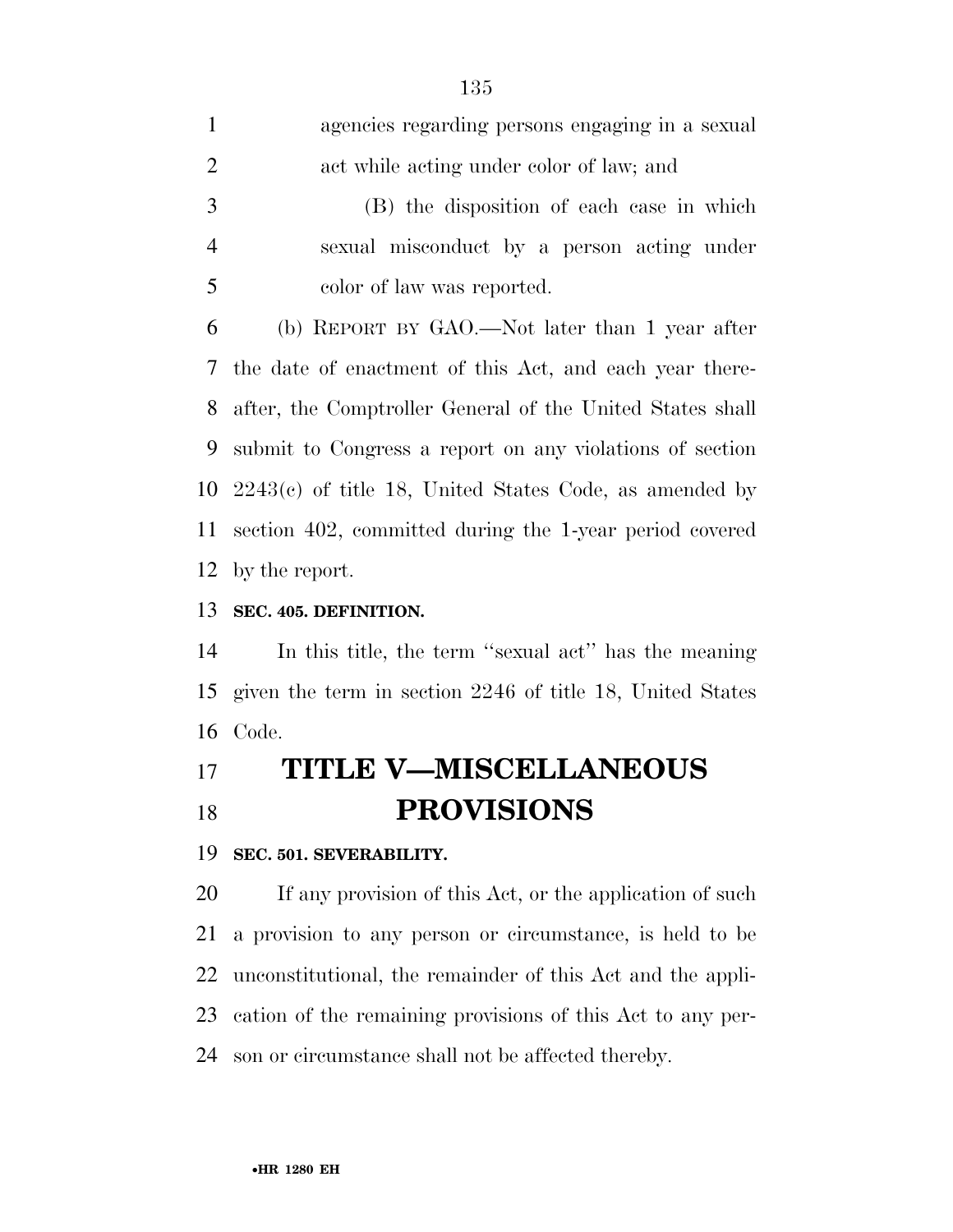agencies regarding persons engaging in a sexual act while acting under color of law; and

(B) the disposition of each case in which sexual misconduct by a person acting under color of law was reported.

(b) REPORT BY GAO.—Not later than 1 year after the date of enactment of this Act, and each year thereafter, the Comptroller General of the United States shall submit to Congress a report on any violations of section 2243(c) of title 18, United States Code, as amended by section 402, committed during the 1-year period covered by the report.

**SEC. 405. DEFINITION.**

In this title, the term ''sexual act'' has the meaning given the term in section 2246 of title 18, United States Code.

# TITLE V—MISCELLANEOUS PROVISIONS

**SEC. 501. SEVERABILITY.**

If any provision of this Act, or the application of such a provision to any person or circumstance, is held to be unconstitutional, the remainder of this Act and the application of the remaining provisions of this Act to any person or circumstance shall not be affected thereby.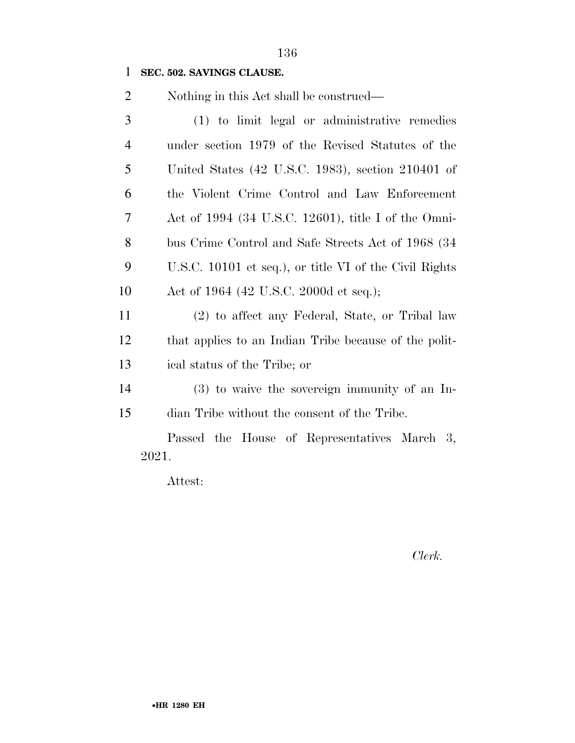**SEC. 502. SAVINGS CLAUSE.**

Nothing in this Act shall be construed—

(1) to limit legal or administrative remedies under section 1979 of the Revised Statutes of the United States (42 U.S.C. 1983), section 210401 of the Violent Crime Control and Law Enforcement Act of 1994 (34 U.S.C. 12601), title I of the Omnibus Crime Control and Safe Streets Act of 1968 (34 U.S.C. 10101 et seq.), or title VI of the Civil Rights Act of 1964 (42 U.S.C. 2000d et seq.);

(2) to affect any Federal, State, or Tribal law that applies to an Indian Tribe because of the political status of the Tribe; or

(3) to waive the sovereign immunity of an Indian Tribe without the consent of the Tribe.

Passed the House of Representatives March 3, 2021.

Attest:

*Clerk.*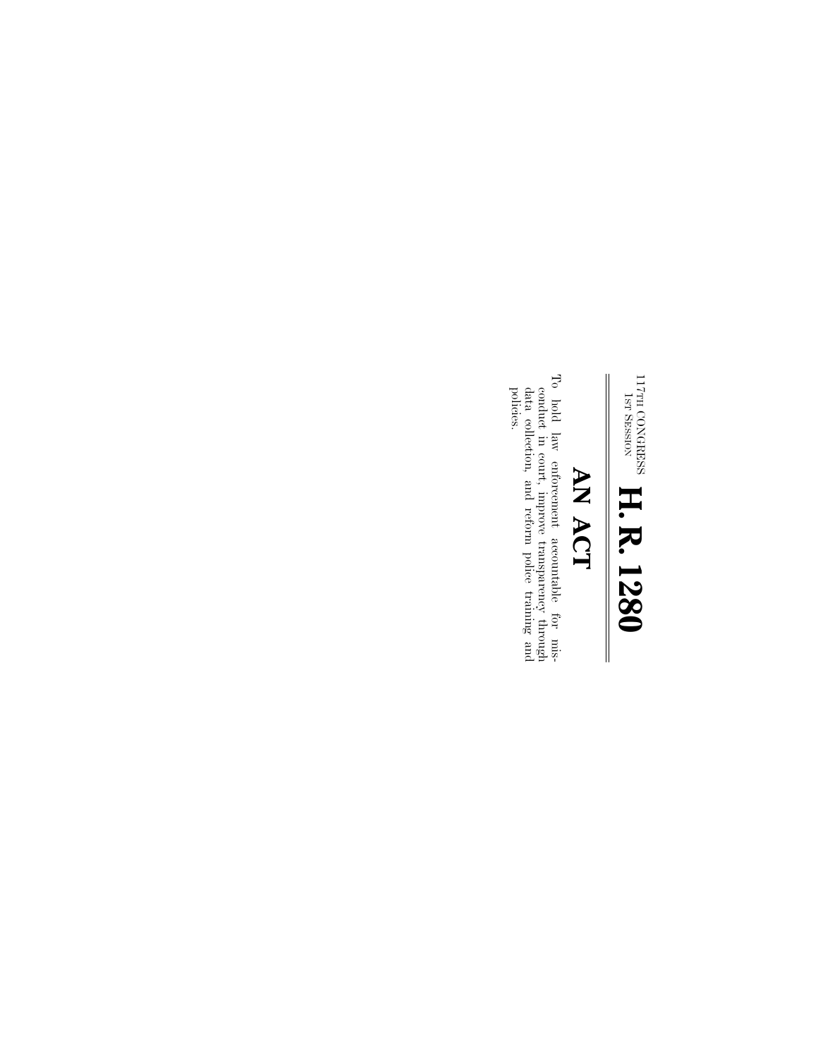117TH CONGRESS
1ST SESSION

# H. R. 1280

---

# AN ACT

To hold law enforcement accountable for misconduct in court, improve transparency through data collection, and reform police training and policies.